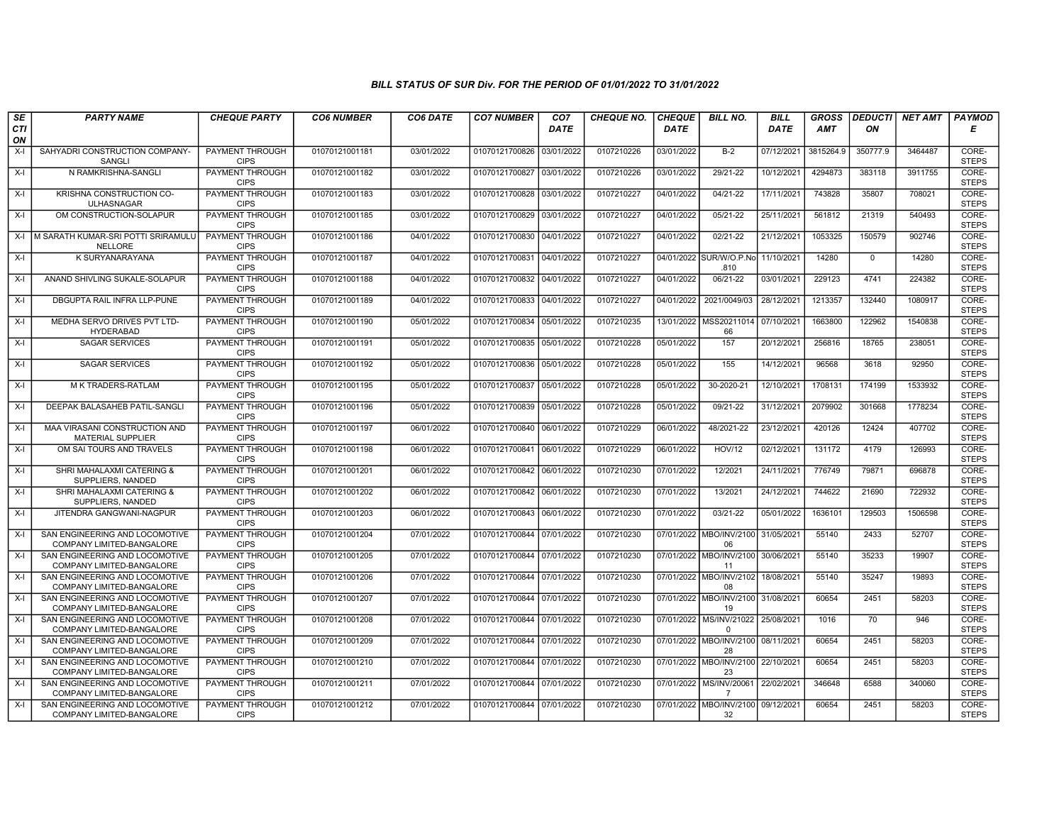# BILL STATUS OF SUR Div. FOR THE PERIOD OF 01/01/2022 TO 31/01/2022

| SECTION | PARTY NAME | CHEQUE PARTY | CO6 NUMBER | CO6 DATE | CO7 NUMBER | CO7 DATE | CHEQUE NO. | CHEQUE DATE | BILL NO. | BILL DATE | GROSS AMT | DEDUCTION | NET AMT | PAYMODE |
|---|---|---|---|---|---|---|---|---|---|---|---|---|---|---|
| X-I | SAHYADRI CONSTRUCTION COMPANY-SANGLI | PAYMENT THROUGH CIPS | 01070121001181 | 03/01/2022 | 01070121700826 | 03/01/2022 | 0107210226 | 03/01/2022 | B-2 | 07/12/2021 | 3815264.9 | 350777.9 | 3464487 | CORE-STEPS |
| X-I | N RAMKRISHNA-SANGLI | PAYMENT THROUGH CIPS | 01070121001182 | 03/01/2022 | 01070121700827 | 03/01/2022 | 0107210226 | 03/01/2022 | 29/21-22 | 10/12/2021 | 4294873 | 383118 | 3911755 | CORE-STEPS |
| X-I | KRISHNA CONSTRUCTION CO-ULHASNAGAR | PAYMENT THROUGH CIPS | 01070121001183 | 03/01/2022 | 01070121700828 | 03/01/2022 | 0107210227 | 04/01/2022 | 04/21-22 | 17/11/2021 | 743828 | 35807 | 708021 | CORE-STEPS |
| X-I | OM CONSTRUCTION-SOLAPUR | PAYMENT THROUGH CIPS | 01070121001185 | 03/01/2022 | 01070121700829 | 03/01/2022 | 0107210227 | 04/01/2022 | 05/21-22 | 25/11/2021 | 561812 | 21319 | 540493 | CORE-STEPS |
| X-I | M SARATH KUMAR-SRI POTTI SRIRAMULU NELLORE | PAYMENT THROUGH CIPS | 01070121001186 | 04/01/2022 | 01070121700830 | 04/01/2022 | 0107210227 | 04/01/2022 | 02/21-22 | 21/12/2021 | 1053325 | 150579 | 902746 | CORE-STEPS |
| X-I | K SURYANARAYANA | PAYMENT THROUGH CIPS | 01070121001187 | 04/01/2022 | 01070121700831 | 04/01/2022 | 0107210227 | 04/01/2022 | SUR/W/O.P.No.810 | 11/10/2021 | 14280 | 0 | 14280 | CORE-STEPS |
| X-I | ANAND SHIVLING SUKALE-SOLAPUR | PAYMENT THROUGH CIPS | 01070121001188 | 04/01/2022 | 01070121700832 | 04/01/2022 | 0107210227 | 04/01/2022 | 06/21-22 | 03/01/2021 | 229123 | 4741 | 224382 | CORE-STEPS |
| X-I | DBGUPTA RAIL INFRA LLP-PUNE | PAYMENT THROUGH CIPS | 01070121001189 | 04/01/2022 | 01070121700833 | 04/01/2022 | 0107210227 | 04/01/2022 | 2021/0049/03 | 28/12/2021 | 1213357 | 132440 | 1080917 | CORE-STEPS |
| X-I | MEDHA SERVO DRIVES PVT LTD-HYDERABAD | PAYMENT THROUGH CIPS | 01070121001190 | 05/01/2022 | 01070121700834 | 05/01/2022 | 0107210235 | 13/01/2022 | MSS2021101466 | 07/10/2021 | 1663800 | 122962 | 1540838 | CORE-STEPS |
| X-I | SAGAR SERVICES | PAYMENT THROUGH CIPS | 01070121001191 | 05/01/2022 | 01070121700835 | 05/01/2022 | 0107210228 | 05/01/2022 | 157 | 20/12/2021 | 256816 | 18765 | 238051 | CORE-STEPS |
| X-I | SAGAR SERVICES | PAYMENT THROUGH CIPS | 01070121001192 | 05/01/2022 | 01070121700836 | 05/01/2022 | 0107210228 | 05/01/2022 | 155 | 14/12/2021 | 96568 | 3618 | 92950 | CORE-STEPS |
| X-I | M K TRADERS-RATLAM | PAYMENT THROUGH CIPS | 01070121001195 | 05/01/2022 | 01070121700837 | 05/01/2022 | 0107210228 | 05/01/2022 | 30-2020-21 | 12/10/2021 | 1708131 | 174199 | 1533932 | CORE-STEPS |
| X-I | DEEPAK BALASAHEB PATIL-SANGLI | PAYMENT THROUGH CIPS | 01070121001196 | 05/01/2022 | 01070121700839 | 05/01/2022 | 0107210228 | 05/01/2022 | 09/21-22 | 31/12/2021 | 2079902 | 301668 | 1778234 | CORE-STEPS |
| X-I | MAA VIRASANI CONSTRUCTION AND MATERIAL SUPPLIER | PAYMENT THROUGH CIPS | 01070121001197 | 06/01/2022 | 01070121700840 | 06/01/2022 | 0107210229 | 06/01/2022 | 48/2021-22 | 23/12/2021 | 420126 | 12424 | 407702 | CORE-STEPS |
| X-I | OM SAI TOURS AND TRAVELS | PAYMENT THROUGH CIPS | 01070121001198 | 06/01/2022 | 01070121700841 | 06/01/2022 | 0107210229 | 06/01/2022 | HOV/12 | 02/12/2021 | 131172 | 4179 | 126993 | CORE-STEPS |
| X-I | SHRI MAHALAXMI CATERING & SUPPLIERS, NANDED | PAYMENT THROUGH CIPS | 01070121001201 | 06/01/2022 | 01070121700842 | 06/01/2022 | 0107210230 | 07/01/2022 | 12/2021 | 24/11/2021 | 776749 | 79871 | 696878 | CORE-STEPS |
| X-I | SHRI MAHALAXMI CATERING & SUPPLIERS, NANDED | PAYMENT THROUGH CIPS | 01070121001202 | 06/01/2022 | 01070121700842 | 06/01/2022 | 0107210230 | 07/01/2022 | 13/2021 | 24/12/2021 | 744622 | 21690 | 722932 | CORE-STEPS |
| X-I | JITENDRA GANGWANI-NAGPUR | PAYMENT THROUGH CIPS | 01070121001203 | 06/01/2022 | 01070121700843 | 06/01/2022 | 0107210230 | 07/01/2022 | 03/21-22 | 05/01/2022 | 1636101 | 129503 | 1506598 | CORE-STEPS |
| X-I | SAN ENGINEERING AND LOCOMOTIVE COMPANY LIMITED-BANGALORE | PAYMENT THROUGH CIPS | 01070121001204 | 07/01/2022 | 01070121700844 | 07/01/2022 | 0107210230 | 07/01/2022 | MBO/INV/210006 | 31/05/2021 | 55140 | 2433 | 52707 | CORE-STEPS |
| X-I | SAN ENGINEERING AND LOCOMOTIVE COMPANY LIMITED-BANGALORE | PAYMENT THROUGH CIPS | 01070121001205 | 07/01/2022 | 01070121700844 | 07/01/2022 | 0107210230 | 07/01/2022 | MBO/INV/210011 | 30/06/2021 | 55140 | 35233 | 19907 | CORE-STEPS |
| X-I | SAN ENGINEERING AND LOCOMOTIVE COMPANY LIMITED-BANGALORE | PAYMENT THROUGH CIPS | 01070121001206 | 07/01/2022 | 01070121700844 | 07/01/2022 | 0107210230 | 07/01/2022 | MBO/INV/210208 | 18/08/2021 | 55140 | 35247 | 19893 | CORE-STEPS |
| X-I | SAN ENGINEERING AND LOCOMOTIVE COMPANY LIMITED-BANGALORE | PAYMENT THROUGH CIPS | 01070121001207 | 07/01/2022 | 01070121700844 | 07/01/2022 | 0107210230 | 07/01/2022 | MBO/INV/210019 | 31/08/2021 | 60654 | 2451 | 58203 | CORE-STEPS |
| X-I | SAN ENGINEERING AND LOCOMOTIVE COMPANY LIMITED-BANGALORE | PAYMENT THROUGH CIPS | 01070121001208 | 07/01/2022 | 01070121700844 | 07/01/2022 | 0107210230 | 07/01/2022 | MS/INV/210220 | 25/08/2021 | 1016 | 70 | 946 | CORE-STEPS |
| X-I | SAN ENGINEERING AND LOCOMOTIVE COMPANY LIMITED-BANGALORE | PAYMENT THROUGH CIPS | 01070121001209 | 07/01/2022 | 01070121700844 | 07/01/2022 | 0107210230 | 07/01/2022 | MBO/INV/210028 | 08/11/2021 | 60654 | 2451 | 58203 | CORE-STEPS |
| X-I | SAN ENGINEERING AND LOCOMOTIVE COMPANY LIMITED-BANGALORE | PAYMENT THROUGH CIPS | 01070121001210 | 07/01/2022 | 01070121700844 | 07/01/2022 | 0107210230 | 07/01/2022 | MBO/INV/210023 | 22/10/2021 | 60654 | 2451 | 58203 | CORE-STEPS |
| X-I | SAN ENGINEERING AND LOCOMOTIVE COMPANY LIMITED-BANGALORE | PAYMENT THROUGH CIPS | 01070121001211 | 07/01/2022 | 01070121700844 | 07/01/2022 | 0107210230 | 07/01/2022 | MS/INV/200617 | 22/02/2021 | 346648 | 6588 | 340060 | CORE-STEPS |
| X-I | SAN ENGINEERING AND LOCOMOTIVE COMPANY LIMITED-BANGALORE | PAYMENT THROUGH CIPS | 01070121001212 | 07/01/2022 | 01070121700844 | 07/01/2022 | 0107210230 | 07/01/2022 | MBO/INV/210032 | 09/12/2021 | 60654 | 2451 | 58203 | CORE-STEPS |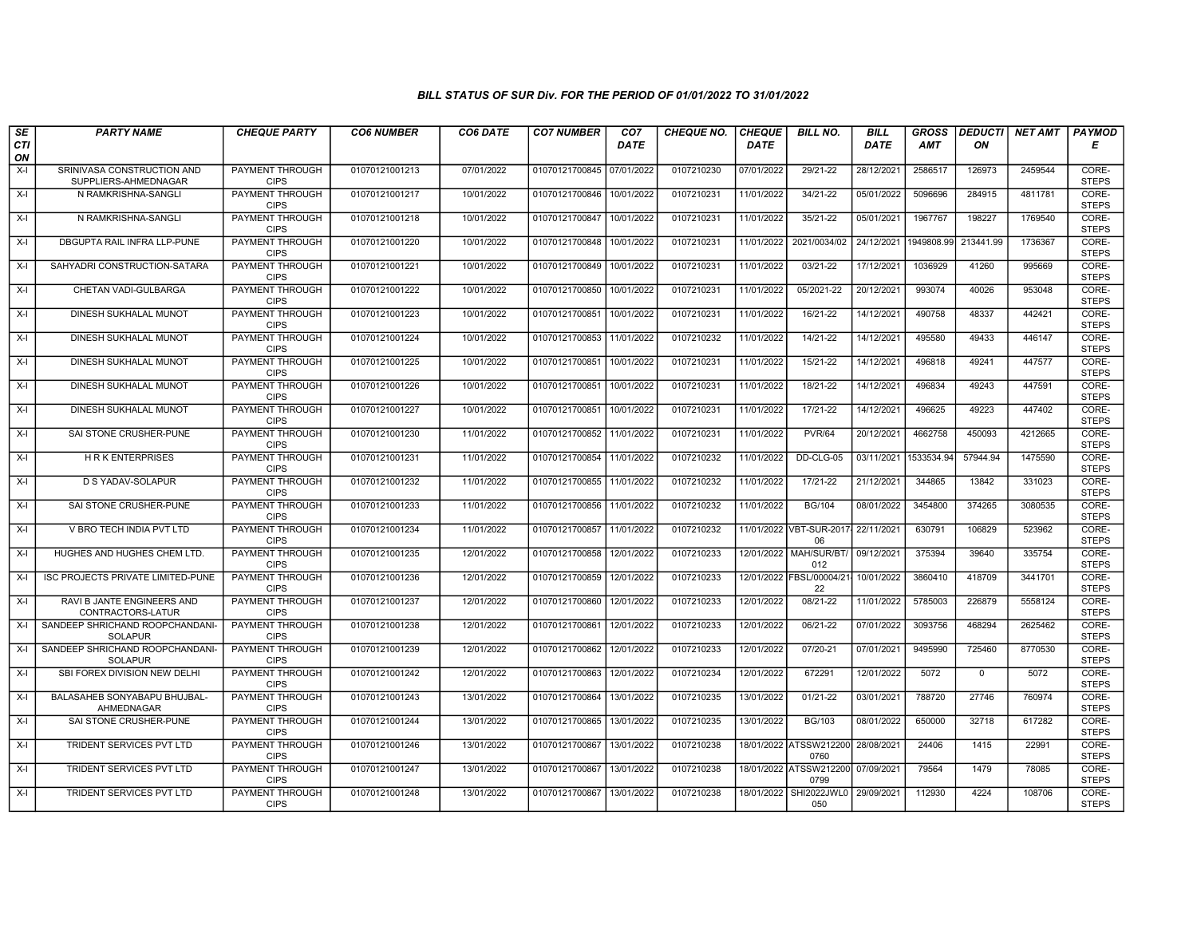# BILL STATUS OF SUR Div. FOR THE PERIOD OF 01/01/2022 TO 31/01/2022

| SECTION | PARTY NAME | CHEQUE PARTY | CO6 NUMBER | CO6 DATE | CO7 NUMBER | CO7 DATE | CHEQUE NO. | CHEQUE DATE | BILL NO. | BILL DATE | GROSS AMT | DEDUCTION | NET AMT | PAYMODE |
|---|---|---|---|---|---|---|---|---|---|---|---|---|---|---|
| X-I | SRINIVASA CONSTRUCTION AND SUPPLIERS-AHMEDNAGAR | PAYMENT THROUGH CIPS | 01070121001213 | 07/01/2022 | 01070121700845 | 07/01/2022 | 0107210230 | 07/01/2022 | 29/21-22 | 28/12/2021 | 2586517 | 126973 | 2459544 | CORE-STEPS |
| X-I | N RAMKRISHNA-SANGLI | PAYMENT THROUGH CIPS | 01070121001217 | 10/01/2022 | 01070121700846 | 10/01/2022 | 0107210231 | 11/01/2022 | 34/21-22 | 05/01/2022 | 5096696 | 284915 | 4811781 | CORE-STEPS |
| X-I | N RAMKRISHNA-SANGLI | PAYMENT THROUGH CIPS | 01070121001218 | 10/01/2022 | 01070121700847 | 10/01/2022 | 0107210231 | 11/01/2022 | 35/21-22 | 05/01/2021 | 1967767 | 198227 | 1769540 | CORE-STEPS |
| X-I | DBGUPTA RAIL INFRA LLP-PUNE | PAYMENT THROUGH CIPS | 01070121001220 | 10/01/2022 | 01070121700848 | 10/01/2022 | 0107210231 | 11/01/2022 | 2021/0034/02 | 24/12/2021 | 1949808.99 | 213441.99 | 1736367 | CORE-STEPS |
| X-I | SAHYADRI CONSTRUCTION-SATARA | PAYMENT THROUGH CIPS | 01070121001221 | 10/01/2022 | 01070121700849 | 10/01/2022 | 0107210231 | 11/01/2022 | 03/21-22 | 17/12/2021 | 1036929 | 41260 | 995669 | CORE-STEPS |
| X-I | CHETAN VADI-GULBARGA | PAYMENT THROUGH CIPS | 01070121001222 | 10/01/2022 | 01070121700850 | 10/01/2022 | 0107210231 | 11/01/2022 | 05/2021-22 | 20/12/2021 | 993074 | 40026 | 953048 | CORE-STEPS |
| X-I | DINESH SUKHALAL MUNOT | PAYMENT THROUGH CIPS | 01070121001223 | 10/01/2022 | 01070121700851 | 10/01/2022 | 0107210231 | 11/01/2022 | 16/21-22 | 14/12/2021 | 490758 | 48337 | 442421 | CORE-STEPS |
| X-I | DINESH SUKHALAL MUNOT | PAYMENT THROUGH CIPS | 01070121001224 | 10/01/2022 | 01070121700853 | 11/01/2022 | 0107210232 | 11/01/2022 | 14/21-22 | 14/12/2021 | 495580 | 49433 | 446147 | CORE-STEPS |
| X-I | DINESH SUKHALAL MUNOT | PAYMENT THROUGH CIPS | 01070121001225 | 10/01/2022 | 01070121700851 | 10/01/2022 | 0107210231 | 11/01/2022 | 15/21-22 | 14/12/2021 | 496818 | 49241 | 447577 | CORE-STEPS |
| X-I | DINESH SUKHALAL MUNOT | PAYMENT THROUGH CIPS | 01070121001226 | 10/01/2022 | 01070121700851 | 10/01/2022 | 0107210231 | 11/01/2022 | 18/21-22 | 14/12/2021 | 496834 | 49243 | 447591 | CORE-STEPS |
| X-I | DINESH SUKHALAL MUNOT | PAYMENT THROUGH CIPS | 01070121001227 | 10/01/2022 | 01070121700851 | 10/01/2022 | 0107210231 | 11/01/2022 | 17/21-22 | 14/12/2021 | 496625 | 49223 | 447402 | CORE-STEPS |
| X-I | SAI STONE CRUSHER-PUNE | PAYMENT THROUGH CIPS | 01070121001230 | 11/01/2022 | 01070121700852 | 11/01/2022 | 0107210231 | 11/01/2022 | PVR/64 | 20/12/2021 | 4662758 | 450093 | 4212665 | CORE-STEPS |
| X-I | H R K ENTERPRISES | PAYMENT THROUGH CIPS | 01070121001231 | 11/01/2022 | 01070121700854 | 11/01/2022 | 0107210232 | 11/01/2022 | DD-CLG-05 | 03/11/2021 | 1533534.94 | 57944.94 | 1475590 | CORE-STEPS |
| X-I | D S YADAV-SOLAPUR | PAYMENT THROUGH CIPS | 01070121001232 | 11/01/2022 | 01070121700855 | 11/01/2022 | 0107210232 | 11/01/2022 | 17/21-22 | 21/12/2021 | 344865 | 13842 | 331023 | CORE-STEPS |
| X-I | SAI STONE CRUSHER-PUNE | PAYMENT THROUGH CIPS | 01070121001233 | 11/01/2022 | 01070121700856 | 11/01/2022 | 0107210232 | 11/01/2022 | BG/104 | 08/01/2022 | 3454800 | 374265 | 3080535 | CORE-STEPS |
| X-I | V BRO TECH INDIA PVT LTD | PAYMENT THROUGH CIPS | 01070121001234 | 11/01/2022 | 01070121700857 | 11/01/2022 | 0107210232 | 11/01/2022 | VBT-SUR-2017-06 | 22/11/2021 | 630791 | 106829 | 523962 | CORE-STEPS |
| X-I | HUGHES AND HUGHES CHEM LTD. | PAYMENT THROUGH CIPS | 01070121001235 | 12/01/2022 | 01070121700858 | 12/01/2022 | 0107210233 | 12/01/2022 | MAH/SUR/BT/012 | 09/12/2021 | 375394 | 39640 | 335754 | CORE-STEPS |
| X-I | ISC PROJECTS PRIVATE LIMITED-PUNE | PAYMENT THROUGH CIPS | 01070121001236 | 12/01/2022 | 01070121700859 | 12/01/2022 | 0107210233 | 12/01/2022 | FBSL/00004/21-22 | 10/01/2022 | 3860410 | 418709 | 3441701 | CORE-STEPS |
| X-I | RAVI B JANTE ENGINEERS AND CONTRACTORS-LATUR | PAYMENT THROUGH CIPS | 01070121001237 | 12/01/2022 | 01070121700860 | 12/01/2022 | 0107210233 | 12/01/2022 | 08/21-22 | 11/01/2022 | 5785003 | 226879 | 5558124 | CORE-STEPS |
| X-I | SANDEEP SHRICHAND ROOPCHANDANI-SOLAPUR | PAYMENT THROUGH CIPS | 01070121001238 | 12/01/2022 | 01070121700861 | 12/01/2022 | 0107210233 | 12/01/2022 | 06/21-22 | 07/01/2022 | 3093756 | 468294 | 2625462 | CORE-STEPS |
| X-I | SANDEEP SHRICHAND ROOPCHANDANI-SOLAPUR | PAYMENT THROUGH CIPS | 01070121001239 | 12/01/2022 | 01070121700862 | 12/01/2022 | 0107210233 | 12/01/2022 | 07/20-21 | 07/01/2021 | 9495990 | 725460 | 8770530 | CORE-STEPS |
| X-I | SBI FOREX DIVISION NEW DELHI | PAYMENT THROUGH CIPS | 01070121001242 | 12/01/2022 | 01070121700863 | 12/01/2022 | 0107210234 | 12/01/2022 | 672291 | 12/01/2022 | 5072 | 0 | 5072 | CORE-STEPS |
| X-I | BALASAHEB SONYABAPU BHUJBAL-AHMEDNAGAR | PAYMENT THROUGH CIPS | 01070121001243 | 13/01/2022 | 01070121700864 | 13/01/2022 | 0107210235 | 13/01/2022 | 01/21-22 | 03/01/2021 | 788720 | 27746 | 760974 | CORE-STEPS |
| X-I | SAI STONE CRUSHER-PUNE | PAYMENT THROUGH CIPS | 01070121001244 | 13/01/2022 | 01070121700865 | 13/01/2022 | 0107210235 | 13/01/2022 | BG/103 | 08/01/2022 | 650000 | 32718 | 617282 | CORE-STEPS |
| X-I | TRIDENT SERVICES PVT LTD | PAYMENT THROUGH CIPS | 01070121001246 | 13/01/2022 | 01070121700867 | 13/01/2022 | 0107210238 | 18/01/2022 | ATSSW2122000760 | 28/08/2021 | 24406 | 1415 | 22991 | CORE-STEPS |
| X-I | TRIDENT SERVICES PVT LTD | PAYMENT THROUGH CIPS | 01070121001247 | 13/01/2022 | 01070121700867 | 13/01/2022 | 0107210238 | 18/01/2022 | ATSSW2122000799 | 07/09/2021 | 79564 | 1479 | 78085 | CORE-STEPS |
| X-I | TRIDENT SERVICES PVT LTD | PAYMENT THROUGH CIPS | 01070121001248 | 13/01/2022 | 01070121700867 | 13/01/2022 | 0107210238 | 18/01/2022 | SHI2022JWL0050 | 29/09/2021 | 112930 | 4224 | 108706 | CORE-STEPS |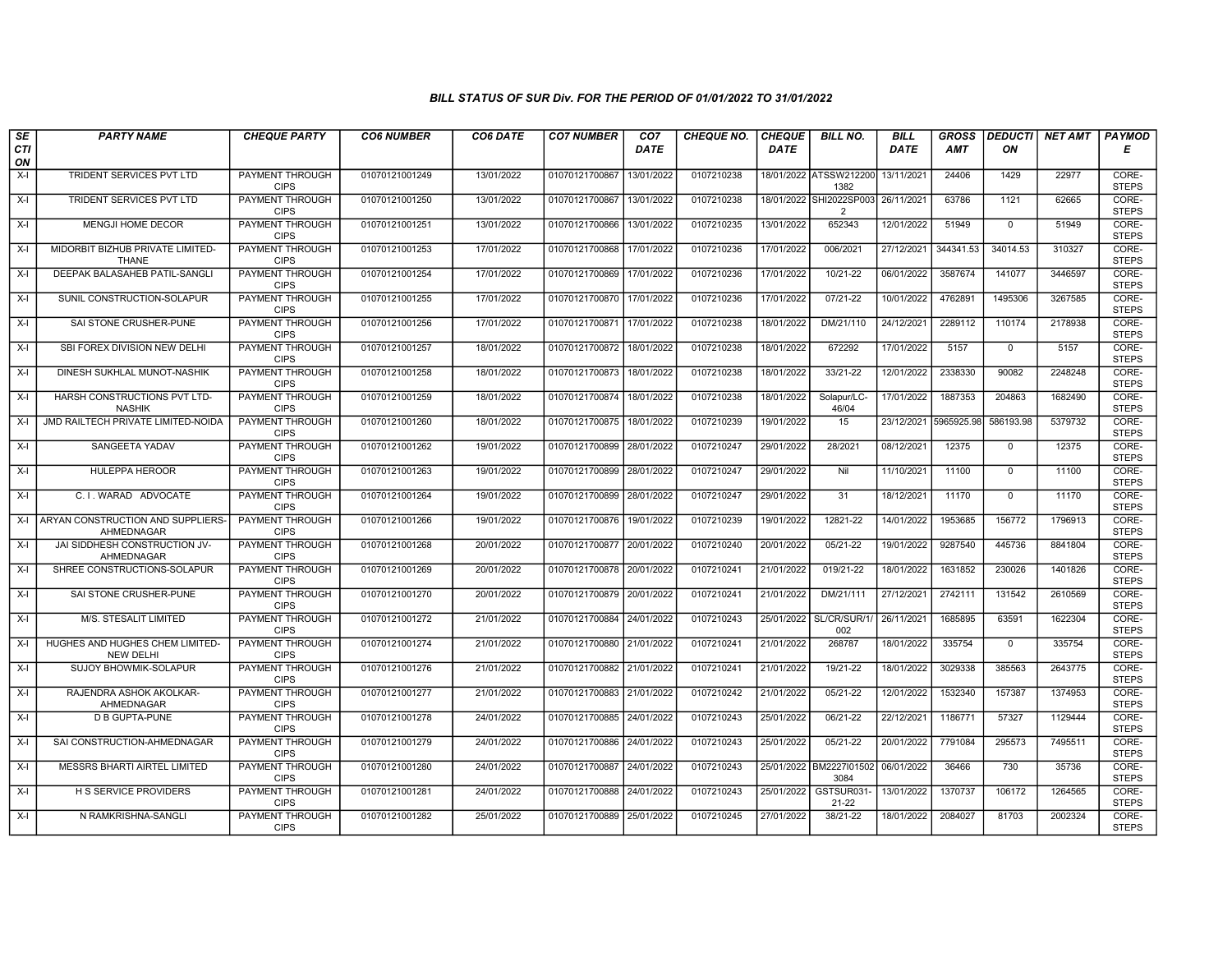## BILL STATUS OF SUR Div. FOR THE PERIOD OF 01/01/2022 TO 31/01/2022

| SECTION | PARTY NAME | CHEQUE PARTY | CO6 NUMBER | CO6 DATE | CO7 NUMBER | CO7 DATE | CHEQUE NO. | CHEQUE DATE | BILL NO. | BILL DATE | GROSS AMT | DEDUCTION | NET AMT | PAYMODE |
|---|---|---|---|---|---|---|---|---|---|---|---|---|---|---|
| X-I | TRIDENT SERVICES PVT LTD | PAYMENT THROUGH CIPS | 01070121001249 | 13/01/2022 | 01070121700867 | 13/01/2022 | 0107210238 | 18/01/2022 | ATSSW2122001382 | 13/11/2021 | 24406 | 1429 | 22977 | CORE-STEPS |
| X-I | TRIDENT SERVICES PVT LTD | PAYMENT THROUGH CIPS | 01070121001250 | 13/01/2022 | 01070121700867 | 13/01/2022 | 0107210238 | 18/01/2022 | SHI2022SP0032 | 26/11/2021 | 63786 | 1121 | 62665 | CORE-STEPS |
| X-I | MENGJI HOME DECOR | PAYMENT THROUGH CIPS | 01070121001251 | 13/01/2022 | 01070121700866 | 13/01/2022 | 0107210235 | 13/01/2022 | 652343 | 12/01/2022 | 51949 | 0 | 51949 | CORE-STEPS |
| X-I | MIDORBIT BIZHUB PRIVATE LIMITED-THANE | PAYMENT THROUGH CIPS | 01070121001253 | 17/01/2022 | 01070121700868 | 17/01/2022 | 0107210236 | 17/01/2022 | 006/2021 | 27/12/2021 | 344341.53 | 34014.53 | 310327 | CORE-STEPS |
| X-I | DEEPAK BALASAHEB PATIL-SANGLI | PAYMENT THROUGH CIPS | 01070121001254 | 17/01/2022 | 01070121700869 | 17/01/2022 | 0107210236 | 17/01/2022 | 10/21-22 | 06/01/2022 | 3587674 | 141077 | 3446597 | CORE-STEPS |
| X-I | SUNIL CONSTRUCTION-SOLAPUR | PAYMENT THROUGH CIPS | 01070121001255 | 17/01/2022 | 01070121700870 | 17/01/2022 | 0107210236 | 17/01/2022 | 07/21-22 | 10/01/2022 | 4762891 | 1495306 | 3267585 | CORE-STEPS |
| X-I | SAI STONE CRUSHER-PUNE | PAYMENT THROUGH CIPS | 01070121001256 | 17/01/2022 | 01070121700871 | 17/01/2022 | 0107210238 | 18/01/2022 | DM/21/110 | 24/12/2021 | 2289112 | 110174 | 2178938 | CORE-STEPS |
| X-I | SBI FOREX DIVISION NEW DELHI | PAYMENT THROUGH CIPS | 01070121001257 | 18/01/2022 | 01070121700872 | 18/01/2022 | 0107210238 | 18/01/2022 | 672292 | 17/01/2022 | 5157 | 0 | 5157 | CORE-STEPS |
| X-I | DINESH SUKHLAL MUNOT-NASHIK | PAYMENT THROUGH CIPS | 01070121001258 | 18/01/2022 | 01070121700873 | 18/01/2022 | 0107210238 | 18/01/2022 | 33/21-22 | 12/01/2022 | 2338330 | 90082 | 2248248 | CORE-STEPS |
| X-I | HARSH CONSTRUCTIONS PVT LTD-NASHIK | PAYMENT THROUGH CIPS | 01070121001259 | 18/01/2022 | 01070121700874 | 18/01/2022 | 0107210238 | 18/01/2022 | Solapur/LC-46/04 | 17/01/2022 | 1887353 | 204863 | 1682490 | CORE-STEPS |
| X-I | JMD RAILTECH PRIVATE LIMITED-NOIDA | PAYMENT THROUGH CIPS | 01070121001260 | 18/01/2022 | 01070121700875 | 18/01/2022 | 0107210239 | 19/01/2022 | 15 | 23/12/2021 | 5965925.98 | 586193.98 | 5379732 | CORE-STEPS |
| X-I | SANGEETA YADAV | PAYMENT THROUGH CIPS | 01070121001262 | 19/01/2022 | 01070121700899 | 28/01/2022 | 0107210247 | 29/01/2022 | 28/2021 | 08/12/2021 | 12375 | 0 | 12375 | CORE-STEPS |
| X-I | HULEPPA HEROOR | PAYMENT THROUGH CIPS | 01070121001263 | 19/01/2022 | 01070121700899 | 28/01/2022 | 0107210247 | 29/01/2022 | Nil | 11/10/2021 | 11100 | 0 | 11100 | CORE-STEPS |
| X-I | C. I . WARAD ADVOCATE | PAYMENT THROUGH CIPS | 01070121001264 | 19/01/2022 | 01070121700899 | 28/01/2022 | 0107210247 | 29/01/2022 | 31 | 18/12/2021 | 11170 | 0 | 11170 | CORE-STEPS |
| X-I | ARYAN CONSTRUCTION AND SUPPLIERS-AHMEDNAGAR | PAYMENT THROUGH CIPS | 01070121001266 | 19/01/2022 | 01070121700876 | 19/01/2022 | 0107210239 | 19/01/2022 | 12821-22 | 14/01/2022 | 1953685 | 156772 | 1796913 | CORE-STEPS |
| X-I | JAI SIDDHESH CONSTRUCTION JV-AHMEDNAGAR | PAYMENT THROUGH CIPS | 01070121001268 | 20/01/2022 | 01070121700877 | 20/01/2022 | 0107210240 | 20/01/2022 | 05/21-22 | 19/01/2022 | 9287540 | 445736 | 8841804 | CORE-STEPS |
| X-I | SHREE CONSTRUCTIONS-SOLAPUR | PAYMENT THROUGH CIPS | 01070121001269 | 20/01/2022 | 01070121700878 | 20/01/2022 | 0107210241 | 21/01/2022 | 019/21-22 | 18/01/2022 | 1631852 | 230026 | 1401826 | CORE-STEPS |
| X-I | SAI STONE CRUSHER-PUNE | PAYMENT THROUGH CIPS | 01070121001270 | 20/01/2022 | 01070121700879 | 20/01/2022 | 0107210241 | 21/01/2022 | DM/21/111 | 27/12/2021 | 2742111 | 131542 | 2610569 | CORE-STEPS |
| X-I | M/S. STESALIT LIMITED | PAYMENT THROUGH CIPS | 01070121001272 | 21/01/2022 | 01070121700884 | 24/01/2022 | 0107210243 | 25/01/2022 | SL/CR/SUR/1/002 | 26/11/2021 | 1685895 | 63591 | 1622304 | CORE-STEPS |
| X-I | HUGHES AND HUGHES CHEM LIMITED-NEW DELHI | PAYMENT THROUGH CIPS | 01070121001274 | 21/01/2022 | 01070121700880 | 21/01/2022 | 0107210241 | 21/01/2022 | 268787 | 18/01/2022 | 335754 | 0 | 335754 | CORE-STEPS |
| X-I | SUJOY BHOWMIK-SOLAPUR | PAYMENT THROUGH CIPS | 01070121001276 | 21/01/2022 | 01070121700882 | 21/01/2022 | 0107210241 | 21/01/2022 | 19/21-22 | 18/01/2022 | 3029338 | 385563 | 2643775 | CORE-STEPS |
| X-I | RAJENDRA ASHOK AKOLKAR-AHMEDNAGAR | PAYMENT THROUGH CIPS | 01070121001277 | 21/01/2022 | 01070121700883 | 21/01/2022 | 0107210242 | 21/01/2022 | 05/21-22 | 12/01/2022 | 1532340 | 157387 | 1374953 | CORE-STEPS |
| X-I | D B GUPTA-PUNE | PAYMENT THROUGH CIPS | 01070121001278 | 24/01/2022 | 01070121700885 | 24/01/2022 | 0107210243 | 25/01/2022 | 06/21-22 | 22/12/2021 | 1186771 | 57327 | 1129444 | CORE-STEPS |
| X-I | SAI CONSTRUCTION-AHMEDNAGAR | PAYMENT THROUGH CIPS | 01070121001279 | 24/01/2022 | 01070121700886 | 24/01/2022 | 0107210243 | 25/01/2022 | 05/21-22 | 20/01/2022 | 7791084 | 295573 | 7495511 | CORE-STEPS |
| X-I | MESSRS BHARTI AIRTEL LIMITED | PAYMENT THROUGH CIPS | 01070121001280 | 24/01/2022 | 01070121700887 | 24/01/2022 | 0107210243 | 25/01/2022 | BM2227I015023084 | 06/01/2022 | 36466 | 730 | 35736 | CORE-STEPS |
| X-I | H S SERVICE PROVIDERS | PAYMENT THROUGH CIPS | 01070121001281 | 24/01/2022 | 01070121700888 | 24/01/2022 | 0107210243 | 25/01/2022 | GSTSUR031-21-22 | 13/01/2022 | 1370737 | 106172 | 1264565 | CORE-STEPS |
| X-I | N RAMKRISHNA-SANGLI | PAYMENT THROUGH CIPS | 01070121001282 | 25/01/2022 | 01070121700889 | 25/01/2022 | 0107210245 | 27/01/2022 | 38/21-22 | 18/01/2022 | 2084027 | 81703 | 2002324 | CORE-STEPS |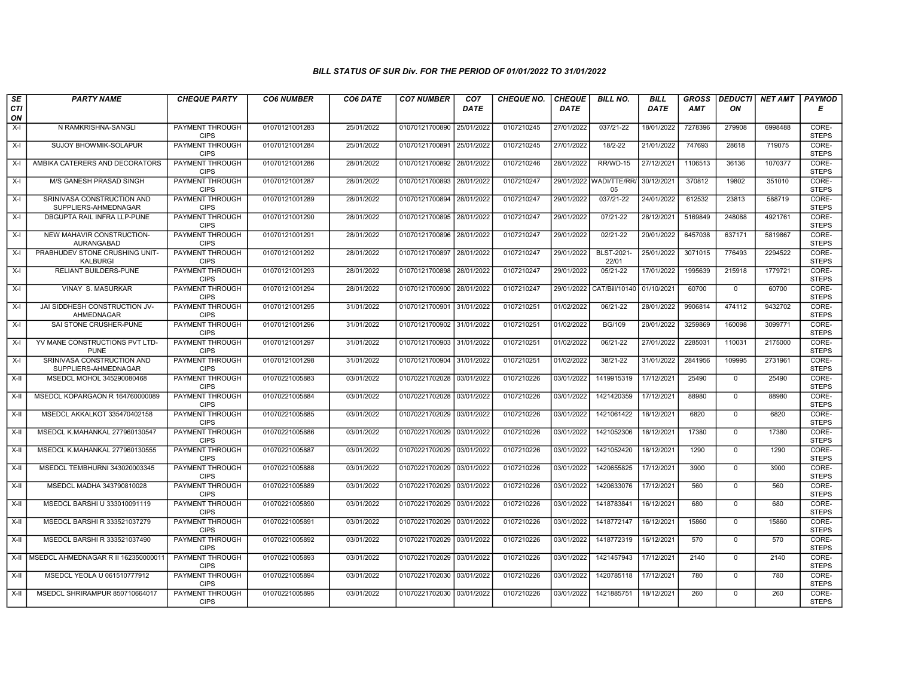## BILL STATUS OF SUR Div. FOR THE PERIOD OF 01/01/2022 TO 31/01/2022

| SECTION | PARTY NAME | CHEQUE PARTY | CO6 NUMBER | CO6 DATE | CO7 NUMBER | CO7 DATE | CHEQUE NO. | CHEQUE DATE | BILL NO. | BILL DATE | GROSS AMT | DEDUCTION | NET AMT | PAYMODE |
|---|---|---|---|---|---|---|---|---|---|---|---|---|---|---|
| X-I | N RAMKRISHNA-SANGLI | PAYMENT THROUGH CIPS | 01070121001283 | 25/01/2022 | 01070121700890 | 25/01/2022 | 0107210245 | 27/01/2022 | 037/21-22 | 18/01/2022 | 7278396 | 279908 | 6998488 | CORE-STEPS |
| X-I | SUJOY BHOWMIK-SOLAPUR | PAYMENT THROUGH CIPS | 01070121001284 | 25/01/2022 | 01070121700891 | 25/01/2022 | 0107210245 | 27/01/2022 | 18/2-22 | 21/01/2022 | 747693 | 28618 | 719075 | CORE-STEPS |
| X-I | AMBIKA CATERERS AND DECORATORS | PAYMENT THROUGH CIPS | 01070121001286 | 28/01/2022 | 01070121700892 | 28/01/2022 | 0107210246 | 28/01/2022 | RR/WD-15 | 27/12/2021 | 1106513 | 36136 | 1070377 | CORE-STEPS |
| X-I | M/S GANESH PRASAD SINGH | PAYMENT THROUGH CIPS | 01070121001287 | 28/01/2022 | 01070121700893 | 28/01/2022 | 0107210247 | 29/01/2022 | WADI/TTE/RR/05 | 30/12/2021 | 370812 | 19802 | 351010 | CORE-STEPS |
| X-I | SRINIVASA CONSTRUCTION AND SUPPLIERS-AHMEDNAGAR | PAYMENT THROUGH CIPS | 01070121001289 | 28/01/2022 | 01070121700894 | 28/01/2022 | 0107210247 | 29/01/2022 | 037/21-22 | 24/01/2022 | 612532 | 23813 | 588719 | CORE-STEPS |
| X-I | DBGUPTA RAIL INFRA LLP-PUNE | PAYMENT THROUGH CIPS | 01070121001290 | 28/01/2022 | 01070121700895 | 28/01/2022 | 0107210247 | 29/01/2022 | 07/21-22 | 28/12/2021 | 5169849 | 248088 | 4921761 | CORE-STEPS |
| X-I | NEW MAHAVIR CONSTRUCTION-AURANGABAD | PAYMENT THROUGH CIPS | 01070121001291 | 28/01/2022 | 01070121700896 | 28/01/2022 | 0107210247 | 29/01/2022 | 02/21-22 | 20/01/2022 | 6457038 | 637171 | 5819867 | CORE-STEPS |
| X-I | PRABHUDEV STONE CRUSHING UNIT-KALBURGI | PAYMENT THROUGH CIPS | 01070121001292 | 28/01/2022 | 01070121700897 | 28/01/2022 | 0107210247 | 29/01/2022 | BLST-2021-22/01 | 25/01/2022 | 3071015 | 776493 | 2294522 | CORE-STEPS |
| X-I | RELIANT BUILDERS-PUNE | PAYMENT THROUGH CIPS | 01070121001293 | 28/01/2022 | 01070121700898 | 28/01/2022 | 0107210247 | 29/01/2022 | 05/21-22 | 17/01/2022 | 1995639 | 215918 | 1779721 | CORE-STEPS |
| X-I | VINAY S. MASURKAR | PAYMENT THROUGH CIPS | 01070121001294 | 28/01/2022 | 01070121700900 | 28/01/2022 | 0107210247 | 29/01/2022 | CAT/Bill/10140 | 01/10/2021 | 60700 | 0 | 60700 | CORE-STEPS |
| X-I | JAI SIDDHESH CONSTRUCTION JV-AHMEDNAGAR | PAYMENT THROUGH CIPS | 01070121001295 | 31/01/2022 | 01070121700901 | 31/01/2022 | 0107210251 | 01/02/2022 | 06/21-22 | 28/01/2022 | 9906814 | 474112 | 9432702 | CORE-STEPS |
| X-I | SAI STONE CRUSHER-PUNE | PAYMENT THROUGH CIPS | 01070121001296 | 31/01/2022 | 01070121700902 | 31/01/2022 | 0107210251 | 01/02/2022 | BG/109 | 20/01/2022 | 3259869 | 160098 | 3099771 | CORE-STEPS |
| X-I | YV MANE CONSTRUCTIONS PVT LTD-PUNE | PAYMENT THROUGH CIPS | 01070121001297 | 31/01/2022 | 01070121700903 | 31/01/2022 | 0107210251 | 01/02/2022 | 06/21-22 | 27/01/2022 | 2285031 | 110031 | 2175000 | CORE-STEPS |
| X-I | SRINIVASA CONSTRUCTION AND SUPPLIERS-AHMEDNAGAR | PAYMENT THROUGH CIPS | 01070121001298 | 31/01/2022 | 01070121700904 | 31/01/2022 | 0107210251 | 01/02/2022 | 38/21-22 | 31/01/2022 | 2841956 | 109995 | 2731961 | CORE-STEPS |
| X-II | MSEDCL MOHOL 345290080468 | PAYMENT THROUGH CIPS | 01070221005883 | 03/01/2022 | 01070221702028 | 03/01/2022 | 0107210226 | 03/01/2022 | 1419915319 | 17/12/2021 | 25490 | 0 | 25490 | CORE-STEPS |
| X-II | MSEDCL KOPARGAON R 164760000089 | PAYMENT THROUGH CIPS | 01070221005884 | 03/01/2022 | 01070221702028 | 03/01/2022 | 0107210226 | 03/01/2022 | 1421420359 | 17/12/2021 | 88980 | 0 | 88980 | CORE-STEPS |
| X-II | MSEDCL AKKALKOT 335470402158 | PAYMENT THROUGH CIPS | 01070221005885 | 03/01/2022 | 01070221702029 | 03/01/2022 | 0107210226 | 03/01/2022 | 1421061422 | 18/12/2021 | 6820 | 0 | 6820 | CORE-STEPS |
| X-II | MSEDCL K.MAHANKAL 277960130547 | PAYMENT THROUGH CIPS | 01070221005886 | 03/01/2022 | 01070221702029 | 03/01/2022 | 0107210226 | 03/01/2022 | 1421052306 | 18/12/2021 | 17380 | 0 | 17380 | CORE-STEPS |
| X-II | MSEDCL K.MAHANKAL 277960130555 | PAYMENT THROUGH CIPS | 01070221005887 | 03/01/2022 | 01070221702029 | 03/01/2022 | 0107210226 | 03/01/2022 | 1421052420 | 18/12/2021 | 1290 | 0 | 1290 | CORE-STEPS |
| X-II | MSEDCL TEMBHURNI 343020003345 | PAYMENT THROUGH CIPS | 01070221005888 | 03/01/2022 | 01070221702029 | 03/01/2022 | 0107210226 | 03/01/2022 | 1420655825 | 17/12/2021 | 3900 | 0 | 3900 | CORE-STEPS |
| X-II | MSEDCL MADHA 343790810028 | PAYMENT THROUGH CIPS | 01070221005889 | 03/01/2022 | 01070221702029 | 03/01/2022 | 0107210226 | 03/01/2022 | 1420633076 | 17/12/2021 | 560 | 0 | 560 | CORE-STEPS |
| X-II | MSEDCL BARSHI U 333010091119 | PAYMENT THROUGH CIPS | 01070221005890 | 03/01/2022 | 01070221702029 | 03/01/2022 | 0107210226 | 03/01/2022 | 1418783841 | 16/12/2021 | 680 | 0 | 680 | CORE-STEPS |
| X-II | MSEDCL BARSHI R 333521037279 | PAYMENT THROUGH CIPS | 01070221005891 | 03/01/2022 | 01070221702029 | 03/01/2022 | 0107210226 | 03/01/2022 | 1418772147 | 16/12/2021 | 15860 | 0 | 15860 | CORE-STEPS |
| X-II | MSEDCL BARSHI R 333521037490 | PAYMENT THROUGH CIPS | 01070221005892 | 03/01/2022 | 01070221702029 | 03/01/2022 | 0107210226 | 03/01/2022 | 1418772319 | 16/12/2021 | 570 | 0 | 570 | CORE-STEPS |
| X-II | MSEDCL AHMEDNAGAR R II 162350000011 | PAYMENT THROUGH CIPS | 01070221005893 | 03/01/2022 | 01070221702029 | 03/01/2022 | 0107210226 | 03/01/2022 | 1421457943 | 17/12/2021 | 2140 | 0 | 2140 | CORE-STEPS |
| X-II | MSEDCL YEOLA U 061510777912 | PAYMENT THROUGH CIPS | 01070221005894 | 03/01/2022 | 01070221702030 | 03/01/2022 | 0107210226 | 03/01/2022 | 1420785118 | 17/12/2021 | 780 | 0 | 780 | CORE-STEPS |
| X-II | MSEDCL SHRIRAMPUR 850710664017 | PAYMENT THROUGH CIPS | 01070221005895 | 03/01/2022 | 01070221702030 | 03/01/2022 | 0107210226 | 03/01/2022 | 1421885751 | 18/12/2021 | 260 | 0 | 260 | CORE-STEPS |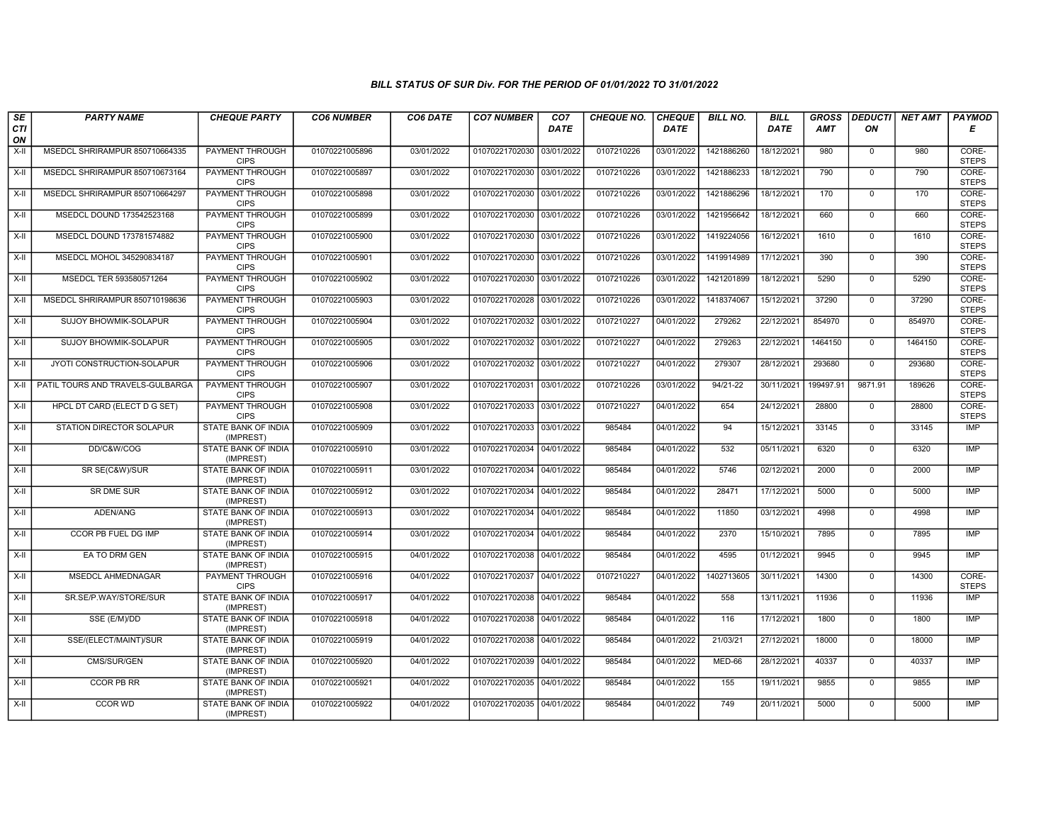## BILL STATUS OF SUR Div. FOR THE PERIOD OF 01/01/2022 TO 31/01/2022

| SECTION | PARTY NAME | CHEQUE PARTY | CO6 NUMBER | CO6 DATE | CO7 NUMBER | CO7 DATE | CHEQUE NO. | CHEQUE DATE | BILL NO. | BILL DATE | GROSS AMT | DEDUCTION | NET AMT | PAYMODE |
|---|---|---|---|---|---|---|---|---|---|---|---|---|---|---|
| X-II | MSEDCL SHRIRAMPUR 850710664335 | PAYMENT THROUGH CIPS | 01070221005896 | 03/01/2022 | 01070221702030 | 03/01/2022 | 0107210226 | 03/01/2022 | 1421886260 | 18/12/2021 | 980 | 0 | 980 | CORE-STEPS |
| X-II | MSEDCL SHRIRAMPUR 850710673164 | PAYMENT THROUGH CIPS | 01070221005897 | 03/01/2022 | 01070221702030 | 03/01/2022 | 0107210226 | 03/01/2022 | 1421886233 | 18/12/2021 | 790 | 0 | 790 | CORE-STEPS |
| X-II | MSEDCL SHRIRAMPUR 850710664297 | PAYMENT THROUGH CIPS | 01070221005898 | 03/01/2022 | 01070221702030 | 03/01/2022 | 0107210226 | 03/01/2022 | 1421886296 | 18/12/2021 | 170 | 0 | 170 | CORE-STEPS |
| X-II | MSEDCL DOUND 173542523168 | PAYMENT THROUGH CIPS | 01070221005899 | 03/01/2022 | 01070221702030 | 03/01/2022 | 0107210226 | 03/01/2022 | 1421956642 | 18/12/2021 | 660 | 0 | 660 | CORE-STEPS |
| X-II | MSEDCL DOUND 173781574882 | PAYMENT THROUGH CIPS | 01070221005900 | 03/01/2022 | 01070221702030 | 03/01/2022 | 0107210226 | 03/01/2022 | 1419224056 | 16/12/2021 | 1610 | 0 | 1610 | CORE-STEPS |
| X-II | MSEDCL MOHOL 345290834187 | PAYMENT THROUGH CIPS | 01070221005901 | 03/01/2022 | 01070221702030 | 03/01/2022 | 0107210226 | 03/01/2022 | 1419914989 | 17/12/2021 | 390 | 0 | 390 | CORE-STEPS |
| X-II | MSEDCL TER 593580571264 | PAYMENT THROUGH CIPS | 01070221005902 | 03/01/2022 | 01070221702030 | 03/01/2022 | 0107210226 | 03/01/2022 | 1421201899 | 18/12/2021 | 5290 | 0 | 5290 | CORE-STEPS |
| X-II | MSEDCL SHRIRAMPUR 850710198636 | PAYMENT THROUGH CIPS | 01070221005903 | 03/01/2022 | 01070221702028 | 03/01/2022 | 0107210226 | 03/01/2022 | 1418374067 | 15/12/2021 | 37290 | 0 | 37290 | CORE-STEPS |
| X-II | SUJOY BHOWMIK-SOLAPUR | PAYMENT THROUGH CIPS | 01070221005904 | 03/01/2022 | 01070221702032 | 03/01/2022 | 0107210227 | 04/01/2022 | 279262 | 22/12/2021 | 854970 | 0 | 854970 | CORE-STEPS |
| X-II | SUJOY BHOWMIK-SOLAPUR | PAYMENT THROUGH CIPS | 01070221005905 | 03/01/2022 | 01070221702032 | 03/01/2022 | 0107210227 | 04/01/2022 | 279263 | 22/12/2021 | 1464150 | 0 | 1464150 | CORE-STEPS |
| X-II | JYOTI CONSTRUCTION-SOLAPUR | PAYMENT THROUGH CIPS | 01070221005906 | 03/01/2022 | 01070221702032 | 03/01/2022 | 0107210227 | 04/01/2022 | 279307 | 28/12/2021 | 293680 | 0 | 293680 | CORE-STEPS |
| X-II | PATIL TOURS AND TRAVELS-GULBARGA | PAYMENT THROUGH CIPS | 01070221005907 | 03/01/2022 | 01070221702031 | 03/01/2022 | 0107210226 | 03/01/2022 | 94/21-22 | 30/11/2021 | 199497.91 | 9871.91 | 189626 | CORE-STEPS |
| X-II | HPCL DT CARD (ELECT D G SET) | PAYMENT THROUGH CIPS | 01070221005908 | 03/01/2022 | 01070221702033 | 03/01/2022 | 0107210227 | 04/01/2022 | 654 | 24/12/2021 | 28800 | 0 | 28800 | CORE-STEPS |
| X-II | STATION DIRECTOR SOLAPUR | STATE BANK OF INDIA (IMPREST) | 01070221005909 | 03/01/2022 | 01070221702033 | 03/01/2022 | 985484 | 04/01/2022 | 94 | 15/12/2021 | 33145 | 0 | 33145 | IMP |
| X-II | DD/C&W/COG | STATE BANK OF INDIA (IMPREST) | 01070221005910 | 03/01/2022 | 01070221702034 | 04/01/2022 | 985484 | 04/01/2022 | 532 | 05/11/2021 | 6320 | 0 | 6320 | IMP |
| X-II | SR SE(C&W)/SUR | STATE BANK OF INDIA (IMPREST) | 01070221005911 | 03/01/2022 | 01070221702034 | 04/01/2022 | 985484 | 04/01/2022 | 5746 | 02/12/2021 | 2000 | 0 | 2000 | IMP |
| X-II | SR DME SUR | STATE BANK OF INDIA (IMPREST) | 01070221005912 | 03/01/2022 | 01070221702034 | 04/01/2022 | 985484 | 04/01/2022 | 28471 | 17/12/2021 | 5000 | 0 | 5000 | IMP |
| X-II | ADEN/ANG | STATE BANK OF INDIA (IMPREST) | 01070221005913 | 03/01/2022 | 01070221702034 | 04/01/2022 | 985484 | 04/01/2022 | 11850 | 03/12/2021 | 4998 | 0 | 4998 | IMP |
| X-II | CCOR PB FUEL DG IMP | STATE BANK OF INDIA (IMPREST) | 01070221005914 | 03/01/2022 | 01070221702034 | 04/01/2022 | 985484 | 04/01/2022 | 2370 | 15/10/2021 | 7895 | 0 | 7895 | IMP |
| X-II | EA TO DRM GEN | STATE BANK OF INDIA (IMPREST) | 01070221005915 | 04/01/2022 | 01070221702038 | 04/01/2022 | 985484 | 04/01/2022 | 4595 | 01/12/2021 | 9945 | 0 | 9945 | IMP |
| X-II | MSEDCL AHMEDNAGAR | PAYMENT THROUGH CIPS | 01070221005916 | 04/01/2022 | 01070221702037 | 04/01/2022 | 0107210227 | 04/01/2022 | 1402713605 | 30/11/2021 | 14300 | 0 | 14300 | CORE-STEPS |
| X-II | SR.SE/P.WAY/STORE/SUR | STATE BANK OF INDIA (IMPREST) | 01070221005917 | 04/01/2022 | 01070221702038 | 04/01/2022 | 985484 | 04/01/2022 | 558 | 13/11/2021 | 11936 | 0 | 11936 | IMP |
| X-II | SSE (E/M)/DD | STATE BANK OF INDIA (IMPREST) | 01070221005918 | 04/01/2022 | 01070221702038 | 04/01/2022 | 985484 | 04/01/2022 | 116 | 17/12/2021 | 1800 | 0 | 1800 | IMP |
| X-II | SSE/(ELECT/MAINT)/SUR | STATE BANK OF INDIA (IMPREST) | 01070221005919 | 04/01/2022 | 01070221702038 | 04/01/2022 | 985484 | 04/01/2022 | 21/03/21 | 27/12/2021 | 18000 | 0 | 18000 | IMP |
| X-II | CMS/SUR/GEN | STATE BANK OF INDIA (IMPREST) | 01070221005920 | 04/01/2022 | 01070221702039 | 04/01/2022 | 985484 | 04/01/2022 | MED-66 | 28/12/2021 | 40337 | 0 | 40337 | IMP |
| X-II | CCOR PB RR | STATE BANK OF INDIA (IMPREST) | 01070221005921 | 04/01/2022 | 01070221702035 | 04/01/2022 | 985484 | 04/01/2022 | 155 | 19/11/2021 | 9855 | 0 | 9855 | IMP |
| X-II | CCOR WD | STATE BANK OF INDIA (IMPREST) | 01070221005922 | 04/01/2022 | 01070221702035 | 04/01/2022 | 985484 | 04/01/2022 | 749 | 20/11/2021 | 5000 | 0 | 5000 | IMP |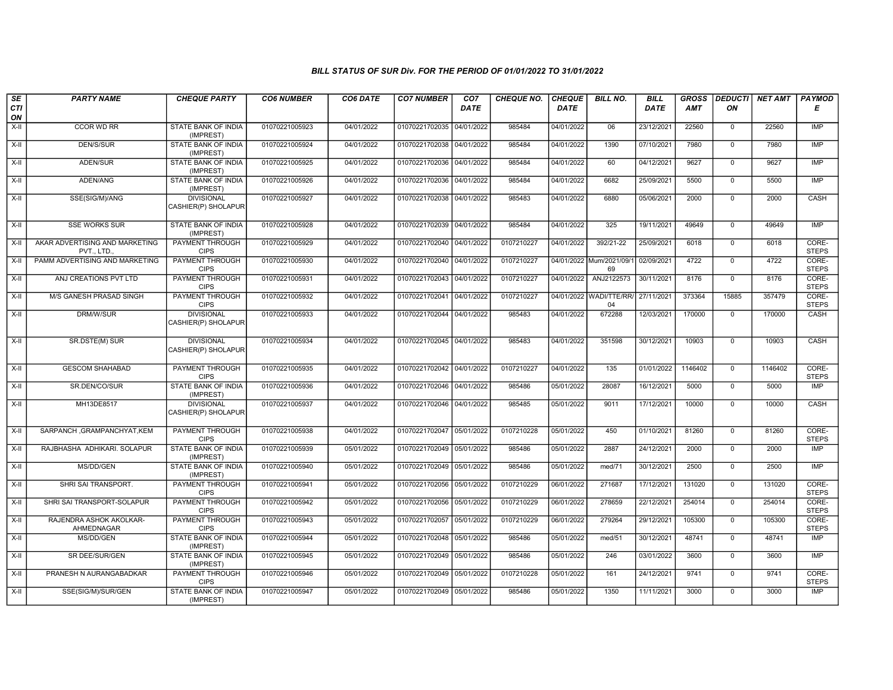### BILL STATUS OF SUR Div. FOR THE PERIOD OF 01/01/2022 TO 31/01/2022

| SECTION | PARTY NAME | CHEQUE PARTY | CO6 NUMBER | CO6 DATE | CO7 NUMBER | CO7 DATE | CHEQUE NO. | CHEQUE DATE | BILL NO. | BILL DATE | GROSS AMT | DEDUCTION | NET AMT | PAYMODE |
|---|---|---|---|---|---|---|---|---|---|---|---|---|---|---|
| X-II | CCOR WD RR | STATE BANK OF INDIA (IMPREST) | 01070221005923 | 04/01/2022 | 01070221702035 | 04/01/2022 | 985484 | 04/01/2022 | 06 | 23/12/2021 | 22560 | 0 | 22560 | IMP |
| X-II | DEN/S/SUR | STATE BANK OF INDIA (IMPREST) | 01070221005924 | 04/01/2022 | 01070221702038 | 04/01/2022 | 985484 | 04/01/2022 | 1390 | 07/10/2021 | 7980 | 0 | 7980 | IMP |
| X-II | ADEN/SUR | STATE BANK OF INDIA (IMPREST) | 01070221005925 | 04/01/2022 | 01070221702036 | 04/01/2022 | 985484 | 04/01/2022 | 60 | 04/12/2021 | 9627 | 0 | 9627 | IMP |
| X-II | ADEN/ANG | STATE BANK OF INDIA (IMPREST) | 01070221005926 | 04/01/2022 | 01070221702036 | 04/01/2022 | 985484 | 04/01/2022 | 6682 | 25/09/2021 | 5500 | 0 | 5500 | IMP |
| X-II | SSE(SIG/M)/ANG | DIVISIONAL CASHIER(P) SHOLAPUR | 01070221005927 | 04/01/2022 | 01070221702038 | 04/01/2022 | 985483 | 04/01/2022 | 6880 | 05/06/2021 | 2000 | 0 | 2000 | CASH |
| X-II | SSE WORKS SUR | STATE BANK OF INDIA (IMPREST) | 01070221005928 | 04/01/2022 | 01070221702039 | 04/01/2022 | 985484 | 04/01/2022 | 325 | 19/11/2021 | 49649 | 0 | 49649 | IMP |
| X-II | AKAR ADVERTISING AND MARKETING PVT., LTD., | PAYMENT THROUGH CIPS | 01070221005929 | 04/01/2022 | 01070221702040 | 04/01/2022 | 0107210227 | 04/01/2022 | 392/21-22 | 25/09/2021 | 6018 | 0 | 6018 | CORE-STEPS |
| X-II | PAMM ADVERTISING AND MARKETING | PAYMENT THROUGH CIPS | 01070221005930 | 04/01/2022 | 01070221702040 | 04/01/2022 | 0107210227 | 04/01/2022 | Mum/2021/09/169 | 02/09/2021 | 4722 | 0 | 4722 | CORE-STEPS |
| X-II | ANJ CREATIONS PVT LTD | PAYMENT THROUGH CIPS | 01070221005931 | 04/01/2022 | 01070221702043 | 04/01/2022 | 0107210227 | 04/01/2022 | ANJ2122573 | 30/11/2021 | 8176 | 0 | 8176 | CORE-STEPS |
| X-II | M/S GANESH PRASAD SINGH | PAYMENT THROUGH CIPS | 01070221005932 | 04/01/2022 | 01070221702041 | 04/01/2022 | 0107210227 | 04/01/2022 | WADI/TTE/RR/04 | 27/11/2021 | 373364 | 15885 | 357479 | CORE-STEPS |
| X-II | DRM/W/SUR | DIVISIONAL CASHIER(P) SHOLAPUR | 01070221005933 | 04/01/2022 | 01070221702044 | 04/01/2022 | 985483 | 04/01/2022 | 672288 | 12/03/2021 | 170000 | 0 | 170000 | CASH |
| X-II | SR.DSTE(M) SUR | DIVISIONAL CASHIER(P) SHOLAPUR | 01070221005934 | 04/01/2022 | 01070221702045 | 04/01/2022 | 985483 | 04/01/2022 | 351598 | 30/12/2021 | 10903 | 0 | 10903 | CASH |
| X-II | GESCOM SHAHABAD | PAYMENT THROUGH CIPS | 01070221005935 | 04/01/2022 | 01070221702042 | 04/01/2022 | 0107210227 | 04/01/2022 | 135 | 01/01/2022 | 1146402 | 0 | 1146402 | CORE-STEPS |
| X-II | SR.DEN/CO/SUR | STATE BANK OF INDIA (IMPREST) | 01070221005936 | 04/01/2022 | 01070221702046 | 04/01/2022 | 985486 | 05/01/2022 | 28087 | 16/12/2021 | 5000 | 0 | 5000 | IMP |
| X-II | MH13DE8517 | DIVISIONAL CASHIER(P) SHOLAPUR | 01070221005937 | 04/01/2022 | 01070221702046 | 04/01/2022 | 985485 | 05/01/2022 | 9011 | 17/12/2021 | 10000 | 0 | 10000 | CASH |
| X-II | SARPANCH ,GRAMPANCHYAT,KEM | PAYMENT THROUGH CIPS | 01070221005938 | 04/01/2022 | 01070221702047 | 05/01/2022 | 0107210228 | 05/01/2022 | 450 | 01/10/2021 | 81260 | 0 | 81260 | CORE-STEPS |
| X-II | RAJBHASHA ADHIKARI. SOLAPUR | STATE BANK OF INDIA (IMPREST) | 01070221005939 | 05/01/2022 | 01070221702049 | 05/01/2022 | 985486 | 05/01/2022 | 2887 | 24/12/2021 | 2000 | 0 | 2000 | IMP |
| X-II | MS/DD/GEN | STATE BANK OF INDIA (IMPREST) | 01070221005940 | 05/01/2022 | 01070221702049 | 05/01/2022 | 985486 | 05/01/2022 | med/71 | 30/12/2021 | 2500 | 0 | 2500 | IMP |
| X-II | SHRI SAI TRANSPORT. | PAYMENT THROUGH CIPS | 01070221005941 | 05/01/2022 | 01070221702056 | 05/01/2022 | 0107210229 | 06/01/2022 | 271687 | 17/12/2021 | 131020 | 0 | 131020 | CORE-STEPS |
| X-II | SHRI SAI TRANSPORT-SOLAPUR | PAYMENT THROUGH CIPS | 01070221005942 | 05/01/2022 | 01070221702056 | 05/01/2022 | 0107210229 | 06/01/2022 | 278659 | 22/12/2021 | 254014 | 0 | 254014 | CORE-STEPS |
| X-II | RAJENDRA ASHOK AKOLKAR-AHMEDNAGAR | PAYMENT THROUGH CIPS | 01070221005943 | 05/01/2022 | 01070221702057 | 05/01/2022 | 0107210229 | 06/01/2022 | 279264 | 29/12/2021 | 105300 | 0 | 105300 | CORE-STEPS |
| X-II | MS/DD/GEN | STATE BANK OF INDIA (IMPREST) | 01070221005944 | 05/01/2022 | 01070221702048 | 05/01/2022 | 985486 | 05/01/2022 | med/51 | 30/12/2021 | 48741 | 0 | 48741 | IMP |
| X-II | SR DEE/SUR/GEN | STATE BANK OF INDIA (IMPREST) | 01070221005945 | 05/01/2022 | 01070221702049 | 05/01/2022 | 985486 | 05/01/2022 | 246 | 03/01/2022 | 3600 | 0 | 3600 | IMP |
| X-II | PRANESH N AURANGABADKAR | PAYMENT THROUGH CIPS | 01070221005946 | 05/01/2022 | 01070221702049 | 05/01/2022 | 0107210228 | 05/01/2022 | 161 | 24/12/2021 | 9741 | 0 | 9741 | CORE-STEPS |
| X-II | SSE(SIG/M)/SUR/GEN | STATE BANK OF INDIA (IMPREST) | 01070221005947 | 05/01/2022 | 01070221702049 | 05/01/2022 | 985486 | 05/01/2022 | 1350 | 11/11/2021 | 3000 | 0 | 3000 | IMP |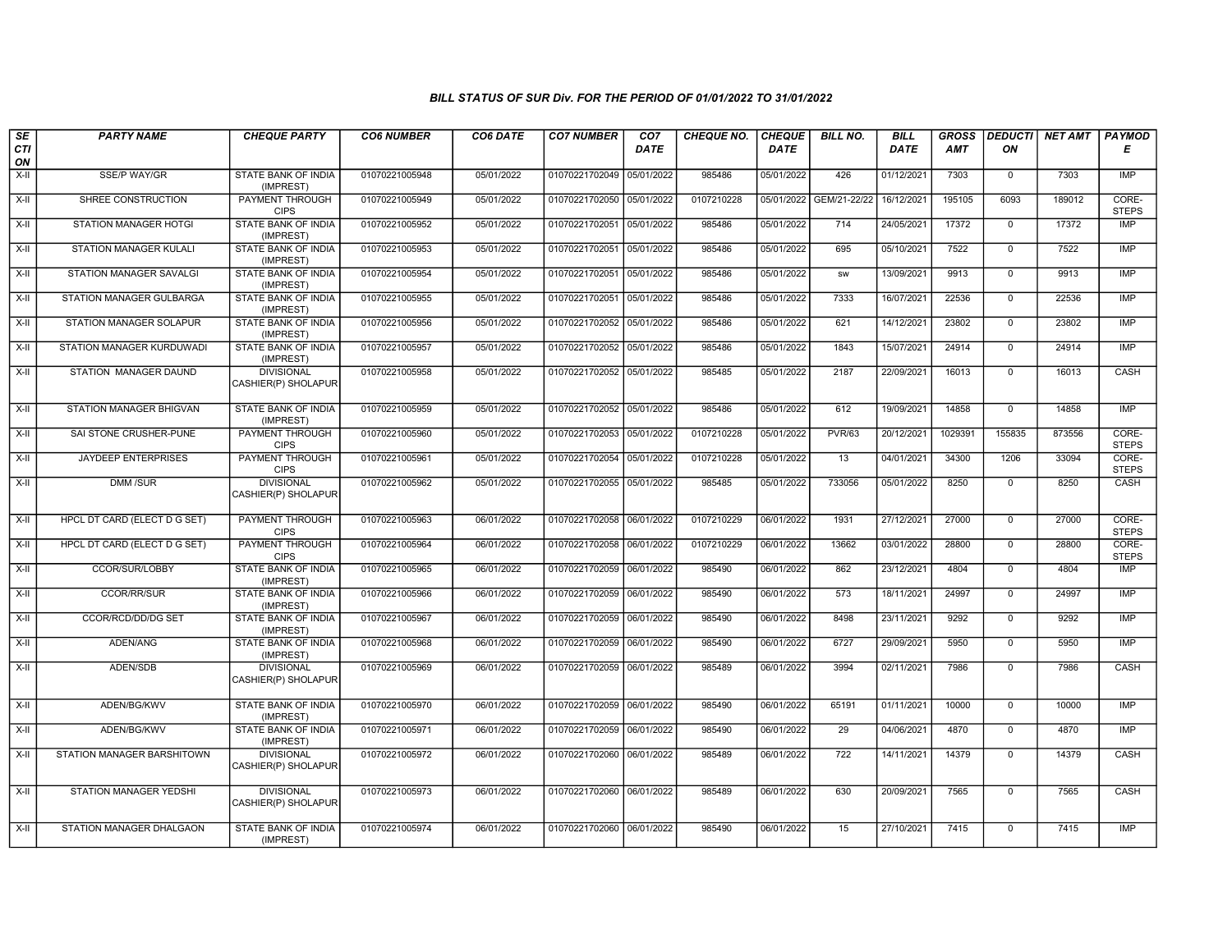# BILL STATUS OF SUR Div. FOR THE PERIOD OF 01/01/2022 TO 31/01/2022

| SECTION | PARTY NAME | CHEQUE PARTY | CO6 NUMBER | CO6 DATE | CO7 NUMBER | CO7 DATE | CHEQUE NO. | CHEQUE DATE | BILL NO. | BILL DATE | GROSS AMT | DEDUCTION | NET AMT | PAYMODE |
|---|---|---|---|---|---|---|---|---|---|---|---|---|---|---|
| X-II | SSE/P WAY/GR | STATE BANK OF INDIA (IMPREST) | 01070221005948 | 05/01/2022 | 01070221702049 | 05/01/2022 | 985486 | 05/01/2022 | 426 | 01/12/2021 | 7303 | 0 | 7303 | IMP |
| X-II | SHREE CONSTRUCTION | PAYMENT THROUGH CIPS | 01070221005949 | 05/01/2022 | 01070221702050 | 05/01/2022 | 0107210228 | 05/01/2022 | GEM/21-22/22 | 16/12/2021 | 195105 | 6093 | 189012 | CORE-STEPS |
| X-II | STATION MANAGER HOTGI | STATE BANK OF INDIA (IMPREST) | 01070221005952 | 05/01/2022 | 01070221702051 | 05/01/2022 | 985486 | 05/01/2022 | 714 | 24/05/2021 | 17372 | 0 | 17372 | IMP |
| X-II | STATION MANAGER KULALI | STATE BANK OF INDIA (IMPREST) | 01070221005953 | 05/01/2022 | 01070221702051 | 05/01/2022 | 985486 | 05/01/2022 | 695 | 05/10/2021 | 7522 | 0 | 7522 | IMP |
| X-II | STATION MANAGER SAVALGI | STATE BANK OF INDIA (IMPREST) | 01070221005954 | 05/01/2022 | 01070221702051 | 05/01/2022 | 985486 | 05/01/2022 | sw | 13/09/2021 | 9913 | 0 | 9913 | IMP |
| X-II | STATION MANAGER GULBARGA | STATE BANK OF INDIA (IMPREST) | 01070221005955 | 05/01/2022 | 01070221702051 | 05/01/2022 | 985486 | 05/01/2022 | 7333 | 16/07/2021 | 22536 | 0 | 22536 | IMP |
| X-II | STATION MANAGER SOLAPUR | STATE BANK OF INDIA (IMPREST) | 01070221005956 | 05/01/2022 | 01070221702052 | 05/01/2022 | 985486 | 05/01/2022 | 621 | 14/12/2021 | 23802 | 0 | 23802 | IMP |
| X-II | STATION MANAGER KURDUWADI | STATE BANK OF INDIA (IMPREST) | 01070221005957 | 05/01/2022 | 01070221702052 | 05/01/2022 | 985486 | 05/01/2022 | 1843 | 15/07/2021 | 24914 | 0 | 24914 | IMP |
| X-II | STATION MANAGER DAUND | DIVISIONAL CASHIER(P) SHOLAPUR | 01070221005958 | 05/01/2022 | 01070221702052 | 05/01/2022 | 985485 | 05/01/2022 | 2187 | 22/09/2021 | 16013 | 0 | 16013 | CASH |
| X-II | STATION MANAGER BHIGVAN | STATE BANK OF INDIA (IMPREST) | 01070221005959 | 05/01/2022 | 01070221702052 | 05/01/2022 | 985486 | 05/01/2022 | 612 | 19/09/2021 | 14858 | 0 | 14858 | IMP |
| X-II | SAI STONE CRUSHER-PUNE | PAYMENT THROUGH CIPS | 01070221005960 | 05/01/2022 | 01070221702053 | 05/01/2022 | 0107210228 | 05/01/2022 | PVR/63 | 20/12/2021 | 1029391 | 155835 | 873556 | CORE-STEPS |
| X-II | JAYDEEP ENTERPRISES | PAYMENT THROUGH CIPS | 01070221005961 | 05/01/2022 | 01070221702054 | 05/01/2022 | 0107210228 | 05/01/2022 | 13 | 04/01/2021 | 34300 | 1206 | 33094 | CORE-STEPS |
| X-II | DMM /SUR | DIVISIONAL CASHIER(P) SHOLAPUR | 01070221005962 | 05/01/2022 | 01070221702055 | 05/01/2022 | 985485 | 05/01/2022 | 733056 | 05/01/2022 | 8250 | 0 | 8250 | CASH |
| X-II | HPCL DT CARD (ELECT D G SET) | PAYMENT THROUGH CIPS | 01070221005963 | 06/01/2022 | 01070221702058 | 06/01/2022 | 0107210229 | 06/01/2022 | 1931 | 27/12/2021 | 27000 | 0 | 27000 | CORE-STEPS |
| X-II | HPCL DT CARD (ELECT D G SET) | PAYMENT THROUGH CIPS | 01070221005964 | 06/01/2022 | 01070221702058 | 06/01/2022 | 0107210229 | 06/01/2022 | 13662 | 03/01/2022 | 28800 | 0 | 28800 | CORE-STEPS |
| X-II | CCOR/SUR/LOBBY | STATE BANK OF INDIA (IMPREST) | 01070221005965 | 06/01/2022 | 01070221702059 | 06/01/2022 | 985490 | 06/01/2022 | 862 | 23/12/2021 | 4804 | 0 | 4804 | IMP |
| X-II | CCOR/RR/SUR | STATE BANK OF INDIA (IMPREST) | 01070221005966 | 06/01/2022 | 01070221702059 | 06/01/2022 | 985490 | 06/01/2022 | 573 | 18/11/2021 | 24997 | 0 | 24997 | IMP |
| X-II | CCOR/RCD/DD/DG SET | STATE BANK OF INDIA (IMPREST) | 01070221005967 | 06/01/2022 | 01070221702059 | 06/01/2022 | 985490 | 06/01/2022 | 8498 | 23/11/2021 | 9292 | 0 | 9292 | IMP |
| X-II | ADEN/ANG | STATE BANK OF INDIA (IMPREST) | 01070221005968 | 06/01/2022 | 01070221702059 | 06/01/2022 | 985490 | 06/01/2022 | 6727 | 29/09/2021 | 5950 | 0 | 5950 | IMP |
| X-II | ADEN/SDB | DIVISIONAL CASHIER(P) SHOLAPUR | 01070221005969 | 06/01/2022 | 01070221702059 | 06/01/2022 | 985489 | 06/01/2022 | 3994 | 02/11/2021 | 7986 | 0 | 7986 | CASH |
| X-II | ADEN/BG/KWV | STATE BANK OF INDIA (IMPREST) | 01070221005970 | 06/01/2022 | 01070221702059 | 06/01/2022 | 985490 | 06/01/2022 | 65191 | 01/11/2021 | 10000 | 0 | 10000 | IMP |
| X-II | ADEN/BG/KWV | STATE BANK OF INDIA (IMPREST) | 01070221005971 | 06/01/2022 | 01070221702059 | 06/01/2022 | 985490 | 06/01/2022 | 29 | 04/06/2021 | 4870 | 0 | 4870 | IMP |
| X-II | STATION MANAGER BARSHITOWN | DIVISIONAL CASHIER(P) SHOLAPUR | 01070221005972 | 06/01/2022 | 01070221702060 | 06/01/2022 | 985489 | 06/01/2022 | 722 | 14/11/2021 | 14379 | 0 | 14379 | CASH |
| X-II | STATION MANAGER YEDSHI | DIVISIONAL CASHIER(P) SHOLAPUR | 01070221005973 | 06/01/2022 | 01070221702060 | 06/01/2022 | 985489 | 06/01/2022 | 630 | 20/09/2021 | 7565 | 0 | 7565 | CASH |
| X-II | STATION MANAGER DHALGAON | STATE BANK OF INDIA (IMPREST) | 01070221005974 | 06/01/2022 | 01070221702060 | 06/01/2022 | 985490 | 06/01/2022 | 15 | 27/10/2021 | 7415 | 0 | 7415 | IMP |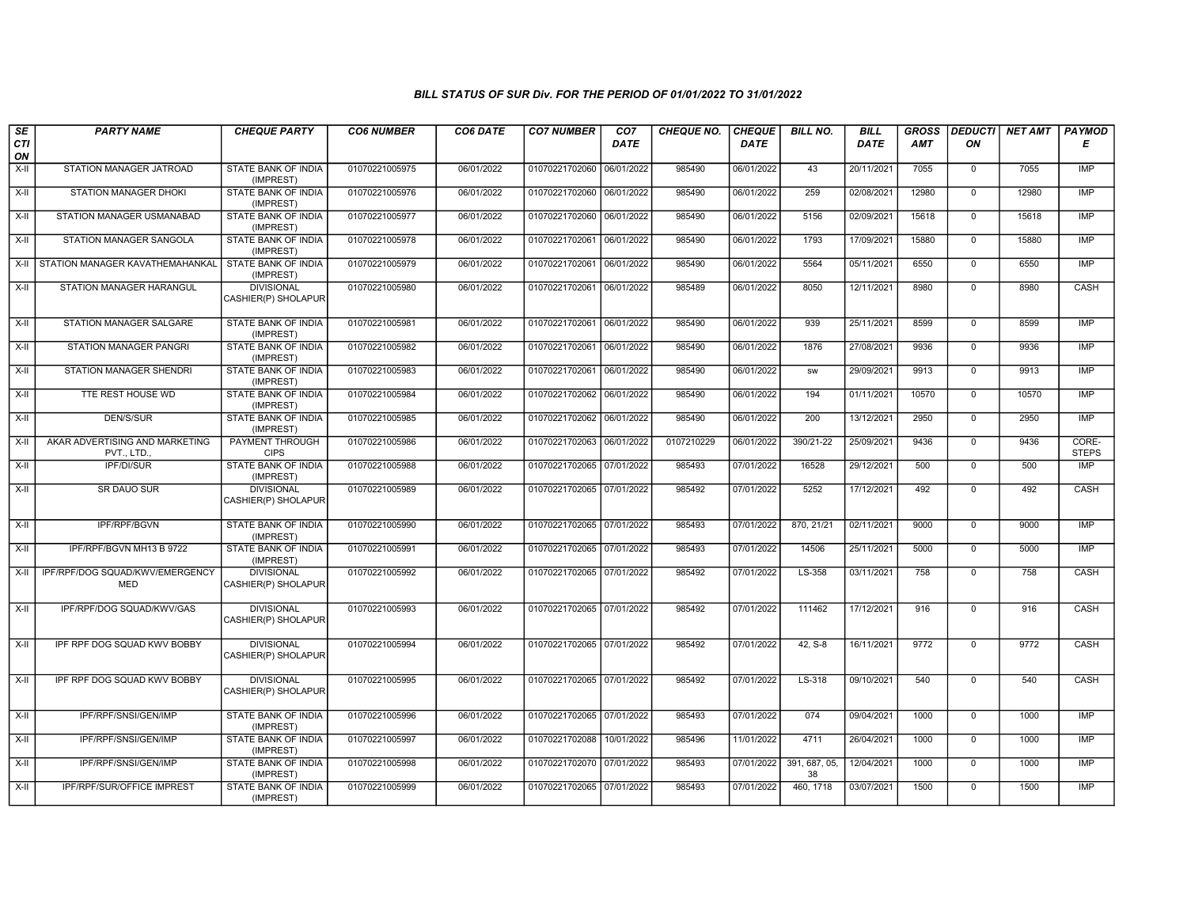### BILL STATUS OF SUR Div. FOR THE PERIOD OF 01/01/2022 TO 31/01/2022

| SECTION | PARTY NAME | CHEQUE PARTY | CO6 NUMBER | CO6 DATE | CO7 NUMBER | CO7 DATE | CHEQUE NO. | CHEQUE DATE | BILL NO. | BILL DATE | GROSS AMT | DEDUCTION | NET AMT | PAYMODE |
|---|---|---|---|---|---|---|---|---|---|---|---|---|---|---|
| X-II | STATION MANAGER JATROAD | STATE BANK OF INDIA (IMPREST) | 01070221005975 | 06/01/2022 | 01070221702060 | 06/01/2022 | 985490 | 06/01/2022 | 43 | 20/11/2021 | 7055 | 0 | 7055 | IMP |
| X-II | STATION MANAGER DHOKI | STATE BANK OF INDIA (IMPREST) | 01070221005976 | 06/01/2022 | 01070221702060 | 06/01/2022 | 985490 | 06/01/2022 | 259 | 02/08/2021 | 12980 | 0 | 12980 | IMP |
| X-II | STATION MANAGER USMANABAD | STATE BANK OF INDIA (IMPREST) | 01070221005977 | 06/01/2022 | 01070221702060 | 06/01/2022 | 985490 | 06/01/2022 | 5156 | 02/09/2021 | 15618 | 0 | 15618 | IMP |
| X-II | STATION MANAGER SANGOLA | STATE BANK OF INDIA (IMPREST) | 01070221005978 | 06/01/2022 | 01070221702061 | 06/01/2022 | 985490 | 06/01/2022 | 1793 | 17/09/2021 | 15880 | 0 | 15880 | IMP |
| X-II | STATION MANAGER KAVATHEMAHANKAL | STATE BANK OF INDIA (IMPREST) | 01070221005979 | 06/01/2022 | 01070221702061 | 06/01/2022 | 985490 | 06/01/2022 | 5564 | 05/11/2021 | 6550 | 0 | 6550 | IMP |
| X-II | STATION MANAGER HARANGUL | DIVISIONAL CASHIER(P) SHOLAPUR | 01070221005980 | 06/01/2022 | 01070221702061 | 06/01/2022 | 985489 | 06/01/2022 | 8050 | 12/11/2021 | 8980 | 0 | 8980 | CASH |
| X-II | STATION MANAGER SALGARE | STATE BANK OF INDIA (IMPREST) | 01070221005981 | 06/01/2022 | 01070221702061 | 06/01/2022 | 985490 | 06/01/2022 | 939 | 25/11/2021 | 8599 | 0 | 8599 | IMP |
| X-II | STATION MANAGER PANGRI | STATE BANK OF INDIA (IMPREST) | 01070221005982 | 06/01/2022 | 01070221702061 | 06/01/2022 | 985490 | 06/01/2022 | 1876 | 27/08/2021 | 9936 | 0 | 9936 | IMP |
| X-II | STATION MANAGER SHENDRI | STATE BANK OF INDIA (IMPREST) | 01070221005983 | 06/01/2022 | 01070221702061 | 06/01/2022 | 985490 | 06/01/2022 | sw | 29/09/2021 | 9913 | 0 | 9913 | IMP |
| X-II | TTE REST HOUSE WD | STATE BANK OF INDIA (IMPREST) | 01070221005984 | 06/01/2022 | 01070221702062 | 06/01/2022 | 985490 | 06/01/2022 | 194 | 01/11/2021 | 10570 | 0 | 10570 | IMP |
| X-II | DEN/S/SUR | STATE BANK OF INDIA (IMPREST) | 01070221005985 | 06/01/2022 | 01070221702062 | 06/01/2022 | 985490 | 06/01/2022 | 200 | 13/12/2021 | 2950 | 0 | 2950 | IMP |
| X-II | AKAR ADVERTISING AND MARKETING PVT., LTD., | PAYMENT THROUGH CIPS | 01070221005986 | 06/01/2022 | 01070221702063 | 06/01/2022 | 0107210229 | 06/01/2022 | 390/21-22 | 25/09/2021 | 9436 | 0 | 9436 | CORE-STEPS |
| X-II | IPF/DI/SUR | STATE BANK OF INDIA (IMPREST) | 01070221005988 | 06/01/2022 | 01070221702065 | 07/01/2022 | 985493 | 07/01/2022 | 16528 | 29/12/2021 | 500 | 0 | 500 | IMP |
| X-II | SR DAUO SUR | DIVISIONAL CASHIER(P) SHOLAPUR | 01070221005989 | 06/01/2022 | 01070221702065 | 07/01/2022 | 985492 | 07/01/2022 | 5252 | 17/12/2021 | 492 | 0 | 492 | CASH |
| X-II | IPF/RPF/BGVN | STATE BANK OF INDIA (IMPREST) | 01070221005990 | 06/01/2022 | 01070221702065 | 07/01/2022 | 985493 | 07/01/2022 | 870, 21/21 | 02/11/2021 | 9000 | 0 | 9000 | IMP |
| X-II | IPF/RPF/BGVN MH13 B 9722 | STATE BANK OF INDIA (IMPREST) | 01070221005991 | 06/01/2022 | 01070221702065 | 07/01/2022 | 985493 | 07/01/2022 | 14506 | 25/11/2021 | 5000 | 0 | 5000 | IMP |
| X-II | IPF/RPF/DOG SQUAD/KWV/EMERGENCY MED | DIVISIONAL CASHIER(P) SHOLAPUR | 01070221005992 | 06/01/2022 | 01070221702065 | 07/01/2022 | 985492 | 07/01/2022 | LS-358 | 03/11/2021 | 758 | 0 | 758 | CASH |
| X-II | IPF/RPF/DOG SQUAD/KWV/GAS | DIVISIONAL CASHIER(P) SHOLAPUR | 01070221005993 | 06/01/2022 | 01070221702065 | 07/01/2022 | 985492 | 07/01/2022 | 111462 | 17/12/2021 | 916 | 0 | 916 | CASH |
| X-II | IPF RPF DOG SQUAD KWV BOBBY | DIVISIONAL CASHIER(P) SHOLAPUR | 01070221005994 | 06/01/2022 | 01070221702065 | 07/01/2022 | 985492 | 07/01/2022 | 42, S-8 | 16/11/2021 | 9772 | 0 | 9772 | CASH |
| X-II | IPF RPF DOG SQUAD KWV BOBBY | DIVISIONAL CASHIER(P) SHOLAPUR | 01070221005995 | 06/01/2022 | 01070221702065 | 07/01/2022 | 985492 | 07/01/2022 | LS-318 | 09/10/2021 | 540 | 0 | 540 | CASH |
| X-II | IPF/RPF/SNSI/GEN/IMP | STATE BANK OF INDIA (IMPREST) | 01070221005996 | 06/01/2022 | 01070221702065 | 07/01/2022 | 985493 | 07/01/2022 | 074 | 09/04/2021 | 1000 | 0 | 1000 | IMP |
| X-II | IPF/RPF/SNSI/GEN/IMP | STATE BANK OF INDIA (IMPREST) | 01070221005997 | 06/01/2022 | 01070221702088 | 10/01/2022 | 985496 | 11/01/2022 | 4711 | 26/04/2021 | 1000 | 0 | 1000 | IMP |
| X-II | IPF/RPF/SNSI/GEN/IMP | STATE BANK OF INDIA (IMPREST) | 01070221005998 | 06/01/2022 | 01070221702070 | 07/01/2022 | 985493 | 07/01/2022 | 391, 687, 05, 38 | 12/04/2021 | 1000 | 0 | 1000 | IMP |
| X-II | IPF/RPF/SUR/OFFICE IMPREST | STATE BANK OF INDIA (IMPREST) | 01070221005999 | 06/01/2022 | 01070221702065 | 07/01/2022 | 985493 | 07/01/2022 | 460, 1718 | 03/07/2021 | 1500 | 0 | 1500 | IMP |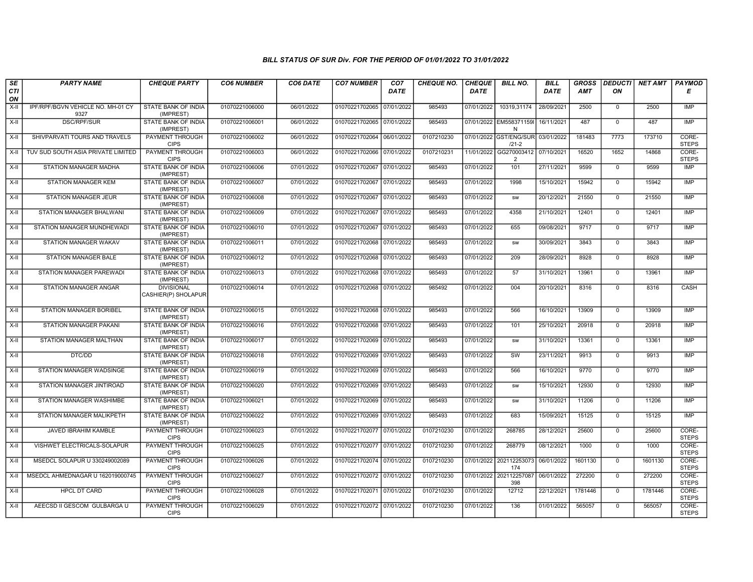### BILL STATUS OF SUR Div. FOR THE PERIOD OF 01/01/2022 TO 31/01/2022

| SECTION | PARTY NAME | CHEQUE PARTY | CO6 NUMBER | CO6 DATE | CO7 NUMBER | CO7 DATE | CHEQUE NO. | CHEQUE DATE | BILL NO. | BILL DATE | GROSS AMT | DEDUCTION | NET AMT | PAYMODE |
|---|---|---|---|---|---|---|---|---|---|---|---|---|---|---|
| X-II | IPF/RPF/BGVN VEHICLE NO. MH-01 CY 9327 | STATE BANK OF INDIA (IMPREST) | 01070221006000 | 06/01/2022 | 01070221702065 | 07/01/2022 | 985493 | 07/01/2022 | 10319,31174 | 28/09/2021 | 2500 | 0 | 2500 | IMP |
| X-II | DSC/RPF/SUR | STATE BANK OF INDIA (IMPREST) | 01070221006001 | 06/01/2022 | 01070221702065 | 07/01/2022 | 985493 | 07/01/2022 | EM558371159IN | 16/11/2021 | 487 | 0 | 487 | IMP |
| X-II | SHIVPARVATI TOURS AND TRAVELS | PAYMENT THROUGH CIPS | 01070221006002 | 06/01/2022 | 01070221702064 | 06/01/2022 | 0107210230 | 07/01/2022 | GST/ENG/SUR/21-2 | 03/01/2022 | 181483 | 7773 | 173710 | CORE-STEPS |
| X-II | TUV SUD SOUTH ASIA PRIVATE LIMITED | PAYMENT THROUGH CIPS | 01070221006003 | 06/01/2022 | 01070221702066 | 07/01/2022 | 0107210231 | 11/01/2022 | GG2700034122 | 07/10/2021 | 16520 | 1652 | 14868 | CORE-STEPS |
| X-II | STATION MANAGER MADHA | STATE BANK OF INDIA (IMPREST) | 01070221006006 | 07/01/2022 | 01070221702067 | 07/01/2022 | 985493 | 07/01/2022 | 101 | 27/11/2021 | 9599 | 0 | 9599 | IMP |
| X-II | STATION MANAGER KEM | STATE BANK OF INDIA (IMPREST) | 01070221006007 | 07/01/2022 | 01070221702067 | 07/01/2022 | 985493 | 07/01/2022 | 1998 | 15/10/2021 | 15942 | 0 | 15942 | IMP |
| X-II | STATION MANAGER JEUR | STATE BANK OF INDIA (IMPREST) | 01070221006008 | 07/01/2022 | 01070221702067 | 07/01/2022 | 985493 | 07/01/2022 | sw | 20/12/2021 | 21550 | 0 | 21550 | IMP |
| X-II | STATION MANAGER BHALWANI | STATE BANK OF INDIA (IMPREST) | 01070221006009 | 07/01/2022 | 01070221702067 | 07/01/2022 | 985493 | 07/01/2022 | 4358 | 21/10/2021 | 12401 | 0 | 12401 | IMP |
| X-II | STATION MANAGER MUNDHEWADI | STATE BANK OF INDIA (IMPREST) | 01070221006010 | 07/01/2022 | 01070221702067 | 07/01/2022 | 985493 | 07/01/2022 | 655 | 09/08/2021 | 9717 | 0 | 9717 | IMP |
| X-II | STATION MANAGER WAKAV | STATE BANK OF INDIA (IMPREST) | 01070221006011 | 07/01/2022 | 01070221702068 | 07/01/2022 | 985493 | 07/01/2022 | sw | 30/09/2021 | 3843 | 0 | 3843 | IMP |
| X-II | STATION MANAGER BALE | STATE BANK OF INDIA (IMPREST) | 01070221006012 | 07/01/2022 | 01070221702068 | 07/01/2022 | 985493 | 07/01/2022 | 209 | 28/09/2021 | 8928 | 0 | 8928 | IMP |
| X-II | STATION MANAGER PAREWADI | STATE BANK OF INDIA (IMPREST) | 01070221006013 | 07/01/2022 | 01070221702068 | 07/01/2022 | 985493 | 07/01/2022 | 57 | 31/10/2021 | 13961 | 0 | 13961 | IMP |
| X-II | STATION MANAGER ANGAR | DIVISIONAL CASHIER(P) SHOLAPUR | 01070221006014 | 07/01/2022 | 01070221702068 | 07/01/2022 | 985492 | 07/01/2022 | 004 | 20/10/2021 | 8316 | 0 | 8316 | CASH |
| X-II | STATION MANAGER BORIBEL | STATE BANK OF INDIA (IMPREST) | 01070221006015 | 07/01/2022 | 01070221702068 | 07/01/2022 | 985493 | 07/01/2022 | 566 | 16/10/2021 | 13909 | 0 | 13909 | IMP |
| X-II | STATION MANAGER PAKANI | STATE BANK OF INDIA (IMPREST) | 01070221006016 | 07/01/2022 | 01070221702068 | 07/01/2022 | 985493 | 07/01/2022 | 101 | 25/10/2021 | 20918 | 0 | 20918 | IMP |
| X-II | STATION MANAGER MALTHAN | STATE BANK OF INDIA (IMPREST) | 01070221006017 | 07/01/2022 | 01070221702069 | 07/01/2022 | 985493 | 07/01/2022 | sw | 31/10/2021 | 13361 | 0 | 13361 | IMP |
| X-II | DTC/DD | STATE BANK OF INDIA (IMPREST) | 01070221006018 | 07/01/2022 | 01070221702069 | 07/01/2022 | 985493 | 07/01/2022 | SW | 23/11/2021 | 9913 | 0 | 9913 | IMP |
| X-II | STATION MANAGER WADSINGE | STATE BANK OF INDIA (IMPREST) | 01070221006019 | 07/01/2022 | 01070221702069 | 07/01/2022 | 985493 | 07/01/2022 | 566 | 16/10/2021 | 9770 | 0 | 9770 | IMP |
| X-II | STATION MANAGER JINTIROAD | STATE BANK OF INDIA (IMPREST) | 01070221006020 | 07/01/2022 | 01070221702069 | 07/01/2022 | 985493 | 07/01/2022 | sw | 15/10/2021 | 12930 | 0 | 12930 | IMP |
| X-II | STATION MANAGER WASHIMBE | STATE BANK OF INDIA (IMPREST) | 01070221006021 | 07/01/2022 | 01070221702069 | 07/01/2022 | 985493 | 07/01/2022 | sw | 31/10/2021 | 11206 | 0 | 11206 | IMP |
| X-II | STATION MANAGER MALIKPETH | STATE BANK OF INDIA (IMPREST) | 01070221006022 | 07/01/2022 | 01070221702069 | 07/01/2022 | 985493 | 07/01/2022 | 683 | 15/09/2021 | 15125 | 0 | 15125 | IMP |
| X-II | JAVED IBRAHIM KAMBLE | PAYMENT THROUGH CIPS | 01070221006023 | 07/01/2022 | 01070221702077 | 07/01/2022 | 0107210230 | 07/01/2022 | 268785 | 28/12/2021 | 25600 | 0 | 25600 | CORE-STEPS |
| X-II | VISHWET ELECTRICALS-SOLAPUR | PAYMENT THROUGH CIPS | 01070221006025 | 07/01/2022 | 01070221702077 | 07/01/2022 | 0107210230 | 07/01/2022 | 268779 | 08/12/2021 | 1000 | 0 | 1000 | CORE-STEPS |
| X-II | MSEDCL SOLAPUR U 330249002089 | PAYMENT THROUGH CIPS | 01070221006026 | 07/01/2022 | 01070221702074 | 07/01/2022 | 0107210230 | 07/01/2022 | 202112253073174 | 06/01/2022 | 1601130 | 0 | 1601130 | CORE-STEPS |
| X-II | MSEDCL AHMEDNAGAR U 162019000745 | PAYMENT THROUGH CIPS | 01070221006027 | 07/01/2022 | 01070221702072 | 07/01/2022 | 0107210230 | 07/01/2022 | 202112257087398 | 06/01/2022 | 272200 | 0 | 272200 | CORE-STEPS |
| X-II | HPCL DT CARD | PAYMENT THROUGH CIPS | 01070221006028 | 07/01/2022 | 01070221702071 | 07/01/2022 | 0107210230 | 07/01/2022 | 12712 | 22/12/2021 | 1781446 | 0 | 1781446 | CORE-STEPS |
| X-II | AEECSD II GESCOM GULBARGA U | PAYMENT THROUGH CIPS | 01070221006029 | 07/01/2022 | 01070221702072 | 07/01/2022 | 0107210230 | 07/01/2022 | 136 | 01/01/2022 | 565057 | 0 | 565057 | CORE-STEPS |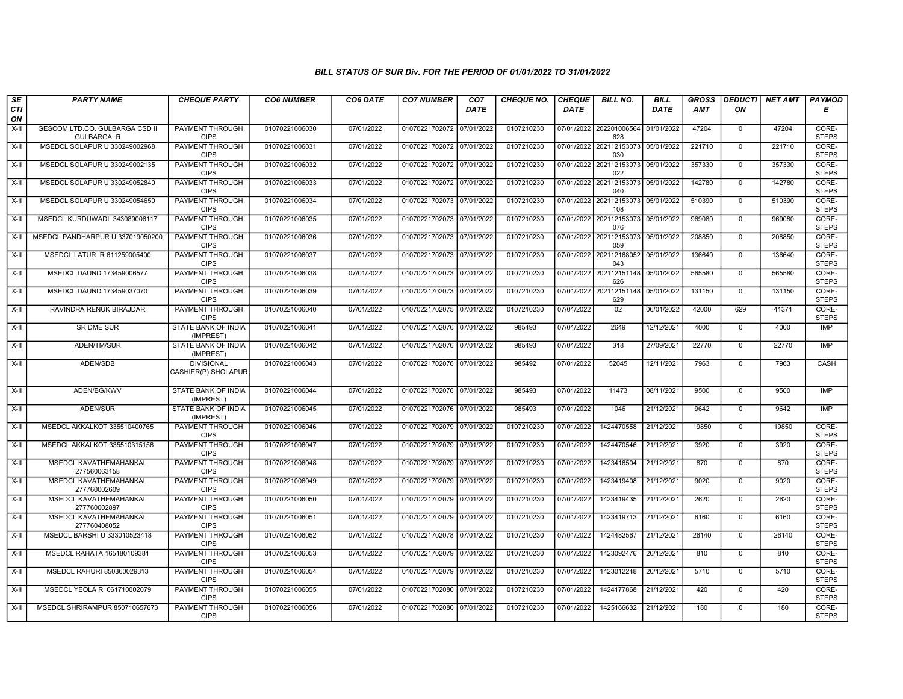# BILL STATUS OF SUR Div. FOR THE PERIOD OF 01/01/2022 TO 31/01/2022

| SECTION | PARTY NAME | CHEQUE PARTY | CO6 NUMBER | CO6 DATE | CO7 NUMBER | CO7 DATE | CHEQUE NO. | CHEQUE DATE | BILL NO. | BILL DATE | GROSS AMT | DEDUCTION | NET AMT | PAYMODE |
|---|---|---|---|---|---|---|---|---|---|---|---|---|---|---|
| X-II | GESCOM LTD.CO. GULBARGA CSD II GULBARGA. R | PAYMENT THROUGH CIPS | 01070221006030 | 07/01/2022 | 01070221702072 | 07/01/2022 | 0107210230 | 07/01/2022 | 202201006564628 | 01/01/2022 | 47204 | 0 | 47204 | CORE-STEPS |
| X-II | MSEDCL SOLAPUR U 330249002968 | PAYMENT THROUGH CIPS | 01070221006031 | 07/01/2022 | 01070221702072 | 07/01/2022 | 0107210230 | 07/01/2022 | 202112153073030 | 05/01/2022 | 221710 | 0 | 221710 | CORE-STEPS |
| X-II | MSEDCL SOLAPUR U 330249002135 | PAYMENT THROUGH CIPS | 01070221006032 | 07/01/2022 | 01070221702072 | 07/01/2022 | 0107210230 | 07/01/2022 | 202112153073022 | 05/01/2022 | 357330 | 0 | 357330 | CORE-STEPS |
| X-II | MSEDCL SOLAPUR U 330249052840 | PAYMENT THROUGH CIPS | 01070221006033 | 07/01/2022 | 01070221702072 | 07/01/2022 | 0107210230 | 07/01/2022 | 202112153073040 | 05/01/2022 | 142780 | 0 | 142780 | CORE-STEPS |
| X-II | MSEDCL SOLAPUR U 330249054650 | PAYMENT THROUGH CIPS | 01070221006034 | 07/01/2022 | 01070221702073 | 07/01/2022 | 0107210230 | 07/01/2022 | 202112153073108 | 05/01/2022 | 510390 | 0 | 510390 | CORE-STEPS |
| X-II | MSEDCL KURDUWADI 343089006117 | PAYMENT THROUGH CIPS | 01070221006035 | 07/01/2022 | 01070221702073 | 07/01/2022 | 0107210230 | 07/01/2022 | 202112153073076 | 05/01/2022 | 969080 | 0 | 969080 | CORE-STEPS |
| X-II | MSEDCL PANDHARPUR U 337019050200 | PAYMENT THROUGH CIPS | 01070221006036 | 07/01/2022 | 01070221702073 | 07/01/2022 | 0107210230 | 07/01/2022 | 202112153073059 | 05/01/2022 | 208850 | 0 | 208850 | CORE-STEPS |
| X-II | MSEDCL LATUR R 611259005400 | PAYMENT THROUGH CIPS | 01070221006037 | 07/01/2022 | 01070221702073 | 07/01/2022 | 0107210230 | 07/01/2022 | 202112168052043 | 05/01/2022 | 136640 | 0 | 136640 | CORE-STEPS |
| X-II | MSEDCL DAUND 173459006577 | PAYMENT THROUGH CIPS | 01070221006038 | 07/01/2022 | 01070221702073 | 07/01/2022 | 0107210230 | 07/01/2022 | 202112151148626 | 05/01/2022 | 565580 | 0 | 565580 | CORE-STEPS |
| X-II | MSEDCL DAUND 173459037070 | PAYMENT THROUGH CIPS | 01070221006039 | 07/01/2022 | 01070221702073 | 07/01/2022 | 0107210230 | 07/01/2022 | 202112151148629 | 05/01/2022 | 131150 | 0 | 131150 | CORE-STEPS |
| X-II | RAVINDRA RENUK BIRAJDAR | PAYMENT THROUGH CIPS | 01070221006040 | 07/01/2022 | 01070221702075 | 07/01/2022 | 0107210230 | 07/01/2022 | 02 | 06/01/2022 | 42000 | 629 | 41371 | CORE-STEPS |
| X-II | SR DME SUR | STATE BANK OF INDIA (IMPREST) | 01070221006041 | 07/01/2022 | 01070221702076 | 07/01/2022 | 985493 | 07/01/2022 | 2649 | 12/12/2021 | 4000 | 0 | 4000 | IMP |
| X-II | ADEN/TM/SUR | STATE BANK OF INDIA (IMPREST) | 01070221006042 | 07/01/2022 | 01070221702076 | 07/01/2022 | 985493 | 07/01/2022 | 318 | 27/09/2021 | 22770 | 0 | 22770 | IMP |
| X-II | ADEN/SDB | DIVISIONAL CASHIER(P) SHOLAPUR | 01070221006043 | 07/01/2022 | 01070221702076 | 07/01/2022 | 985492 | 07/01/2022 | 52045 | 12/11/2021 | 7963 | 0 | 7963 | CASH |
| X-II | ADEN/BG/KWV | STATE BANK OF INDIA (IMPREST) | 01070221006044 | 07/01/2022 | 01070221702076 | 07/01/2022 | 985493 | 07/01/2022 | 11473 | 08/11/2021 | 9500 | 0 | 9500 | IMP |
| X-II | ADEN/SUR | STATE BANK OF INDIA (IMPREST) | 01070221006045 | 07/01/2022 | 01070221702076 | 07/01/2022 | 985493 | 07/01/2022 | 1046 | 21/12/2021 | 9642 | 0 | 9642 | IMP |
| X-II | MSEDCL AKKALKOT 335510400765 | PAYMENT THROUGH CIPS | 01070221006046 | 07/01/2022 | 01070221702079 | 07/01/2022 | 0107210230 | 07/01/2022 | 1424470558 | 21/12/2021 | 19850 | 0 | 19850 | CORE-STEPS |
| X-II | MSEDCL AKKALKOT 335510315156 | PAYMENT THROUGH CIPS | 01070221006047 | 07/01/2022 | 01070221702079 | 07/01/2022 | 0107210230 | 07/01/2022 | 1424470546 | 21/12/2021 | 3920 | 0 | 3920 | CORE-STEPS |
| X-II | MSEDCL KAVATHEMAHANKAL 277560063158 | PAYMENT THROUGH CIPS | 01070221006048 | 07/01/2022 | 01070221702079 | 07/01/2022 | 0107210230 | 07/01/2022 | 1423416504 | 21/12/2021 | 870 | 0 | 870 | CORE-STEPS |
| X-II | MSEDCL KAVATHEMAHANKAL 277760002609 | PAYMENT THROUGH CIPS | 01070221006049 | 07/01/2022 | 01070221702079 | 07/01/2022 | 0107210230 | 07/01/2022 | 1423419408 | 21/12/2021 | 9020 | 0 | 9020 | CORE-STEPS |
| X-II | MSEDCL KAVATHEMAHANKAL 277760002897 | PAYMENT THROUGH CIPS | 01070221006050 | 07/01/2022 | 01070221702079 | 07/01/2022 | 0107210230 | 07/01/2022 | 1423419435 | 21/12/2021 | 2620 | 0 | 2620 | CORE-STEPS |
| X-II | MSEDCL KAVATHEMAHANKAL 277760408052 | PAYMENT THROUGH CIPS | 01070221006051 | 07/01/2022 | 01070221702079 | 07/01/2022 | 0107210230 | 07/01/2022 | 1423419713 | 21/12/2021 | 6160 | 0 | 6160 | CORE-STEPS |
| X-II | MSEDCL BARSHI U 333010523418 | PAYMENT THROUGH CIPS | 01070221006052 | 07/01/2022 | 01070221702078 | 07/01/2022 | 0107210230 | 07/01/2022 | 1424482567 | 21/12/2021 | 26140 | 0 | 26140 | CORE-STEPS |
| X-II | MSEDCL RAHATA 165180109381 | PAYMENT THROUGH CIPS | 01070221006053 | 07/01/2022 | 01070221702079 | 07/01/2022 | 0107210230 | 07/01/2022 | 1423092476 | 20/12/2021 | 810 | 0 | 810 | CORE-STEPS |
| X-II | MSEDCL RAHURI 850360029313 | PAYMENT THROUGH CIPS | 01070221006054 | 07/01/2022 | 01070221702079 | 07/01/2022 | 0107210230 | 07/01/2022 | 1423012248 | 20/12/2021 | 5710 | 0 | 5710 | CORE-STEPS |
| X-II | MSEDCL YEOLA R 061710002079 | PAYMENT THROUGH CIPS | 01070221006055 | 07/01/2022 | 01070221702080 | 07/01/2022 | 0107210230 | 07/01/2022 | 1424177868 | 21/12/2021 | 420 | 0 | 420 | CORE-STEPS |
| X-II | MSEDCL SHRIRAMPUR 850710657673 | PAYMENT THROUGH CIPS | 01070221006056 | 07/01/2022 | 01070221702080 | 07/01/2022 | 0107210230 | 07/01/2022 | 1425166632 | 21/12/2021 | 180 | 0 | 180 | CORE-STEPS |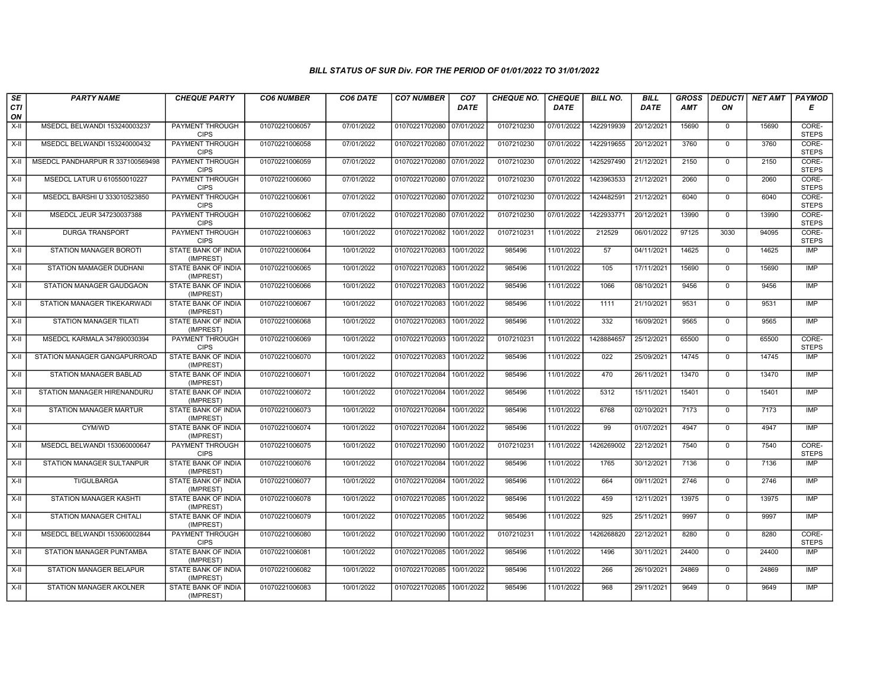### BILL STATUS OF SUR Div. FOR THE PERIOD OF 01/01/2022 TO 31/01/2022

| SECTION | PARTY NAME | CHEQUE PARTY | CO6 NUMBER | CO6 DATE | CO7 NUMBER | CO7 DATE | CHEQUE NO. | CHEQUE DATE | BILL NO. | BILL DATE | GROSS AMT | DEDUCTION | NET AMT | PAYMODE |
|---|---|---|---|---|---|---|---|---|---|---|---|---|---|---|
| X-II | MSEDCL BELWANDI 153240003237 | PAYMENT THROUGH CIPS | 01070221006057 | 07/01/2022 | 01070221702080 | 07/01/2022 | 0107210230 | 07/01/2022 | 1422919939 | 20/12/2021 | 15690 | 0 | 15690 | CORE-STEPS |
| X-II | MSEDCL BELWANDI 153240000432 | PAYMENT THROUGH CIPS | 01070221006058 | 07/01/2022 | 01070221702080 | 07/01/2022 | 0107210230 | 07/01/2022 | 1422919655 | 20/12/2021 | 3760 | 0 | 3760 | CORE-STEPS |
| X-II | MSEDCL PANDHARPUR R 337100569498 | PAYMENT THROUGH CIPS | 01070221006059 | 07/01/2022 | 01070221702080 | 07/01/2022 | 0107210230 | 07/01/2022 | 1425297490 | 21/12/2021 | 2150 | 0 | 2150 | CORE-STEPS |
| X-II | MSEDCL LATUR U 610550010227 | PAYMENT THROUGH CIPS | 01070221006060 | 07/01/2022 | 01070221702080 | 07/01/2022 | 0107210230 | 07/01/2022 | 1423963533 | 21/12/2021 | 2060 | 0 | 2060 | CORE-STEPS |
| X-II | MSEDCL BARSHI U 333010523850 | PAYMENT THROUGH CIPS | 01070221006061 | 07/01/2022 | 01070221702080 | 07/01/2022 | 0107210230 | 07/01/2022 | 1424482591 | 21/12/2021 | 6040 | 0 | 6040 | CORE-STEPS |
| X-II | MSEDCL JEUR 347230037388 | PAYMENT THROUGH CIPS | 01070221006062 | 07/01/2022 | 01070221702080 | 07/01/2022 | 0107210230 | 07/01/2022 | 1422933771 | 20/12/2021 | 13990 | 0 | 13990 | CORE-STEPS |
| X-II | DURGA TRANSPORT | PAYMENT THROUGH CIPS | 01070221006063 | 10/01/2022 | 01070221702082 | 10/01/2022 | 0107210231 | 11/01/2022 | 212529 | 06/01/2022 | 97125 | 3030 | 94095 | CORE-STEPS |
| X-II | STATION MANAGER BOROTI | STATE BANK OF INDIA (IMPREST) | 01070221006064 | 10/01/2022 | 01070221702083 | 10/01/2022 | 985496 | 11/01/2022 | 57 | 04/11/2021 | 14625 | 0 | 14625 | IMP |
| X-II | STATION MAMAGER DUDHANI | STATE BANK OF INDIA (IMPREST) | 01070221006065 | 10/01/2022 | 01070221702083 | 10/01/2022 | 985496 | 11/01/2022 | 105 | 17/11/2021 | 15690 | 0 | 15690 | IMP |
| X-II | STATION MANAGER GAUDGAON | STATE BANK OF INDIA (IMPREST) | 01070221006066 | 10/01/2022 | 01070221702083 | 10/01/2022 | 985496 | 11/01/2022 | 1066 | 08/10/2021 | 9456 | 0 | 9456 | IMP |
| X-II | STATION MANAGER TIKEKARWADI | STATE BANK OF INDIA (IMPREST) | 01070221006067 | 10/01/2022 | 01070221702083 | 10/01/2022 | 985496 | 11/01/2022 | 1111 | 21/10/2021 | 9531 | 0 | 9531 | IMP |
| X-II | STATION MANAGER TILATI | STATE BANK OF INDIA (IMPREST) | 01070221006068 | 10/01/2022 | 01070221702083 | 10/01/2022 | 985496 | 11/01/2022 | 332 | 16/09/2021 | 9565 | 0 | 9565 | IMP |
| X-II | MSEDCL KARMALA 347890030394 | PAYMENT THROUGH CIPS | 01070221006069 | 10/01/2022 | 01070221702093 | 10/01/2022 | 0107210231 | 11/01/2022 | 1428884657 | 25/12/2021 | 65500 | 0 | 65500 | CORE-STEPS |
| X-II | STATION MANAGER GANGAPURROAD | STATE BANK OF INDIA (IMPREST) | 01070221006070 | 10/01/2022 | 01070221702083 | 10/01/2022 | 985496 | 11/01/2022 | 022 | 25/09/2021 | 14745 | 0 | 14745 | IMP |
| X-II | STATION MANAGER BABLAD | STATE BANK OF INDIA (IMPREST) | 01070221006071 | 10/01/2022 | 01070221702084 | 10/01/2022 | 985496 | 11/01/2022 | 470 | 26/11/2021 | 13470 | 0 | 13470 | IMP |
| X-II | STATION MANAGER HIRENANDURU | STATE BANK OF INDIA (IMPREST) | 01070221006072 | 10/01/2022 | 01070221702084 | 10/01/2022 | 985496 | 11/01/2022 | 5312 | 15/11/2021 | 15401 | 0 | 15401 | IMP |
| X-II | STATION MANAGER MARTUR | STATE BANK OF INDIA (IMPREST) | 01070221006073 | 10/01/2022 | 01070221702084 | 10/01/2022 | 985496 | 11/01/2022 | 6768 | 02/10/2021 | 7173 | 0 | 7173 | IMP |
| X-II | CYM/WD | STATE BANK OF INDIA (IMPREST) | 01070221006074 | 10/01/2022 | 01070221702084 | 10/01/2022 | 985496 | 11/01/2022 | 99 | 01/07/2021 | 4947 | 0 | 4947 | IMP |
| X-II | MSEDCL BELWANDI 153060000647 | PAYMENT THROUGH CIPS | 01070221006075 | 10/01/2022 | 01070221702090 | 10/01/2022 | 0107210231 | 11/01/2022 | 1426269002 | 22/12/2021 | 7540 | 0 | 7540 | CORE-STEPS |
| X-II | STATION MANAGER SULTANPUR | STATE BANK OF INDIA (IMPREST) | 01070221006076 | 10/01/2022 | 01070221702084 | 10/01/2022 | 985496 | 11/01/2022 | 1765 | 30/12/2021 | 7136 | 0 | 7136 | IMP |
| X-II | TI/GULBARGA | STATE BANK OF INDIA (IMPREST) | 01070221006077 | 10/01/2022 | 01070221702084 | 10/01/2022 | 985496 | 11/01/2022 | 664 | 09/11/2021 | 2746 | 0 | 2746 | IMP |
| X-II | STATION MANAGER KASHTI | STATE BANK OF INDIA (IMPREST) | 01070221006078 | 10/01/2022 | 01070221702085 | 10/01/2022 | 985496 | 11/01/2022 | 459 | 12/11/2021 | 13975 | 0 | 13975 | IMP |
| X-II | STATION MANAGER CHITALI | STATE BANK OF INDIA (IMPREST) | 01070221006079 | 10/01/2022 | 01070221702085 | 10/01/2022 | 985496 | 11/01/2022 | 925 | 25/11/2021 | 9997 | 0 | 9997 | IMP |
| X-II | MSEDCL BELWANDI 153060002844 | PAYMENT THROUGH CIPS | 01070221006080 | 10/01/2022 | 01070221702090 | 10/01/2022 | 0107210231 | 11/01/2022 | 1426268820 | 22/12/2021 | 8280 | 0 | 8280 | CORE-STEPS |
| X-II | STATION MANAGER PUNTAMBA | STATE BANK OF INDIA (IMPREST) | 01070221006081 | 10/01/2022 | 01070221702085 | 10/01/2022 | 985496 | 11/01/2022 | 1496 | 30/11/2021 | 24400 | 0 | 24400 | IMP |
| X-II | STATION MANAGER BELAPUR | STATE BANK OF INDIA (IMPREST) | 01070221006082 | 10/01/2022 | 01070221702085 | 10/01/2022 | 985496 | 11/01/2022 | 266 | 26/10/2021 | 24869 | 0 | 24869 | IMP |
| X-II | STATION MANAGER AKOLNER | STATE BANK OF INDIA (IMPREST) | 01070221006083 | 10/01/2022 | 01070221702085 | 10/01/2022 | 985496 | 11/01/2022 | 968 | 29/11/2021 | 9649 | 0 | 9649 | IMP |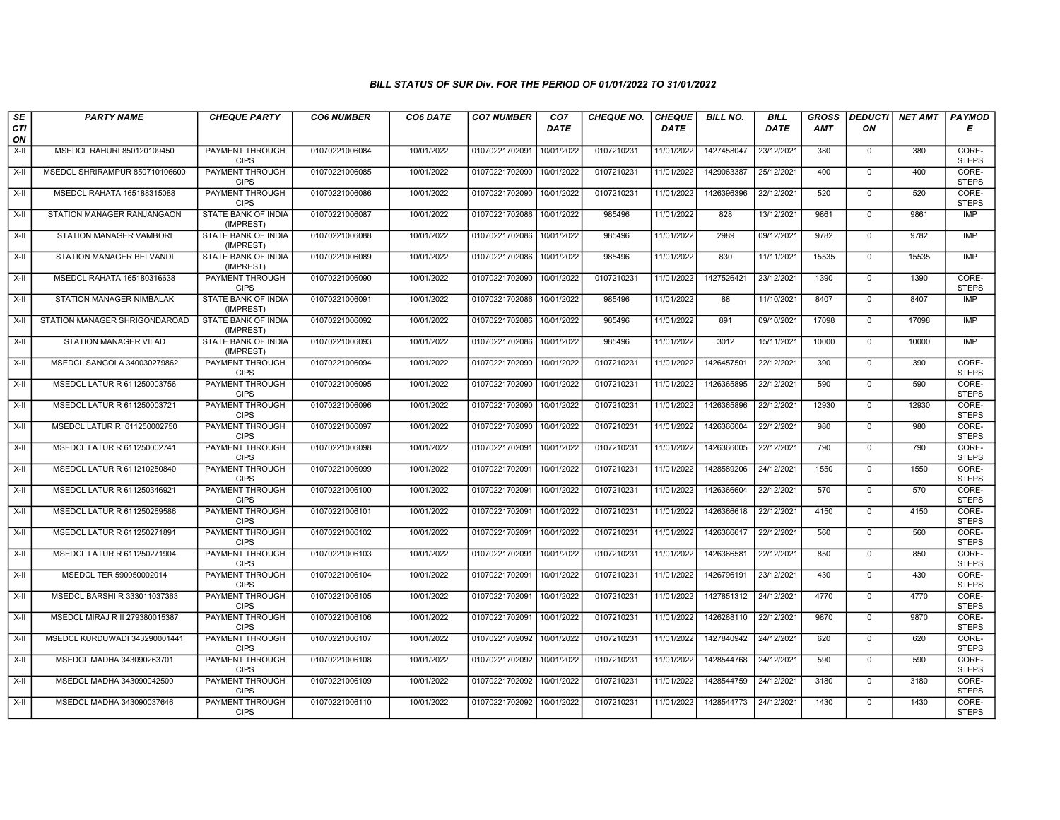# BILL STATUS OF SUR Div. FOR THE PERIOD OF 01/01/2022 TO 31/01/2022

| SECTION | PARTY NAME | CHEQUE PARTY | CO6 NUMBER | CO6 DATE | CO7 NUMBER | CO7 DATE | CHEQUE NO. | CHEQUE DATE | BILL NO. | BILL DATE | GROSS AMT | DEDUCTION | NET AMT | PAYMODE |
|---|---|---|---|---|---|---|---|---|---|---|---|---|---|---|
| X-II | MSEDCL RAHURI 850120109450 | PAYMENT THROUGH CIPS | 01070221006084 | 10/01/2022 | 01070221702091 | 10/01/2022 | 0107210231 | 11/01/2022 | 1427458047 | 23/12/2021 | 380 | 0 | 380 | CORE-STEPS |
| X-II | MSEDCL SHRIRAMPUR 850710106600 | PAYMENT THROUGH CIPS | 01070221006085 | 10/01/2022 | 01070221702090 | 10/01/2022 | 0107210231 | 11/01/2022 | 1429063387 | 25/12/2021 | 400 | 0 | 400 | CORE-STEPS |
| X-II | MSEDCL RAHATA 165188315088 | PAYMENT THROUGH CIPS | 01070221006086 | 10/01/2022 | 01070221702090 | 10/01/2022 | 0107210231 | 11/01/2022 | 1426396396 | 22/12/2021 | 520 | 0 | 520 | CORE-STEPS |
| X-II | STATION MANAGER RANJANGAON | STATE BANK OF INDIA (IMPREST) | 01070221006087 | 10/01/2022 | 01070221702086 | 10/01/2022 | 985496 | 11/01/2022 | 828 | 13/12/2021 | 9861 | 0 | 9861 | IMP |
| X-II | STATION MANAGER VAMBORI | STATE BANK OF INDIA (IMPREST) | 01070221006088 | 10/01/2022 | 01070221702086 | 10/01/2022 | 985496 | 11/01/2022 | 2989 | 09/12/2021 | 9782 | 0 | 9782 | IMP |
| X-II | STATION MANAGER BELVANDI | STATE BANK OF INDIA (IMPREST) | 01070221006089 | 10/01/2022 | 01070221702086 | 10/01/2022 | 985496 | 11/01/2022 | 830 | 11/11/2021 | 15535 | 0 | 15535 | IMP |
| X-II | MSEDCL RAHATA 165180316638 | PAYMENT THROUGH CIPS | 01070221006090 | 10/01/2022 | 01070221702090 | 10/01/2022 | 0107210231 | 11/01/2022 | 1427526421 | 23/12/2021 | 1390 | 0 | 1390 | CORE-STEPS |
| X-II | STATION MANAGER NIMBALAK | STATE BANK OF INDIA (IMPREST) | 01070221006091 | 10/01/2022 | 01070221702086 | 10/01/2022 | 985496 | 11/01/2022 | 88 | 11/10/2021 | 8407 | 0 | 8407 | IMP |
| X-II | STATION MANAGER SHRIGONDAROAD | STATE BANK OF INDIA (IMPREST) | 01070221006092 | 10/01/2022 | 01070221702086 | 10/01/2022 | 985496 | 11/01/2022 | 891 | 09/10/2021 | 17098 | 0 | 17098 | IMP |
| X-II | STATION MANAGER VILAD | STATE BANK OF INDIA (IMPREST) | 01070221006093 | 10/01/2022 | 01070221702086 | 10/01/2022 | 985496 | 11/01/2022 | 3012 | 15/11/2021 | 10000 | 0 | 10000 | IMP |
| X-II | MSEDCL SANGOLA 340030279862 | PAYMENT THROUGH CIPS | 01070221006094 | 10/01/2022 | 01070221702090 | 10/01/2022 | 0107210231 | 11/01/2022 | 1426457501 | 22/12/2021 | 390 | 0 | 390 | CORE-STEPS |
| X-II | MSEDCL LATUR R 611250003756 | PAYMENT THROUGH CIPS | 01070221006095 | 10/01/2022 | 01070221702090 | 10/01/2022 | 0107210231 | 11/01/2022 | 1426365895 | 22/12/2021 | 590 | 0 | 590 | CORE-STEPS |
| X-II | MSEDCL LATUR R 611250003721 | PAYMENT THROUGH CIPS | 01070221006096 | 10/01/2022 | 01070221702090 | 10/01/2022 | 0107210231 | 11/01/2022 | 1426365896 | 22/12/2021 | 12930 | 0 | 12930 | CORE-STEPS |
| X-II | MSEDCL LATUR R 611250002750 | PAYMENT THROUGH CIPS | 01070221006097 | 10/01/2022 | 01070221702090 | 10/01/2022 | 0107210231 | 11/01/2022 | 1426366004 | 22/12/2021 | 980 | 0 | 980 | CORE-STEPS |
| X-II | MSEDCL LATUR R 611250002741 | PAYMENT THROUGH CIPS | 01070221006098 | 10/01/2022 | 01070221702091 | 10/01/2022 | 0107210231 | 11/01/2022 | 1426366005 | 22/12/2021 | 790 | 0 | 790 | CORE-STEPS |
| X-II | MSEDCL LATUR R 611210250840 | PAYMENT THROUGH CIPS | 01070221006099 | 10/01/2022 | 01070221702091 | 10/01/2022 | 0107210231 | 11/01/2022 | 1428589206 | 24/12/2021 | 1550 | 0 | 1550 | CORE-STEPS |
| X-II | MSEDCL LATUR R 611250346921 | PAYMENT THROUGH CIPS | 01070221006100 | 10/01/2022 | 01070221702091 | 10/01/2022 | 0107210231 | 11/01/2022 | 1426366604 | 22/12/2021 | 570 | 0 | 570 | CORE-STEPS |
| X-II | MSEDCL LATUR R 611250269586 | PAYMENT THROUGH CIPS | 01070221006101 | 10/01/2022 | 01070221702091 | 10/01/2022 | 0107210231 | 11/01/2022 | 1426366618 | 22/12/2021 | 4150 | 0 | 4150 | CORE-STEPS |
| X-II | MSEDCL LATUR R 611250271891 | PAYMENT THROUGH CIPS | 01070221006102 | 10/01/2022 | 01070221702091 | 10/01/2022 | 0107210231 | 11/01/2022 | 1426366617 | 22/12/2021 | 560 | 0 | 560 | CORE-STEPS |
| X-II | MSEDCL LATUR R 611250271904 | PAYMENT THROUGH CIPS | 01070221006103 | 10/01/2022 | 01070221702091 | 10/01/2022 | 0107210231 | 11/01/2022 | 1426366581 | 22/12/2021 | 850 | 0 | 850 | CORE-STEPS |
| X-II | MSEDCL TER 590050002014 | PAYMENT THROUGH CIPS | 01070221006104 | 10/01/2022 | 01070221702091 | 10/01/2022 | 0107210231 | 11/01/2022 | 1426796191 | 23/12/2021 | 430 | 0 | 430 | CORE-STEPS |
| X-II | MSEDCL BARSHI R 333011037363 | PAYMENT THROUGH CIPS | 01070221006105 | 10/01/2022 | 01070221702091 | 10/01/2022 | 0107210231 | 11/01/2022 | 1427851312 | 24/12/2021 | 4770 | 0 | 4770 | CORE-STEPS |
| X-II | MSEDCL MIRAJ R II 279380015387 | PAYMENT THROUGH CIPS | 01070221006106 | 10/01/2022 | 01070221702091 | 10/01/2022 | 0107210231 | 11/01/2022 | 1426288110 | 22/12/2021 | 9870 | 0 | 9870 | CORE-STEPS |
| X-II | MSEDCL KURDUWADI 343290001441 | PAYMENT THROUGH CIPS | 01070221006107 | 10/01/2022 | 01070221702092 | 10/01/2022 | 0107210231 | 11/01/2022 | 1427840942 | 24/12/2021 | 620 | 0 | 620 | CORE-STEPS |
| X-II | MSEDCL MADHA 343090263701 | PAYMENT THROUGH CIPS | 01070221006108 | 10/01/2022 | 01070221702092 | 10/01/2022 | 0107210231 | 11/01/2022 | 1428544768 | 24/12/2021 | 590 | 0 | 590 | CORE-STEPS |
| X-II | MSEDCL MADHA 343090042500 | PAYMENT THROUGH CIPS | 01070221006109 | 10/01/2022 | 01070221702092 | 10/01/2022 | 0107210231 | 11/01/2022 | 1428544759 | 24/12/2021 | 3180 | 0 | 3180 | CORE-STEPS |
| X-II | MSEDCL MADHA 343090037646 | PAYMENT THROUGH CIPS | 01070221006110 | 10/01/2022 | 01070221702092 | 10/01/2022 | 0107210231 | 11/01/2022 | 1428544773 | 24/12/2021 | 1430 | 0 | 1430 | CORE-STEPS |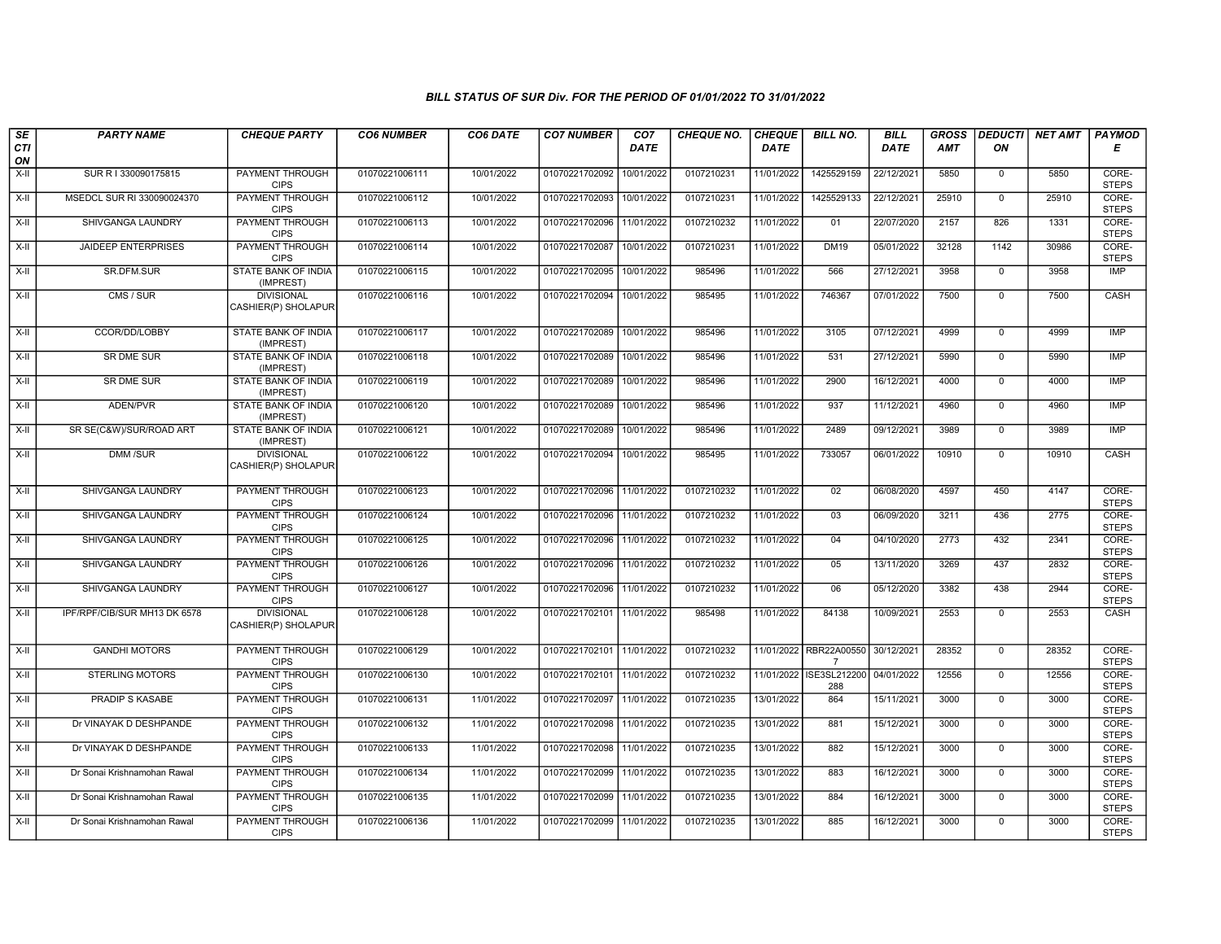### BILL STATUS OF SUR Div. FOR THE PERIOD OF 01/01/2022 TO 31/01/2022

| SECTION | PARTY NAME | CHEQUE PARTY | CO6 NUMBER | CO6 DATE | CO7 NUMBER | CO7 DATE | CHEQUE NO. | CHEQUE DATE | BILL NO. | BILL DATE | GROSS AMT | DEDUCTION | NET AMT | PAYMODE |
|---|---|---|---|---|---|---|---|---|---|---|---|---|---|---|
| X-II | SUR R I 330090175815 | PAYMENT THROUGH CIPS | 01070221006111 | 10/01/2022 | 01070221702092 | 10/01/2022 | 0107210231 | 11/01/2022 | 1425529159 | 22/12/2021 | 5850 | 0 | 5850 | CORE-STEPS |
| X-II | MSEDCL SUR RI 330090024370 | PAYMENT THROUGH CIPS | 01070221006112 | 10/01/2022 | 01070221702093 | 10/01/2022 | 0107210231 | 11/01/2022 | 1425529133 | 22/12/2021 | 25910 | 0 | 25910 | CORE-STEPS |
| X-II | SHIVGANGA LAUNDRY | PAYMENT THROUGH CIPS | 01070221006113 | 10/01/2022 | 01070221702096 | 11/01/2022 | 0107210232 | 11/01/2022 | 01 | 22/07/2020 | 2157 | 826 | 1331 | CORE-STEPS |
| X-II | JAIDEEP ENTERPRISES | PAYMENT THROUGH CIPS | 01070221006114 | 10/01/2022 | 01070221702087 | 10/01/2022 | 0107210231 | 11/01/2022 | DM19 | 05/01/2022 | 32128 | 1142 | 30986 | CORE-STEPS |
| X-II | SR.DFM.SUR | STATE BANK OF INDIA (IMPREST) | 01070221006115 | 10/01/2022 | 01070221702095 | 10/01/2022 | 985496 | 11/01/2022 | 566 | 27/12/2021 | 3958 | 0 | 3958 | IMP |
| X-II | CMS / SUR | DIVISIONAL CASHIER(P) SHOLAPUR | 01070221006116 | 10/01/2022 | 01070221702094 | 10/01/2022 | 985495 | 11/01/2022 | 746367 | 07/01/2022 | 7500 | 0 | 7500 | CASH |
| X-II | CCOR/DD/LOBBY | STATE BANK OF INDIA (IMPREST) | 01070221006117 | 10/01/2022 | 01070221702089 | 10/01/2022 | 985496 | 11/01/2022 | 3105 | 07/12/2021 | 4999 | 0 | 4999 | IMP |
| X-II | SR DME SUR | STATE BANK OF INDIA (IMPREST) | 01070221006118 | 10/01/2022 | 01070221702089 | 10/01/2022 | 985496 | 11/01/2022 | 531 | 27/12/2021 | 5990 | 0 | 5990 | IMP |
| X-II | SR DME SUR | STATE BANK OF INDIA (IMPREST) | 01070221006119 | 10/01/2022 | 01070221702089 | 10/01/2022 | 985496 | 11/01/2022 | 2900 | 16/12/2021 | 4000 | 0 | 4000 | IMP |
| X-II | ADEN/PVR | STATE BANK OF INDIA (IMPREST) | 01070221006120 | 10/01/2022 | 01070221702089 | 10/01/2022 | 985496 | 11/01/2022 | 937 | 11/12/2021 | 4960 | 0 | 4960 | IMP |
| X-II | SR SE(C&W)/SUR/ROAD ART | STATE BANK OF INDIA (IMPREST) | 01070221006121 | 10/01/2022 | 01070221702089 | 10/01/2022 | 985496 | 11/01/2022 | 2489 | 09/12/2021 | 3989 | 0 | 3989 | IMP |
| X-II | DMM /SUR | DIVISIONAL CASHIER(P) SHOLAPUR | 01070221006122 | 10/01/2022 | 01070221702094 | 10/01/2022 | 985495 | 11/01/2022 | 733057 | 06/01/2022 | 10910 | 0 | 10910 | CASH |
| X-II | SHIVGANGA LAUNDRY | PAYMENT THROUGH CIPS | 01070221006123 | 10/01/2022 | 01070221702096 | 11/01/2022 | 0107210232 | 11/01/2022 | 02 | 06/08/2020 | 4597 | 450 | 4147 | CORE-STEPS |
| X-II | SHIVGANGA LAUNDRY | PAYMENT THROUGH CIPS | 01070221006124 | 10/01/2022 | 01070221702096 | 11/01/2022 | 0107210232 | 11/01/2022 | 03 | 06/09/2020 | 3211 | 436 | 2775 | CORE-STEPS |
| X-II | SHIVGANGA LAUNDRY | PAYMENT THROUGH CIPS | 01070221006125 | 10/01/2022 | 01070221702096 | 11/01/2022 | 0107210232 | 11/01/2022 | 04 | 04/10/2020 | 2773 | 432 | 2341 | CORE-STEPS |
| X-II | SHIVGANGA LAUNDRY | PAYMENT THROUGH CIPS | 01070221006126 | 10/01/2022 | 01070221702096 | 11/01/2022 | 0107210232 | 11/01/2022 | 05 | 13/11/2020 | 3269 | 437 | 2832 | CORE-STEPS |
| X-II | SHIVGANGA LAUNDRY | PAYMENT THROUGH CIPS | 01070221006127 | 10/01/2022 | 01070221702096 | 11/01/2022 | 0107210232 | 11/01/2022 | 06 | 05/12/2020 | 3382 | 438 | 2944 | CORE-STEPS |
| X-II | IPF/RPF/CIB/SUR MH13 DK 6578 | DIVISIONAL CASHIER(P) SHOLAPUR | 01070221006128 | 10/01/2022 | 01070221702101 | 11/01/2022 | 985498 | 11/01/2022 | 84138 | 10/09/2021 | 2553 | 0 | 2553 | CASH |
| X-II | GANDHI MOTORS | PAYMENT THROUGH CIPS | 01070221006129 | 10/01/2022 | 01070221702101 | 11/01/2022 | 0107210232 | 11/01/2022 | RBR22A005507 | 30/12/2021 | 28352 | 0 | 28352 | CORE-STEPS |
| X-II | STERLING MOTORS | PAYMENT THROUGH CIPS | 01070221006130 | 10/01/2022 | 01070221702101 | 11/01/2022 | 0107210232 | 11/01/2022 | ISE3SL212200288 | 04/01/2022 | 12556 | 0 | 12556 | CORE-STEPS |
| X-II | PRADIP S KASABE | PAYMENT THROUGH CIPS | 01070221006131 | 11/01/2022 | 01070221702097 | 11/01/2022 | 0107210235 | 13/01/2022 | 864 | 15/11/2021 | 3000 | 0 | 3000 | CORE-STEPS |
| X-II | Dr VINAYAK D DESHPANDE | PAYMENT THROUGH CIPS | 01070221006132 | 11/01/2022 | 01070221702098 | 11/01/2022 | 0107210235 | 13/01/2022 | 881 | 15/12/2021 | 3000 | 0 | 3000 | CORE-STEPS |
| X-II | Dr VINAYAK D DESHPANDE | PAYMENT THROUGH CIPS | 01070221006133 | 11/01/2022 | 01070221702098 | 11/01/2022 | 0107210235 | 13/01/2022 | 882 | 15/12/2021 | 3000 | 0 | 3000 | CORE-STEPS |
| X-II | Dr Sonai Krishnamohan Rawal | PAYMENT THROUGH CIPS | 01070221006134 | 11/01/2022 | 01070221702099 | 11/01/2022 | 0107210235 | 13/01/2022 | 883 | 16/12/2021 | 3000 | 0 | 3000 | CORE-STEPS |
| X-II | Dr Sonai Krishnamohan Rawal | PAYMENT THROUGH CIPS | 01070221006135 | 11/01/2022 | 01070221702099 | 11/01/2022 | 0107210235 | 13/01/2022 | 884 | 16/12/2021 | 3000 | 0 | 3000 | CORE-STEPS |
| X-II | Dr Sonai Krishnamohan Rawal | PAYMENT THROUGH CIPS | 01070221006136 | 11/01/2022 | 01070221702099 | 11/01/2022 | 0107210235 | 13/01/2022 | 885 | 16/12/2021 | 3000 | 0 | 3000 | CORE-STEPS |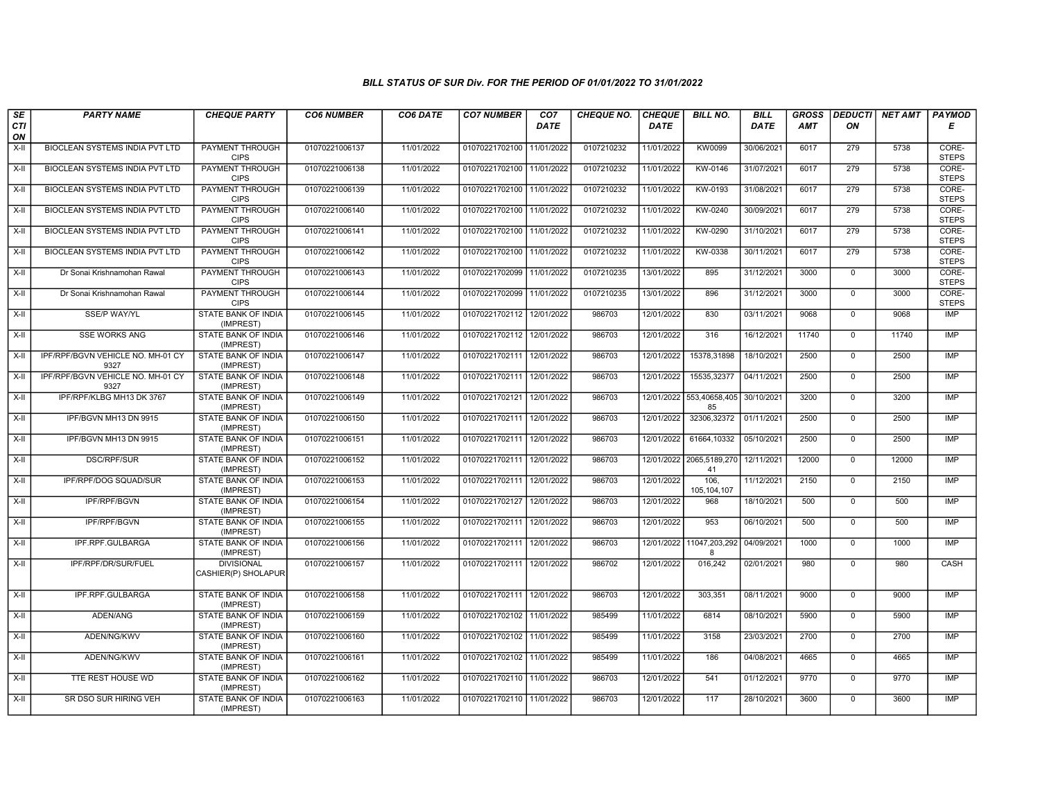# BILL STATUS OF SUR Div. FOR THE PERIOD OF 01/01/2022 TO 31/01/2022

| SECTION | PARTY NAME | CHEQUE PARTY | CO6 NUMBER | CO6 DATE | CO7 NUMBER | CO7 DATE | CHEQUE NO. | CHEQUE DATE | BILL NO. | BILL DATE | GROSS AMT | DEDUCTION | NET AMT | PAYMODE |
|---|---|---|---|---|---|---|---|---|---|---|---|---|---|---|
| X-II | BIOCLEAN SYSTEMS INDIA PVT LTD | PAYMENT THROUGH CIPS | 01070221006137 | 11/01/2022 | 01070221702100 | 11/01/2022 | 0107210232 | 11/01/2022 | KW0099 | 30/06/2021 | 6017 | 279 | 5738 | CORE-STEPS |
| X-II | BIOCLEAN SYSTEMS INDIA PVT LTD | PAYMENT THROUGH CIPS | 01070221006138 | 11/01/2022 | 01070221702100 | 11/01/2022 | 0107210232 | 11/01/2022 | KW-0146 | 31/07/2021 | 6017 | 279 | 5738 | CORE-STEPS |
| X-II | BIOCLEAN SYSTEMS INDIA PVT LTD | PAYMENT THROUGH CIPS | 01070221006139 | 11/01/2022 | 01070221702100 | 11/01/2022 | 0107210232 | 11/01/2022 | KW-0193 | 31/08/2021 | 6017 | 279 | 5738 | CORE-STEPS |
| X-II | BIOCLEAN SYSTEMS INDIA PVT LTD | PAYMENT THROUGH CIPS | 01070221006140 | 11/01/2022 | 01070221702100 | 11/01/2022 | 0107210232 | 11/01/2022 | KW-0240 | 30/09/2021 | 6017 | 279 | 5738 | CORE-STEPS |
| X-II | BIOCLEAN SYSTEMS INDIA PVT LTD | PAYMENT THROUGH CIPS | 01070221006141 | 11/01/2022 | 01070221702100 | 11/01/2022 | 0107210232 | 11/01/2022 | KW-0290 | 31/10/2021 | 6017 | 279 | 5738 | CORE-STEPS |
| X-II | BIOCLEAN SYSTEMS INDIA PVT LTD | PAYMENT THROUGH CIPS | 01070221006142 | 11/01/2022 | 01070221702100 | 11/01/2022 | 0107210232 | 11/01/2022 | KW-0338 | 30/11/2021 | 6017 | 279 | 5738 | CORE-STEPS |
| X-II | Dr Sonai Krishnamohan Rawal | PAYMENT THROUGH CIPS | 01070221006143 | 11/01/2022 | 01070221702099 | 11/01/2022 | 0107210235 | 13/01/2022 | 895 | 31/12/2021 | 3000 | 0 | 3000 | CORE-STEPS |
| X-II | Dr Sonai Krishnamohan Rawal | PAYMENT THROUGH CIPS | 01070221006144 | 11/01/2022 | 01070221702099 | 11/01/2022 | 0107210235 | 13/01/2022 | 896 | 31/12/2021 | 3000 | 0 | 3000 | CORE-STEPS |
| X-II | SSE/P WAY/YL | STATE BANK OF INDIA (IMPREST) | 01070221006145 | 11/01/2022 | 01070221702112 | 12/01/2022 | 986703 | 12/01/2022 | 830 | 03/11/2021 | 9068 | 0 | 9068 | IMP |
| X-II | SSE WORKS ANG | STATE BANK OF INDIA (IMPREST) | 01070221006146 | 11/01/2022 | 01070221702112 | 12/01/2022 | 986703 | 12/01/2022 | 316 | 16/12/2021 | 11740 | 0 | 11740 | IMP |
| X-II | IPF/RPF/BGVN VEHICLE NO. MH-01 CY 9327 | STATE BANK OF INDIA (IMPREST) | 01070221006147 | 11/01/2022 | 01070221702111 | 12/01/2022 | 986703 | 12/01/2022 | 15378,31898 | 18/10/2021 | 2500 | 0 | 2500 | IMP |
| X-II | IPF/RPF/BGVN VEHICLE NO. MH-01 CY 9327 | STATE BANK OF INDIA (IMPREST) | 01070221006148 | 11/01/2022 | 01070221702111 | 12/01/2022 | 986703 | 12/01/2022 | 15535,32377 | 04/11/2021 | 2500 | 0 | 2500 | IMP |
| X-II | IPF/RPF/KLBG MH13 DK 3767 | STATE BANK OF INDIA (IMPREST) | 01070221006149 | 11/01/2022 | 01070221702121 | 12/01/2022 | 986703 | 12/01/2022 | 553,40658,405 85 | 30/10/2021 | 3200 | 0 | 3200 | IMP |
| X-II | IPF/BGVN MH13 DN 9915 | STATE BANK OF INDIA (IMPREST) | 01070221006150 | 11/01/2022 | 01070221702111 | 12/01/2022 | 986703 | 12/01/2022 | 32306,32372 | 01/11/2021 | 2500 | 0 | 2500 | IMP |
| X-II | IPF/BGVN MH13 DN 9915 | STATE BANK OF INDIA (IMPREST) | 01070221006151 | 11/01/2022 | 01070221702111 | 12/01/2022 | 986703 | 12/01/2022 | 61664,10332 | 05/10/2021 | 2500 | 0 | 2500 | IMP |
| X-II | DSC/RPF/SUR | STATE BANK OF INDIA (IMPREST) | 01070221006152 | 11/01/2022 | 01070221702111 | 12/01/2022 | 986703 | 12/01/2022 | 2065,5189,270 41 | 12/11/2021 | 12000 | 0 | 12000 | IMP |
| X-II | IPF/RPF/DOG SQUAD/SUR | STATE BANK OF INDIA (IMPREST) | 01070221006153 | 11/01/2022 | 01070221702111 | 12/01/2022 | 986703 | 12/01/2022 | 106, 105,104,107 | 11/12/2021 | 2150 | 0 | 2150 | IMP |
| X-II | IPF/RPF/BGVN | STATE BANK OF INDIA (IMPREST) | 01070221006154 | 11/01/2022 | 01070221702127 | 12/01/2022 | 986703 | 12/01/2022 | 968 | 18/10/2021 | 500 | 0 | 500 | IMP |
| X-II | IPF/RPF/BGVN | STATE BANK OF INDIA (IMPREST) | 01070221006155 | 11/01/2022 | 01070221702111 | 12/01/2022 | 986703 | 12/01/2022 | 953 | 06/10/2021 | 500 | 0 | 500 | IMP |
| X-II | IPF.RPF.GULBARGA | STATE BANK OF INDIA (IMPREST) | 01070221006156 | 11/01/2022 | 01070221702111 | 12/01/2022 | 986703 | 12/01/2022 | 11047,203,292 8 | 04/09/2021 | 1000 | 0 | 1000 | IMP |
| X-II | IPF/RPF/DR/SUR/FUEL | DIVISIONAL CASHIER(P) SHOLAPUR | 01070221006157 | 11/01/2022 | 01070221702111 | 12/01/2022 | 986702 | 12/01/2022 | 016,242 | 02/01/2021 | 980 | 0 | 980 | CASH |
| X-II | IPF.RPF.GULBARGA | STATE BANK OF INDIA (IMPREST) | 01070221006158 | 11/01/2022 | 01070221702111 | 12/01/2022 | 986703 | 12/01/2022 | 303,351 | 08/11/2021 | 9000 | 0 | 9000 | IMP |
| X-II | ADEN/ANG | STATE BANK OF INDIA (IMPREST) | 01070221006159 | 11/01/2022 | 01070221702102 | 11/01/2022 | 985499 | 11/01/2022 | 6814 | 08/10/2021 | 5900 | 0 | 5900 | IMP |
| X-II | ADEN/NG/KWV | STATE BANK OF INDIA (IMPREST) | 01070221006160 | 11/01/2022 | 01070221702102 | 11/01/2022 | 985499 | 11/01/2022 | 3158 | 23/03/2021 | 2700 | 0 | 2700 | IMP |
| X-II | ADEN/NG/KWV | STATE BANK OF INDIA (IMPREST) | 01070221006161 | 11/01/2022 | 01070221702102 | 11/01/2022 | 985499 | 11/01/2022 | 186 | 04/08/2021 | 4665 | 0 | 4665 | IMP |
| X-II | TTE REST HOUSE WD | STATE BANK OF INDIA (IMPREST) | 01070221006162 | 11/01/2022 | 01070221702110 | 11/01/2022 | 986703 | 12/01/2022 | 541 | 01/12/2021 | 9770 | 0 | 9770 | IMP |
| X-II | SR DSO SUR HIRING VEH | STATE BANK OF INDIA (IMPREST) | 01070221006163 | 11/01/2022 | 01070221702110 | 11/01/2022 | 986703 | 12/01/2022 | 117 | 28/10/2021 | 3600 | 0 | 3600 | IMP |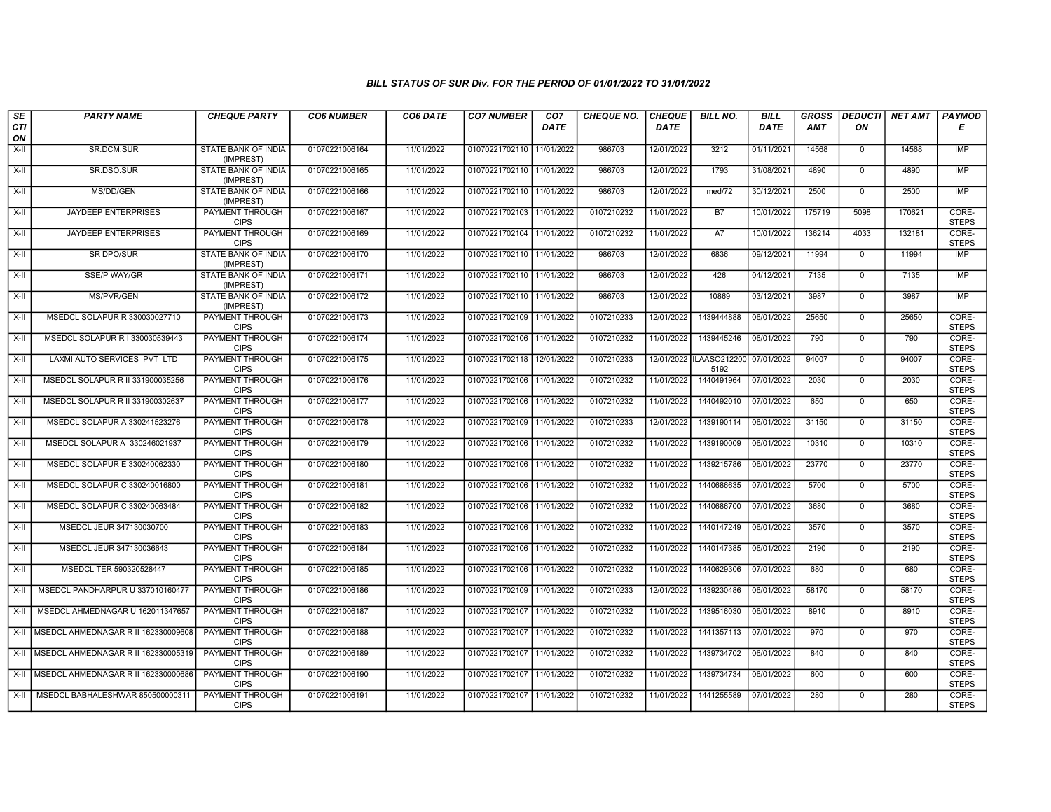### BILL STATUS OF SUR Div. FOR THE PERIOD OF 01/01/2022 TO 31/01/2022

| SECTION | PARTY NAME | CHEQUE PARTY | CO6 NUMBER | CO6 DATE | CO7 NUMBER | CO7 DATE | CHEQUE NO. | CHEQUE DATE | BILL NO. | BILL DATE | GROSS AMT | DEDUCTION | NET AMT | PAYMODE |
|---|---|---|---|---|---|---|---|---|---|---|---|---|---|---|
| X-II | SR.DCM.SUR | STATE BANK OF INDIA (IMPREST) | 01070221006164 | 11/01/2022 | 01070221702110 | 11/01/2022 | 986703 | 12/01/2022 | 3212 | 01/11/2021 | 14568 | 0 | 14568 | IMP |
| X-II | SR.DSO.SUR | STATE BANK OF INDIA (IMPREST) | 01070221006165 | 11/01/2022 | 01070221702110 | 11/01/2022 | 986703 | 12/01/2022 | 1793 | 31/08/2021 | 4890 | 0 | 4890 | IMP |
| X-II | MS/DD/GEN | STATE BANK OF INDIA (IMPREST) | 01070221006166 | 11/01/2022 | 01070221702110 | 11/01/2022 | 986703 | 12/01/2022 | med/72 | 30/12/2021 | 2500 | 0 | 2500 | IMP |
| X-II | JAYDEEP ENTERPRISES | PAYMENT THROUGH CIPS | 01070221006167 | 11/01/2022 | 01070221702103 | 11/01/2022 | 0107210232 | 11/01/2022 | B7 | 10/01/2022 | 175719 | 5098 | 170621 | CORE-STEPS |
| X-II | JAYDEEP ENTERPRISES | PAYMENT THROUGH CIPS | 01070221006169 | 11/01/2022 | 01070221702104 | 11/01/2022 | 0107210232 | 11/01/2022 | A7 | 10/01/2022 | 136214 | 4033 | 132181 | CORE-STEPS |
| X-II | SR DPO/SUR | STATE BANK OF INDIA (IMPREST) | 01070221006170 | 11/01/2022 | 01070221702110 | 11/01/2022 | 986703 | 12/01/2022 | 6836 | 09/12/2021 | 11994 | 0 | 11994 | IMP |
| X-II | SSE/P WAY/GR | STATE BANK OF INDIA (IMPREST) | 01070221006171 | 11/01/2022 | 01070221702110 | 11/01/2022 | 986703 | 12/01/2022 | 426 | 04/12/2021 | 7135 | 0 | 7135 | IMP |
| X-II | MS/PVR/GEN | STATE BANK OF INDIA (IMPREST) | 01070221006172 | 11/01/2022 | 01070221702110 | 11/01/2022 | 986703 | 12/01/2022 | 10869 | 03/12/2021 | 3987 | 0 | 3987 | IMP |
| X-II | MSEDCL SOLAPUR R 330030027710 | PAYMENT THROUGH CIPS | 01070221006173 | 11/01/2022 | 01070221702109 | 11/01/2022 | 0107210233 | 12/01/2022 | 1439444888 | 06/01/2022 | 25650 | 0 | 25650 | CORE-STEPS |
| X-II | MSEDCL SOLAPUR R I 330030539443 | PAYMENT THROUGH CIPS | 01070221006174 | 11/01/2022 | 01070221702106 | 11/01/2022 | 0107210232 | 11/01/2022 | 1439445246 | 06/01/2022 | 790 | 0 | 790 | CORE-STEPS |
| X-II | LAXMI AUTO SERVICES PVT LTD | PAYMENT THROUGH CIPS | 01070221006175 | 11/01/2022 | 01070221702118 | 12/01/2022 | 0107210233 | 12/01/2022 | ILAASO212200 5192 | 07/01/2022 | 94007 | 0 | 94007 | CORE-STEPS |
| X-II | MSEDCL SOLAPUR R II 331900035256 | PAYMENT THROUGH CIPS | 01070221006176 | 11/01/2022 | 01070221702106 | 11/01/2022 | 0107210232 | 11/01/2022 | 1440491964 | 07/01/2022 | 2030 | 0 | 2030 | CORE-STEPS |
| X-II | MSEDCL SOLAPUR R II 331900302637 | PAYMENT THROUGH CIPS | 01070221006177 | 11/01/2022 | 01070221702106 | 11/01/2022 | 0107210232 | 11/01/2022 | 1440492010 | 07/01/2022 | 650 | 0 | 650 | CORE-STEPS |
| X-II | MSEDCL SOLAPUR A 330241523276 | PAYMENT THROUGH CIPS | 01070221006178 | 11/01/2022 | 01070221702109 | 11/01/2022 | 0107210233 | 12/01/2022 | 1439190114 | 06/01/2022 | 31150 | 0 | 31150 | CORE-STEPS |
| X-II | MSEDCL SOLAPUR A 330246021937 | PAYMENT THROUGH CIPS | 01070221006179 | 11/01/2022 | 01070221702106 | 11/01/2022 | 0107210232 | 11/01/2022 | 1439190009 | 06/01/2022 | 10310 | 0 | 10310 | CORE-STEPS |
| X-II | MSEDCL SOLAPUR E 330240062330 | PAYMENT THROUGH CIPS | 01070221006180 | 11/01/2022 | 01070221702106 | 11/01/2022 | 0107210232 | 11/01/2022 | 1439215786 | 06/01/2022 | 23770 | 0 | 23770 | CORE-STEPS |
| X-II | MSEDCL SOLAPUR C 330240016800 | PAYMENT THROUGH CIPS | 01070221006181 | 11/01/2022 | 01070221702106 | 11/01/2022 | 0107210232 | 11/01/2022 | 1440686635 | 07/01/2022 | 5700 | 0 | 5700 | CORE-STEPS |
| X-II | MSEDCL SOLAPUR C 330240063484 | PAYMENT THROUGH CIPS | 01070221006182 | 11/01/2022 | 01070221702106 | 11/01/2022 | 0107210232 | 11/01/2022 | 1440686700 | 07/01/2022 | 3680 | 0 | 3680 | CORE-STEPS |
| X-II | MSEDCL JEUR 347130030700 | PAYMENT THROUGH CIPS | 01070221006183 | 11/01/2022 | 01070221702106 | 11/01/2022 | 0107210232 | 11/01/2022 | 1440147249 | 06/01/2022 | 3570 | 0 | 3570 | CORE-STEPS |
| X-II | MSEDCL JEUR 347130036643 | PAYMENT THROUGH CIPS | 01070221006184 | 11/01/2022 | 01070221702106 | 11/01/2022 | 0107210232 | 11/01/2022 | 1440147385 | 06/01/2022 | 2190 | 0 | 2190 | CORE-STEPS |
| X-II | MSEDCL TER 590320528447 | PAYMENT THROUGH CIPS | 01070221006185 | 11/01/2022 | 01070221702106 | 11/01/2022 | 0107210232 | 11/01/2022 | 1440629306 | 07/01/2022 | 680 | 0 | 680 | CORE-STEPS |
| X-II | MSEDCL PANDHARPUR U 337010160477 | PAYMENT THROUGH CIPS | 01070221006186 | 11/01/2022 | 01070221702109 | 11/01/2022 | 0107210233 | 12/01/2022 | 1439230486 | 06/01/2022 | 58170 | 0 | 58170 | CORE-STEPS |
| X-II | MSEDCL AHMEDNAGAR U 162011347657 | PAYMENT THROUGH CIPS | 01070221006187 | 11/01/2022 | 01070221702107 | 11/01/2022 | 0107210232 | 11/01/2022 | 1439516030 | 06/01/2022 | 8910 | 0 | 8910 | CORE-STEPS |
| X-II | MSEDCL AHMEDNAGAR R II 162330009608 | PAYMENT THROUGH CIPS | 01070221006188 | 11/01/2022 | 01070221702107 | 11/01/2022 | 0107210232 | 11/01/2022 | 1441357113 | 07/01/2022 | 970 | 0 | 970 | CORE-STEPS |
| X-II | MSEDCL AHMEDNAGAR R II 162330005319 | PAYMENT THROUGH CIPS | 01070221006189 | 11/01/2022 | 01070221702107 | 11/01/2022 | 0107210232 | 11/01/2022 | 1439734702 | 06/01/2022 | 840 | 0 | 840 | CORE-STEPS |
| X-II | MSEDCL AHMEDNAGAR R II 162330000686 | PAYMENT THROUGH CIPS | 01070221006190 | 11/01/2022 | 01070221702107 | 11/01/2022 | 0107210232 | 11/01/2022 | 1439734734 | 06/01/2022 | 600 | 0 | 600 | CORE-STEPS |
| X-II | MSEDCL BABHALESHWAR 850500000311 | PAYMENT THROUGH CIPS | 01070221006191 | 11/01/2022 | 01070221702107 | 11/01/2022 | 0107210232 | 11/01/2022 | 1441255589 | 07/01/2022 | 280 | 0 | 280 | CORE-STEPS |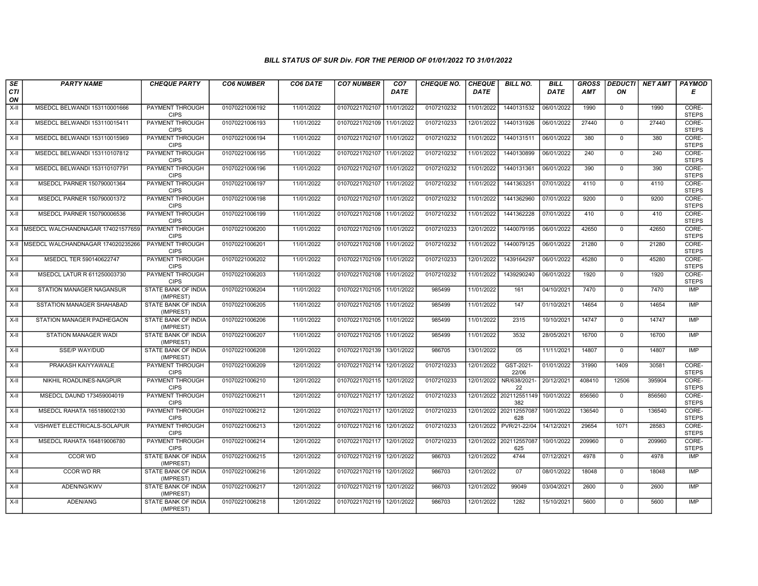### BILL STATUS OF SUR Div. FOR THE PERIOD OF 01/01/2022 TO 31/01/2022

| SECTION | PARTY NAME | CHEQUE PARTY | CO6 NUMBER | CO6 DATE | CO7 NUMBER | CO7 DATE | CHEQUE NO. | CHEQUE DATE | BILL NO. | BILL DATE | GROSS AMT | DEDUCTION | NET AMT | PAYMODE |
|---|---|---|---|---|---|---|---|---|---|---|---|---|---|---|
| X-II | MSEDCL BELWANDI 153110001666 | PAYMENT THROUGH CIPS | 01070221006192 | 11/01/2022 | 01070221702107 | 11/01/2022 | 0107210232 | 11/01/2022 | 1440131532 | 06/01/2022 | 1990 | 0 | 1990 | CORE-STEPS |
| X-II | MSEDCL BELWANDI 153110015411 | PAYMENT THROUGH CIPS | 01070221006193 | 11/01/2022 | 01070221702109 | 11/01/2022 | 0107210233 | 12/01/2022 | 1440131926 | 06/01/2022 | 27440 | 0 | 27440 | CORE-STEPS |
| X-II | MSEDCL BELWANDI 153110015969 | PAYMENT THROUGH CIPS | 01070221006194 | 11/01/2022 | 01070221702107 | 11/01/2022 | 0107210232 | 11/01/2022 | 1440131511 | 06/01/2022 | 380 | 0 | 380 | CORE-STEPS |
| X-II | MSEDCL BELWANDI 153110107812 | PAYMENT THROUGH CIPS | 01070221006195 | 11/01/2022 | 01070221702107 | 11/01/2022 | 0107210232 | 11/01/2022 | 1440130899 | 06/01/2022 | 240 | 0 | 240 | CORE-STEPS |
| X-II | MSEDCL BELWANDI 153110107791 | PAYMENT THROUGH CIPS | 01070221006196 | 11/01/2022 | 01070221702107 | 11/01/2022 | 0107210232 | 11/01/2022 | 1440131361 | 06/01/2022 | 390 | 0 | 390 | CORE-STEPS |
| X-II | MSEDCL PARNER 150790001364 | PAYMENT THROUGH CIPS | 01070221006197 | 11/01/2022 | 01070221702107 | 11/01/2022 | 0107210232 | 11/01/2022 | 1441363251 | 07/01/2022 | 4110 | 0 | 4110 | CORE-STEPS |
| X-II | MSEDCL PARNER 150790001372 | PAYMENT THROUGH CIPS | 01070221006198 | 11/01/2022 | 01070221702107 | 11/01/2022 | 0107210232 | 11/01/2022 | 1441362960 | 07/01/2022 | 9200 | 0 | 9200 | CORE-STEPS |
| X-II | MSEDCL PARNER 150790006536 | PAYMENT THROUGH CIPS | 01070221006199 | 11/01/2022 | 01070221702108 | 11/01/2022 | 0107210232 | 11/01/2022 | 1441362228 | 07/01/2022 | 410 | 0 | 410 | CORE-STEPS |
| X-II | MSEDCL WALCHANDNAGAR 174021577659 | PAYMENT THROUGH CIPS | 01070221006200 | 11/01/2022 | 01070221702109 | 11/01/2022 | 0107210233 | 12/01/2022 | 1440079195 | 06/01/2022 | 42650 | 0 | 42650 | CORE-STEPS |
| X-II | MSEDCL WALCHANDNAGAR 174020235266 | PAYMENT THROUGH CIPS | 01070221006201 | 11/01/2022 | 01070221702108 | 11/01/2022 | 0107210232 | 11/01/2022 | 1440079125 | 06/01/2022 | 21280 | 0 | 21280 | CORE-STEPS |
| X-II | MSEDCL TER 590140622747 | PAYMENT THROUGH CIPS | 01070221006202 | 11/01/2022 | 01070221702109 | 11/01/2022 | 0107210233 | 12/01/2022 | 1439164297 | 06/01/2022 | 45280 | 0 | 45280 | CORE-STEPS |
| X-II | MSEDCL LATUR R 611250003730 | PAYMENT THROUGH CIPS | 01070221006203 | 11/01/2022 | 01070221702108 | 11/01/2022 | 0107210232 | 11/01/2022 | 1439290240 | 06/01/2022 | 1920 | 0 | 1920 | CORE-STEPS |
| X-II | STATION MANAGER NAGANSUR | STATE BANK OF INDIA (IMPREST) | 01070221006204 | 11/01/2022 | 01070221702105 | 11/01/2022 | 985499 | 11/01/2022 | 161 | 04/10/2021 | 7470 | 0 | 7470 | IMP |
| X-II | SSTATION MANAGER SHAHABAD | STATE BANK OF INDIA (IMPREST) | 01070221006205 | 11/01/2022 | 01070221702105 | 11/01/2022 | 985499 | 11/01/2022 | 147 | 01/10/2021 | 14654 | 0 | 14654 | IMP |
| X-II | STATION MANAGER PADHEGAON | STATE BANK OF INDIA (IMPREST) | 01070221006206 | 11/01/2022 | 01070221702105 | 11/01/2022 | 985499 | 11/01/2022 | 2315 | 10/10/2021 | 14747 | 0 | 14747 | IMP |
| X-II | STATION MANAGER WADI | STATE BANK OF INDIA (IMPREST) | 01070221006207 | 11/01/2022 | 01070221702105 | 11/01/2022 | 985499 | 11/01/2022 | 3532 | 28/05/2021 | 16700 | 0 | 16700 | IMP |
| X-II | SSE/P WAY/DUD | STATE BANK OF INDIA (IMPREST) | 01070221006208 | 12/01/2022 | 01070221702139 | 13/01/2022 | 986705 | 13/01/2022 | 05 | 11/11/2021 | 14807 | 0 | 14807 | IMP |
| X-II | PRAKASH KAIYYAWALE | PAYMENT THROUGH CIPS | 01070221006209 | 12/01/2022 | 01070221702114 | 12/01/2022 | 0107210233 | 12/01/2022 | GST-2021-22/06 | 01/01/2022 | 31990 | 1409 | 30581 | CORE-STEPS |
| X-II | NIKHIL ROADLINES-NAGPUR | PAYMENT THROUGH CIPS | 01070221006210 | 12/01/2022 | 01070221702115 | 12/01/2022 | 0107210233 | 12/01/2022 | NR/638/2021-22 | 20/12/2021 | 408410 | 12506 | 395904 | CORE-STEPS |
| X-II | MSEDCL DAUND 173459004019 | PAYMENT THROUGH CIPS | 01070221006211 | 12/01/2022 | 01070221702117 | 12/01/2022 | 0107210233 | 12/01/2022 | 202112551149382 | 10/01/2022 | 856560 | 0 | 856560 | CORE-STEPS |
| X-II | MSEDCL RAHATA 165189002130 | PAYMENT THROUGH CIPS | 01070221006212 | 12/01/2022 | 01070221702117 | 12/01/2022 | 0107210233 | 12/01/2022 | 202112557087628 | 10/01/2022 | 136540 | 0 | 136540 | CORE-STEPS |
| X-II | VISHWET ELECTRICALS-SOLAPUR | PAYMENT THROUGH CIPS | 01070221006213 | 12/01/2022 | 01070221702116 | 12/01/2022 | 0107210233 | 12/01/2022 | PVR/21-22/04 | 14/12/2021 | 29654 | 1071 | 28583 | CORE-STEPS |
| X-II | MSEDCL RAHATA 164819006780 | PAYMENT THROUGH CIPS | 01070221006214 | 12/01/2022 | 01070221702117 | 12/01/2022 | 0107210233 | 12/01/2022 | 202112557087625 | 10/01/2022 | 209960 | 0 | 209960 | CORE-STEPS |
| X-II | CCOR WD | STATE BANK OF INDIA (IMPREST) | 01070221006215 | 12/01/2022 | 01070221702119 | 12/01/2022 | 986703 | 12/01/2022 | 4744 | 07/12/2021 | 4978 | 0 | 4978 | IMP |
| X-II | CCOR WD RR | STATE BANK OF INDIA (IMPREST) | 01070221006216 | 12/01/2022 | 01070221702119 | 12/01/2022 | 986703 | 12/01/2022 | 07 | 08/01/2022 | 18048 | 0 | 18048 | IMP |
| X-II | ADEN/NG/KWV | STATE BANK OF INDIA (IMPREST) | 01070221006217 | 12/01/2022 | 01070221702119 | 12/01/2022 | 986703 | 12/01/2022 | 99049 | 03/04/2021 | 2600 | 0 | 2600 | IMP |
| X-II | ADEN/ANG | STATE BANK OF INDIA (IMPREST) | 01070221006218 | 12/01/2022 | 01070221702119 | 12/01/2022 | 986703 | 12/01/2022 | 1282 | 15/10/2021 | 5600 | 0 | 5600 | IMP |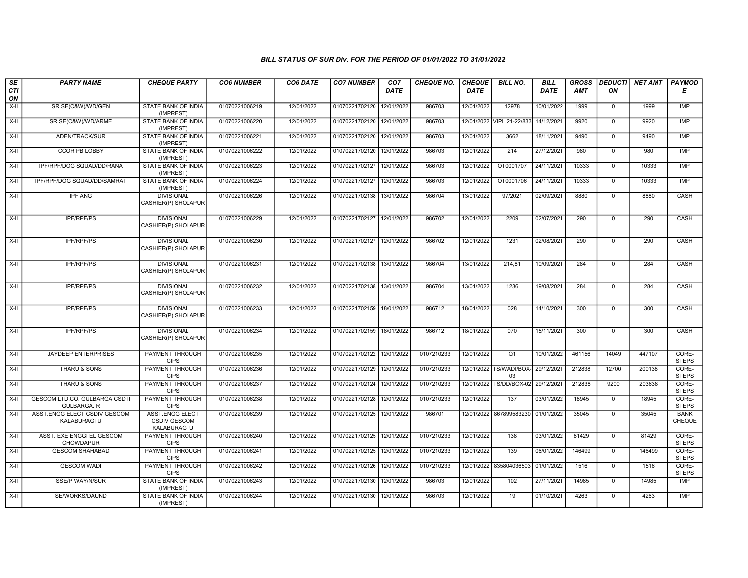# BILL STATUS OF SUR Div. FOR THE PERIOD OF 01/01/2022 TO 31/01/2022

| SECTION | PARTY NAME | CHEQUE PARTY | CO6 NUMBER | CO6 DATE | CO7 NUMBER | CO7 DATE | CHEQUE NO. | CHEQUE DATE | BILL NO. | BILL DATE | GROSS AMT | DEDUCTION | NET AMT | PAYMODE |
|---|---|---|---|---|---|---|---|---|---|---|---|---|---|---|
| X-II | SR SE(C&W)/WD/GEN | STATE BANK OF INDIA (IMPREST) | 01070221006219 | 12/01/2022 | 01070221702120 | 12/01/2022 | 986703 | 12/01/2022 | 12978 | 10/01/2022 | 1999 | 0 | 1999 | IMP |
| X-II | SR SE(C&W)/WD/ARME | STATE BANK OF INDIA (IMPREST) | 01070221006220 | 12/01/2022 | 01070221702120 | 12/01/2022 | 986703 | 12/01/2022 | VIPL 21-22/833 | 14/12/2021 | 9920 | 0 | 9920 | IMP |
| X-II | ADEN/TRACK/SUR | STATE BANK OF INDIA (IMPREST) | 01070221006221 | 12/01/2022 | 01070221702120 | 12/01/2022 | 986703 | 12/01/2022 | 3662 | 18/11/2021 | 9490 | 0 | 9490 | IMP |
| X-II | CCOR PB LOBBY | STATE BANK OF INDIA (IMPREST) | 01070221006222 | 12/01/2022 | 01070221702120 | 12/01/2022 | 986703 | 12/01/2022 | 214 | 27/12/2021 | 980 | 0 | 980 | IMP |
| X-II | IPF/RPF/DOG SQUAD/DD/RANA | STATE BANK OF INDIA (IMPREST) | 01070221006223 | 12/01/2022 | 01070221702127 | 12/01/2022 | 986703 | 12/01/2022 | OT0001707 | 24/11/2021 | 10333 | 0 | 10333 | IMP |
| X-II | IPF/RPF/DOG SQUAD/DD/SAMRAT | STATE BANK OF INDIA (IMPREST) | 01070221006224 | 12/01/2022 | 01070221702127 | 12/01/2022 | 986703 | 12/01/2022 | OT0001706 | 24/11/2021 | 10333 | 0 | 10333 | IMP |
| X-II | IPF ANG | DIVISIONAL CASHIER(P) SHOLAPUR | 01070221006226 | 12/01/2022 | 01070221702138 | 13/01/2022 | 986704 | 13/01/2022 | 97/2021 | 02/09/2021 | 8880 | 0 | 8880 | CASH |
| X-II | IPF/RPF/PS | DIVISIONAL CASHIER(P) SHOLAPUR | 01070221006229 | 12/01/2022 | 01070221702127 | 12/01/2022 | 986702 | 12/01/2022 | 2209 | 02/07/2021 | 290 | 0 | 290 | CASH |
| X-II | IPF/RPF/PS | DIVISIONAL CASHIER(P) SHOLAPUR | 01070221006230 | 12/01/2022 | 01070221702127 | 12/01/2022 | 986702 | 12/01/2022 | 1231 | 02/08/2021 | 290 | 0 | 290 | CASH |
| X-II | IPF/RPF/PS | DIVISIONAL CASHIER(P) SHOLAPUR | 01070221006231 | 12/01/2022 | 01070221702138 | 13/01/2022 | 986704 | 13/01/2022 | 214,81 | 10/09/2021 | 284 | 0 | 284 | CASH |
| X-II | IPF/RPF/PS | DIVISIONAL CASHIER(P) SHOLAPUR | 01070221006232 | 12/01/2022 | 01070221702138 | 13/01/2022 | 986704 | 13/01/2022 | 1236 | 19/08/2021 | 284 | 0 | 284 | CASH |
| X-II | IPF/RPF/PS | DIVISIONAL CASHIER(P) SHOLAPUR | 01070221006233 | 12/01/2022 | 01070221702159 | 18/01/2022 | 986712 | 18/01/2022 | 028 | 14/10/2021 | 300 | 0 | 300 | CASH |
| X-II | IPF/RPF/PS | DIVISIONAL CASHIER(P) SHOLAPUR | 01070221006234 | 12/01/2022 | 01070221702159 | 18/01/2022 | 986712 | 18/01/2022 | 070 | 15/11/2021 | 300 | 0 | 300 | CASH |
| X-II | JAYDEEP ENTERPRISES | PAYMENT THROUGH CIPS | 01070221006235 | 12/01/2022 | 01070221702122 | 12/01/2022 | 0107210233 | 12/01/2022 | Q1 | 10/01/2022 | 461156 | 14049 | 447107 | CORE-STEPS |
| X-II | THARU & SONS | PAYMENT THROUGH CIPS | 01070221006236 | 12/01/2022 | 01070221702129 | 12/01/2022 | 0107210233 | 12/01/2022 | TS/WADI/BOX-03 | 29/12/2021 | 212838 | 12700 | 200138 | CORE-STEPS |
| X-II | THARU & SONS | PAYMENT THROUGH CIPS | 01070221006237 | 12/01/2022 | 01070221702124 | 12/01/2022 | 0107210233 | 12/01/2022 | TS/DD/BOX-02 | 29/12/2021 | 212838 | 9200 | 203638 | CORE-STEPS |
| X-II | GESCOM LTD.CO. GULBARGA CSD II GULBARGA. R | PAYMENT THROUGH CIPS | 01070221006238 | 12/01/2022 | 01070221702128 | 12/01/2022 | 0107210233 | 12/01/2022 | 137 | 03/01/2022 | 18945 | 0 | 18945 | CORE-STEPS |
| X-II | ASST.ENGG ELECT CSDIV GESCOM KALABURAGI U | ASST.ENGG ELECT CSDIV GESCOM KALABURAGI U | 01070221006239 | 12/01/2022 | 01070221702125 | 12/01/2022 | 986701 | 12/01/2022 | 867899583230 | 01/01/2022 | 35045 | 0 | 35045 | BANK CHEQUE |
| X-II | ASST. EXE ENGGI EL GESCOM CHOWDAPUR | PAYMENT THROUGH CIPS | 01070221006240 | 12/01/2022 | 01070221702125 | 12/01/2022 | 0107210233 | 12/01/2022 | 138 | 03/01/2022 | 81429 | 0 | 81429 | CORE-STEPS |
| X-II | GESCOM SHAHABAD | PAYMENT THROUGH CIPS | 01070221006241 | 12/01/2022 | 01070221702125 | 12/01/2022 | 0107210233 | 12/01/2022 | 139 | 06/01/2022 | 146499 | 0 | 146499 | CORE-STEPS |
| X-II | GESCOM WADI | PAYMENT THROUGH CIPS | 01070221006242 | 12/01/2022 | 01070221702126 | 12/01/2022 | 0107210233 | 12/01/2022 | 835804036503 | 01/01/2022 | 1516 | 0 | 1516 | CORE-STEPS |
| X-II | SSE/P WAY/N/SUR | STATE BANK OF INDIA (IMPREST) | 01070221006243 | 12/01/2022 | 01070221702130 | 12/01/2022 | 986703 | 12/01/2022 | 102 | 27/11/2021 | 14985 | 0 | 14985 | IMP |
| X-II | SE/WORKS/DAUND | STATE BANK OF INDIA (IMPREST) | 01070221006244 | 12/01/2022 | 01070221702130 | 12/01/2022 | 986703 | 12/01/2022 | 19 | 01/10/2021 | 4263 | 0 | 4263 | IMP |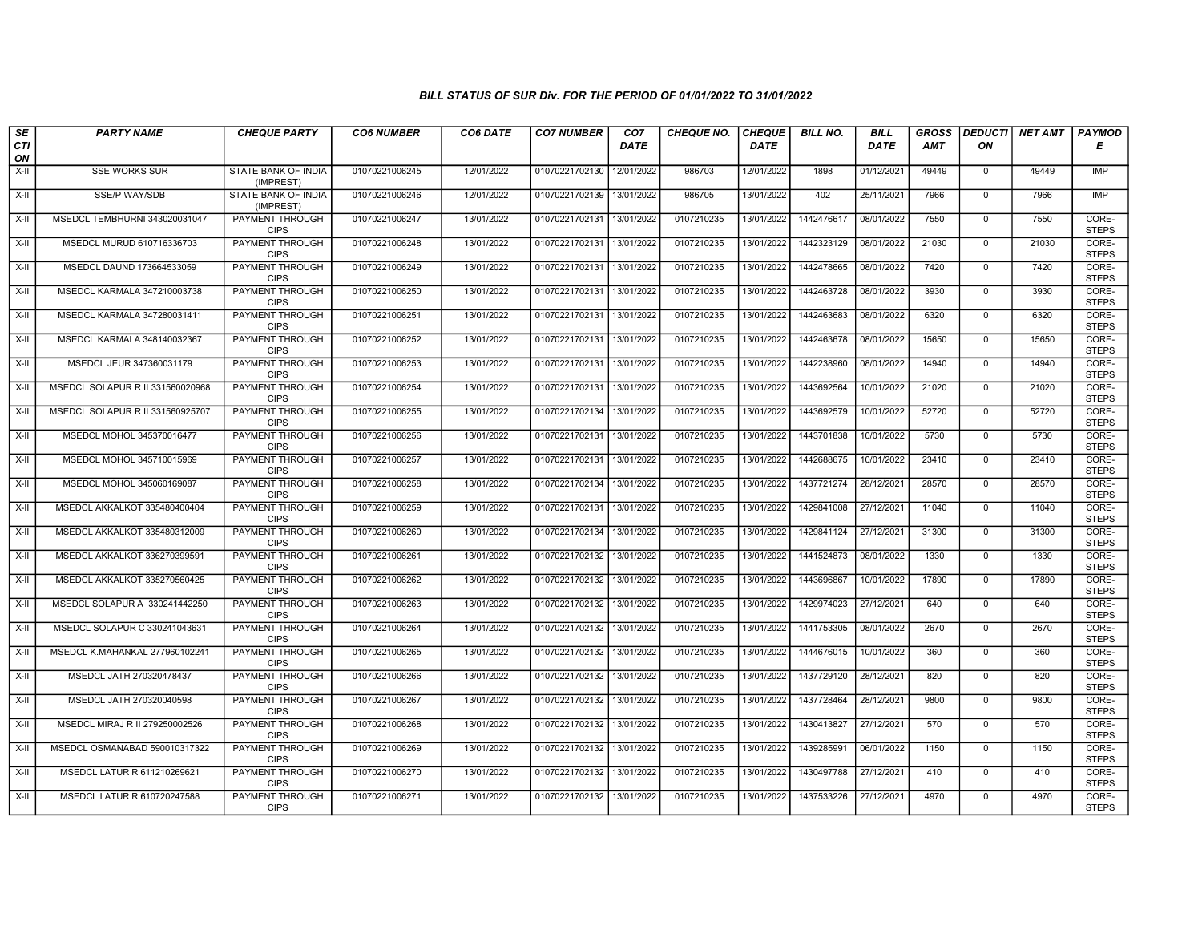### BILL STATUS OF SUR Div. FOR THE PERIOD OF 01/01/2022 TO 31/01/2022

| SECTION | PARTY NAME | CHEQUE PARTY | CO6 NUMBER | CO6 DATE | CO7 NUMBER | CO7 DATE | CHEQUE NO. | CHEQUE DATE | BILL NO. | BILL DATE | GROSS AMT | DEDUCTION | NET AMT | PAYMODE |
|---|---|---|---|---|---|---|---|---|---|---|---|---|---|---|
| X-II | SSE WORKS SUR | STATE BANK OF INDIA (IMPREST) | 01070221006245 | 12/01/2022 | 01070221702130 | 12/01/2022 | 986703 | 12/01/2022 | 1898 | 01/12/2021 | 49449 | 0 | 49449 | IMP |
| X-II | SSE/P WAY/SDB | STATE BANK OF INDIA (IMPREST) | 01070221006246 | 12/01/2022 | 01070221702139 | 13/01/2022 | 986705 | 13/01/2022 | 402 | 25/11/2021 | 7966 | 0 | 7966 | IMP |
| X-II | MSEDCL TEMBHURNI 343020031047 | PAYMENT THROUGH CIPS | 01070221006247 | 13/01/2022 | 01070221702131 | 13/01/2022 | 0107210235 | 13/01/2022 | 1442476617 | 08/01/2022 | 7550 | 0 | 7550 | CORE-STEPS |
| X-II | MSEDCL MURUD 610716336703 | PAYMENT THROUGH CIPS | 01070221006248 | 13/01/2022 | 01070221702131 | 13/01/2022 | 0107210235 | 13/01/2022 | 1442323129 | 08/01/2022 | 21030 | 0 | 21030 | CORE-STEPS |
| X-II | MSEDCL DAUND 173664533059 | PAYMENT THROUGH CIPS | 01070221006249 | 13/01/2022 | 01070221702131 | 13/01/2022 | 0107210235 | 13/01/2022 | 1442478665 | 08/01/2022 | 7420 | 0 | 7420 | CORE-STEPS |
| X-II | MSEDCL KARMALA 347210003738 | PAYMENT THROUGH CIPS | 01070221006250 | 13/01/2022 | 01070221702131 | 13/01/2022 | 0107210235 | 13/01/2022 | 1442463728 | 08/01/2022 | 3930 | 0 | 3930 | CORE-STEPS |
| X-II | MSEDCL KARMALA 347280031411 | PAYMENT THROUGH CIPS | 01070221006251 | 13/01/2022 | 01070221702131 | 13/01/2022 | 0107210235 | 13/01/2022 | 1442463683 | 08/01/2022 | 6320 | 0 | 6320 | CORE-STEPS |
| X-II | MSEDCL KARMALA 348140032367 | PAYMENT THROUGH CIPS | 01070221006252 | 13/01/2022 | 01070221702131 | 13/01/2022 | 0107210235 | 13/01/2022 | 1442463678 | 08/01/2022 | 15650 | 0 | 15650 | CORE-STEPS |
| X-II | MSEDCL JEUR 347360031179 | PAYMENT THROUGH CIPS | 01070221006253 | 13/01/2022 | 01070221702131 | 13/01/2022 | 0107210235 | 13/01/2022 | 1442238960 | 08/01/2022 | 14940 | 0 | 14940 | CORE-STEPS |
| X-II | MSEDCL SOLAPUR R II 331560020968 | PAYMENT THROUGH CIPS | 01070221006254 | 13/01/2022 | 01070221702131 | 13/01/2022 | 0107210235 | 13/01/2022 | 1443692564 | 10/01/2022 | 21020 | 0 | 21020 | CORE-STEPS |
| X-II | MSEDCL SOLAPUR R II 331560925707 | PAYMENT THROUGH CIPS | 01070221006255 | 13/01/2022 | 01070221702134 | 13/01/2022 | 0107210235 | 13/01/2022 | 1443692579 | 10/01/2022 | 52720 | 0 | 52720 | CORE-STEPS |
| X-II | MSEDCL MOHOL 345370016477 | PAYMENT THROUGH CIPS | 01070221006256 | 13/01/2022 | 01070221702131 | 13/01/2022 | 0107210235 | 13/01/2022 | 1443701838 | 10/01/2022 | 5730 | 0 | 5730 | CORE-STEPS |
| X-II | MSEDCL MOHOL 345710015969 | PAYMENT THROUGH CIPS | 01070221006257 | 13/01/2022 | 01070221702131 | 13/01/2022 | 0107210235 | 13/01/2022 | 1442688675 | 10/01/2022 | 23410 | 0 | 23410 | CORE-STEPS |
| X-II | MSEDCL MOHOL 345060169087 | PAYMENT THROUGH CIPS | 01070221006258 | 13/01/2022 | 01070221702134 | 13/01/2022 | 0107210235 | 13/01/2022 | 1437721274 | 28/12/2021 | 28570 | 0 | 28570 | CORE-STEPS |
| X-II | MSEDCL AKKALKOT 335480400404 | PAYMENT THROUGH CIPS | 01070221006259 | 13/01/2022 | 01070221702131 | 13/01/2022 | 0107210235 | 13/01/2022 | 1429841008 | 27/12/2021 | 11040 | 0 | 11040 | CORE-STEPS |
| X-II | MSEDCL AKKALKOT 335480312009 | PAYMENT THROUGH CIPS | 01070221006260 | 13/01/2022 | 01070221702134 | 13/01/2022 | 0107210235 | 13/01/2022 | 1429841124 | 27/12/2021 | 31300 | 0 | 31300 | CORE-STEPS |
| X-II | MSEDCL AKKALKOT 336270399591 | PAYMENT THROUGH CIPS | 01070221006261 | 13/01/2022 | 01070221702132 | 13/01/2022 | 0107210235 | 13/01/2022 | 1441524873 | 08/01/2022 | 1330 | 0 | 1330 | CORE-STEPS |
| X-II | MSEDCL AKKALKOT 335270560425 | PAYMENT THROUGH CIPS | 01070221006262 | 13/01/2022 | 01070221702132 | 13/01/2022 | 0107210235 | 13/01/2022 | 1443696867 | 10/01/2022 | 17890 | 0 | 17890 | CORE-STEPS |
| X-II | MSEDCL SOLAPUR A 330241442250 | PAYMENT THROUGH CIPS | 01070221006263 | 13/01/2022 | 01070221702132 | 13/01/2022 | 0107210235 | 13/01/2022 | 1429974023 | 27/12/2021 | 640 | 0 | 640 | CORE-STEPS |
| X-II | MSEDCL SOLAPUR C 330241043631 | PAYMENT THROUGH CIPS | 01070221006264 | 13/01/2022 | 01070221702132 | 13/01/2022 | 0107210235 | 13/01/2022 | 1441753305 | 08/01/2022 | 2670 | 0 | 2670 | CORE-STEPS |
| X-II | MSEDCL K.MAHANKAL 277960102241 | PAYMENT THROUGH CIPS | 01070221006265 | 13/01/2022 | 01070221702132 | 13/01/2022 | 0107210235 | 13/01/2022 | 1444676015 | 10/01/2022 | 360 | 0 | 360 | CORE-STEPS |
| X-II | MSEDCL JATH 270320478437 | PAYMENT THROUGH CIPS | 01070221006266 | 13/01/2022 | 01070221702132 | 13/01/2022 | 0107210235 | 13/01/2022 | 1437729120 | 28/12/2021 | 820 | 0 | 820 | CORE-STEPS |
| X-II | MSEDCL JATH 270320040598 | PAYMENT THROUGH CIPS | 01070221006267 | 13/01/2022 | 01070221702132 | 13/01/2022 | 0107210235 | 13/01/2022 | 1437728464 | 28/12/2021 | 9800 | 0 | 9800 | CORE-STEPS |
| X-II | MSEDCL MIRAJ R II 279250002526 | PAYMENT THROUGH CIPS | 01070221006268 | 13/01/2022 | 01070221702132 | 13/01/2022 | 0107210235 | 13/01/2022 | 1430413827 | 27/12/2021 | 570 | 0 | 570 | CORE-STEPS |
| X-II | MSEDCL OSMANABAD 590010317322 | PAYMENT THROUGH CIPS | 01070221006269 | 13/01/2022 | 01070221702132 | 13/01/2022 | 0107210235 | 13/01/2022 | 1439285991 | 06/01/2022 | 1150 | 0 | 1150 | CORE-STEPS |
| X-II | MSEDCL LATUR R 611210269621 | PAYMENT THROUGH CIPS | 01070221006270 | 13/01/2022 | 01070221702132 | 13/01/2022 | 0107210235 | 13/01/2022 | 1430497788 | 27/12/2021 | 410 | 0 | 410 | CORE-STEPS |
| X-II | MSEDCL LATUR R 610720247588 | PAYMENT THROUGH CIPS | 01070221006271 | 13/01/2022 | 01070221702132 | 13/01/2022 | 0107210235 | 13/01/2022 | 1437533226 | 27/12/2021 | 4970 | 0 | 4970 | CORE-STEPS |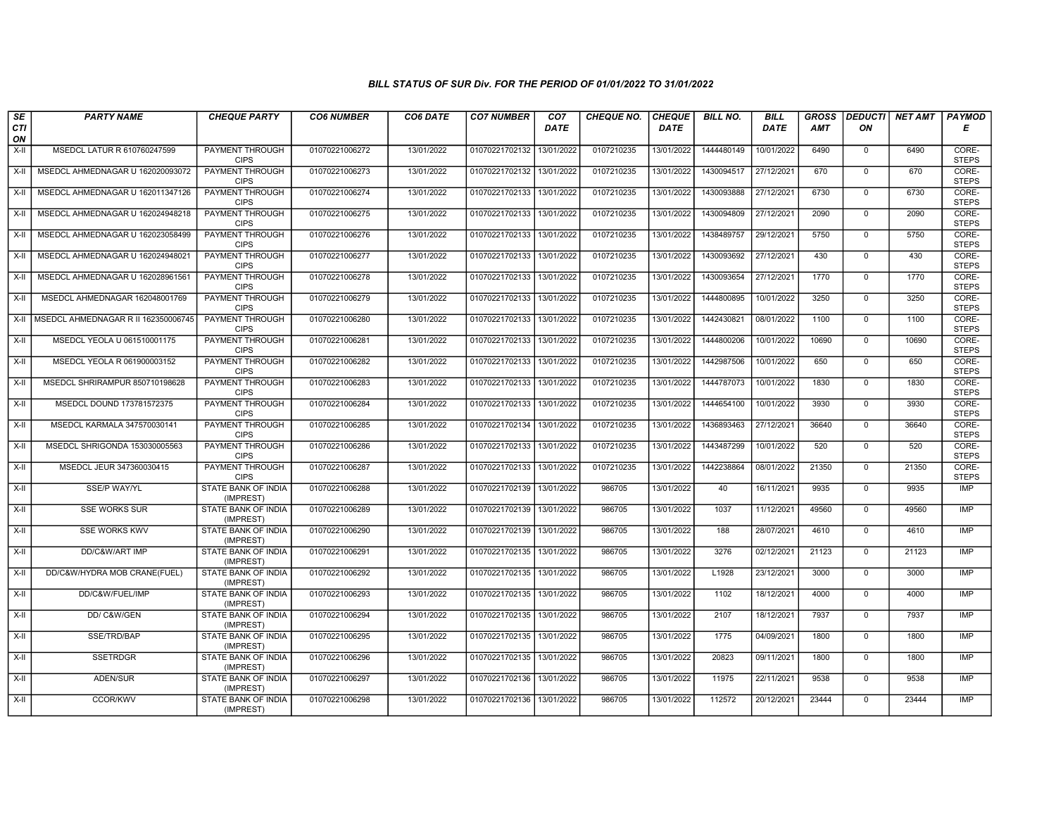### BILL STATUS OF SUR Div. FOR THE PERIOD OF 01/01/2022 TO 31/01/2022

| SECTION | PARTY NAME | CHEQUE PARTY | CO6 NUMBER | CO6 DATE | CO7 NUMBER | CO7 DATE | CHEQUE NO. | CHEQUE DATE | BILL NO. | BILL DATE | GROSS AMT | DEDUCTION | NET AMT | PAYMODE |
|---|---|---|---|---|---|---|---|---|---|---|---|---|---|---|
| X-II | MSEDCL LATUR R 610760247599 | PAYMENT THROUGH CIPS | 01070221006272 | 13/01/2022 | 01070221702132 | 13/01/2022 | 0107210235 | 13/01/2022 | 1444480149 | 10/01/2022 | 6490 | 0 | 6490 | CORE-STEPS |
| X-II | MSEDCL AHMEDNAGAR U 162020093072 | PAYMENT THROUGH CIPS | 01070221006273 | 13/01/2022 | 01070221702132 | 13/01/2022 | 0107210235 | 13/01/2022 | 1430094517 | 27/12/2021 | 670 | 0 | 670 | CORE-STEPS |
| X-II | MSEDCL AHMEDNAGAR U 162011347126 | PAYMENT THROUGH CIPS | 01070221006274 | 13/01/2022 | 01070221702133 | 13/01/2022 | 0107210235 | 13/01/2022 | 1430093888 | 27/12/2021 | 6730 | 0 | 6730 | CORE-STEPS |
| X-II | MSEDCL AHMEDNAGAR U 162024948218 | PAYMENT THROUGH CIPS | 01070221006275 | 13/01/2022 | 01070221702133 | 13/01/2022 | 0107210235 | 13/01/2022 | 1430094809 | 27/12/2021 | 2090 | 0 | 2090 | CORE-STEPS |
| X-II | MSEDCL AHMEDNAGAR U 162023058499 | PAYMENT THROUGH CIPS | 01070221006276 | 13/01/2022 | 01070221702133 | 13/01/2022 | 0107210235 | 13/01/2022 | 1438489757 | 29/12/2021 | 5750 | 0 | 5750 | CORE-STEPS |
| X-II | MSEDCL AHMEDNAGAR U 162024948021 | PAYMENT THROUGH CIPS | 01070221006277 | 13/01/2022 | 01070221702133 | 13/01/2022 | 0107210235 | 13/01/2022 | 1430093692 | 27/12/2021 | 430 | 0 | 430 | CORE-STEPS |
| X-II | MSEDCL AHMEDNAGAR U 162028961561 | PAYMENT THROUGH CIPS | 01070221006278 | 13/01/2022 | 01070221702133 | 13/01/2022 | 0107210235 | 13/01/2022 | 1430093654 | 27/12/2021 | 1770 | 0 | 1770 | CORE-STEPS |
| X-II | MSEDCL AHMEDNAGAR 162048001769 | PAYMENT THROUGH CIPS | 01070221006279 | 13/01/2022 | 01070221702133 | 13/01/2022 | 0107210235 | 13/01/2022 | 1444800895 | 10/01/2022 | 3250 | 0 | 3250 | CORE-STEPS |
| X-II | MSEDCL AHMEDNAGAR R II 162350006745 | PAYMENT THROUGH CIPS | 01070221006280 | 13/01/2022 | 01070221702133 | 13/01/2022 | 0107210235 | 13/01/2022 | 1442430821 | 08/01/2022 | 1100 | 0 | 1100 | CORE-STEPS |
| X-II | MSEDCL YEOLA U 061510001175 | PAYMENT THROUGH CIPS | 01070221006281 | 13/01/2022 | 01070221702133 | 13/01/2022 | 0107210235 | 13/01/2022 | 1444800206 | 10/01/2022 | 10690 | 0 | 10690 | CORE-STEPS |
| X-II | MSEDCL YEOLA R 061900003152 | PAYMENT THROUGH CIPS | 01070221006282 | 13/01/2022 | 01070221702133 | 13/01/2022 | 0107210235 | 13/01/2022 | 1442987506 | 10/01/2022 | 650 | 0 | 650 | CORE-STEPS |
| X-II | MSEDCL SHRIRAMPUR 850710198628 | PAYMENT THROUGH CIPS | 01070221006283 | 13/01/2022 | 01070221702133 | 13/01/2022 | 0107210235 | 13/01/2022 | 1444787073 | 10/01/2022 | 1830 | 0 | 1830 | CORE-STEPS |
| X-II | MSEDCL DOUND 173781572375 | PAYMENT THROUGH CIPS | 01070221006284 | 13/01/2022 | 01070221702133 | 13/01/2022 | 0107210235 | 13/01/2022 | 1444654100 | 10/01/2022 | 3930 | 0 | 3930 | CORE-STEPS |
| X-II | MSEDCL KARMALA 347570030141 | PAYMENT THROUGH CIPS | 01070221006285 | 13/01/2022 | 01070221702134 | 13/01/2022 | 0107210235 | 13/01/2022 | 1436893463 | 27/12/2021 | 36640 | 0 | 36640 | CORE-STEPS |
| X-II | MSEDCL SHRIGONDA 153030005563 | PAYMENT THROUGH CIPS | 01070221006286 | 13/01/2022 | 01070221702133 | 13/01/2022 | 0107210235 | 13/01/2022 | 1443487299 | 10/01/2022 | 520 | 0 | 520 | CORE-STEPS |
| X-II | MSEDCL JEUR 347360030415 | PAYMENT THROUGH CIPS | 01070221006287 | 13/01/2022 | 01070221702133 | 13/01/2022 | 0107210235 | 13/01/2022 | 1442238864 | 08/01/2022 | 21350 | 0 | 21350 | CORE-STEPS |
| X-II | SSE/P WAY/YL | STATE BANK OF INDIA (IMPREST) | 01070221006288 | 13/01/2022 | 01070221702139 | 13/01/2022 | 986705 | 13/01/2022 | 40 | 16/11/2021 | 9935 | 0 | 9935 | IMP |
| X-II | SSE WORKS SUR | STATE BANK OF INDIA (IMPREST) | 01070221006289 | 13/01/2022 | 01070221702139 | 13/01/2022 | 986705 | 13/01/2022 | 1037 | 11/12/2021 | 49560 | 0 | 49560 | IMP |
| X-II | SSE WORKS KWV | STATE BANK OF INDIA (IMPREST) | 01070221006290 | 13/01/2022 | 01070221702139 | 13/01/2022 | 986705 | 13/01/2022 | 188 | 28/07/2021 | 4610 | 0 | 4610 | IMP |
| X-II | DD/C&W/ART IMP | STATE BANK OF INDIA (IMPREST) | 01070221006291 | 13/01/2022 | 01070221702135 | 13/01/2022 | 986705 | 13/01/2022 | 3276 | 02/12/2021 | 21123 | 0 | 21123 | IMP |
| X-II | DD/C&W/HYDRA MOB CRANE(FUEL) | STATE BANK OF INDIA (IMPREST) | 01070221006292 | 13/01/2022 | 01070221702135 | 13/01/2022 | 986705 | 13/01/2022 | L1928 | 23/12/2021 | 3000 | 0 | 3000 | IMP |
| X-II | DD/C&W/FUEL/IMP | STATE BANK OF INDIA (IMPREST) | 01070221006293 | 13/01/2022 | 01070221702135 | 13/01/2022 | 986705 | 13/01/2022 | 1102 | 18/12/2021 | 4000 | 0 | 4000 | IMP |
| X-II | DD/ C&W/GEN | STATE BANK OF INDIA (IMPREST) | 01070221006294 | 13/01/2022 | 01070221702135 | 13/01/2022 | 986705 | 13/01/2022 | 2107 | 18/12/2021 | 7937 | 0 | 7937 | IMP |
| X-II | SSE/TRD/BAP | STATE BANK OF INDIA (IMPREST) | 01070221006295 | 13/01/2022 | 01070221702135 | 13/01/2022 | 986705 | 13/01/2022 | 1775 | 04/09/2021 | 1800 | 0 | 1800 | IMP |
| X-II | SSETRDGR | STATE BANK OF INDIA (IMPREST) | 01070221006296 | 13/01/2022 | 01070221702135 | 13/01/2022 | 986705 | 13/01/2022 | 20823 | 09/11/2021 | 1800 | 0 | 1800 | IMP |
| X-II | ADEN/SUR | STATE BANK OF INDIA (IMPREST) | 01070221006297 | 13/01/2022 | 01070221702136 | 13/01/2022 | 986705 | 13/01/2022 | 11975 | 22/11/2021 | 9538 | 0 | 9538 | IMP |
| X-II | CCOR/KWV | STATE BANK OF INDIA (IMPREST) | 01070221006298 | 13/01/2022 | 01070221702136 | 13/01/2022 | 986705 | 13/01/2022 | 112572 | 20/12/2021 | 23444 | 0 | 23444 | IMP |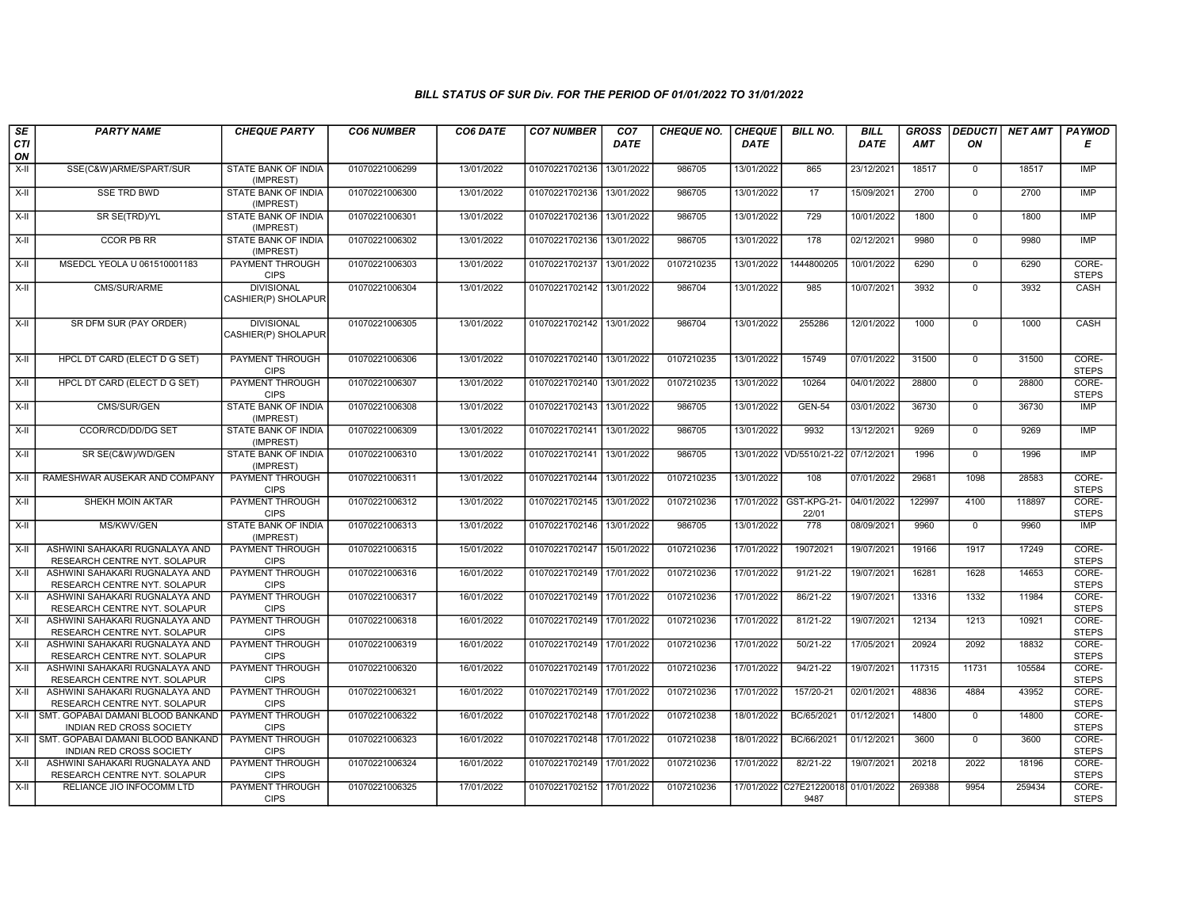# BILL STATUS OF SUR Div. FOR THE PERIOD OF 01/01/2022 TO 31/01/2022

| SECTION | PARTY NAME | CHEQUE PARTY | CO6 NUMBER | CO6 DATE | CO7 NUMBER | CO7 DATE | CHEQUE NO. | CHEQUE DATE | BILL NO. | BILL DATE | GROSS AMT | DEDUCTION | NET AMT | PAYMODE |
|---|---|---|---|---|---|---|---|---|---|---|---|---|---|---|
| X-II | SSE(C&W)ARME/SPART/SUR | STATE BANK OF INDIA (IMPREST) | 01070221006299 | 13/01/2022 | 01070221702136 | 13/01/2022 | 986705 | 13/01/2022 | 865 | 23/12/2021 | 18517 | 0 | 18517 | IMP |
| X-II | SSE TRD BWD | STATE BANK OF INDIA (IMPREST) | 01070221006300 | 13/01/2022 | 01070221702136 | 13/01/2022 | 986705 | 13/01/2022 | 17 | 15/09/2021 | 2700 | 0 | 2700 | IMP |
| X-II | SR SE(TRD)/YL | STATE BANK OF INDIA (IMPREST) | 01070221006301 | 13/01/2022 | 01070221702136 | 13/01/2022 | 986705 | 13/01/2022 | 729 | 10/01/2022 | 1800 | 0 | 1800 | IMP |
| X-II | CCOR PB RR | STATE BANK OF INDIA (IMPREST) | 01070221006302 | 13/01/2022 | 01070221702136 | 13/01/2022 | 986705 | 13/01/2022 | 178 | 02/12/2021 | 9980 | 0 | 9980 | IMP |
| X-II | MSEDCL YEOLA U 061510001183 | PAYMENT THROUGH CIPS | 01070221006303 | 13/01/2022 | 01070221702137 | 13/01/2022 | 0107210235 | 13/01/2022 | 1444800205 | 10/01/2022 | 6290 | 0 | 6290 | CORE-STEPS |
| X-II | CMS/SUR/ARME | DIVISIONAL CASHIER(P) SHOLAPUR | 01070221006304 | 13/01/2022 | 01070221702142 | 13/01/2022 | 986704 | 13/01/2022 | 985 | 10/07/2021 | 3932 | 0 | 3932 | CASH |
| X-II | SR DFM SUR (PAY ORDER) | DIVISIONAL CASHIER(P) SHOLAPUR | 01070221006305 | 13/01/2022 | 01070221702142 | 13/01/2022 | 986704 | 13/01/2022 | 255286 | 12/01/2022 | 1000 | 0 | 1000 | CASH |
| X-II | HPCL DT CARD (ELECT D G SET) | PAYMENT THROUGH CIPS | 01070221006306 | 13/01/2022 | 01070221702140 | 13/01/2022 | 0107210235 | 13/01/2022 | 15749 | 07/01/2022 | 31500 | 0 | 31500 | CORE-STEPS |
| X-II | HPCL DT CARD (ELECT D G SET) | PAYMENT THROUGH CIPS | 01070221006307 | 13/01/2022 | 01070221702140 | 13/01/2022 | 0107210235 | 13/01/2022 | 10264 | 04/01/2022 | 28800 | 0 | 28800 | CORE-STEPS |
| X-II | CMS/SUR/GEN | STATE BANK OF INDIA (IMPREST) | 01070221006308 | 13/01/2022 | 01070221702143 | 13/01/2022 | 986705 | 13/01/2022 | GEN-54 | 03/01/2022 | 36730 | 0 | 36730 | IMP |
| X-II | CCOR/RCD/DD/DG SET | STATE BANK OF INDIA (IMPREST) | 01070221006309 | 13/01/2022 | 01070221702141 | 13/01/2022 | 986705 | 13/01/2022 | 9932 | 13/12/2021 | 9269 | 0 | 9269 | IMP |
| X-II | SR SE(C&W)/WD/GEN | STATE BANK OF INDIA (IMPREST) | 01070221006310 | 13/01/2022 | 01070221702141 | 13/01/2022 | 986705 | 13/01/2022 | VD/5510/21-22 | 07/12/2021 | 1996 | 0 | 1996 | IMP |
| X-II | RAMESHWAR AUSEKAR AND COMPANY | PAYMENT THROUGH CIPS | 01070221006311 | 13/01/2022 | 01070221702144 | 13/01/2022 | 0107210235 | 13/01/2022 | 108 | 07/01/2022 | 29681 | 1098 | 28583 | CORE-STEPS |
| X-II | SHEKH MOIN AKTAR | PAYMENT THROUGH CIPS | 01070221006312 | 13/01/2022 | 01070221702145 | 13/01/2022 | 0107210236 | 17/01/2022 | GST-KPG-21-22/01 | 04/01/2022 | 122997 | 4100 | 118897 | CORE-STEPS |
| X-II | MS/KWV/GEN | STATE BANK OF INDIA (IMPREST) | 01070221006313 | 13/01/2022 | 01070221702146 | 13/01/2022 | 986705 | 13/01/2022 | 778 | 08/09/2021 | 9960 | 0 | 9960 | IMP |
| X-II | ASHWINI SAHAKARI RUGNALAYA AND RESEARCH CENTRE NYT. SOLAPUR | PAYMENT THROUGH CIPS | 01070221006315 | 15/01/2022 | 01070221702147 | 15/01/2022 | 0107210236 | 17/01/2022 | 19072021 | 19/07/2021 | 19166 | 1917 | 17249 | CORE-STEPS |
| X-II | ASHWINI SAHAKARI RUGNALAYA AND RESEARCH CENTRE NYT. SOLAPUR | PAYMENT THROUGH CIPS | 01070221006316 | 16/01/2022 | 01070221702149 | 17/01/2022 | 0107210236 | 17/01/2022 | 91/21-22 | 19/07/2021 | 16281 | 1628 | 14653 | CORE-STEPS |
| X-II | ASHWINI SAHAKARI RUGNALAYA AND RESEARCH CENTRE NYT. SOLAPUR | PAYMENT THROUGH CIPS | 01070221006317 | 16/01/2022 | 01070221702149 | 17/01/2022 | 0107210236 | 17/01/2022 | 86/21-22 | 19/07/2021 | 13316 | 1332 | 11984 | CORE-STEPS |
| X-II | ASHWINI SAHAKARI RUGNALAYA AND RESEARCH CENTRE NYT. SOLAPUR | PAYMENT THROUGH CIPS | 01070221006318 | 16/01/2022 | 01070221702149 | 17/01/2022 | 0107210236 | 17/01/2022 | 81/21-22 | 19/07/2021 | 12134 | 1213 | 10921 | CORE-STEPS |
| X-II | ASHWINI SAHAKARI RUGNALAYA AND RESEARCH CENTRE NYT. SOLAPUR | PAYMENT THROUGH CIPS | 01070221006319 | 16/01/2022 | 01070221702149 | 17/01/2022 | 0107210236 | 17/01/2022 | 50/21-22 | 17/05/2021 | 20924 | 2092 | 18832 | CORE-STEPS |
| X-II | ASHWINI SAHAKARI RUGNALAYA AND RESEARCH CENTRE NYT. SOLAPUR | PAYMENT THROUGH CIPS | 01070221006320 | 16/01/2022 | 01070221702149 | 17/01/2022 | 0107210236 | 17/01/2022 | 94/21-22 | 19/07/2021 | 117315 | 11731 | 105584 | CORE-STEPS |
| X-II | ASHWINI SAHAKARI RUGNALAYA AND RESEARCH CENTRE NYT. SOLAPUR | PAYMENT THROUGH CIPS | 01070221006321 | 16/01/2022 | 01070221702149 | 17/01/2022 | 0107210236 | 17/01/2022 | 157/20-21 | 02/01/2021 | 48836 | 4884 | 43952 | CORE-STEPS |
| X-II | SMT. GOPABAI DAMANI BLOOD BANKAND INDIAN RED CROSS SOCIETY | PAYMENT THROUGH CIPS | 01070221006322 | 16/01/2022 | 01070221702148 | 17/01/2022 | 0107210238 | 18/01/2022 | BC/65/2021 | 01/12/2021 | 14800 | 0 | 14800 | CORE-STEPS |
| X-II | SMT. GOPABAI DAMANI BLOOD BANKAND INDIAN RED CROSS SOCIETY | PAYMENT THROUGH CIPS | 01070221006323 | 16/01/2022 | 01070221702148 | 17/01/2022 | 0107210238 | 18/01/2022 | BC/66/2021 | 01/12/2021 | 3600 | 0 | 3600 | CORE-STEPS |
| X-II | ASHWINI SAHAKARI RUGNALAYA AND RESEARCH CENTRE NYT. SOLAPUR | PAYMENT THROUGH CIPS | 01070221006324 | 16/01/2022 | 01070221702149 | 17/01/2022 | 0107210236 | 17/01/2022 | 82/21-22 | 19/07/2021 | 20218 | 2022 | 18196 | CORE-STEPS |
| X-II | RELIANCE JIO INFOCOMM LTD | PAYMENT THROUGH CIPS | 01070221006325 | 17/01/2022 | 01070221702152 | 17/01/2022 | 0107210236 | 17/01/2022 | C27E212200189487 | 01/01/2022 | 269388 | 9954 | 259434 | CORE-STEPS |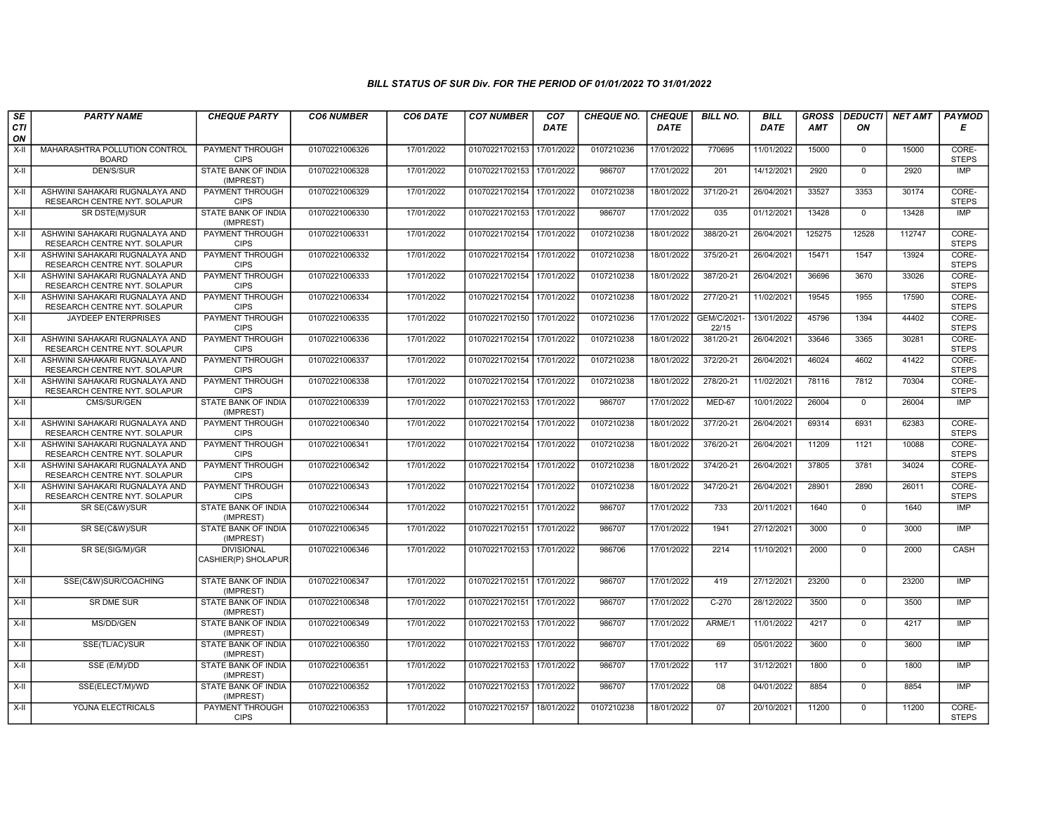## BILL STATUS OF SUR Div. FOR THE PERIOD OF 01/01/2022 TO 31/01/2022

| SECTION | PARTY NAME | CHEQUE PARTY | CO6 NUMBER | CO6 DATE | CO7 NUMBER | CO7 DATE | CHEQUE NO. | CHEQUE DATE | BILL NO. | BILL DATE | GROSS AMT | DEDUCTION | NET AMT | PAYMODE |
|---|---|---|---|---|---|---|---|---|---|---|---|---|---|---|
| X-II | MAHARASHTRA POLLUTION CONTROL BOARD | PAYMENT THROUGH CIPS | 01070221006326 | 17/01/2022 | 01070221702153 | 17/01/2022 | 0107210236 | 17/01/2022 | 770695 | 11/01/2022 | 15000 | 0 | 15000 | CORE-STEPS |
| X-II | DEN/S/SUR | STATE BANK OF INDIA (IMPREST) | 01070221006328 | 17/01/2022 | 01070221702153 | 17/01/2022 | 986707 | 17/01/2022 | 201 | 14/12/2021 | 2920 | 0 | 2920 | IMP |
| X-II | ASHWINI SAHAKARI RUGNALAYA AND RESEARCH CENTRE NYT. SOLAPUR | PAYMENT THROUGH CIPS | 01070221006329 | 17/01/2022 | 01070221702154 | 17/01/2022 | 0107210238 | 18/01/2022 | 371/20-21 | 26/04/2021 | 33527 | 3353 | 30174 | CORE-STEPS |
| X-II | SR DSTE(M)/SUR | STATE BANK OF INDIA (IMPREST) | 01070221006330 | 17/01/2022 | 01070221702153 | 17/01/2022 | 986707 | 17/01/2022 | 035 | 01/12/2021 | 13428 | 0 | 13428 | IMP |
| X-II | ASHWINI SAHAKARI RUGNALAYA AND RESEARCH CENTRE NYT. SOLAPUR | PAYMENT THROUGH CIPS | 01070221006331 | 17/01/2022 | 01070221702154 | 17/01/2022 | 0107210238 | 18/01/2022 | 388/20-21 | 26/04/2021 | 125275 | 12528 | 112747 | CORE-STEPS |
| X-II | ASHWINI SAHAKARI RUGNALAYA AND RESEARCH CENTRE NYT. SOLAPUR | PAYMENT THROUGH CIPS | 01070221006332 | 17/01/2022 | 01070221702154 | 17/01/2022 | 0107210238 | 18/01/2022 | 375/20-21 | 26/04/2021 | 15471 | 1547 | 13924 | CORE-STEPS |
| X-II | ASHWINI SAHAKARI RUGNALAYA AND RESEARCH CENTRE NYT. SOLAPUR | PAYMENT THROUGH CIPS | 01070221006333 | 17/01/2022 | 01070221702154 | 17/01/2022 | 0107210238 | 18/01/2022 | 387/20-21 | 26/04/2021 | 36696 | 3670 | 33026 | CORE-STEPS |
| X-II | ASHWINI SAHAKARI RUGNALAYA AND RESEARCH CENTRE NYT. SOLAPUR | PAYMENT THROUGH CIPS | 01070221006334 | 17/01/2022 | 01070221702154 | 17/01/2022 | 0107210238 | 18/01/2022 | 277/20-21 | 11/02/2021 | 19545 | 1955 | 17590 | CORE-STEPS |
| X-II | JAYDEEP ENTERPRISES | PAYMENT THROUGH CIPS | 01070221006335 | 17/01/2022 | 01070221702150 | 17/01/2022 | 0107210236 | 17/01/2022 | GEM/C/2021-22/15 | 13/01/2022 | 45796 | 1394 | 44402 | CORE-STEPS |
| X-II | ASHWINI SAHAKARI RUGNALAYA AND RESEARCH CENTRE NYT. SOLAPUR | PAYMENT THROUGH CIPS | 01070221006336 | 17/01/2022 | 01070221702154 | 17/01/2022 | 0107210238 | 18/01/2022 | 381/20-21 | 26/04/2021 | 33646 | 3365 | 30281 | CORE-STEPS |
| X-II | ASHWINI SAHAKARI RUGNALAYA AND RESEARCH CENTRE NYT. SOLAPUR | PAYMENT THROUGH CIPS | 01070221006337 | 17/01/2022 | 01070221702154 | 17/01/2022 | 0107210238 | 18/01/2022 | 372/20-21 | 26/04/2021 | 46024 | 4602 | 41422 | CORE-STEPS |
| X-II | ASHWINI SAHAKARI RUGNALAYA AND RESEARCH CENTRE NYT. SOLAPUR | PAYMENT THROUGH CIPS | 01070221006338 | 17/01/2022 | 01070221702154 | 17/01/2022 | 0107210238 | 18/01/2022 | 278/20-21 | 11/02/2021 | 78116 | 7812 | 70304 | CORE-STEPS |
| X-II | CMS/SUR/GEN | STATE BANK OF INDIA (IMPREST) | 01070221006339 | 17/01/2022 | 01070221702153 | 17/01/2022 | 986707 | 17/01/2022 | MED-67 | 10/01/2022 | 26004 | 0 | 26004 | IMP |
| X-II | ASHWINI SAHAKARI RUGNALAYA AND RESEARCH CENTRE NYT. SOLAPUR | PAYMENT THROUGH CIPS | 01070221006340 | 17/01/2022 | 01070221702154 | 17/01/2022 | 0107210238 | 18/01/2022 | 377/20-21 | 26/04/2021 | 69314 | 6931 | 62383 | CORE-STEPS |
| X-II | ASHWINI SAHAKARI RUGNALAYA AND RESEARCH CENTRE NYT. SOLAPUR | PAYMENT THROUGH CIPS | 01070221006341 | 17/01/2022 | 01070221702154 | 17/01/2022 | 0107210238 | 18/01/2022 | 376/20-21 | 26/04/2021 | 11209 | 1121 | 10088 | CORE-STEPS |
| X-II | ASHWINI SAHAKARI RUGNALAYA AND RESEARCH CENTRE NYT. SOLAPUR | PAYMENT THROUGH CIPS | 01070221006342 | 17/01/2022 | 01070221702154 | 17/01/2022 | 0107210238 | 18/01/2022 | 374/20-21 | 26/04/2021 | 37805 | 3781 | 34024 | CORE-STEPS |
| X-II | ASHWINI SAHAKARI RUGNALAYA AND RESEARCH CENTRE NYT. SOLAPUR | PAYMENT THROUGH CIPS | 01070221006343 | 17/01/2022 | 01070221702154 | 17/01/2022 | 0107210238 | 18/01/2022 | 347/20-21 | 26/04/2021 | 28901 | 2890 | 26011 | CORE-STEPS |
| X-II | SR SE(C&W)/SUR | STATE BANK OF INDIA (IMPREST) | 01070221006344 | 17/01/2022 | 01070221702151 | 17/01/2022 | 986707 | 17/01/2022 | 733 | 20/11/2021 | 1640 | 0 | 1640 | IMP |
| X-II | SR SE(C&W)/SUR | STATE BANK OF INDIA (IMPREST) | 01070221006345 | 17/01/2022 | 01070221702151 | 17/01/2022 | 986707 | 17/01/2022 | 1941 | 27/12/2021 | 3000 | 0 | 3000 | IMP |
| X-II | SR SE(SIG/M)/GR | DIVISIONAL CASHIER(P) SHOLAPUR | 01070221006346 | 17/01/2022 | 01070221702153 | 17/01/2022 | 986706 | 17/01/2022 | 2214 | 11/10/2021 | 2000 | 0 | 2000 | CASH |
| X-II | SSE(C&W)SUR/COACHING | STATE BANK OF INDIA (IMPREST) | 01070221006347 | 17/01/2022 | 01070221702151 | 17/01/2022 | 986707 | 17/01/2022 | 419 | 27/12/2021 | 23200 | 0 | 23200 | IMP |
| X-II | SR DME SUR | STATE BANK OF INDIA (IMPREST) | 01070221006348 | 17/01/2022 | 01070221702151 | 17/01/2022 | 986707 | 17/01/2022 | C-270 | 28/12/2022 | 3500 | 0 | 3500 | IMP |
| X-II | MS/DD/GEN | STATE BANK OF INDIA (IMPREST) | 01070221006349 | 17/01/2022 | 01070221702153 | 17/01/2022 | 986707 | 17/01/2022 | ARME/1 | 11/01/2022 | 4217 | 0 | 4217 | IMP |
| X-II | SSE(TL/AC)/SUR | STATE BANK OF INDIA (IMPREST) | 01070221006350 | 17/01/2022 | 01070221702153 | 17/01/2022 | 986707 | 17/01/2022 | 69 | 05/01/2022 | 3600 | 0 | 3600 | IMP |
| X-II | SSE (E/M)/DD | STATE BANK OF INDIA (IMPREST) | 01070221006351 | 17/01/2022 | 01070221702153 | 17/01/2022 | 986707 | 17/01/2022 | 117 | 31/12/2021 | 1800 | 0 | 1800 | IMP |
| X-II | SSE(ELECT/M)/WD | STATE BANK OF INDIA (IMPREST) | 01070221006352 | 17/01/2022 | 01070221702153 | 17/01/2022 | 986707 | 17/01/2022 | 08 | 04/01/2022 | 8854 | 0 | 8854 | IMP |
| X-II | YOJNA ELECTRICALS | PAYMENT THROUGH CIPS | 01070221006353 | 17/01/2022 | 01070221702157 | 18/01/2022 | 0107210238 | 18/01/2022 | 07 | 20/10/2021 | 11200 | 0 | 11200 | CORE-STEPS |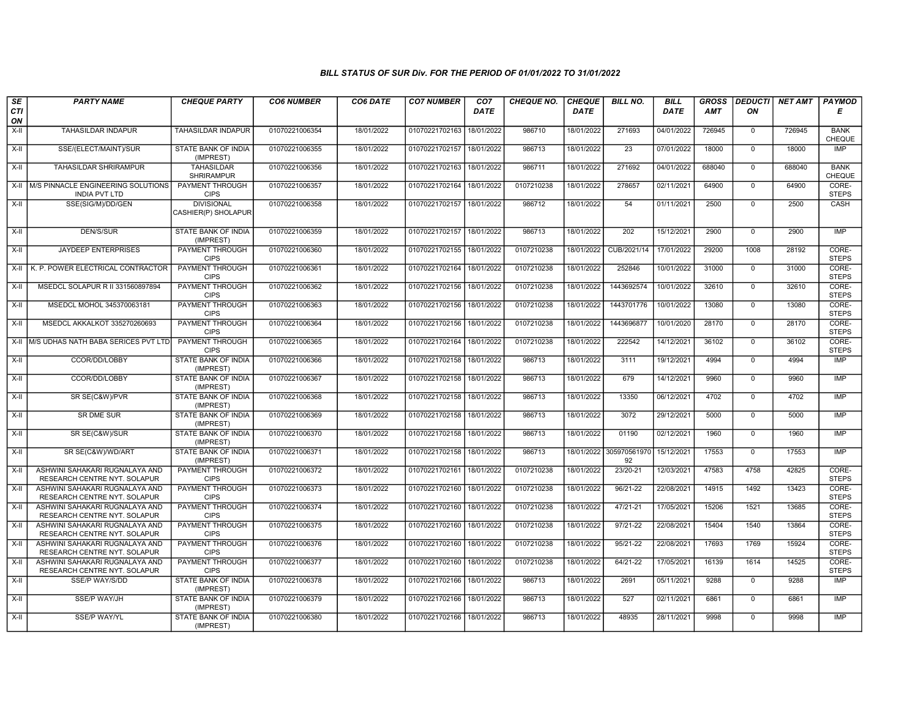### BILL STATUS OF SUR Div. FOR THE PERIOD OF 01/01/2022 TO 31/01/2022

| SECTION | PARTY NAME | CHEQUE PARTY | CO6 NUMBER | CO6 DATE | CO7 NUMBER | CO7 DATE | CHEQUE NO. | CHEQUE DATE | BILL NO. | BILL DATE | GROSS AMT | DEDUCTION | NET AMT | PAYMODE |
|---|---|---|---|---|---|---|---|---|---|---|---|---|---|---|
| X-II | TAHASILDAR INDAPUR | TAHASILDAR INDAPUR | 01070221006354 | 18/01/2022 | 01070221702163 | 18/01/2022 | 986710 | 18/01/2022 | 271693 | 04/01/2022 | 726945 | 0 | 726945 | BANK CHEQUE |
| X-II | SSE/(ELECT/MAINT)/SUR | STATE BANK OF INDIA (IMPREST) | 01070221006355 | 18/01/2022 | 01070221702157 | 18/01/2022 | 986713 | 18/01/2022 | 23 | 07/01/2022 | 18000 | 0 | 18000 | IMP |
| X-II | TAHASILDAR SHRIRAMPUR | TAHASILDAR SHRIRAMPUR | 01070221006356 | 18/01/2022 | 01070221702163 | 18/01/2022 | 986711 | 18/01/2022 | 271692 | 04/01/2022 | 688040 | 0 | 688040 | BANK CHEQUE |
| X-II | M/S PINNACLE ENGINEERING SOLUTIONS INDIA PVT LTD | PAYMENT THROUGH CIPS | 01070221006357 | 18/01/2022 | 01070221702164 | 18/01/2022 | 0107210238 | 18/01/2022 | 278657 | 02/11/2021 | 64900 | 0 | 64900 | CORE-STEPS |
| X-II | SSE(SIG/M)/DD/GEN | DIVISIONAL CASHIER(P) SHOLAPUR | 01070221006358 | 18/01/2022 | 01070221702157 | 18/01/2022 | 986712 | 18/01/2022 | 54 | 01/11/2021 | 2500 | 0 | 2500 | CASH |
| X-II | DEN/S/SUR | STATE BANK OF INDIA (IMPREST) | 01070221006359 | 18/01/2022 | 01070221702157 | 18/01/2022 | 986713 | 18/01/2022 | 202 | 15/12/2021 | 2900 | 0 | 2900 | IMP |
| X-II | JAYDEEP ENTERPRISES | PAYMENT THROUGH CIPS | 01070221006360 | 18/01/2022 | 01070221702155 | 18/01/2022 | 0107210238 | 18/01/2022 | CUB/2021/14 | 17/01/2022 | 29200 | 1008 | 28192 | CORE-STEPS |
| X-II | K. P. POWER ELECTRICAL CONTRACTOR | PAYMENT THROUGH CIPS | 01070221006361 | 18/01/2022 | 01070221702164 | 18/01/2022 | 0107210238 | 18/01/2022 | 252846 | 10/01/2022 | 31000 | 0 | 31000 | CORE-STEPS |
| X-II | MSEDCL SOLAPUR R II 331560897894 | PAYMENT THROUGH CIPS | 01070221006362 | 18/01/2022 | 01070221702156 | 18/01/2022 | 0107210238 | 18/01/2022 | 1443692574 | 10/01/2022 | 32610 | 0 | 32610 | CORE-STEPS |
| X-II | MSEDCL MOHOL 345370063181 | PAYMENT THROUGH CIPS | 01070221006363 | 18/01/2022 | 01070221702156 | 18/01/2022 | 0107210238 | 18/01/2022 | 1443701776 | 10/01/2022 | 13080 | 0 | 13080 | CORE-STEPS |
| X-II | MSEDCL AKKALKOT 335270260693 | PAYMENT THROUGH CIPS | 01070221006364 | 18/01/2022 | 01070221702156 | 18/01/2022 | 0107210238 | 18/01/2022 | 1443696877 | 10/01/2020 | 28170 | 0 | 28170 | CORE-STEPS |
| X-II | M/S UDHAS NATH BABA SERICES PVT LTD | PAYMENT THROUGH CIPS | 01070221006365 | 18/01/2022 | 01070221702164 | 18/01/2022 | 0107210238 | 18/01/2022 | 222542 | 14/12/2021 | 36102 | 0 | 36102 | CORE-STEPS |
| X-II | CCOR/DD/LOBBY | STATE BANK OF INDIA (IMPREST) | 01070221006366 | 18/01/2022 | 01070221702158 | 18/01/2022 | 986713 | 18/01/2022 | 3111 | 19/12/2021 | 4994 | 0 | 4994 | IMP |
| X-II | CCOR/DD/LOBBY | STATE BANK OF INDIA (IMPREST) | 01070221006367 | 18/01/2022 | 01070221702158 | 18/01/2022 | 986713 | 18/01/2022 | 679 | 14/12/2021 | 9960 | 0 | 9960 | IMP |
| X-II | SR SE(C&W)/PVR | STATE BANK OF INDIA (IMPREST) | 01070221006368 | 18/01/2022 | 01070221702158 | 18/01/2022 | 986713 | 18/01/2022 | 13350 | 06/12/2021 | 4702 | 0 | 4702 | IMP |
| X-II | SR DME SUR | STATE BANK OF INDIA (IMPREST) | 01070221006369 | 18/01/2022 | 01070221702158 | 18/01/2022 | 986713 | 18/01/2022 | 3072 | 29/12/2021 | 5000 | 0 | 5000 | IMP |
| X-II | SR SE(C&W)/SUR | STATE BANK OF INDIA (IMPREST) | 01070221006370 | 18/01/2022 | 01070221702158 | 18/01/2022 | 986713 | 18/01/2022 | 01190 | 02/12/2021 | 1960 | 0 | 1960 | IMP |
| X-II | SR SE(C&W)/WD/ART | STATE BANK OF INDIA (IMPREST) | 01070221006371 | 18/01/2022 | 01070221702158 | 18/01/2022 | 986713 | 18/01/2022 | 30597056197092 | 15/12/2021 | 17553 | 0 | 17553 | IMP |
| X-II | ASHWINI SAHAKARI RUGNALAYA AND RESEARCH CENTRE NYT. SOLAPUR | PAYMENT THROUGH CIPS | 01070221006372 | 18/01/2022 | 01070221702161 | 18/01/2022 | 0107210238 | 18/01/2022 | 23/20-21 | 12/03/2021 | 47583 | 4758 | 42825 | CORE-STEPS |
| X-II | ASHWINI SAHAKARI RUGNALAYA AND RESEARCH CENTRE NYT. SOLAPUR | PAYMENT THROUGH CIPS | 01070221006373 | 18/01/2022 | 01070221702160 | 18/01/2022 | 0107210238 | 18/01/2022 | 96/21-22 | 22/08/2021 | 14915 | 1492 | 13423 | CORE-STEPS |
| X-II | ASHWINI SAHAKARI RUGNALAYA AND RESEARCH CENTRE NYT. SOLAPUR | PAYMENT THROUGH CIPS | 01070221006374 | 18/01/2022 | 01070221702160 | 18/01/2022 | 0107210238 | 18/01/2022 | 47/21-21 | 17/05/2021 | 15206 | 1521 | 13685 | CORE-STEPS |
| X-II | ASHWINI SAHAKARI RUGNALAYA AND RESEARCH CENTRE NYT. SOLAPUR | PAYMENT THROUGH CIPS | 01070221006375 | 18/01/2022 | 01070221702160 | 18/01/2022 | 0107210238 | 18/01/2022 | 97/21-22 | 22/08/2021 | 15404 | 1540 | 13864 | CORE-STEPS |
| X-II | ASHWINI SAHAKARI RUGNALAYA AND RESEARCH CENTRE NYT. SOLAPUR | PAYMENT THROUGH CIPS | 01070221006376 | 18/01/2022 | 01070221702160 | 18/01/2022 | 0107210238 | 18/01/2022 | 95/21-22 | 22/08/2021 | 17693 | 1769 | 15924 | CORE-STEPS |
| X-II | ASHWINI SAHAKARI RUGNALAYA AND RESEARCH CENTRE NYT. SOLAPUR | PAYMENT THROUGH CIPS | 01070221006377 | 18/01/2022 | 01070221702160 | 18/01/2022 | 0107210238 | 18/01/2022 | 64/21-22 | 17/05/2021 | 16139 | 1614 | 14525 | CORE-STEPS |
| X-II | SSE/P WAY/S/DD | STATE BANK OF INDIA (IMPREST) | 01070221006378 | 18/01/2022 | 01070221702166 | 18/01/2022 | 986713 | 18/01/2022 | 2691 | 05/11/2021 | 9288 | 0 | 9288 | IMP |
| X-II | SSE/P WAY/JH | STATE BANK OF INDIA (IMPREST) | 01070221006379 | 18/01/2022 | 01070221702166 | 18/01/2022 | 986713 | 18/01/2022 | 527 | 02/11/2021 | 6861 | 0 | 6861 | IMP |
| X-II | SSE/P WAY/YL | STATE BANK OF INDIA (IMPREST) | 01070221006380 | 18/01/2022 | 01070221702166 | 18/01/2022 | 986713 | 18/01/2022 | 48935 | 28/11/2021 | 9998 | 0 | 9998 | IMP |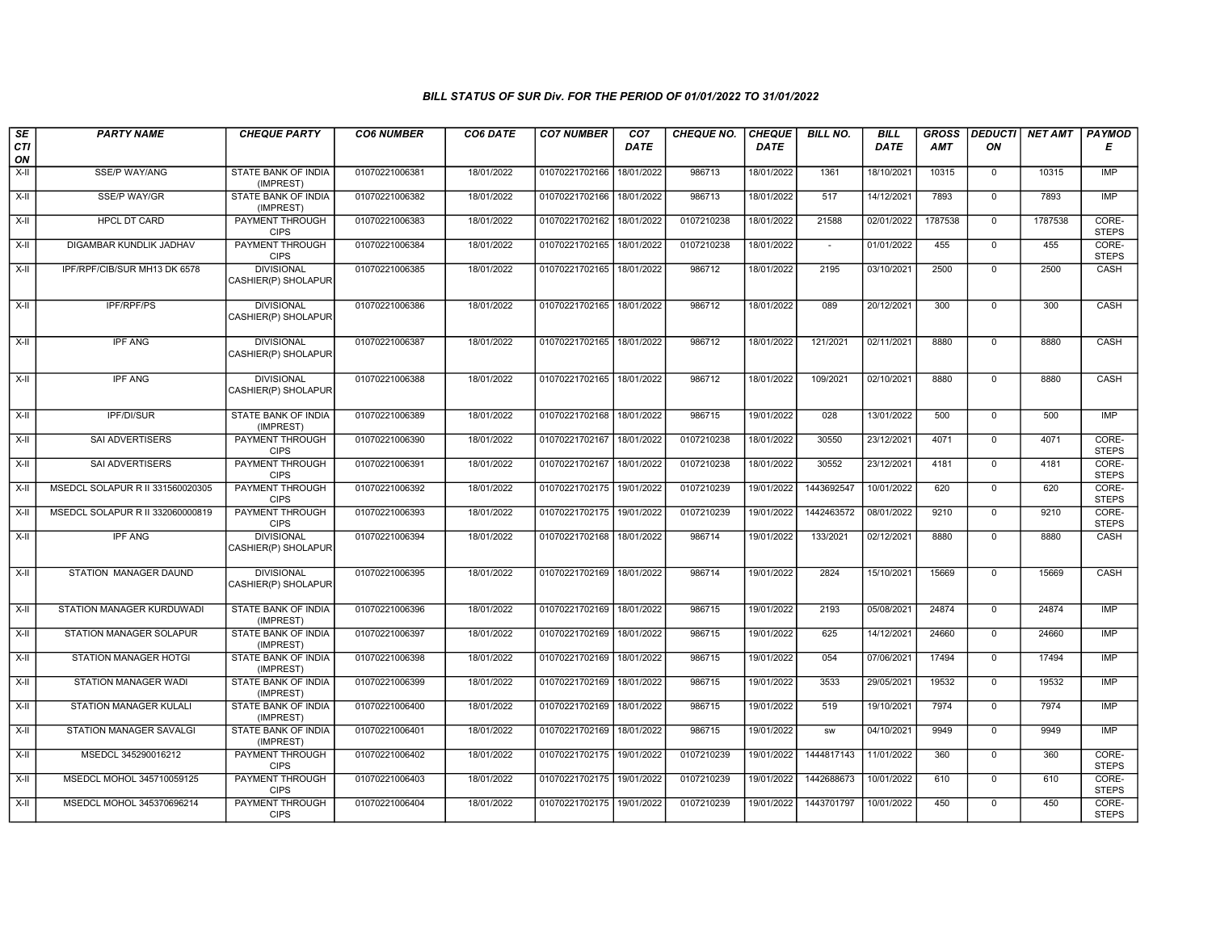### BILL STATUS OF SUR Div. FOR THE PERIOD OF 01/01/2022 TO 31/01/2022

| SECTION | PARTY NAME | CHEQUE PARTY | CO6 NUMBER | CO6 DATE | CO7 NUMBER | CO7 DATE | CHEQUE NO. | CHEQUE DATE | BILL NO. | BILL DATE | GROSS AMT | DEDUCTION | NET AMT | PAYMODE |
|---|---|---|---|---|---|---|---|---|---|---|---|---|---|---|
| X-II | SSE/P WAY/ANG | STATE BANK OF INDIA (IMPREST) | 01070221006381 | 18/01/2022 | 01070221702166 | 18/01/2022 | 986713 | 18/01/2022 | 1361 | 18/10/2021 | 10315 | 0 | 10315 | IMP |
| X-II | SSE/P WAY/GR | STATE BANK OF INDIA (IMPREST) | 01070221006382 | 18/01/2022 | 01070221702166 | 18/01/2022 | 986713 | 18/01/2022 | 517 | 14/12/2021 | 7893 | 0 | 7893 | IMP |
| X-II | HPCL DT CARD | PAYMENT THROUGH CIPS | 01070221006383 | 18/01/2022 | 01070221702162 | 18/01/2022 | 0107210238 | 18/01/2022 | 21588 | 02/01/2022 | 1787538 | 0 | 1787538 | CORE-STEPS |
| X-II | DIGAMBAR KUNDLIK JADHAV | PAYMENT THROUGH CIPS | 01070221006384 | 18/01/2022 | 01070221702165 | 18/01/2022 | 0107210238 | 18/01/2022 | - | 01/01/2022 | 455 | 0 | 455 | CORE-STEPS |
| X-II | IPF/RPF/CIB/SUR MH13 DK 6578 | DIVISIONAL CASHIER(P) SHOLAPUR | 01070221006385 | 18/01/2022 | 01070221702165 | 18/01/2022 | 986712 | 18/01/2022 | 2195 | 03/10/2021 | 2500 | 0 | 2500 | CASH |
| X-II | IPF/RPF/PS | DIVISIONAL CASHIER(P) SHOLAPUR | 01070221006386 | 18/01/2022 | 01070221702165 | 18/01/2022 | 986712 | 18/01/2022 | 089 | 20/12/2021 | 300 | 0 | 300 | CASH |
| X-II | IPF ANG | DIVISIONAL CASHIER(P) SHOLAPUR | 01070221006387 | 18/01/2022 | 01070221702165 | 18/01/2022 | 986712 | 18/01/2022 | 121/2021 | 02/11/2021 | 8880 | 0 | 8880 | CASH |
| X-II | IPF ANG | DIVISIONAL CASHIER(P) SHOLAPUR | 01070221006388 | 18/01/2022 | 01070221702165 | 18/01/2022 | 986712 | 18/01/2022 | 109/2021 | 02/10/2021 | 8880 | 0 | 8880 | CASH |
| X-II | IPF/DI/SUR | STATE BANK OF INDIA (IMPREST) | 01070221006389 | 18/01/2022 | 01070221702168 | 18/01/2022 | 986715 | 19/01/2022 | 028 | 13/01/2022 | 500 | 0 | 500 | IMP |
| X-II | SAI ADVERTISERS | PAYMENT THROUGH CIPS | 01070221006390 | 18/01/2022 | 01070221702167 | 18/01/2022 | 0107210238 | 18/01/2022 | 30550 | 23/12/2021 | 4071 | 0 | 4071 | CORE-STEPS |
| X-II | SAI ADVERTISERS | PAYMENT THROUGH CIPS | 01070221006391 | 18/01/2022 | 01070221702167 | 18/01/2022 | 0107210238 | 18/01/2022 | 30552 | 23/12/2021 | 4181 | 0 | 4181 | CORE-STEPS |
| X-II | MSEDCL SOLAPUR R II 331560020305 | PAYMENT THROUGH CIPS | 01070221006392 | 18/01/2022 | 01070221702175 | 19/01/2022 | 0107210239 | 19/01/2022 | 1443692547 | 10/01/2022 | 620 | 0 | 620 | CORE-STEPS |
| X-II | MSEDCL SOLAPUR R II 332060000819 | PAYMENT THROUGH CIPS | 01070221006393 | 18/01/2022 | 01070221702175 | 19/01/2022 | 0107210239 | 19/01/2022 | 1442463572 | 08/01/2022 | 9210 | 0 | 9210 | CORE-STEPS |
| X-II | IPF ANG | DIVISIONAL CASHIER(P) SHOLAPUR | 01070221006394 | 18/01/2022 | 01070221702168 | 18/01/2022 | 986714 | 19/01/2022 | 133/2021 | 02/12/2021 | 8880 | 0 | 8880 | CASH |
| X-II | STATION MANAGER DAUND | DIVISIONAL CASHIER(P) SHOLAPUR | 01070221006395 | 18/01/2022 | 01070221702169 | 18/01/2022 | 986714 | 19/01/2022 | 2824 | 15/10/2021 | 15669 | 0 | 15669 | CASH |
| X-II | STATION MANAGER KURDUWADI | STATE BANK OF INDIA (IMPREST) | 01070221006396 | 18/01/2022 | 01070221702169 | 18/01/2022 | 986715 | 19/01/2022 | 2193 | 05/08/2021 | 24874 | 0 | 24874 | IMP |
| X-II | STATION MANAGER SOLAPUR | STATE BANK OF INDIA (IMPREST) | 01070221006397 | 18/01/2022 | 01070221702169 | 18/01/2022 | 986715 | 19/01/2022 | 625 | 14/12/2021 | 24660 | 0 | 24660 | IMP |
| X-II | STATION MANAGER HOTGI | STATE BANK OF INDIA (IMPREST) | 01070221006398 | 18/01/2022 | 01070221702169 | 18/01/2022 | 986715 | 19/01/2022 | 054 | 07/06/2021 | 17494 | 0 | 17494 | IMP |
| X-II | STATION MANAGER WADI | STATE BANK OF INDIA (IMPREST) | 01070221006399 | 18/01/2022 | 01070221702169 | 18/01/2022 | 986715 | 19/01/2022 | 3533 | 29/05/2021 | 19532 | 0 | 19532 | IMP |
| X-II | STATION MANAGER KULALI | STATE BANK OF INDIA (IMPREST) | 01070221006400 | 18/01/2022 | 01070221702169 | 18/01/2022 | 986715 | 19/01/2022 | 519 | 19/10/2021 | 7974 | 0 | 7974 | IMP |
| X-II | STATION MANAGER SAVALGI | STATE BANK OF INDIA (IMPREST) | 01070221006401 | 18/01/2022 | 01070221702169 | 18/01/2022 | 986715 | 19/01/2022 | sw | 04/10/2021 | 9949 | 0 | 9949 | IMP |
| X-II | MSEDCL 345290016212 | PAYMENT THROUGH CIPS | 01070221006402 | 18/01/2022 | 01070221702175 | 19/01/2022 | 0107210239 | 19/01/2022 | 1444817143 | 11/01/2022 | 360 | 0 | 360 | CORE-STEPS |
| X-II | MSEDCL MOHOL 345710059125 | PAYMENT THROUGH CIPS | 01070221006403 | 18/01/2022 | 01070221702175 | 19/01/2022 | 0107210239 | 19/01/2022 | 1442688673 | 10/01/2022 | 610 | 0 | 610 | CORE-STEPS |
| X-II | MSEDCL MOHOL 345370696214 | PAYMENT THROUGH CIPS | 01070221006404 | 18/01/2022 | 01070221702175 | 19/01/2022 | 0107210239 | 19/01/2022 | 1443701797 | 10/01/2022 | 450 | 0 | 450 | CORE-STEPS |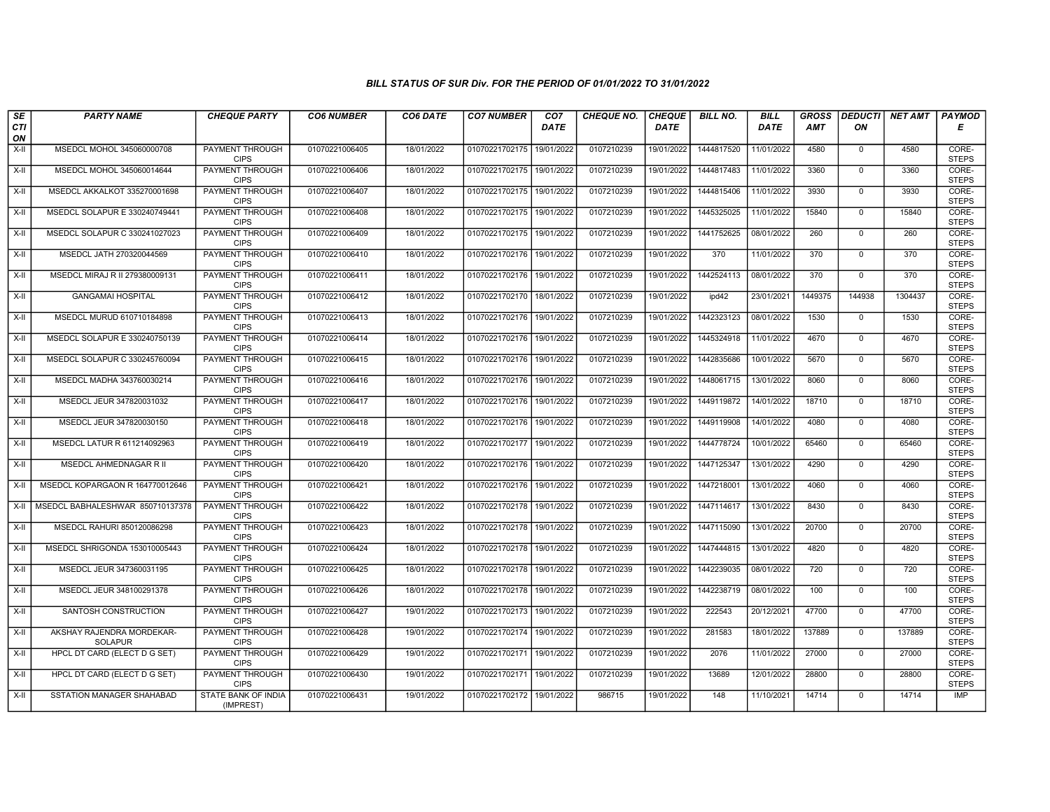# BILL STATUS OF SUR Div. FOR THE PERIOD OF 01/01/2022 TO 31/01/2022

| SECTION | PARTY NAME | CHEQUE PARTY | CO6 NUMBER | CO6 DATE | CO7 NUMBER | CO7 DATE | CHEQUE NO. | CHEQUE DATE | BILL NO. | BILL DATE | GROSS AMT | DEDUCTION | NET AMT | PAYMODE |
|---|---|---|---|---|---|---|---|---|---|---|---|---|---|---|
| X-II | MSEDCL MOHOL 345060000708 | PAYMENT THROUGH CIPS | 01070221006405 | 18/01/2022 | 01070221702175 | 19/01/2022 | 0107210239 | 19/01/2022 | 1444817520 | 11/01/2022 | 4580 | 0 | 4580 | CORE-STEPS |
| X-II | MSEDCL MOHOL 345060014644 | PAYMENT THROUGH CIPS | 01070221006406 | 18/01/2022 | 01070221702175 | 19/01/2022 | 0107210239 | 19/01/2022 | 1444817483 | 11/01/2022 | 3360 | 0 | 3360 | CORE-STEPS |
| X-II | MSEDCL AKKALKOT 335270001698 | PAYMENT THROUGH CIPS | 01070221006407 | 18/01/2022 | 01070221702175 | 19/01/2022 | 0107210239 | 19/01/2022 | 1444815406 | 11/01/2022 | 3930 | 0 | 3930 | CORE-STEPS |
| X-II | MSEDCL SOLAPUR E 330240749441 | PAYMENT THROUGH CIPS | 01070221006408 | 18/01/2022 | 01070221702175 | 19/01/2022 | 0107210239 | 19/01/2022 | 1445325025 | 11/01/2022 | 15840 | 0 | 15840 | CORE-STEPS |
| X-II | MSEDCL SOLAPUR C 330241027023 | PAYMENT THROUGH CIPS | 01070221006409 | 18/01/2022 | 01070221702175 | 19/01/2022 | 0107210239 | 19/01/2022 | 1441752625 | 08/01/2022 | 260 | 0 | 260 | CORE-STEPS |
| X-II | MSEDCL JATH 270320044569 | PAYMENT THROUGH CIPS | 01070221006410 | 18/01/2022 | 01070221702176 | 19/01/2022 | 0107210239 | 19/01/2022 | 370 | 11/01/2022 | 370 | 0 | 370 | CORE-STEPS |
| X-II | MSEDCL MIRAJ R II 279380009131 | PAYMENT THROUGH CIPS | 01070221006411 | 18/01/2022 | 01070221702176 | 19/01/2022 | 0107210239 | 19/01/2022 | 1442524113 | 08/01/2022 | 370 | 0 | 370 | CORE-STEPS |
| X-II | GANGAMAI HOSPITAL | PAYMENT THROUGH CIPS | 01070221006412 | 18/01/2022 | 01070221702170 | 18/01/2022 | 0107210239 | 19/01/2022 | ipd42 | 23/01/2021 | 1449375 | 144938 | 1304437 | CORE-STEPS |
| X-II | MSEDCL MURUD 610710184898 | PAYMENT THROUGH CIPS | 01070221006413 | 18/01/2022 | 01070221702176 | 19/01/2022 | 0107210239 | 19/01/2022 | 1442323123 | 08/01/2022 | 1530 | 0 | 1530 | CORE-STEPS |
| X-II | MSEDCL SOLAPUR E 330240750139 | PAYMENT THROUGH CIPS | 01070221006414 | 18/01/2022 | 01070221702176 | 19/01/2022 | 0107210239 | 19/01/2022 | 1445324918 | 11/01/2022 | 4670 | 0 | 4670 | CORE-STEPS |
| X-II | MSEDCL SOLAPUR C 330245760094 | PAYMENT THROUGH CIPS | 01070221006415 | 18/01/2022 | 01070221702176 | 19/01/2022 | 0107210239 | 19/01/2022 | 1442835686 | 10/01/2022 | 5670 | 0 | 5670 | CORE-STEPS |
| X-II | MSEDCL MADHA 343760030214 | PAYMENT THROUGH CIPS | 01070221006416 | 18/01/2022 | 01070221702176 | 19/01/2022 | 0107210239 | 19/01/2022 | 1448061715 | 13/01/2022 | 8060 | 0 | 8060 | CORE-STEPS |
| X-II | MSEDCL JEUR 347820031032 | PAYMENT THROUGH CIPS | 01070221006417 | 18/01/2022 | 01070221702176 | 19/01/2022 | 0107210239 | 19/01/2022 | 1449119872 | 14/01/2022 | 18710 | 0 | 18710 | CORE-STEPS |
| X-II | MSEDCL JEUR 347820030150 | PAYMENT THROUGH CIPS | 01070221006418 | 18/01/2022 | 01070221702176 | 19/01/2022 | 0107210239 | 19/01/2022 | 1449119908 | 14/01/2022 | 4080 | 0 | 4080 | CORE-STEPS |
| X-II | MSEDCL LATUR R 611214092963 | PAYMENT THROUGH CIPS | 01070221006419 | 18/01/2022 | 01070221702177 | 19/01/2022 | 0107210239 | 19/01/2022 | 1444778724 | 10/01/2022 | 65460 | 0 | 65460 | CORE-STEPS |
| X-II | MSEDCL AHMEDNAGAR R II | PAYMENT THROUGH CIPS | 01070221006420 | 18/01/2022 | 01070221702176 | 19/01/2022 | 0107210239 | 19/01/2022 | 1447125347 | 13/01/2022 | 4290 | 0 | 4290 | CORE-STEPS |
| X-II | MSEDCL KOPARGAON R 164770012646 | PAYMENT THROUGH CIPS | 01070221006421 | 18/01/2022 | 01070221702176 | 19/01/2022 | 0107210239 | 19/01/2022 | 1447218001 | 13/01/2022 | 4060 | 0 | 4060 | CORE-STEPS |
| X-II | MSEDCL BABHALESHWAR 850710137378 | PAYMENT THROUGH CIPS | 01070221006422 | 18/01/2022 | 01070221702178 | 19/01/2022 | 0107210239 | 19/01/2022 | 1447114617 | 13/01/2022 | 8430 | 0 | 8430 | CORE-STEPS |
| X-II | MSEDCL RAHURI 850120086298 | PAYMENT THROUGH CIPS | 01070221006423 | 18/01/2022 | 01070221702178 | 19/01/2022 | 0107210239 | 19/01/2022 | 1447115090 | 13/01/2022 | 20700 | 0 | 20700 | CORE-STEPS |
| X-II | MSEDCL SHRIGONDA 153010005443 | PAYMENT THROUGH CIPS | 01070221006424 | 18/01/2022 | 01070221702178 | 19/01/2022 | 0107210239 | 19/01/2022 | 1447444815 | 13/01/2022 | 4820 | 0 | 4820 | CORE-STEPS |
| X-II | MSEDCL JEUR 347360031195 | PAYMENT THROUGH CIPS | 01070221006425 | 18/01/2022 | 01070221702178 | 19/01/2022 | 0107210239 | 19/01/2022 | 1442239035 | 08/01/2022 | 720 | 0 | 720 | CORE-STEPS |
| X-II | MSEDCL JEUR 348100291378 | PAYMENT THROUGH CIPS | 01070221006426 | 18/01/2022 | 01070221702178 | 19/01/2022 | 0107210239 | 19/01/2022 | 1442238719 | 08/01/2022 | 100 | 0 | 100 | CORE-STEPS |
| X-II | SANTOSH CONSTRUCTION | PAYMENT THROUGH CIPS | 01070221006427 | 19/01/2022 | 01070221702173 | 19/01/2022 | 0107210239 | 19/01/2022 | 222543 | 20/12/2021 | 47700 | 0 | 47700 | CORE-STEPS |
| X-II | AKSHAY RAJENDRA MORDEKAR-SOLAPUR | PAYMENT THROUGH CIPS | 01070221006428 | 19/01/2022 | 01070221702174 | 19/01/2022 | 0107210239 | 19/01/2022 | 281583 | 18/01/2022 | 137889 | 0 | 137889 | CORE-STEPS |
| X-II | HPCL DT CARD (ELECT D G SET) | PAYMENT THROUGH CIPS | 01070221006429 | 19/01/2022 | 01070221702171 | 19/01/2022 | 0107210239 | 19/01/2022 | 2076 | 11/01/2022 | 27000 | 0 | 27000 | CORE-STEPS |
| X-II | HPCL DT CARD (ELECT D G SET) | PAYMENT THROUGH CIPS | 01070221006430 | 19/01/2022 | 01070221702171 | 19/01/2022 | 0107210239 | 19/01/2022 | 13689 | 12/01/2022 | 28800 | 0 | 28800 | CORE-STEPS |
| X-II | SSTATION MANAGER SHAHABAD | STATE BANK OF INDIA (IMPREST) | 01070221006431 | 19/01/2022 | 01070221702172 | 19/01/2022 | 986715 | 19/01/2022 | 148 | 11/10/2021 | 14714 | 0 | 14714 | IMP |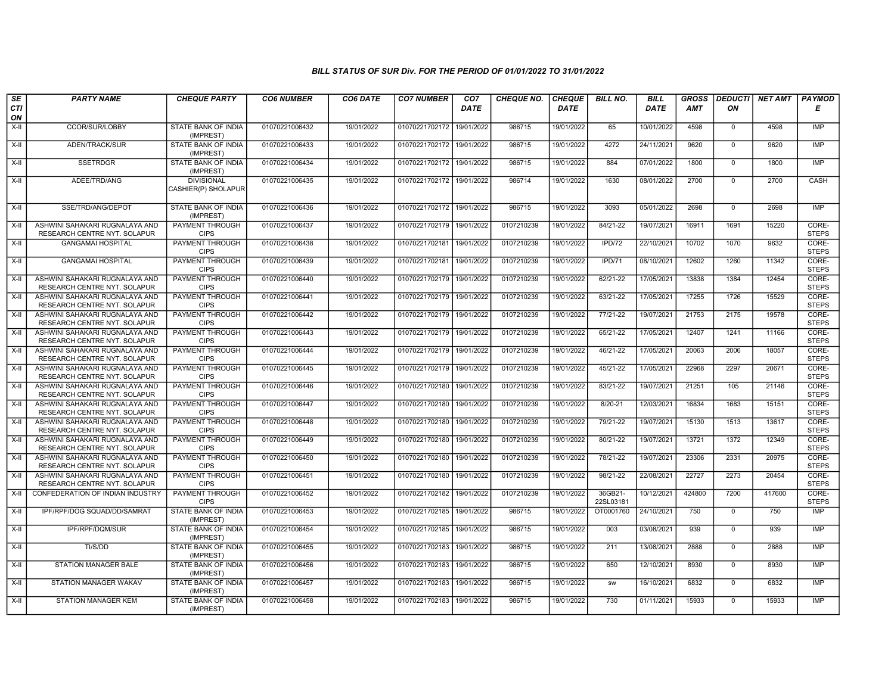# BILL STATUS OF SUR Div. FOR THE PERIOD OF 01/01/2022 TO 31/01/2022

| SECTION | PARTY NAME | CHEQUE PARTY | CO6 NUMBER | CO6 DATE | CO7 NUMBER | CO7 DATE | CHEQUE NO. | CHEQUE DATE | BILL NO. | BILL DATE | GROSS AMT | DEDUCTION | NET AMT | PAYMODE |
|---|---|---|---|---|---|---|---|---|---|---|---|---|---|---|
| X-II | CCOR/SUR/LOBBY | STATE BANK OF INDIA (IMPREST) | 01070221006432 | 19/01/2022 | 01070221702172 | 19/01/2022 | 986715 | 19/01/2022 | 65 | 10/01/2022 | 4598 | 0 | 4598 | IMP |
| X-II | ADEN/TRACK/SUR | STATE BANK OF INDIA (IMPREST) | 01070221006433 | 19/01/2022 | 01070221702172 | 19/01/2022 | 986715 | 19/01/2022 | 4272 | 24/11/2021 | 9620 | 0 | 9620 | IMP |
| X-II | SSETRDGR | STATE BANK OF INDIA (IMPREST) | 01070221006434 | 19/01/2022 | 01070221702172 | 19/01/2022 | 986715 | 19/01/2022 | 884 | 07/01/2022 | 1800 | 0 | 1800 | IMP |
| X-II | ADEE/TRD/ANG | DIVISIONAL CASHIER(P) SHOLAPUR | 01070221006435 | 19/01/2022 | 01070221702172 | 19/01/2022 | 986714 | 19/01/2022 | 1630 | 08/01/2022 | 2700 | 0 | 2700 | CASH |
| X-II | SSE/TRD/ANG/DEPOT | STATE BANK OF INDIA (IMPREST) | 01070221006436 | 19/01/2022 | 01070221702172 | 19/01/2022 | 986715 | 19/01/2022 | 3093 | 05/01/2022 | 2698 | 0 | 2698 | IMP |
| X-II | ASHWINI SAHAKARI RUGNALAYA AND RESEARCH CENTRE NYT. SOLAPUR | PAYMENT THROUGH CIPS | 01070221006437 | 19/01/2022 | 01070221702179 | 19/01/2022 | 0107210239 | 19/01/2022 | 84/21-22 | 19/07/2021 | 16911 | 1691 | 15220 | CORE-STEPS |
| X-II | GANGAMAI HOSPITAL | PAYMENT THROUGH CIPS | 01070221006438 | 19/01/2022 | 01070221702181 | 19/01/2022 | 0107210239 | 19/01/2022 | IPD/72 | 22/10/2021 | 10702 | 1070 | 9632 | CORE-STEPS |
| X-II | GANGAMAI HOSPITAL | PAYMENT THROUGH CIPS | 01070221006439 | 19/01/2022 | 01070221702181 | 19/01/2022 | 0107210239 | 19/01/2022 | IPD/71 | 08/10/2021 | 12602 | 1260 | 11342 | CORE-STEPS |
| X-II | ASHWINI SAHAKARI RUGNALAYA AND RESEARCH CENTRE NYT. SOLAPUR | PAYMENT THROUGH CIPS | 01070221006440 | 19/01/2022 | 01070221702179 | 19/01/2022 | 0107210239 | 19/01/2022 | 62/21-22 | 17/05/2021 | 13838 | 1384 | 12454 | CORE-STEPS |
| X-II | ASHWINI SAHAKARI RUGNALAYA AND RESEARCH CENTRE NYT. SOLAPUR | PAYMENT THROUGH CIPS | 01070221006441 | 19/01/2022 | 01070221702179 | 19/01/2022 | 0107210239 | 19/01/2022 | 63/21-22 | 17/05/2021 | 17255 | 1726 | 15529 | CORE-STEPS |
| X-II | ASHWINI SAHAKARI RUGNALAYA AND RESEARCH CENTRE NYT. SOLAPUR | PAYMENT THROUGH CIPS | 01070221006442 | 19/01/2022 | 01070221702179 | 19/01/2022 | 0107210239 | 19/01/2022 | 77/21-22 | 19/07/2021 | 21753 | 2175 | 19578 | CORE-STEPS |
| X-II | ASHWINI SAHAKARI RUGNALAYA AND RESEARCH CENTRE NYT. SOLAPUR | PAYMENT THROUGH CIPS | 01070221006443 | 19/01/2022 | 01070221702179 | 19/01/2022 | 0107210239 | 19/01/2022 | 65/21-22 | 17/05/2021 | 12407 | 1241 | 11166 | CORE-STEPS |
| X-II | ASHWINI SAHAKARI RUGNALAYA AND RESEARCH CENTRE NYT. SOLAPUR | PAYMENT THROUGH CIPS | 01070221006444 | 19/01/2022 | 01070221702179 | 19/01/2022 | 0107210239 | 19/01/2022 | 46/21-22 | 17/05/2021 | 20063 | 2006 | 18057 | CORE-STEPS |
| X-II | ASHWINI SAHAKARI RUGNALAYA AND RESEARCH CENTRE NYT. SOLAPUR | PAYMENT THROUGH CIPS | 01070221006445 | 19/01/2022 | 01070221702179 | 19/01/2022 | 0107210239 | 19/01/2022 | 45/21-22 | 17/05/2021 | 22968 | 2297 | 20671 | CORE-STEPS |
| X-II | ASHWINI SAHAKARI RUGNALAYA AND RESEARCH CENTRE NYT. SOLAPUR | PAYMENT THROUGH CIPS | 01070221006446 | 19/01/2022 | 01070221702180 | 19/01/2022 | 0107210239 | 19/01/2022 | 83/21-22 | 19/07/2021 | 21251 | 105 | 21146 | CORE-STEPS |
| X-II | ASHWINI SAHAKARI RUGNALAYA AND RESEARCH CENTRE NYT. SOLAPUR | PAYMENT THROUGH CIPS | 01070221006447 | 19/01/2022 | 01070221702180 | 19/01/2022 | 0107210239 | 19/01/2022 | 8/20-21 | 12/03/2021 | 16834 | 1683 | 15151 | CORE-STEPS |
| X-II | ASHWINI SAHAKARI RUGNALAYA AND RESEARCH CENTRE NYT. SOLAPUR | PAYMENT THROUGH CIPS | 01070221006448 | 19/01/2022 | 01070221702180 | 19/01/2022 | 0107210239 | 19/01/2022 | 79/21-22 | 19/07/2021 | 15130 | 1513 | 13617 | CORE-STEPS |
| X-II | ASHWINI SAHAKARI RUGNALAYA AND RESEARCH CENTRE NYT. SOLAPUR | PAYMENT THROUGH CIPS | 01070221006449 | 19/01/2022 | 01070221702180 | 19/01/2022 | 0107210239 | 19/01/2022 | 80/21-22 | 19/07/2021 | 13721 | 1372 | 12349 | CORE-STEPS |
| X-II | ASHWINI SAHAKARI RUGNALAYA AND RESEARCH CENTRE NYT. SOLAPUR | PAYMENT THROUGH CIPS | 01070221006450 | 19/01/2022 | 01070221702180 | 19/01/2022 | 0107210239 | 19/01/2022 | 78/21-22 | 19/07/2021 | 23306 | 2331 | 20975 | CORE-STEPS |
| X-II | ASHWINI SAHAKARI RUGNALAYA AND RESEARCH CENTRE NYT. SOLAPUR | PAYMENT THROUGH CIPS | 01070221006451 | 19/01/2022 | 01070221702180 | 19/01/2022 | 0107210239 | 19/01/2022 | 98/21-22 | 22/08/2021 | 22727 | 2273 | 20454 | CORE-STEPS |
| X-II | CONFEDERATION OF INDIAN INDUSTRY | PAYMENT THROUGH CIPS | 01070221006452 | 19/01/2022 | 01070221702182 | 19/01/2022 | 0107210239 | 19/01/2022 | 36GB21-22SL03181 | 10/12/2021 | 424800 | 7200 | 417600 | CORE-STEPS |
| X-II | IPF/RPF/DOG SQUAD/DD/SAMRAT | STATE BANK OF INDIA (IMPREST) | 01070221006453 | 19/01/2022 | 01070221702185 | 19/01/2022 | 986715 | 19/01/2022 | OT0001760 | 24/10/2021 | 750 | 0 | 750 | IMP |
| X-II | IPF/RPF/DQM/SUR | STATE BANK OF INDIA (IMPREST) | 01070221006454 | 19/01/2022 | 01070221702185 | 19/01/2022 | 986715 | 19/01/2022 | 003 | 03/08/2021 | 939 | 0 | 939 | IMP |
| X-II | TI/S/DD | STATE BANK OF INDIA (IMPREST) | 01070221006455 | 19/01/2022 | 01070221702183 | 19/01/2022 | 986715 | 19/01/2022 | 211 | 13/08/2021 | 2888 | 0 | 2888 | IMP |
| X-II | STATION MANAGER BALE | STATE BANK OF INDIA (IMPREST) | 01070221006456 | 19/01/2022 | 01070221702183 | 19/01/2022 | 986715 | 19/01/2022 | 650 | 12/10/2021 | 8930 | 0 | 8930 | IMP |
| X-II | STATION MANAGER WAKAV | STATE BANK OF INDIA (IMPREST) | 01070221006457 | 19/01/2022 | 01070221702183 | 19/01/2022 | 986715 | 19/01/2022 | sw | 16/10/2021 | 6832 | 0 | 6832 | IMP |
| X-II | STATION MANAGER KEM | STATE BANK OF INDIA (IMPREST) | 01070221006458 | 19/01/2022 | 01070221702183 | 19/01/2022 | 986715 | 19/01/2022 | 730 | 01/11/2021 | 15933 | 0 | 15933 | IMP |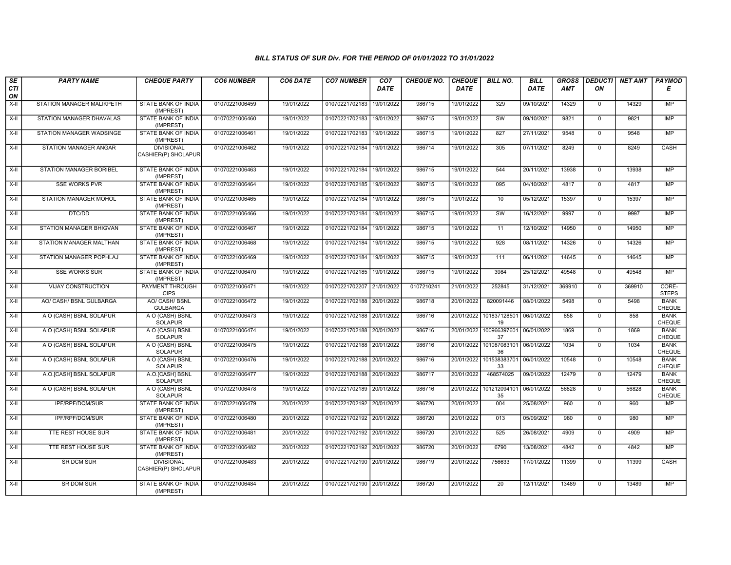# BILL STATUS OF SUR Div. FOR THE PERIOD OF 01/01/2022 TO 31/01/2022

| SECTION | PARTY NAME | CHEQUE PARTY | CO6 NUMBER | CO6 DATE | CO7 NUMBER | CO7 DATE | CHEQUE NO. | CHEQUE DATE | BILL NO. | BILL DATE | GROSS AMT | DEDUCTION | NET AMT | PAYMODE |
|---|---|---|---|---|---|---|---|---|---|---|---|---|---|---|
| X-II | STATION MANAGER MALIKPETH | STATE BANK OF INDIA (IMPREST) | 01070221006459 | 19/01/2022 | 01070221702183 | 19/01/2022 | 986715 | 19/01/2022 | 329 | 09/10/2021 | 14329 | 0 | 14329 | IMP |
| X-II | STATION MANAGER DHAVALAS | STATE BANK OF INDIA (IMPREST) | 01070221006460 | 19/01/2022 | 01070221702183 | 19/01/2022 | 986715 | 19/01/2022 | SW | 09/10/2021 | 9821 | 0 | 9821 | IMP |
| X-II | STATION MANAGER WADSINGE | STATE BANK OF INDIA (IMPREST) | 01070221006461 | 19/01/2022 | 01070221702183 | 19/01/2022 | 986715 | 19/01/2022 | 827 | 27/11/2021 | 9548 | 0 | 9548 | IMP |
| X-II | STATION MANAGER ANGAR | DIVISIONAL CASHIER(P) SHOLAPUR | 01070221006462 | 19/01/2022 | 01070221702184 | 19/01/2022 | 986714 | 19/01/2022 | 305 | 07/11/2021 | 8249 | 0 | 8249 | CASH |
| X-II | STATION MANAGER BORIBEL | STATE BANK OF INDIA (IMPREST) | 01070221006463 | 19/01/2022 | 01070221702184 | 19/01/2022 | 986715 | 19/01/2022 | 544 | 20/11/2021 | 13938 | 0 | 13938 | IMP |
| X-II | SSE WORKS PVR | STATE BANK OF INDIA (IMPREST) | 01070221006464 | 19/01/2022 | 01070221702185 | 19/01/2022 | 986715 | 19/01/2022 | 095 | 04/10/2021 | 4817 | 0 | 4817 | IMP |
| X-II | STATION MANAGER MOHOL | STATE BANK OF INDIA (IMPREST) | 01070221006465 | 19/01/2022 | 01070221702184 | 19/01/2022 | 986715 | 19/01/2022 | 10 | 05/12/2021 | 15397 | 0 | 15397 | IMP |
| X-II | DTC/DD | STATE BANK OF INDIA (IMPREST) | 01070221006466 | 19/01/2022 | 01070221702184 | 19/01/2022 | 986715 | 19/01/2022 | SW | 16/12/2021 | 9997 | 0 | 9997 | IMP |
| X-II | STATION MANAGER BHIGVAN | STATE BANK OF INDIA (IMPREST) | 01070221006467 | 19/01/2022 | 01070221702184 | 19/01/2022 | 986715 | 19/01/2022 | 11 | 12/10/2021 | 14950 | 0 | 14950 | IMP |
| X-II | STATION MANAGER MALTHAN | STATE BANK OF INDIA (IMPREST) | 01070221006468 | 19/01/2022 | 01070221702184 | 19/01/2022 | 986715 | 19/01/2022 | 928 | 08/11/2021 | 14326 | 0 | 14326 | IMP |
| X-II | STATION MANAGER POPHLAJ | STATE BANK OF INDIA (IMPREST) | 01070221006469 | 19/01/2022 | 01070221702184 | 19/01/2022 | 986715 | 19/01/2022 | 111 | 06/11/2021 | 14645 | 0 | 14645 | IMP |
| X-II | SSE WORKS SUR | STATE BANK OF INDIA (IMPREST) | 01070221006470 | 19/01/2022 | 01070221702185 | 19/01/2022 | 986715 | 19/01/2022 | 3984 | 25/12/2021 | 49548 | 0 | 49548 | IMP |
| X-II | VIJAY CONSTRUCTION | PAYMENT THROUGH CIPS | 01070221006471 | 19/01/2022 | 01070221702207 | 21/01/2022 | 0107210241 | 21/01/2022 | 252845 | 31/12/2021 | 369910 | 0 | 369910 | CORE-STEPS |
| X-II | AO/ CASH/ BSNL GULBARGA | AO/ CASH/ BSNL GULBARGA | 01070221006472 | 19/01/2022 | 01070221702188 | 20/01/2022 | 986718 | 20/01/2022 | 820091446 | 08/01/2022 | 5498 | 0 | 5498 | BANK CHEQUE |
| X-II | A O (CASH) BSNL SOLAPUR | A O (CASH) BSNL SOLAPUR | 01070221006473 | 19/01/2022 | 01070221702188 | 20/01/2022 | 986716 | 20/01/2022 | 10183712850119 | 06/01/2022 | 858 | 0 | 858 | BANK CHEQUE |
| X-II | A O (CASH) BSNL SOLAPUR | A O (CASH) BSNL SOLAPUR | 01070221006474 | 19/01/2022 | 01070221702188 | 20/01/2022 | 986716 | 20/01/2022 | 10096639760137 | 06/01/2022 | 1869 | 0 | 1869 | BANK CHEQUE |
| X-II | A O (CASH) BSNL SOLAPUR | A O (CASH) BSNL SOLAPUR | 01070221006475 | 19/01/2022 | 01070221702188 | 20/01/2022 | 986716 | 20/01/2022 | 10108708310136 | 06/01/2022 | 1034 | 0 | 1034 | BANK CHEQUE |
| X-II | A O (CASH) BSNL SOLAPUR | A O (CASH) BSNL SOLAPUR | 01070221006476 | 19/01/2022 | 01070221702188 | 20/01/2022 | 986716 | 20/01/2022 | 10153838370133 | 06/01/2022 | 10548 | 0 | 10548 | BANK CHEQUE |
| X-II | A.O.[CASH] BSNL SOLAPUR | A.O.[CASH] BSNL SOLAPUR | 01070221006477 | 19/01/2022 | 01070221702188 | 20/01/2022 | 986717 | 20/01/2022 | 468574025 | 09/01/2022 | 12479 | 0 | 12479 | BANK CHEQUE |
| X-II | A O (CASH) BSNL SOLAPUR | A O (CASH) BSNL SOLAPUR | 01070221006478 | 19/01/2022 | 01070221702189 | 20/01/2022 | 986716 | 20/01/2022 | 10121209410135 | 06/01/2022 | 56828 | 0 | 56828 | BANK CHEQUE |
| X-II | IPF/RPF/DQM/SUR | STATE BANK OF INDIA (IMPREST) | 01070221006479 | 20/01/2022 | 01070221702192 | 20/01/2022 | 986720 | 20/01/2022 | 004 | 25/08/2021 | 960 | 0 | 960 | IMP |
| X-II | IPF/RPF/DQM/SUR | STATE BANK OF INDIA (IMPREST) | 01070221006480 | 20/01/2022 | 01070221702192 | 20/01/2022 | 986720 | 20/01/2022 | 013 | 05/09/2021 | 980 | 0 | 980 | IMP |
| X-II | TTE REST HOUSE SUR | STATE BANK OF INDIA (IMPREST) | 01070221006481 | 20/01/2022 | 01070221702192 | 20/01/2022 | 986720 | 20/01/2022 | 525 | 26/08/2021 | 4909 | 0 | 4909 | IMP |
| X-II | TTE REST HOUSE SUR | STATE BANK OF INDIA (IMPREST) | 01070221006482 | 20/01/2022 | 01070221702192 | 20/01/2022 | 986720 | 20/01/2022 | 6790 | 13/08/2021 | 4842 | 0 | 4842 | IMP |
| X-II | SR DCM SUR | DIVISIONAL CASHIER(P) SHOLAPUR | 01070221006483 | 20/01/2022 | 01070221702190 | 20/01/2022 | 986719 | 20/01/2022 | 756633 | 17/01/2022 | 11399 | 0 | 11399 | CASH |
| X-II | SR DOM SUR | STATE BANK OF INDIA (IMPREST) | 01070221006484 | 20/01/2022 | 01070221702190 | 20/01/2022 | 986720 | 20/01/2022 | 20 | 12/11/2021 | 13489 | 0 | 13489 | IMP |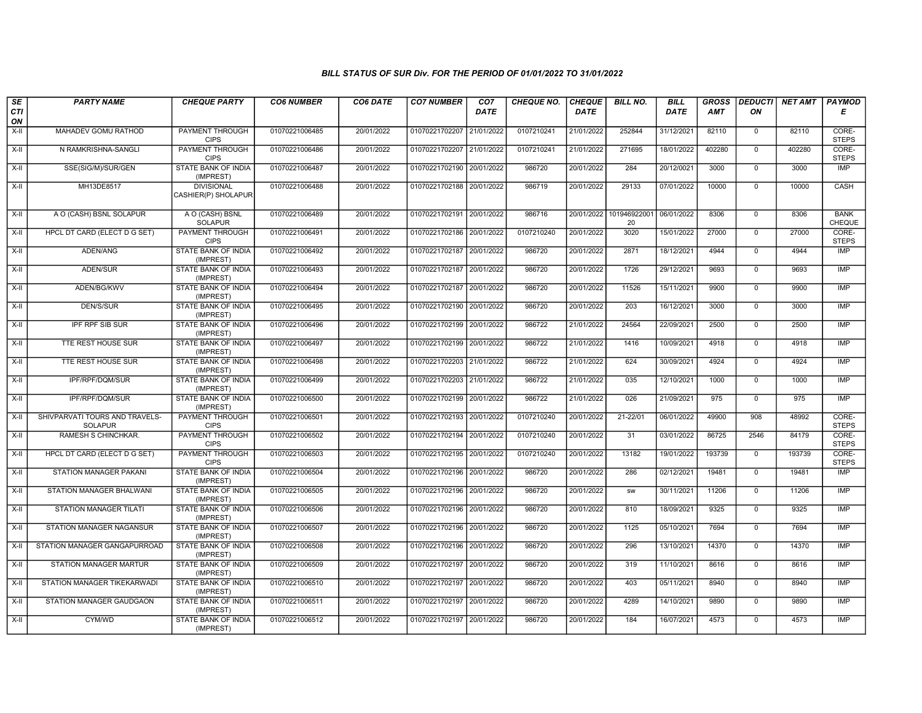### BILL STATUS OF SUR Div. FOR THE PERIOD OF 01/01/2022 TO 31/01/2022

| SECTION | PARTY NAME | CHEQUE PARTY | CO6 NUMBER | CO6 DATE | CO7 NUMBER | CO7 DATE | CHEQUE NO. | CHEQUE DATE | BILL NO. | BILL DATE | GROSS AMT | DEDUCTION | NET AMT | PAYMODE |
|---|---|---|---|---|---|---|---|---|---|---|---|---|---|---|
| X-II | MAHADEV GOMU RATHOD | PAYMENT THROUGH CIPS | 01070221006485 | 20/01/2022 | 01070221702207 | 21/01/2022 | 0107210241 | 21/01/2022 | 252844 | 31/12/2021 | 82110 | 0 | 82110 | CORE-STEPS |
| X-II | N RAMKRISHNA-SANGLI | PAYMENT THROUGH CIPS | 01070221006486 | 20/01/2022 | 01070221702207 | 21/01/2022 | 0107210241 | 21/01/2022 | 271695 | 18/01/2022 | 402280 | 0 | 402280 | CORE-STEPS |
| X-II | SSE(SIG/M)/SUR/GEN | STATE BANK OF INDIA (IMPREST) | 01070221006487 | 20/01/2022 | 01070221702190 | 20/01/2022 | 986720 | 20/01/2022 | 284 | 20/12/0021 | 3000 | 0 | 3000 | IMP |
| X-II | MH13DE8517 | DIVISIONAL CASHIER(P) SHOLAPUR | 01070221006488 | 20/01/2022 | 01070221702188 | 20/01/2022 | 986719 | 20/01/2022 | 29133 | 07/01/2022 | 10000 | 0 | 10000 | CASH |
| X-II | A O (CASH) BSNL SOLAPUR | A O (CASH) BSNL SOLAPUR | 01070221006489 | 20/01/2022 | 01070221702191 | 20/01/2022 | 986716 | 20/01/2022 | 10194692200120 | 06/01/2022 | 8306 | 0 | 8306 | BANK CHEQUE |
| X-II | HPCL DT CARD (ELECT D G SET) | PAYMENT THROUGH CIPS | 01070221006491 | 20/01/2022 | 01070221702186 | 20/01/2022 | 0107210240 | 20/01/2022 | 3020 | 15/01/2022 | 27000 | 0 | 27000 | CORE-STEPS |
| X-II | ADEN/ANG | STATE BANK OF INDIA (IMPREST) | 01070221006492 | 20/01/2022 | 01070221702187 | 20/01/2022 | 986720 | 20/01/2022 | 2871 | 18/12/2021 | 4944 | 0 | 4944 | IMP |
| X-II | ADEN/SUR | STATE BANK OF INDIA (IMPREST) | 01070221006493 | 20/01/2022 | 01070221702187 | 20/01/2022 | 986720 | 20/01/2022 | 1726 | 29/12/2021 | 9693 | 0 | 9693 | IMP |
| X-II | ADEN/BG/KWV | STATE BANK OF INDIA (IMPREST) | 01070221006494 | 20/01/2022 | 01070221702187 | 20/01/2022 | 986720 | 20/01/2022 | 11526 | 15/11/2021 | 9900 | 0 | 9900 | IMP |
| X-II | DEN/S/SUR | STATE BANK OF INDIA (IMPREST) | 01070221006495 | 20/01/2022 | 01070221702190 | 20/01/2022 | 986720 | 20/01/2022 | 203 | 16/12/2021 | 3000 | 0 | 3000 | IMP |
| X-II | IPF RPF SIB SUR | STATE BANK OF INDIA (IMPREST) | 01070221006496 | 20/01/2022 | 01070221702199 | 20/01/2022 | 986722 | 21/01/2022 | 24564 | 22/09/2021 | 2500 | 0 | 2500 | IMP |
| X-II | TTE REST HOUSE SUR | STATE BANK OF INDIA (IMPREST) | 01070221006497 | 20/01/2022 | 01070221702199 | 20/01/2022 | 986722 | 21/01/2022 | 1416 | 10/09/2021 | 4918 | 0 | 4918 | IMP |
| X-II | TTE REST HOUSE SUR | STATE BANK OF INDIA (IMPREST) | 01070221006498 | 20/01/2022 | 01070221702203 | 21/01/2022 | 986722 | 21/01/2022 | 624 | 30/09/2021 | 4924 | 0 | 4924 | IMP |
| X-II | IPF/RPF/DQM/SUR | STATE BANK OF INDIA (IMPREST) | 01070221006499 | 20/01/2022 | 01070221702203 | 21/01/2022 | 986722 | 21/01/2022 | 035 | 12/10/2021 | 1000 | 0 | 1000 | IMP |
| X-II | IPF/RPF/DQM/SUR | STATE BANK OF INDIA (IMPREST) | 01070221006500 | 20/01/2022 | 01070221702199 | 20/01/2022 | 986722 | 21/01/2022 | 026 | 21/09/2021 | 975 | 0 | 975 | IMP |
| X-II | SHIVPARVATI TOURS AND TRAVELS-SOLAPUR | PAYMENT THROUGH CIPS | 01070221006501 | 20/01/2022 | 01070221702193 | 20/01/2022 | 0107210240 | 20/01/2022 | 21-22/01 | 06/01/2022 | 49900 | 908 | 48992 | CORE-STEPS |
| X-II | RAMESH S CHINCHKAR. | PAYMENT THROUGH CIPS | 01070221006502 | 20/01/2022 | 01070221702194 | 20/01/2022 | 0107210240 | 20/01/2022 | 31 | 03/01/2022 | 86725 | 2546 | 84179 | CORE-STEPS |
| X-II | HPCL DT CARD (ELECT D G SET) | PAYMENT THROUGH CIPS | 01070221006503 | 20/01/2022 | 01070221702195 | 20/01/2022 | 0107210240 | 20/01/2022 | 13182 | 19/01/2022 | 193739 | 0 | 193739 | CORE-STEPS |
| X-II | STATION MANAGER PAKANI | STATE BANK OF INDIA (IMPREST) | 01070221006504 | 20/01/2022 | 01070221702196 | 20/01/2022 | 986720 | 20/01/2022 | 286 | 02/12/2021 | 19481 | 0 | 19481 | IMP |
| X-II | STATION MANAGER BHALWANI | STATE BANK OF INDIA (IMPREST) | 01070221006505 | 20/01/2022 | 01070221702196 | 20/01/2022 | 986720 | 20/01/2022 | sw | 30/11/2021 | 11206 | 0 | 11206 | IMP |
| X-II | STATION MANAGER TILATI | STATE BANK OF INDIA (IMPREST) | 01070221006506 | 20/01/2022 | 01070221702196 | 20/01/2022 | 986720 | 20/01/2022 | 810 | 18/09/2021 | 9325 | 0 | 9325 | IMP |
| X-II | STATION MANAGER NAGANSUR | STATE BANK OF INDIA (IMPREST) | 01070221006507 | 20/01/2022 | 01070221702196 | 20/01/2022 | 986720 | 20/01/2022 | 1125 | 05/10/2021 | 7694 | 0 | 7694 | IMP |
| X-II | STATION MANAGER GANGAPURROAD | STATE BANK OF INDIA (IMPREST) | 01070221006508 | 20/01/2022 | 01070221702196 | 20/01/2022 | 986720 | 20/01/2022 | 296 | 13/10/2021 | 14370 | 0 | 14370 | IMP |
| X-II | STATION MANAGER MARTUR | STATE BANK OF INDIA (IMPREST) | 01070221006509 | 20/01/2022 | 01070221702197 | 20/01/2022 | 986720 | 20/01/2022 | 319 | 11/10/2021 | 8616 | 0 | 8616 | IMP |
| X-II | STATION MANAGER TIKEKARWADI | STATE BANK OF INDIA (IMPREST) | 01070221006510 | 20/01/2022 | 01070221702197 | 20/01/2022 | 986720 | 20/01/2022 | 403 | 05/11/2021 | 8940 | 0 | 8940 | IMP |
| X-II | STATION MANAGER GAUDGAON | STATE BANK OF INDIA (IMPREST) | 01070221006511 | 20/01/2022 | 01070221702197 | 20/01/2022 | 986720 | 20/01/2022 | 4289 | 14/10/2021 | 9890 | 0 | 9890 | IMP |
| X-II | CYM/WD | STATE BANK OF INDIA (IMPREST) | 01070221006512 | 20/01/2022 | 01070221702197 | 20/01/2022 | 986720 | 20/01/2022 | 184 | 16/07/2021 | 4573 | 0 | 4573 | IMP |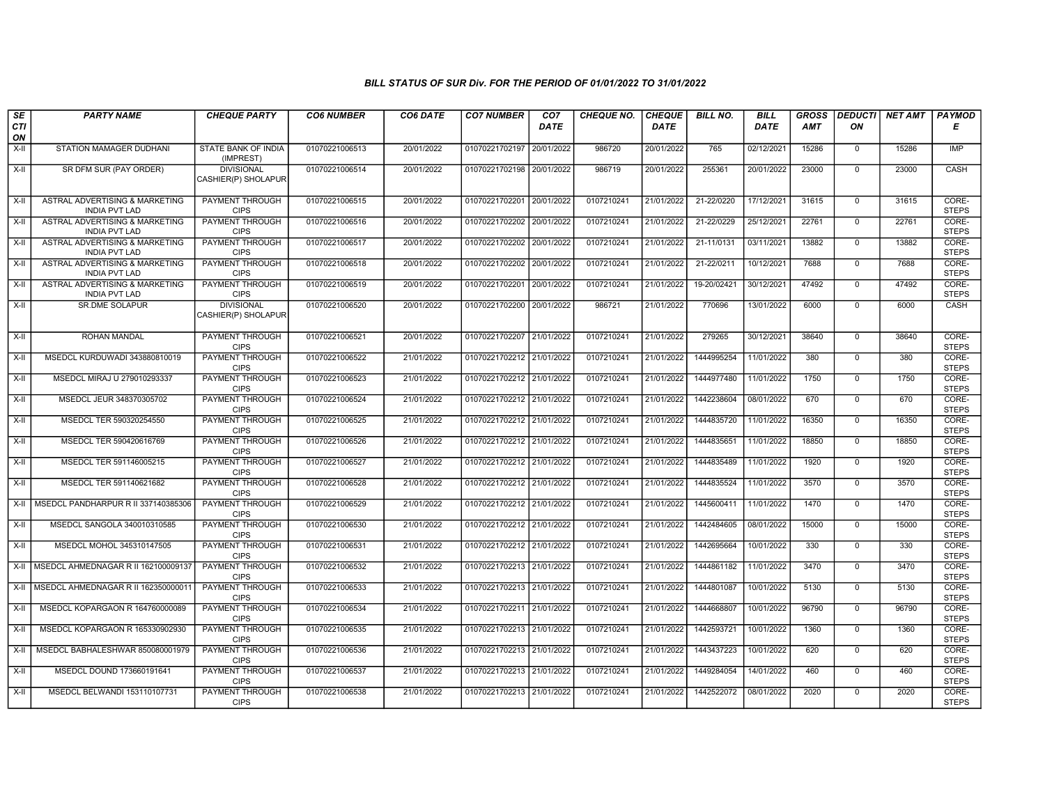### BILL STATUS OF SUR Div. FOR THE PERIOD OF 01/01/2022 TO 31/01/2022

| SECTION | PARTY NAME | CHEQUE PARTY | CO6 NUMBER | CO6 DATE | CO7 NUMBER | CO7 DATE | CHEQUE NO. | CHEQUE DATE | BILL NO. | BILL DATE | GROSS AMT | DEDUCTION | NET AMT | PAYMODE |
|---|---|---|---|---|---|---|---|---|---|---|---|---|---|---|
| X-II | STATION MAMAGER DUDHANI | STATE BANK OF INDIA (IMPREST) | 01070221006513 | 20/01/2022 | 01070221702197 | 20/01/2022 | 986720 | 20/01/2022 | 765 | 02/12/2021 | 15286 | 0 | 15286 | IMP |
| X-II | SR DFM SUR (PAY ORDER) | DIVISIONAL CASHIER(P) SHOLAPUR | 01070221006514 | 20/01/2022 | 01070221702198 | 20/01/2022 | 986719 | 20/01/2022 | 255361 | 20/01/2022 | 23000 | 0 | 23000 | CASH |
| X-II | ASTRAL ADVERTISING & MARKETING INDIA PVT LAD | PAYMENT THROUGH CIPS | 01070221006515 | 20/01/2022 | 01070221702201 | 20/01/2022 | 0107210241 | 21/01/2022 | 21-22/0220 | 17/12/2021 | 31615 | 0 | 31615 | CORE-STEPS |
| X-II | ASTRAL ADVERTISING & MARKETING INDIA PVT LAD | PAYMENT THROUGH CIPS | 01070221006516 | 20/01/2022 | 01070221702202 | 20/01/2022 | 0107210241 | 21/01/2022 | 21-22/0229 | 25/12/2021 | 22761 | 0 | 22761 | CORE-STEPS |
| X-II | ASTRAL ADVERTISING & MARKETING INDIA PVT LAD | PAYMENT THROUGH CIPS | 01070221006517 | 20/01/2022 | 01070221702202 | 20/01/2022 | 0107210241 | 21/01/2022 | 21-11/0131 | 03/11/2021 | 13882 | 0 | 13882 | CORE-STEPS |
| X-II | ASTRAL ADVERTISING & MARKETING INDIA PVT LAD | PAYMENT THROUGH CIPS | 01070221006518 | 20/01/2022 | 01070221702202 | 20/01/2022 | 0107210241 | 21/01/2022 | 21-22/0211 | 10/12/2021 | 7688 | 0 | 7688 | CORE-STEPS |
| X-II | ASTRAL ADVERTISING & MARKETING INDIA PVT LAD | PAYMENT THROUGH CIPS | 01070221006519 | 20/01/2022 | 01070221702201 | 20/01/2022 | 0107210241 | 21/01/2022 | 19-20/02421 | 30/12/2021 | 47492 | 0 | 47492 | CORE-STEPS |
| X-II | SR.DME SOLAPUR | DIVISIONAL CASHIER(P) SHOLAPUR | 01070221006520 | 20/01/2022 | 01070221702200 | 20/01/2022 | 986721 | 21/01/2022 | 770696 | 13/01/2022 | 6000 | 0 | 6000 | CASH |
| X-II | ROHAN MANDAL | PAYMENT THROUGH CIPS | 01070221006521 | 20/01/2022 | 01070221702207 | 21/01/2022 | 0107210241 | 21/01/2022 | 279265 | 30/12/2021 | 38640 | 0 | 38640 | CORE-STEPS |
| X-II | MSEDCL KURDUWADI 343880810019 | PAYMENT THROUGH CIPS | 01070221006522 | 21/01/2022 | 01070221702212 | 21/01/2022 | 0107210241 | 21/01/2022 | 1444995254 | 11/01/2022 | 380 | 0 | 380 | CORE-STEPS |
| X-II | MSEDCL MIRAJ U 279010293337 | PAYMENT THROUGH CIPS | 01070221006523 | 21/01/2022 | 01070221702212 | 21/01/2022 | 0107210241 | 21/01/2022 | 1444977480 | 11/01/2022 | 1750 | 0 | 1750 | CORE-STEPS |
| X-II | MSEDCL JEUR 348370305702 | PAYMENT THROUGH CIPS | 01070221006524 | 21/01/2022 | 01070221702212 | 21/01/2022 | 0107210241 | 21/01/2022 | 1442238604 | 08/01/2022 | 670 | 0 | 670 | CORE-STEPS |
| X-II | MSEDCL TER 590320254550 | PAYMENT THROUGH CIPS | 01070221006525 | 21/01/2022 | 01070221702212 | 21/01/2022 | 0107210241 | 21/01/2022 | 1444835720 | 11/01/2022 | 16350 | 0 | 16350 | CORE-STEPS |
| X-II | MSEDCL TER 590420616769 | PAYMENT THROUGH CIPS | 01070221006526 | 21/01/2022 | 01070221702212 | 21/01/2022 | 0107210241 | 21/01/2022 | 1444835651 | 11/01/2022 | 18850 | 0 | 18850 | CORE-STEPS |
| X-II | MSEDCL TER 591146005215 | PAYMENT THROUGH CIPS | 01070221006527 | 21/01/2022 | 01070221702212 | 21/01/2022 | 0107210241 | 21/01/2022 | 1444835489 | 11/01/2022 | 1920 | 0 | 1920 | CORE-STEPS |
| X-II | MSEDCL TER 591140621682 | PAYMENT THROUGH CIPS | 01070221006528 | 21/01/2022 | 01070221702212 | 21/01/2022 | 0107210241 | 21/01/2022 | 1444835524 | 11/01/2022 | 3570 | 0 | 3570 | CORE-STEPS |
| X-II | MSEDCL PANDHARPUR R II 337140385306 | PAYMENT THROUGH CIPS | 01070221006529 | 21/01/2022 | 01070221702212 | 21/01/2022 | 0107210241 | 21/01/2022 | 1445600411 | 11/01/2022 | 1470 | 0 | 1470 | CORE-STEPS |
| X-II | MSEDCL SANGOLA 340010310585 | PAYMENT THROUGH CIPS | 01070221006530 | 21/01/2022 | 01070221702212 | 21/01/2022 | 0107210241 | 21/01/2022 | 1442484605 | 08/01/2022 | 15000 | 0 | 15000 | CORE-STEPS |
| X-II | MSEDCL MOHOL 345310147505 | PAYMENT THROUGH CIPS | 01070221006531 | 21/01/2022 | 01070221702212 | 21/01/2022 | 0107210241 | 21/01/2022 | 1442695664 | 10/01/2022 | 330 | 0 | 330 | CORE-STEPS |
| X-II | MSEDCL AHMEDNAGAR R II 162100009137 | PAYMENT THROUGH CIPS | 01070221006532 | 21/01/2022 | 01070221702213 | 21/01/2022 | 0107210241 | 21/01/2022 | 1444861182 | 11/01/2022 | 3470 | 0 | 3470 | CORE-STEPS |
| X-II | MSEDCL AHMEDNAGAR R II 162350000011 | PAYMENT THROUGH CIPS | 01070221006533 | 21/01/2022 | 01070221702213 | 21/01/2022 | 0107210241 | 21/01/2022 | 1444801087 | 10/01/2022 | 5130 | 0 | 5130 | CORE-STEPS |
| X-II | MSEDCL KOPARGAON R 164760000089 | PAYMENT THROUGH CIPS | 01070221006534 | 21/01/2022 | 01070221702211 | 21/01/2022 | 0107210241 | 21/01/2022 | 1444668807 | 10/01/2022 | 96790 | 0 | 96790 | CORE-STEPS |
| X-II | MSEDCL KOPARGAON R 165330902930 | PAYMENT THROUGH CIPS | 01070221006535 | 21/01/2022 | 01070221702213 | 21/01/2022 | 0107210241 | 21/01/2022 | 1442593721 | 10/01/2022 | 1360 | 0 | 1360 | CORE-STEPS |
| X-II | MSEDCL BABHALESHWAR 850080001979 | PAYMENT THROUGH CIPS | 01070221006536 | 21/01/2022 | 01070221702213 | 21/01/2022 | 0107210241 | 21/01/2022 | 1443437223 | 10/01/2022 | 620 | 0 | 620 | CORE-STEPS |
| X-II | MSEDCL DOUND 173660191641 | PAYMENT THROUGH CIPS | 01070221006537 | 21/01/2022 | 01070221702213 | 21/01/2022 | 0107210241 | 21/01/2022 | 1449284054 | 14/01/2022 | 460 | 0 | 460 | CORE-STEPS |
| X-II | MSEDCL BELWANDI 153110107731 | PAYMENT THROUGH CIPS | 01070221006538 | 21/01/2022 | 01070221702213 | 21/01/2022 | 0107210241 | 21/01/2022 | 1442522072 | 08/01/2022 | 2020 | 0 | 2020 | CORE-STEPS |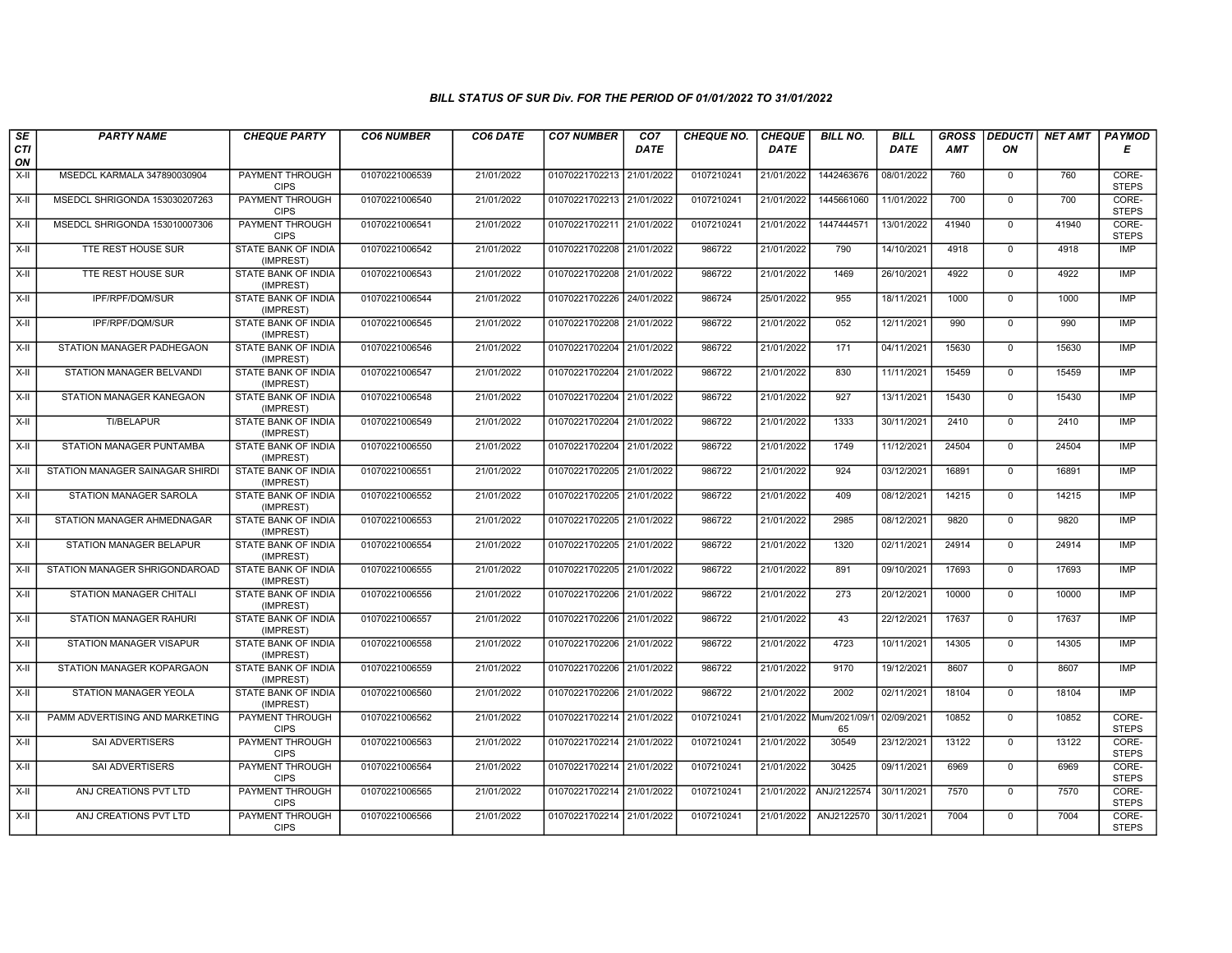### BILL STATUS OF SUR Div. FOR THE PERIOD OF 01/01/2022 TO 31/01/2022

| SECTION | PARTY NAME | CHEQUE PARTY | CO6 NUMBER | CO6 DATE | CO7 NUMBER | CO7 DATE | CHEQUE NO. | CHEQUE DATE | BILL NO. | BILL DATE | GROSS AMT | DEDUCTION | NET AMT | PAYMODE |
|---|---|---|---|---|---|---|---|---|---|---|---|---|---|---|
| X-II | MSEDCL KARMALA 347890030904 | PAYMENT THROUGH CIPS | 01070221006539 | 21/01/2022 | 01070221702213 | 21/01/2022 | 0107210241 | 21/01/2022 | 1442463676 | 08/01/2022 | 760 | 0 | 760 | CORE-STEPS |
| X-II | MSEDCL SHRIGONDA 153030207263 | PAYMENT THROUGH CIPS | 01070221006540 | 21/01/2022 | 01070221702213 | 21/01/2022 | 0107210241 | 21/01/2022 | 1445661060 | 11/01/2022 | 700 | 0 | 700 | CORE-STEPS |
| X-II | MSEDCL SHRIGONDA 153010007306 | PAYMENT THROUGH CIPS | 01070221006541 | 21/01/2022 | 01070221702211 | 21/01/2022 | 0107210241 | 21/01/2022 | 1447444571 | 13/01/2022 | 41940 | 0 | 41940 | CORE-STEPS |
| X-II | TTE REST HOUSE SUR | STATE BANK OF INDIA (IMPREST) | 01070221006542 | 21/01/2022 | 01070221702208 | 21/01/2022 | 986722 | 21/01/2022 | 790 | 14/10/2021 | 4918 | 0 | 4918 | IMP |
| X-II | TTE REST HOUSE SUR | STATE BANK OF INDIA (IMPREST) | 01070221006543 | 21/01/2022 | 01070221702208 | 21/01/2022 | 986722 | 21/01/2022 | 1469 | 26/10/2021 | 4922 | 0 | 4922 | IMP |
| X-II | IPF/RPF/DQM/SUR | STATE BANK OF INDIA (IMPREST) | 01070221006544 | 21/01/2022 | 01070221702226 | 24/01/2022 | 986724 | 25/01/2022 | 955 | 18/11/2021 | 1000 | 0 | 1000 | IMP |
| X-II | IPF/RPF/DQM/SUR | STATE BANK OF INDIA (IMPREST) | 01070221006545 | 21/01/2022 | 01070221702208 | 21/01/2022 | 986722 | 21/01/2022 | 052 | 12/11/2021 | 990 | 0 | 990 | IMP |
| X-II | STATION MANAGER PADHEGAON | STATE BANK OF INDIA (IMPREST) | 01070221006546 | 21/01/2022 | 01070221702204 | 21/01/2022 | 986722 | 21/01/2022 | 171 | 04/11/2021 | 15630 | 0 | 15630 | IMP |
| X-II | STATION MANAGER BELVANDI | STATE BANK OF INDIA (IMPREST) | 01070221006547 | 21/01/2022 | 01070221702204 | 21/01/2022 | 986722 | 21/01/2022 | 830 | 11/11/2021 | 15459 | 0 | 15459 | IMP |
| X-II | STATION MANAGER KANEGAON | STATE BANK OF INDIA (IMPREST) | 01070221006548 | 21/01/2022 | 01070221702204 | 21/01/2022 | 986722 | 21/01/2022 | 927 | 13/11/2021 | 15430 | 0 | 15430 | IMP |
| X-II | TI/BELAPUR | STATE BANK OF INDIA (IMPREST) | 01070221006549 | 21/01/2022 | 01070221702204 | 21/01/2022 | 986722 | 21/01/2022 | 1333 | 30/11/2021 | 2410 | 0 | 2410 | IMP |
| X-II | STATION MANAGER PUNTAMBA | STATE BANK OF INDIA (IMPREST) | 01070221006550 | 21/01/2022 | 01070221702204 | 21/01/2022 | 986722 | 21/01/2022 | 1749 | 11/12/2021 | 24504 | 0 | 24504 | IMP |
| X-II | STATION MANAGER SAINAGAR SHIRDI | STATE BANK OF INDIA (IMPREST) | 01070221006551 | 21/01/2022 | 01070221702205 | 21/01/2022 | 986722 | 21/01/2022 | 924 | 03/12/2021 | 16891 | 0 | 16891 | IMP |
| X-II | STATION MANAGER SAROLA | STATE BANK OF INDIA (IMPREST) | 01070221006552 | 21/01/2022 | 01070221702205 | 21/01/2022 | 986722 | 21/01/2022 | 409 | 08/12/2021 | 14215 | 0 | 14215 | IMP |
| X-II | STATION MANAGER AHMEDNAGAR | STATE BANK OF INDIA (IMPREST) | 01070221006553 | 21/01/2022 | 01070221702205 | 21/01/2022 | 986722 | 21/01/2022 | 2985 | 08/12/2021 | 9820 | 0 | 9820 | IMP |
| X-II | STATION MANAGER BELAPUR | STATE BANK OF INDIA (IMPREST) | 01070221006554 | 21/01/2022 | 01070221702205 | 21/01/2022 | 986722 | 21/01/2022 | 1320 | 02/11/2021 | 24914 | 0 | 24914 | IMP |
| X-II | STATION MANAGER SHRIGONDAROAD | STATE BANK OF INDIA (IMPREST) | 01070221006555 | 21/01/2022 | 01070221702205 | 21/01/2022 | 986722 | 21/01/2022 | 891 | 09/10/2021 | 17693 | 0 | 17693 | IMP |
| X-II | STATION MANAGER CHITALI | STATE BANK OF INDIA (IMPREST) | 01070221006556 | 21/01/2022 | 01070221702206 | 21/01/2022 | 986722 | 21/01/2022 | 273 | 20/12/2021 | 10000 | 0 | 10000 | IMP |
| X-II | STATION MANAGER RAHURI | STATE BANK OF INDIA (IMPREST) | 01070221006557 | 21/01/2022 | 01070221702206 | 21/01/2022 | 986722 | 21/01/2022 | 43 | 22/12/2021 | 17637 | 0 | 17637 | IMP |
| X-II | STATION MANAGER VISAPUR | STATE BANK OF INDIA (IMPREST) | 01070221006558 | 21/01/2022 | 01070221702206 | 21/01/2022 | 986722 | 21/01/2022 | 4723 | 10/11/2021 | 14305 | 0 | 14305 | IMP |
| X-II | STATION MANAGER KOPARGAON | STATE BANK OF INDIA (IMPREST) | 01070221006559 | 21/01/2022 | 01070221702206 | 21/01/2022 | 986722 | 21/01/2022 | 9170 | 19/12/2021 | 8607 | 0 | 8607 | IMP |
| X-II | STATION MANAGER YEOLA | STATE BANK OF INDIA (IMPREST) | 01070221006560 | 21/01/2022 | 01070221702206 | 21/01/2022 | 986722 | 21/01/2022 | 2002 | 02/11/2021 | 18104 | 0 | 18104 | IMP |
| X-II | PAMM ADVERTISING AND MARKETING | PAYMENT THROUGH CIPS | 01070221006562 | 21/01/2022 | 01070221702214 | 21/01/2022 | 0107210241 | 21/01/2022 | Mum/2021/09/165 | 02/09/2021 | 10852 | 0 | 10852 | CORE-STEPS |
| X-II | SAI ADVERTISERS | PAYMENT THROUGH CIPS | 01070221006563 | 21/01/2022 | 01070221702214 | 21/01/2022 | 0107210241 | 21/01/2022 | 30549 | 23/12/2021 | 13122 | 0 | 13122 | CORE-STEPS |
| X-II | SAI ADVERTISERS | PAYMENT THROUGH CIPS | 01070221006564 | 21/01/2022 | 01070221702214 | 21/01/2022 | 0107210241 | 21/01/2022 | 30425 | 09/11/2021 | 6969 | 0 | 6969 | CORE-STEPS |
| X-II | ANJ CREATIONS PVT LTD | PAYMENT THROUGH CIPS | 01070221006565 | 21/01/2022 | 01070221702214 | 21/01/2022 | 0107210241 | 21/01/2022 | ANJ/2122574 | 30/11/2021 | 7570 | 0 | 7570 | CORE-STEPS |
| X-II | ANJ CREATIONS PVT LTD | PAYMENT THROUGH CIPS | 01070221006566 | 21/01/2022 | 01070221702214 | 21/01/2022 | 0107210241 | 21/01/2022 | ANJ2122570 | 30/11/2021 | 7004 | 0 | 7004 | CORE-STEPS |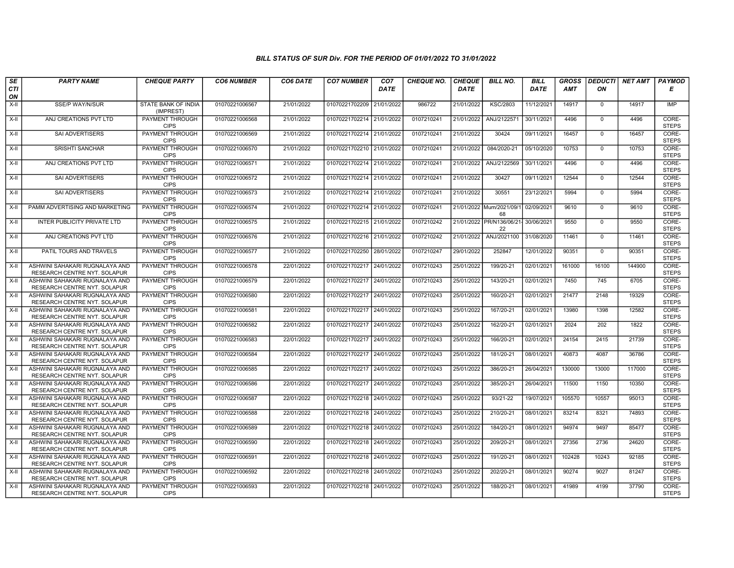# BILL STATUS OF SUR Div. FOR THE PERIOD OF 01/01/2022 TO 31/01/2022

| SECTION | PARTY NAME | CHEQUE PARTY | CO6 NUMBER | CO6 DATE | CO7 NUMBER | CO7 DATE | CHEQUE NO. | CHEQUE DATE | BILL NO. | BILL DATE | GROSS AMT | DEDUCTION | NET AMT | PAYMODE |
|---|---|---|---|---|---|---|---|---|---|---|---|---|---|---|
| X-II | SSE/P WAY/N/SUR | STATE BANK OF INDIA (IMPREST) | 01070221006567 | 21/01/2022 | 01070221702209 | 21/01/2022 | 986722 | 21/01/2022 | KSC/2803 | 11/12/2021 | 14917 | 0 | 14917 | IMP |
| X-II | ANJ CREATIONS PVT LTD | PAYMENT THROUGH CIPS | 01070221006568 | 21/01/2022 | 01070221702214 | 21/01/2022 | 0107210241 | 21/01/2022 | ANJ/2122571 | 30/11/2021 | 4496 | 0 | 4496 | CORE-STEPS |
| X-II | SAI ADVERTISERS | PAYMENT THROUGH CIPS | 01070221006569 | 21/01/2022 | 01070221702214 | 21/01/2022 | 0107210241 | 21/01/2022 | 30424 | 09/11/2021 | 16457 | 0 | 16457 | CORE-STEPS |
| X-II | SRISHTI SANCHAR | PAYMENT THROUGH CIPS | 01070221006570 | 21/01/2022 | 01070221702210 | 21/01/2022 | 0107210241 | 21/01/2022 | 084/2020-21 | 05/10/2020 | 10753 | 0 | 10753 | CORE-STEPS |
| X-II | ANJ CREATIONS PVT LTD | PAYMENT THROUGH CIPS | 01070221006571 | 21/01/2022 | 01070221702214 | 21/01/2022 | 0107210241 | 21/01/2022 | ANJ/2122569 | 30/11/2021 | 4496 | 0 | 4496 | CORE-STEPS |
| X-II | SAI ADVERTISERS | PAYMENT THROUGH CIPS | 01070221006572 | 21/01/2022 | 01070221702214 | 21/01/2022 | 0107210241 | 21/01/2022 | 30427 | 09/11/2021 | 12544 | 0 | 12544 | CORE-STEPS |
| X-II | SAI ADVERTISERS | PAYMENT THROUGH CIPS | 01070221006573 | 21/01/2022 | 01070221702214 | 21/01/2022 | 0107210241 | 21/01/2022 | 30551 | 23/12/2021 | 5994 | 0 | 5994 | CORE-STEPS |
| X-II | PAMM ADVERTISING AND MARKETING | PAYMENT THROUGH CIPS | 01070221006574 | 21/01/2022 | 01070221702214 | 21/01/2022 | 0107210241 | 21/01/2022 | Mum/2021/09/168 | 02/09/2021 | 9610 | 0 | 9610 | CORE-STEPS |
| X-II | INTER PUBLICITY PRIVATE LTD | PAYMENT THROUGH CIPS | 01070221006575 | 21/01/2022 | 01070221702215 | 21/01/2022 | 0107210242 | 21/01/2022 | PR/N136/06/21-22 | 30/06/2021 | 9550 | 0 | 9550 | CORE-STEPS |
| X-II | ANJ CREATIONS PVT LTD | PAYMENT THROUGH CIPS | 01070221006576 | 21/01/2022 | 01070221702216 | 21/01/2022 | 0107210242 | 21/01/2022 | ANJ/2021100 | 31/08/2020 | 11461 | 0 | 11461 | CORE-STEPS |
| X-II | PATIL TOURS AND TRAVELS | PAYMENT THROUGH CIPS | 01070221006577 | 21/01/2022 | 01070221702250 | 28/01/2022 | 0107210247 | 29/01/2022 | 252847 | 12/01/2022 | 90351 | 0 | 90351 | CORE-STEPS |
| X-II | ASHWINI SAHAKARI RUGNALAYA AND RESEARCH CENTRE NYT. SOLAPUR | PAYMENT THROUGH CIPS | 01070221006578 | 22/01/2022 | 01070221702217 | 24/01/2022 | 0107210243 | 25/01/2022 | 199/20-21 | 02/01/2021 | 161000 | 16100 | 144900 | CORE-STEPS |
| X-II | ASHWINI SAHAKARI RUGNALAYA AND RESEARCH CENTRE NYT. SOLAPUR | PAYMENT THROUGH CIPS | 01070221006579 | 22/01/2022 | 01070221702217 | 24/01/2022 | 0107210243 | 25/01/2022 | 143/20-21 | 02/01/2021 | 7450 | 745 | 6705 | CORE-STEPS |
| X-II | ASHWINI SAHAKARI RUGNALAYA AND RESEARCH CENTRE NYT. SOLAPUR | PAYMENT THROUGH CIPS | 01070221006580 | 22/01/2022 | 01070221702217 | 24/01/2022 | 0107210243 | 25/01/2022 | 160/20-21 | 02/01/2021 | 21477 | 2148 | 19329 | CORE-STEPS |
| X-II | ASHWINI SAHAKARI RUGNALAYA AND RESEARCH CENTRE NYT. SOLAPUR | PAYMENT THROUGH CIPS | 01070221006581 | 22/01/2022 | 01070221702217 | 24/01/2022 | 0107210243 | 25/01/2022 | 167/20-21 | 02/01/2021 | 13980 | 1398 | 12582 | CORE-STEPS |
| X-II | ASHWINI SAHAKARI RUGNALAYA AND RESEARCH CENTRE NYT. SOLAPUR | PAYMENT THROUGH CIPS | 01070221006582 | 22/01/2022 | 01070221702217 | 24/01/2022 | 0107210243 | 25/01/2022 | 162/20-21 | 02/01/2021 | 2024 | 202 | 1822 | CORE-STEPS |
| X-II | ASHWINI SAHAKARI RUGNALAYA AND RESEARCH CENTRE NYT. SOLAPUR | PAYMENT THROUGH CIPS | 01070221006583 | 22/01/2022 | 01070221702217 | 24/01/2022 | 0107210243 | 25/01/2022 | 166/20-21 | 02/01/2021 | 24154 | 2415 | 21739 | CORE-STEPS |
| X-II | ASHWINI SAHAKARI RUGNALAYA AND RESEARCH CENTRE NYT. SOLAPUR | PAYMENT THROUGH CIPS | 01070221006584 | 22/01/2022 | 01070221702217 | 24/01/2022 | 0107210243 | 25/01/2022 | 181/20-21 | 08/01/2021 | 40873 | 4087 | 36786 | CORE-STEPS |
| X-II | ASHWINI SAHAKARI RUGNALAYA AND RESEARCH CENTRE NYT. SOLAPUR | PAYMENT THROUGH CIPS | 01070221006585 | 22/01/2022 | 01070221702217 | 24/01/2022 | 0107210243 | 25/01/2022 | 386/20-21 | 26/04/2021 | 130000 | 13000 | 117000 | CORE-STEPS |
| X-II | ASHWINI SAHAKARI RUGNALAYA AND RESEARCH CENTRE NYT. SOLAPUR | PAYMENT THROUGH CIPS | 01070221006586 | 22/01/2022 | 01070221702217 | 24/01/2022 | 0107210243 | 25/01/2022 | 385/20-21 | 26/04/2021 | 11500 | 1150 | 10350 | CORE-STEPS |
| X-II | ASHWINI SAHAKARI RUGNALAYA AND RESEARCH CENTRE NYT. SOLAPUR | PAYMENT THROUGH CIPS | 01070221006587 | 22/01/2022 | 01070221702218 | 24/01/2022 | 0107210243 | 25/01/2022 | 93/21-22 | 19/07/2021 | 105570 | 10557 | 95013 | CORE-STEPS |
| X-II | ASHWINI SAHAKARI RUGNALAYA AND RESEARCH CENTRE NYT. SOLAPUR | PAYMENT THROUGH CIPS | 01070221006588 | 22/01/2022 | 01070221702218 | 24/01/2022 | 0107210243 | 25/01/2022 | 210/20-21 | 08/01/2021 | 83214 | 8321 | 74893 | CORE-STEPS |
| X-II | ASHWINI SAHAKARI RUGNALAYA AND RESEARCH CENTRE NYT. SOLAPUR | PAYMENT THROUGH CIPS | 01070221006589 | 22/01/2022 | 01070221702218 | 24/01/2022 | 0107210243 | 25/01/2022 | 184/20-21 | 08/01/2021 | 94974 | 9497 | 85477 | CORE-STEPS |
| X-II | ASHWINI SAHAKARI RUGNALAYA AND RESEARCH CENTRE NYT. SOLAPUR | PAYMENT THROUGH CIPS | 01070221006590 | 22/01/2022 | 01070221702218 | 24/01/2022 | 0107210243 | 25/01/2022 | 209/20-21 | 08/01/2021 | 27356 | 2736 | 24620 | CORE-STEPS |
| X-II | ASHWINI SAHAKARI RUGNALAYA AND RESEARCH CENTRE NYT. SOLAPUR | PAYMENT THROUGH CIPS | 01070221006591 | 22/01/2022 | 01070221702218 | 24/01/2022 | 0107210243 | 25/01/2022 | 191/20-21 | 08/01/2021 | 102428 | 10243 | 92185 | CORE-STEPS |
| X-II | ASHWINI SAHAKARI RUGNALAYA AND RESEARCH CENTRE NYT. SOLAPUR | PAYMENT THROUGH CIPS | 01070221006592 | 22/01/2022 | 01070221702218 | 24/01/2022 | 0107210243 | 25/01/2022 | 202/20-21 | 08/01/2021 | 90274 | 9027 | 81247 | CORE-STEPS |
| X-II | ASHWINI SAHAKARI RUGNALAYA AND RESEARCH CENTRE NYT. SOLAPUR | PAYMENT THROUGH CIPS | 01070221006593 | 22/01/2022 | 01070221702218 | 24/01/2022 | 0107210243 | 25/01/2022 | 188/20-21 | 08/01/2021 | 41989 | 4199 | 37790 | CORE-STEPS |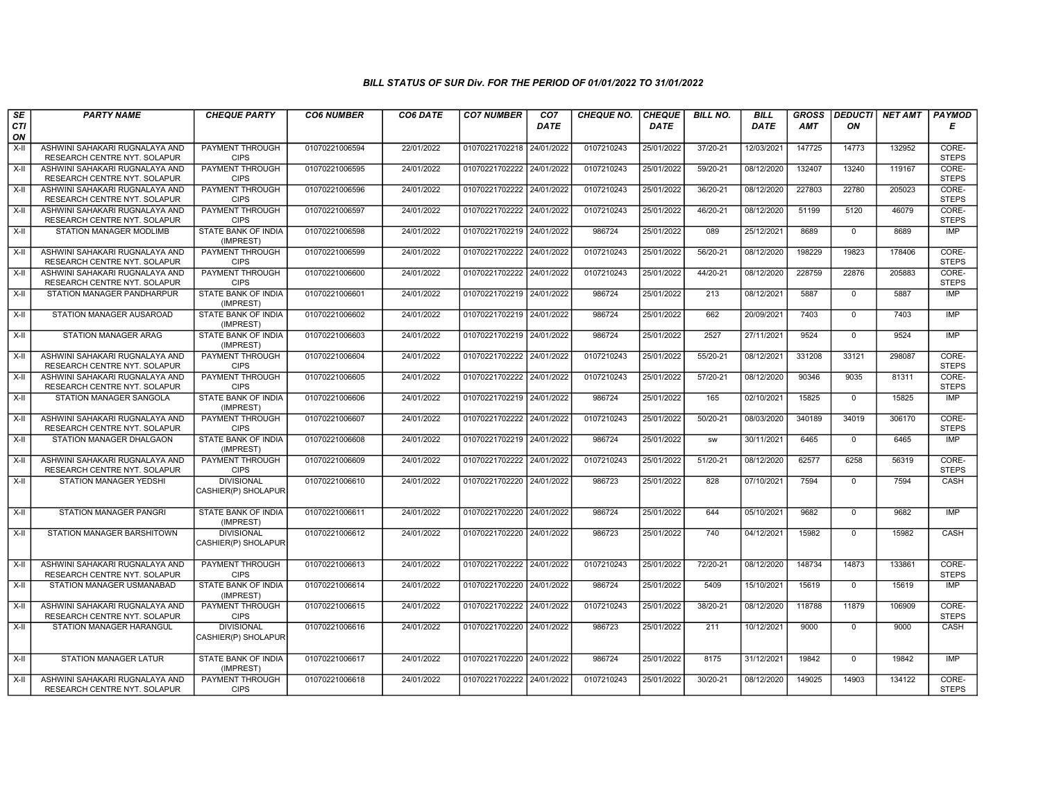## BILL STATUS OF SUR Div. FOR THE PERIOD OF 01/01/2022 TO 31/01/2022

| SECTION | PARTY NAME | CHEQUE PARTY | CO6 NUMBER | CO6 DATE | CO7 NUMBER | CO7 DATE | CHEQUE NO. | CHEQUE DATE | BILL NO. | BILL DATE | GROSS AMT | DEDUCTION | NET AMT | PAYMODE |
|---|---|---|---|---|---|---|---|---|---|---|---|---|---|---|
| X-II | ASHWINI SAHAKARI RUGNALAYA AND RESEARCH CENTRE NYT. SOLAPUR | PAYMENT THROUGH CIPS | 01070221006594 | 22/01/2022 | 01070221702218 | 24/01/2022 | 0107210243 | 25/01/2022 | 37/20-21 | 12/03/2021 | 147725 | 14773 | 132952 | CORE-STEPS |
| X-II | ASHWINI SAHAKARI RUGNALAYA AND RESEARCH CENTRE NYT. SOLAPUR | PAYMENT THROUGH CIPS | 01070221006595 | 24/01/2022 | 01070221702222 | 24/01/2022 | 0107210243 | 25/01/2022 | 59/20-21 | 08/12/2020 | 132407 | 13240 | 119167 | CORE-STEPS |
| X-II | ASHWINI SAHAKARI RUGNALAYA AND RESEARCH CENTRE NYT. SOLAPUR | PAYMENT THROUGH CIPS | 01070221006596 | 24/01/2022 | 01070221702222 | 24/01/2022 | 0107210243 | 25/01/2022 | 36/20-21 | 08/12/2020 | 227803 | 22780 | 205023 | CORE-STEPS |
| X-II | ASHWINI SAHAKARI RUGNALAYA AND RESEARCH CENTRE NYT. SOLAPUR | PAYMENT THROUGH CIPS | 01070221006597 | 24/01/2022 | 01070221702222 | 24/01/2022 | 0107210243 | 25/01/2022 | 46/20-21 | 08/12/2020 | 51199 | 5120 | 46079 | CORE-STEPS |
| X-II | STATION MANAGER MODLIMB | STATE BANK OF INDIA (IMPREST) | 01070221006598 | 24/01/2022 | 01070221702219 | 24/01/2022 | 986724 | 25/01/2022 | 089 | 25/12/2021 | 8689 | 0 | 8689 | IMP |
| X-II | ASHWINI SAHAKARI RUGNALAYA AND RESEARCH CENTRE NYT. SOLAPUR | PAYMENT THROUGH CIPS | 01070221006599 | 24/01/2022 | 01070221702222 | 24/01/2022 | 0107210243 | 25/01/2022 | 56/20-21 | 08/12/2020 | 198229 | 19823 | 178406 | CORE-STEPS |
| X-II | ASHWINI SAHAKARI RUGNALAYA AND RESEARCH CENTRE NYT. SOLAPUR | PAYMENT THROUGH CIPS | 01070221006600 | 24/01/2022 | 01070221702222 | 24/01/2022 | 0107210243 | 25/01/2022 | 44/20-21 | 08/12/2020 | 228759 | 22876 | 205883 | CORE-STEPS |
| X-II | STATION MANAGER PANDHARPUR | STATE BANK OF INDIA (IMPREST) | 01070221006601 | 24/01/2022 | 01070221702219 | 24/01/2022 | 986724 | 25/01/2022 | 213 | 08/12/2021 | 5887 | 0 | 5887 | IMP |
| X-II | STATION MANAGER AUSAROAD | STATE BANK OF INDIA (IMPREST) | 01070221006602 | 24/01/2022 | 01070221702219 | 24/01/2022 | 986724 | 25/01/2022 | 662 | 20/09/2021 | 7403 | 0 | 7403 | IMP |
| X-II | STATION MANAGER ARAG | STATE BANK OF INDIA (IMPREST) | 01070221006603 | 24/01/2022 | 01070221702219 | 24/01/2022 | 986724 | 25/01/2022 | 2527 | 27/11/2021 | 9524 | 0 | 9524 | IMP |
| X-II | ASHWINI SAHAKARI RUGNALAYA AND RESEARCH CENTRE NYT. SOLAPUR | PAYMENT THROUGH CIPS | 01070221006604 | 24/01/2022 | 01070221702222 | 24/01/2022 | 0107210243 | 25/01/2022 | 55/20-21 | 08/12/2021 | 331208 | 33121 | 298087 | CORE-STEPS |
| X-II | ASHWINI SAHAKARI RUGNALAYA AND RESEARCH CENTRE NYT. SOLAPUR | PAYMENT THROUGH CIPS | 01070221006605 | 24/01/2022 | 01070221702222 | 24/01/2022 | 0107210243 | 25/01/2022 | 57/20-21 | 08/12/2020 | 90346 | 9035 | 81311 | CORE-STEPS |
| X-II | STATION MANAGER SANGOLA | STATE BANK OF INDIA (IMPREST) | 01070221006606 | 24/01/2022 | 01070221702219 | 24/01/2022 | 986724 | 25/01/2022 | 165 | 02/10/2021 | 15825 | 0 | 15825 | IMP |
| X-II | ASHWINI SAHAKARI RUGNALAYA AND RESEARCH CENTRE NYT. SOLAPUR | PAYMENT THROUGH CIPS | 01070221006607 | 24/01/2022 | 01070221702222 | 24/01/2022 | 0107210243 | 25/01/2022 | 50/20-21 | 08/03/2020 | 340189 | 34019 | 306170 | CORE-STEPS |
| X-II | STATION MANAGER DHALGAON | STATE BANK OF INDIA (IMPREST) | 01070221006608 | 24/01/2022 | 01070221702219 | 24/01/2022 | 986724 | 25/01/2022 | sw | 30/11/2021 | 6465 | 0 | 6465 | IMP |
| X-II | ASHWINI SAHAKARI RUGNALAYA AND RESEARCH CENTRE NYT. SOLAPUR | PAYMENT THROUGH CIPS | 01070221006609 | 24/01/2022 | 01070221702222 | 24/01/2022 | 0107210243 | 25/01/2022 | 51/20-21 | 08/12/2020 | 62577 | 6258 | 56319 | CORE-STEPS |
| X-II | STATION MANAGER YEDSHI | DIVISIONAL CASHIER(P) SHOLAPUR | 01070221006610 | 24/01/2022 | 01070221702220 | 24/01/2022 | 986723 | 25/01/2022 | 828 | 07/10/2021 | 7594 | 0 | 7594 | CASH |
| X-II | STATION MANAGER PANGRI | STATE BANK OF INDIA (IMPREST) | 01070221006611 | 24/01/2022 | 01070221702220 | 24/01/2022 | 986724 | 25/01/2022 | 644 | 05/10/2021 | 9682 | 0 | 9682 | IMP |
| X-II | STATION MANAGER BARSHITOWN | DIVISIONAL CASHIER(P) SHOLAPUR | 01070221006612 | 24/01/2022 | 01070221702220 | 24/01/2022 | 986723 | 25/01/2022 | 740 | 04/12/2021 | 15982 | 0 | 15982 | CASH |
| X-II | ASHWINI SAHAKARI RUGNALAYA AND RESEARCH CENTRE NYT. SOLAPUR | PAYMENT THROUGH CIPS | 01070221006613 | 24/01/2022 | 01070221702222 | 24/01/2022 | 0107210243 | 25/01/2022 | 72/20-21 | 08/12/2020 | 148734 | 14873 | 133861 | CORE-STEPS |
| X-II | STATION MANAGER USMANABAD | STATE BANK OF INDIA (IMPREST) | 01070221006614 | 24/01/2022 | 01070221702220 | 24/01/2022 | 986724 | 25/01/2022 | 5409 | 15/10/2021 | 15619 | 0 | 15619 | IMP |
| X-II | ASHWINI SAHAKARI RUGNALAYA AND RESEARCH CENTRE NYT. SOLAPUR | PAYMENT THROUGH CIPS | 01070221006615 | 24/01/2022 | 01070221702222 | 24/01/2022 | 0107210243 | 25/01/2022 | 38/20-21 | 08/12/2020 | 118788 | 11879 | 106909 | CORE-STEPS |
| X-II | STATION MANAGER HARANGUL | DIVISIONAL CASHIER(P) SHOLAPUR | 01070221006616 | 24/01/2022 | 01070221702220 | 24/01/2022 | 986723 | 25/01/2022 | 211 | 10/12/2021 | 9000 | 0 | 9000 | CASH |
| X-II | STATION MANAGER LATUR | STATE BANK OF INDIA (IMPREST) | 01070221006617 | 24/01/2022 | 01070221702220 | 24/01/2022 | 986724 | 25/01/2022 | 8175 | 31/12/2021 | 19842 | 0 | 19842 | IMP |
| X-II | ASHWINI SAHAKARI RUGNALAYA AND RESEARCH CENTRE NYT. SOLAPUR | PAYMENT THROUGH CIPS | 01070221006618 | 24/01/2022 | 01070221702222 | 24/01/2022 | 0107210243 | 25/01/2022 | 30/20-21 | 08/12/2020 | 149025 | 14903 | 134122 | CORE-STEPS |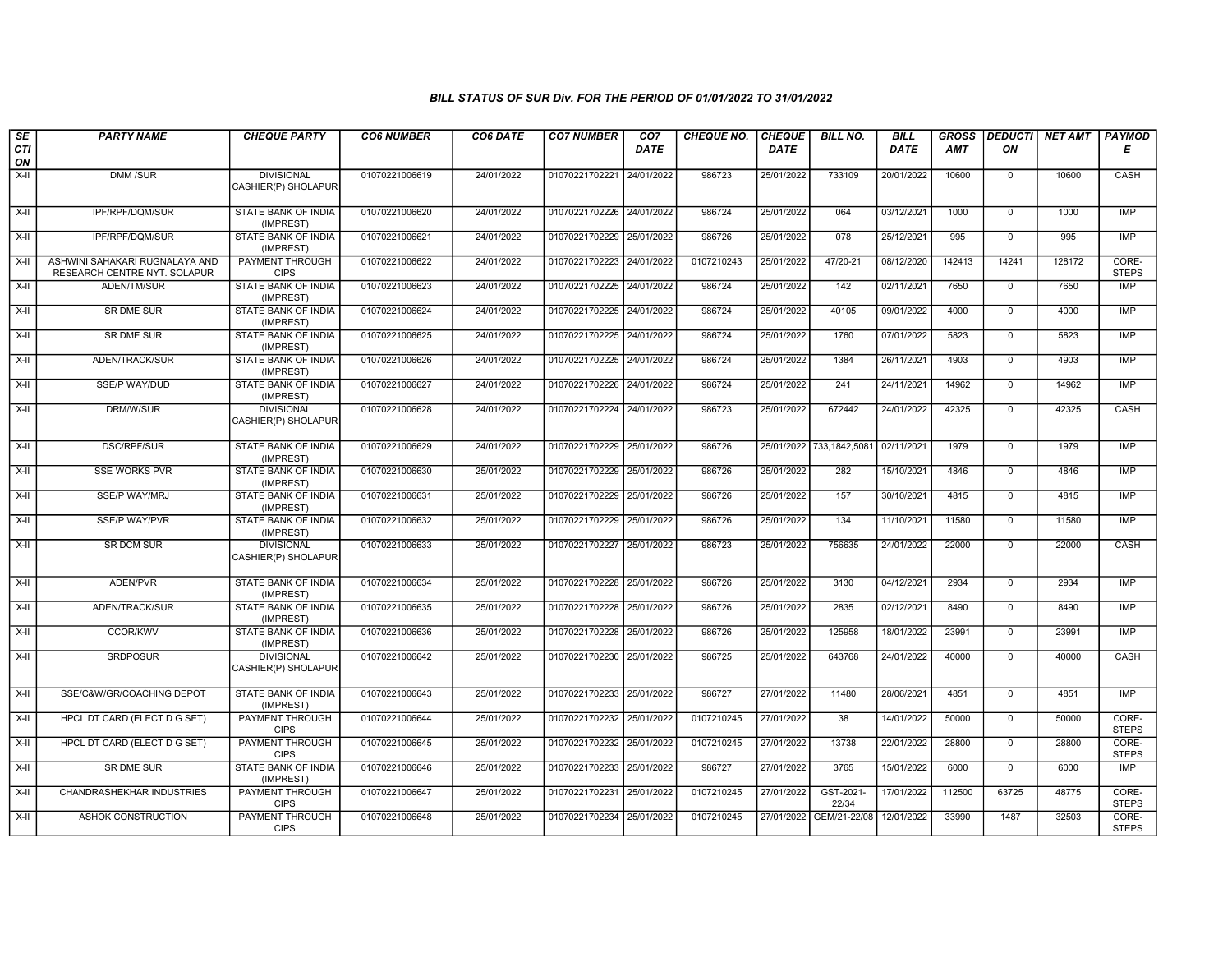# BILL STATUS OF SUR Div. FOR THE PERIOD OF 01/01/2022 TO 31/01/2022

| SECTION | PARTY NAME | CHEQUE PARTY | CO6 NUMBER | CO6 DATE | CO7 NUMBER | CO7 DATE | CHEQUE NO. | CHEQUE DATE | BILL NO. | BILL DATE | GROSS AMT | DEDUCTION | NET AMT | PAYMODE |
|---|---|---|---|---|---|---|---|---|---|---|---|---|---|---|
| X-II | DMM /SUR | DIVISIONAL CASHIER(P) SHOLAPUR | 01070221006619 | 24/01/2022 | 01070221702221 | 24/01/2022 | 986723 | 25/01/2022 | 733109 | 20/01/2022 | 10600 | 0 | 10600 | CASH |
| X-II | IPF/RPF/DQM/SUR | STATE BANK OF INDIA (IMPREST) | 01070221006620 | 24/01/2022 | 01070221702226 | 24/01/2022 | 986724 | 25/01/2022 | 064 | 03/12/2021 | 1000 | 0 | 1000 | IMP |
| X-II | IPF/RPF/DQM/SUR | STATE BANK OF INDIA (IMPREST) | 01070221006621 | 24/01/2022 | 01070221702229 | 25/01/2022 | 986726 | 25/01/2022 | 078 | 25/12/2021 | 995 | 0 | 995 | IMP |
| X-II | ASHWINI SAHAKARI RUGNALAYA AND RESEARCH CENTRE NYT. SOLAPUR | PAYMENT THROUGH CIPS | 01070221006622 | 24/01/2022 | 01070221702223 | 24/01/2022 | 0107210243 | 25/01/2022 | 47/20-21 | 08/12/2020 | 142413 | 14241 | 128172 | CORE-STEPS |
| X-II | ADEN/TM/SUR | STATE BANK OF INDIA (IMPREST) | 01070221006623 | 24/01/2022 | 01070221702225 | 24/01/2022 | 986724 | 25/01/2022 | 142 | 02/11/2021 | 7650 | 0 | 7650 | IMP |
| X-II | SR DME SUR | STATE BANK OF INDIA (IMPREST) | 01070221006624 | 24/01/2022 | 01070221702225 | 24/01/2022 | 986724 | 25/01/2022 | 40105 | 09/01/2022 | 4000 | 0 | 4000 | IMP |
| X-II | SR DME SUR | STATE BANK OF INDIA (IMPREST) | 01070221006625 | 24/01/2022 | 01070221702225 | 24/01/2022 | 986724 | 25/01/2022 | 1760 | 07/01/2022 | 5823 | 0 | 5823 | IMP |
| X-II | ADEN/TRACK/SUR | STATE BANK OF INDIA (IMPREST) | 01070221006626 | 24/01/2022 | 01070221702225 | 24/01/2022 | 986724 | 25/01/2022 | 1384 | 26/11/2021 | 4903 | 0 | 4903 | IMP |
| X-II | SSE/P WAY/DUD | STATE BANK OF INDIA (IMPREST) | 01070221006627 | 24/01/2022 | 01070221702226 | 24/01/2022 | 986724 | 25/01/2022 | 241 | 24/11/2021 | 14962 | 0 | 14962 | IMP |
| X-II | DRM/W/SUR | DIVISIONAL CASHIER(P) SHOLAPUR | 01070221006628 | 24/01/2022 | 01070221702224 | 24/01/2022 | 986723 | 25/01/2022 | 672442 | 24/01/2022 | 42325 | 0 | 42325 | CASH |
| X-II | DSC/RPF/SUR | STATE BANK OF INDIA (IMPREST) | 01070221006629 | 24/01/2022 | 01070221702229 | 25/01/2022 | 986726 | 25/01/2022 | 733,1842,5081 | 02/11/2021 | 1979 | 0 | 1979 | IMP |
| X-II | SSE WORKS PVR | STATE BANK OF INDIA (IMPREST) | 01070221006630 | 25/01/2022 | 01070221702229 | 25/01/2022 | 986726 | 25/01/2022 | 282 | 15/10/2021 | 4846 | 0 | 4846 | IMP |
| X-II | SSE/P WAY/MRJ | STATE BANK OF INDIA (IMPREST) | 01070221006631 | 25/01/2022 | 01070221702229 | 25/01/2022 | 986726 | 25/01/2022 | 157 | 30/10/2021 | 4815 | 0 | 4815 | IMP |
| X-II | SSE/P WAY/PVR | STATE BANK OF INDIA (IMPREST) | 01070221006632 | 25/01/2022 | 01070221702229 | 25/01/2022 | 986726 | 25/01/2022 | 134 | 11/10/2021 | 11580 | 0 | 11580 | IMP |
| X-II | SR DCM SUR | DIVISIONAL CASHIER(P) SHOLAPUR | 01070221006633 | 25/01/2022 | 01070221702227 | 25/01/2022 | 986723 | 25/01/2022 | 756635 | 24/01/2022 | 22000 | 0 | 22000 | CASH |
| X-II | ADEN/PVR | STATE BANK OF INDIA (IMPREST) | 01070221006634 | 25/01/2022 | 01070221702228 | 25/01/2022 | 986726 | 25/01/2022 | 3130 | 04/12/2021 | 2934 | 0 | 2934 | IMP |
| X-II | ADEN/TRACK/SUR | STATE BANK OF INDIA (IMPREST) | 01070221006635 | 25/01/2022 | 01070221702228 | 25/01/2022 | 986726 | 25/01/2022 | 2835 | 02/12/2021 | 8490 | 0 | 8490 | IMP |
| X-II | CCOR/KWV | STATE BANK OF INDIA (IMPREST) | 01070221006636 | 25/01/2022 | 01070221702228 | 25/01/2022 | 986726 | 25/01/2022 | 125958 | 18/01/2022 | 23991 | 0 | 23991 | IMP |
| X-II | SRDPOSUR | DIVISIONAL CASHIER(P) SHOLAPUR | 01070221006642 | 25/01/2022 | 01070221702230 | 25/01/2022 | 986725 | 25/01/2022 | 643768 | 24/01/2022 | 40000 | 0 | 40000 | CASH |
| X-II | SSE/C&W/GR/COACHING DEPOT | STATE BANK OF INDIA (IMPREST) | 01070221006643 | 25/01/2022 | 01070221702233 | 25/01/2022 | 986727 | 27/01/2022 | 11480 | 28/06/2021 | 4851 | 0 | 4851 | IMP |
| X-II | HPCL DT CARD (ELECT D G SET) | PAYMENT THROUGH CIPS | 01070221006644 | 25/01/2022 | 01070221702232 | 25/01/2022 | 0107210245 | 27/01/2022 | 38 | 14/01/2022 | 50000 | 0 | 50000 | CORE-STEPS |
| X-II | HPCL DT CARD (ELECT D G SET) | PAYMENT THROUGH CIPS | 01070221006645 | 25/01/2022 | 01070221702232 | 25/01/2022 | 0107210245 | 27/01/2022 | 13738 | 22/01/2022 | 28800 | 0 | 28800 | CORE-STEPS |
| X-II | SR DME SUR | STATE BANK OF INDIA (IMPREST) | 01070221006646 | 25/01/2022 | 01070221702233 | 25/01/2022 | 986727 | 27/01/2022 | 3765 | 15/01/2022 | 6000 | 0 | 6000 | IMP |
| X-II | CHANDRASHEKHAR INDUSTRIES | PAYMENT THROUGH CIPS | 01070221006647 | 25/01/2022 | 01070221702231 | 25/01/2022 | 0107210245 | 27/01/2022 | GST-2021-22/34 | 17/01/2022 | 112500 | 63725 | 48775 | CORE-STEPS |
| X-II | ASHOK CONSTRUCTION | PAYMENT THROUGH CIPS | 01070221006648 | 25/01/2022 | 01070221702234 | 25/01/2022 | 0107210245 | 27/01/2022 | GEM/21-22/08 | 12/01/2022 | 33990 | 1487 | 32503 | CORE-STEPS |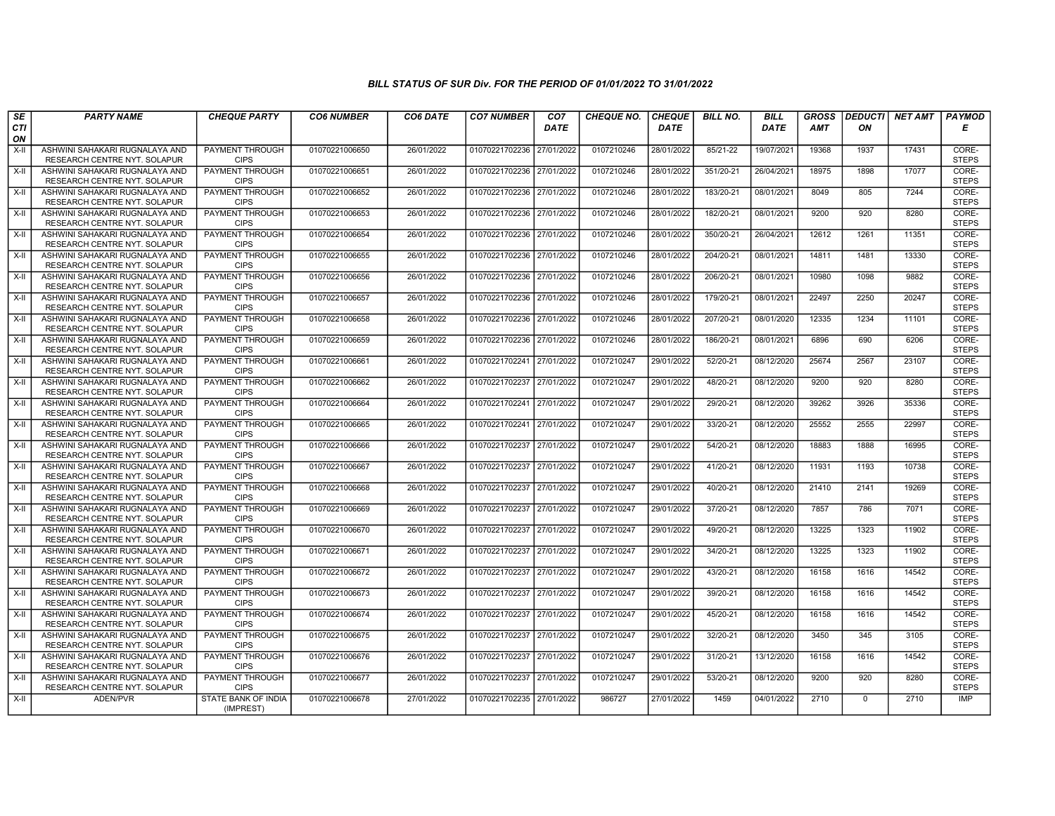*BILL STATUS OF SUR Div. FOR THE PERIOD OF 01/01/2022 TO 31/01/2022*

| SECTION | PARTY NAME | CHEQUE PARTY | CO6 NUMBER | CO6 DATE | CO7 NUMBER | CO7 DATE | CHEQUE NO. | CHEQUE DATE | BILL NO. | BILL DATE | GROSS AMT | DEDUCTION | NET AMT | PAYMODE |
|---|---|---|---|---|---|---|---|---|---|---|---|---|---|---|
| X-II | ASHWINI SAHAKARI RUGNALAYA AND RESEARCH CENTRE NYT. SOLAPUR | PAYMENT THROUGH CIPS | 01070221006650 | 26/01/2022 | 01070221702236 | 27/01/2022 | 0107210246 | 28/01/2022 | 85/21-22 | 19/07/2021 | 19368 | 1937 | 17431 | CORE-STEPS |
| X-II | ASHWINI SAHAKARI RUGNALAYA AND RESEARCH CENTRE NYT. SOLAPUR | PAYMENT THROUGH CIPS | 01070221006651 | 26/01/2022 | 01070221702236 | 27/01/2022 | 0107210246 | 28/01/2022 | 351/20-21 | 26/04/2021 | 18975 | 1898 | 17077 | CORE-STEPS |
| X-II | ASHWINI SAHAKARI RUGNALAYA AND RESEARCH CENTRE NYT. SOLAPUR | PAYMENT THROUGH CIPS | 01070221006652 | 26/01/2022 | 01070221702236 | 27/01/2022 | 0107210246 | 28/01/2022 | 183/20-21 | 08/01/2021 | 8049 | 805 | 7244 | CORE-STEPS |
| X-II | ASHWINI SAHAKARI RUGNALAYA AND RESEARCH CENTRE NYT. SOLAPUR | PAYMENT THROUGH CIPS | 01070221006653 | 26/01/2022 | 01070221702236 | 27/01/2022 | 0107210246 | 28/01/2022 | 182/20-21 | 08/01/2021 | 9200 | 920 | 8280 | CORE-STEPS |
| X-II | ASHWINI SAHAKARI RUGNALAYA AND RESEARCH CENTRE NYT. SOLAPUR | PAYMENT THROUGH CIPS | 01070221006654 | 26/01/2022 | 01070221702236 | 27/01/2022 | 0107210246 | 28/01/2022 | 350/20-21 | 26/04/2021 | 12612 | 1261 | 11351 | CORE-STEPS |
| X-II | ASHWINI SAHAKARI RUGNALAYA AND RESEARCH CENTRE NYT. SOLAPUR | PAYMENT THROUGH CIPS | 01070221006655 | 26/01/2022 | 01070221702236 | 27/01/2022 | 0107210246 | 28/01/2022 | 204/20-21 | 08/01/2021 | 14811 | 1481 | 13330 | CORE-STEPS |
| X-II | ASHWINI SAHAKARI RUGNALAYA AND RESEARCH CENTRE NYT. SOLAPUR | PAYMENT THROUGH CIPS | 01070221006656 | 26/01/2022 | 01070221702236 | 27/01/2022 | 0107210246 | 28/01/2022 | 206/20-21 | 08/01/2021 | 10980 | 1098 | 9882 | CORE-STEPS |
| X-II | ASHWINI SAHAKARI RUGNALAYA AND RESEARCH CENTRE NYT. SOLAPUR | PAYMENT THROUGH CIPS | 01070221006657 | 26/01/2022 | 01070221702236 | 27/01/2022 | 0107210246 | 28/01/2022 | 179/20-21 | 08/01/2021 | 22497 | 2250 | 20247 | CORE-STEPS |
| X-II | ASHWINI SAHAKARI RUGNALAYA AND RESEARCH CENTRE NYT. SOLAPUR | PAYMENT THROUGH CIPS | 01070221006658 | 26/01/2022 | 01070221702236 | 27/01/2022 | 0107210246 | 28/01/2022 | 207/20-21 | 08/01/2020 | 12335 | 1234 | 11101 | CORE-STEPS |
| X-II | ASHWINI SAHAKARI RUGNALAYA AND RESEARCH CENTRE NYT. SOLAPUR | PAYMENT THROUGH CIPS | 01070221006659 | 26/01/2022 | 01070221702236 | 27/01/2022 | 0107210246 | 28/01/2022 | 186/20-21 | 08/01/2021 | 6896 | 690 | 6206 | CORE-STEPS |
| X-II | ASHWINI SAHAKARI RUGNALAYA AND RESEARCH CENTRE NYT. SOLAPUR | PAYMENT THROUGH CIPS | 01070221006661 | 26/01/2022 | 01070221702241 | 27/01/2022 | 0107210247 | 29/01/2022 | 52/20-21 | 08/12/2020 | 25674 | 2567 | 23107 | CORE-STEPS |
| X-II | ASHWINI SAHAKARI RUGNALAYA AND RESEARCH CENTRE NYT. SOLAPUR | PAYMENT THROUGH CIPS | 01070221006662 | 26/01/2022 | 01070221702237 | 27/01/2022 | 0107210247 | 29/01/2022 | 48/20-21 | 08/12/2020 | 9200 | 920 | 8280 | CORE-STEPS |
| X-II | ASHWINI SAHAKARI RUGNALAYA AND RESEARCH CENTRE NYT. SOLAPUR | PAYMENT THROUGH CIPS | 01070221006664 | 26/01/2022 | 01070221702241 | 27/01/2022 | 0107210247 | 29/01/2022 | 29/20-21 | 08/12/2020 | 39262 | 3926 | 35336 | CORE-STEPS |
| X-II | ASHWINI SAHAKARI RUGNALAYA AND RESEARCH CENTRE NYT. SOLAPUR | PAYMENT THROUGH CIPS | 01070221006665 | 26/01/2022 | 01070221702241 | 27/01/2022 | 0107210247 | 29/01/2022 | 33/20-21 | 08/12/2020 | 25552 | 2555 | 22997 | CORE-STEPS |
| X-II | ASHWINI SAHAKARI RUGNALAYA AND RESEARCH CENTRE NYT. SOLAPUR | PAYMENT THROUGH CIPS | 01070221006666 | 26/01/2022 | 01070221702237 | 27/01/2022 | 0107210247 | 29/01/2022 | 54/20-21 | 08/12/2020 | 18883 | 1888 | 16995 | CORE-STEPS |
| X-II | ASHWINI SAHAKARI RUGNALAYA AND RESEARCH CENTRE NYT. SOLAPUR | PAYMENT THROUGH CIPS | 01070221006667 | 26/01/2022 | 01070221702237 | 27/01/2022 | 0107210247 | 29/01/2022 | 41/20-21 | 08/12/2020 | 11931 | 1193 | 10738 | CORE-STEPS |
| X-II | ASHWINI SAHAKARI RUGNALAYA AND RESEARCH CENTRE NYT. SOLAPUR | PAYMENT THROUGH CIPS | 01070221006668 | 26/01/2022 | 01070221702237 | 27/01/2022 | 0107210247 | 29/01/2022 | 40/20-21 | 08/12/2020 | 21410 | 2141 | 19269 | CORE-STEPS |
| X-II | ASHWINI SAHAKARI RUGNALAYA AND RESEARCH CENTRE NYT. SOLAPUR | PAYMENT THROUGH CIPS | 01070221006669 | 26/01/2022 | 01070221702237 | 27/01/2022 | 0107210247 | 29/01/2022 | 37/20-21 | 08/12/2020 | 7857 | 786 | 7071 | CORE-STEPS |
| X-II | ASHWINI SAHAKARI RUGNALAYA AND RESEARCH CENTRE NYT. SOLAPUR | PAYMENT THROUGH CIPS | 01070221006670 | 26/01/2022 | 01070221702237 | 27/01/2022 | 0107210247 | 29/01/2022 | 49/20-21 | 08/12/2020 | 13225 | 1323 | 11902 | CORE-STEPS |
| X-II | ASHWINI SAHAKARI RUGNALAYA AND RESEARCH CENTRE NYT. SOLAPUR | PAYMENT THROUGH CIPS | 01070221006671 | 26/01/2022 | 01070221702237 | 27/01/2022 | 0107210247 | 29/01/2022 | 34/20-21 | 08/12/2020 | 13225 | 1323 | 11902 | CORE-STEPS |
| X-II | ASHWINI SAHAKARI RUGNALAYA AND RESEARCH CENTRE NYT. SOLAPUR | PAYMENT THROUGH CIPS | 01070221006672 | 26/01/2022 | 01070221702237 | 27/01/2022 | 0107210247 | 29/01/2022 | 43/20-21 | 08/12/2020 | 16158 | 1616 | 14542 | CORE-STEPS |
| X-II | ASHWINI SAHAKARI RUGNALAYA AND RESEARCH CENTRE NYT. SOLAPUR | PAYMENT THROUGH CIPS | 01070221006673 | 26/01/2022 | 01070221702237 | 27/01/2022 | 0107210247 | 29/01/2022 | 39/20-21 | 08/12/2020 | 16158 | 1616 | 14542 | CORE-STEPS |
| X-II | ASHWINI SAHAKARI RUGNALAYA AND RESEARCH CENTRE NYT. SOLAPUR | PAYMENT THROUGH CIPS | 01070221006674 | 26/01/2022 | 01070221702237 | 27/01/2022 | 0107210247 | 29/01/2022 | 45/20-21 | 08/12/2020 | 16158 | 1616 | 14542 | CORE-STEPS |
| X-II | ASHWINI SAHAKARI RUGNALAYA AND RESEARCH CENTRE NYT. SOLAPUR | PAYMENT THROUGH CIPS | 01070221006675 | 26/01/2022 | 01070221702237 | 27/01/2022 | 0107210247 | 29/01/2022 | 32/20-21 | 08/12/2020 | 3450 | 345 | 3105 | CORE-STEPS |
| X-II | ASHWINI SAHAKARI RUGNALAYA AND RESEARCH CENTRE NYT. SOLAPUR | PAYMENT THROUGH CIPS | 01070221006676 | 26/01/2022 | 01070221702237 | 27/01/2022 | 0107210247 | 29/01/2022 | 31/20-21 | 13/12/2020 | 16158 | 1616 | 14542 | CORE-STEPS |
| X-II | ASHWINI SAHAKARI RUGNALAYA AND RESEARCH CENTRE NYT. SOLAPUR | PAYMENT THROUGH CIPS | 01070221006677 | 26/01/2022 | 01070221702237 | 27/01/2022 | 0107210247 | 29/01/2022 | 53/20-21 | 08/12/2020 | 9200 | 920 | 8280 | CORE-STEPS |
| X-II | ADEN/PVR | STATE BANK OF INDIA (IMPREST) | 01070221006678 | 27/01/2022 | 01070221702235 | 27/01/2022 | 986727 | 27/01/2022 | 1459 | 04/01/2022 | 2710 | 0 | 2710 | IMP |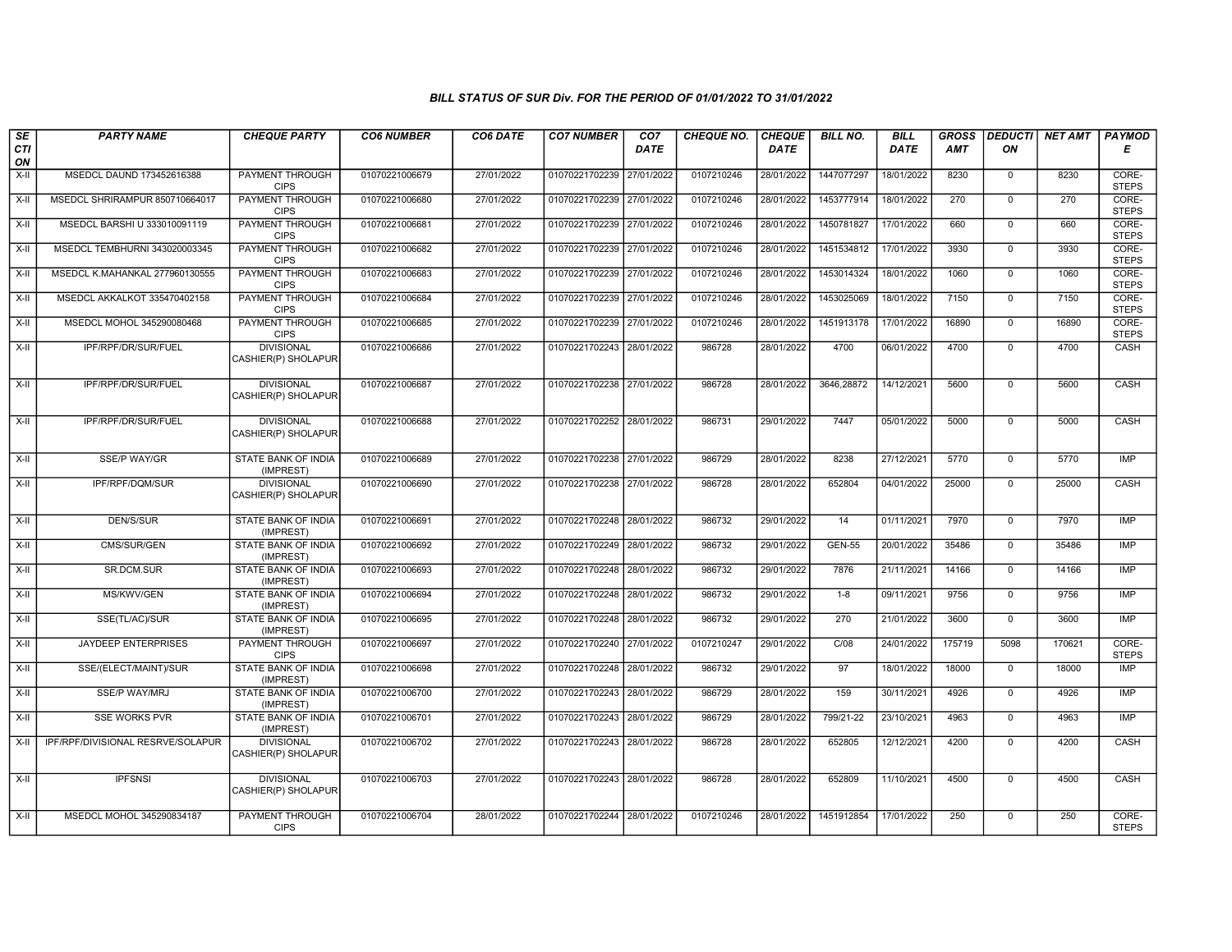*BILL STATUS OF SUR Div. FOR THE PERIOD OF 01/01/2022 TO 31/01/2022*

| SECTION | PARTY NAME | CHEQUE PARTY | CO6 NUMBER | CO6 DATE | CO7 NUMBER | CO7 DATE | CHEQUE NO. | CHEQUE DATE | BILL NO. | BILL DATE | GROSS AMT | DEDUCTION | NET AMT | PAYMODE |
|---|---|---|---|---|---|---|---|---|---|---|---|---|---|---|
| X-II | MSEDCL DAUND 173452616388 | PAYMENT THROUGH CIPS | 01070221006679 | 27/01/2022 | 01070221702239 | 27/01/2022 | 0107210246 | 28/01/2022 | 1447077297 | 18/01/2022 | 8230 | 0 | 8230 | CORE-STEPS |
| X-II | MSEDCL SHRIRAMPUR 850710664017 | PAYMENT THROUGH CIPS | 01070221006680 | 27/01/2022 | 01070221702239 | 27/01/2022 | 0107210246 | 28/01/2022 | 1453777914 | 18/01/2022 | 270 | 0 | 270 | CORE-STEPS |
| X-II | MSEDCL BARSHI U 333010091119 | PAYMENT THROUGH CIPS | 01070221006681 | 27/01/2022 | 01070221702239 | 27/01/2022 | 0107210246 | 28/01/2022 | 1450781827 | 17/01/2022 | 660 | 0 | 660 | CORE-STEPS |
| X-II | MSEDCL TEMBHURNI 343020003345 | PAYMENT THROUGH CIPS | 01070221006682 | 27/01/2022 | 01070221702239 | 27/01/2022 | 0107210246 | 28/01/2022 | 1451534812 | 17/01/2022 | 3930 | 0 | 3930 | CORE-STEPS |
| X-II | MSEDCL K.MAHANKAL 277960130555 | PAYMENT THROUGH CIPS | 01070221006683 | 27/01/2022 | 01070221702239 | 27/01/2022 | 0107210246 | 28/01/2022 | 1453014324 | 18/01/2022 | 1060 | 0 | 1060 | CORE-STEPS |
| X-II | MSEDCL AKKALKOT 335470402158 | PAYMENT THROUGH CIPS | 01070221006684 | 27/01/2022 | 01070221702239 | 27/01/2022 | 0107210246 | 28/01/2022 | 1453025069 | 18/01/2022 | 7150 | 0 | 7150 | CORE-STEPS |
| X-II | MSEDCL MOHOL 345290080468 | PAYMENT THROUGH CIPS | 01070221006685 | 27/01/2022 | 01070221702239 | 27/01/2022 | 0107210246 | 28/01/2022 | 1451913178 | 17/01/2022 | 16890 | 0 | 16890 | CORE-STEPS |
| X-II | IPF/RPF/DR/SUR/FUEL | DIVISIONAL CASHIER(P) SHOLAPUR | 01070221006686 | 27/01/2022 | 01070221702243 | 28/01/2022 | 986728 | 28/01/2022 | 4700 | 06/01/2022 | 4700 | 0 | 4700 | CASH |
| X-II | IPF/RPF/DR/SUR/FUEL | DIVISIONAL CASHIER(P) SHOLAPUR | 01070221006687 | 27/01/2022 | 01070221702238 | 27/01/2022 | 986728 | 28/01/2022 | 3646,28872 | 14/12/2021 | 5600 | 0 | 5600 | CASH |
| X-II | IPF/RPF/DR/SUR/FUEL | DIVISIONAL CASHIER(P) SHOLAPUR | 01070221006688 | 27/01/2022 | 01070221702252 | 28/01/2022 | 986731 | 29/01/2022 | 7447 | 05/01/2022 | 5000 | 0 | 5000 | CASH |
| X-II | SSE/P WAY/GR | STATE BANK OF INDIA (IMPREST) | 01070221006689 | 27/01/2022 | 01070221702238 | 27/01/2022 | 986729 | 28/01/2022 | 8238 | 27/12/2021 | 5770 | 0 | 5770 | IMP |
| X-II | IPF/RPF/DQM/SUR | DIVISIONAL CASHIER(P) SHOLAPUR | 01070221006690 | 27/01/2022 | 01070221702238 | 27/01/2022 | 986728 | 28/01/2022 | 652804 | 04/01/2022 | 25000 | 0 | 25000 | CASH |
| X-II | DEN/S/SUR | STATE BANK OF INDIA (IMPREST) | 01070221006691 | 27/01/2022 | 01070221702248 | 28/01/2022 | 986732 | 29/01/2022 | 14 | 01/11/2021 | 7970 | 0 | 7970 | IMP |
| X-II | CMS/SUR/GEN | STATE BANK OF INDIA (IMPREST) | 01070221006692 | 27/01/2022 | 01070221702249 | 28/01/2022 | 986732 | 29/01/2022 | GEN-55 | 20/01/2022 | 35486 | 0 | 35486 | IMP |
| X-II | SR.DCM.SUR | STATE BANK OF INDIA (IMPREST) | 01070221006693 | 27/01/2022 | 01070221702248 | 28/01/2022 | 986732 | 29/01/2022 | 7876 | 21/11/2021 | 14166 | 0 | 14166 | IMP |
| X-II | MS/KWV/GEN | STATE BANK OF INDIA (IMPREST) | 01070221006694 | 27/01/2022 | 01070221702248 | 28/01/2022 | 986732 | 29/01/2022 | 1-8 | 09/11/2021 | 9756 | 0 | 9756 | IMP |
| X-II | SSE(TL/AC)/SUR | STATE BANK OF INDIA (IMPREST) | 01070221006695 | 27/01/2022 | 01070221702248 | 28/01/2022 | 986732 | 29/01/2022 | 270 | 21/01/2022 | 3600 | 0 | 3600 | IMP |
| X-II | JAYDEEP ENTERPRISES | PAYMENT THROUGH CIPS | 01070221006697 | 27/01/2022 | 01070221702240 | 27/01/2022 | 0107210247 | 29/01/2022 | C/08 | 24/01/2022 | 175719 | 5098 | 170621 | CORE-STEPS |
| X-II | SSE/(ELECT/MAINT)/SUR | STATE BANK OF INDIA (IMPREST) | 01070221006698 | 27/01/2022 | 01070221702248 | 28/01/2022 | 986732 | 29/01/2022 | 97 | 18/01/2022 | 18000 | 0 | 18000 | IMP |
| X-II | SSE/P WAY/MRJ | STATE BANK OF INDIA (IMPREST) | 01070221006700 | 27/01/2022 | 01070221702243 | 28/01/2022 | 986729 | 28/01/2022 | 159 | 30/11/2021 | 4926 | 0 | 4926 | IMP |
| X-II | SSE WORKS PVR | STATE BANK OF INDIA (IMPREST) | 01070221006701 | 27/01/2022 | 01070221702243 | 28/01/2022 | 986729 | 28/01/2022 | 799/21-22 | 23/10/2021 | 4963 | 0 | 4963 | IMP |
| X-II | IPF/RPF/DIVISIONAL RESRVE/SOLAPUR | DIVISIONAL CASHIER(P) SHOLAPUR | 01070221006702 | 27/01/2022 | 01070221702243 | 28/01/2022 | 986728 | 28/01/2022 | 652805 | 12/12/2021 | 4200 | 0 | 4200 | CASH |
| X-II | IPFSNSI | DIVISIONAL CASHIER(P) SHOLAPUR | 01070221006703 | 27/01/2022 | 01070221702243 | 28/01/2022 | 986728 | 28/01/2022 | 652809 | 11/10/2021 | 4500 | 0 | 4500 | CASH |
| X-II | MSEDCL MOHOL 345290834187 | PAYMENT THROUGH CIPS | 01070221006704 | 28/01/2022 | 01070221702244 | 28/01/2022 | 0107210246 | 28/01/2022 | 1451912854 | 17/01/2022 | 250 | 0 | 250 | CORE-STEPS |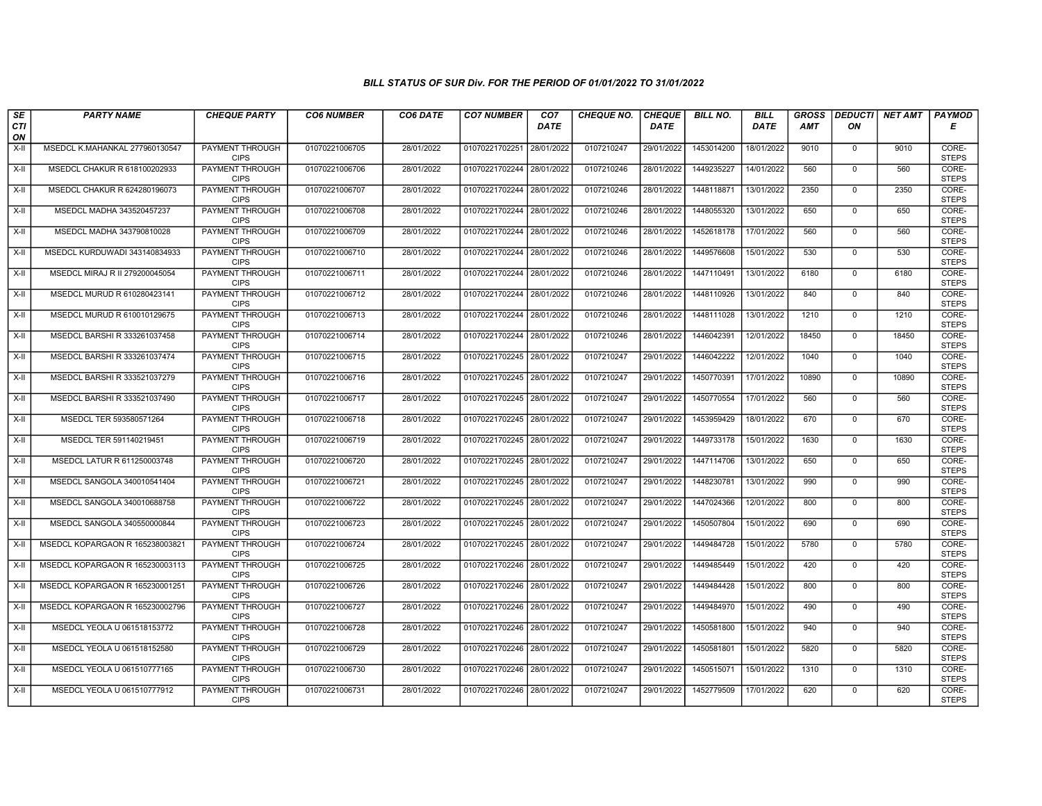### BILL STATUS OF SUR Div. FOR THE PERIOD OF 01/01/2022 TO 31/01/2022

| SECTION | PARTY NAME | CHEQUE PARTY | CO6 NUMBER | CO6 DATE | CO7 NUMBER | CO7 DATE | CHEQUE NO. | CHEQUE DATE | BILL NO. | BILL DATE | GROSS AMT | DEDUCTION | NET AMT | PAYMODE |
|---|---|---|---|---|---|---|---|---|---|---|---|---|---|---|
| X-II | MSEDCL K.MAHANKAL 277960130547 | PAYMENT THROUGH CIPS | 01070221006705 | 28/01/2022 | 01070221702251 | 28/01/2022 | 0107210247 | 29/01/2022 | 1453014200 | 18/01/2022 | 9010 | 0 | 9010 | CORE-STEPS |
| X-II | MSEDCL CHAKUR R 618100202933 | PAYMENT THROUGH CIPS | 01070221006706 | 28/01/2022 | 01070221702244 | 28/01/2022 | 0107210246 | 28/01/2022 | 1449235227 | 14/01/2022 | 560 | 0 | 560 | CORE-STEPS |
| X-II | MSEDCL CHAKUR R 624280196073 | PAYMENT THROUGH CIPS | 01070221006707 | 28/01/2022 | 01070221702244 | 28/01/2022 | 0107210246 | 28/01/2022 | 1448118871 | 13/01/2022 | 2350 | 0 | 2350 | CORE-STEPS |
| X-II | MSEDCL MADHA 343520457237 | PAYMENT THROUGH CIPS | 01070221006708 | 28/01/2022 | 01070221702244 | 28/01/2022 | 0107210246 | 28/01/2022 | 1448055320 | 13/01/2022 | 650 | 0 | 650 | CORE-STEPS |
| X-II | MSEDCL MADHA 343790810028 | PAYMENT THROUGH CIPS | 01070221006709 | 28/01/2022 | 01070221702244 | 28/01/2022 | 0107210246 | 28/01/2022 | 1452618178 | 17/01/2022 | 560 | 0 | 560 | CORE-STEPS |
| X-II | MSEDCL KURDUWADI 343140834933 | PAYMENT THROUGH CIPS | 01070221006710 | 28/01/2022 | 01070221702244 | 28/01/2022 | 0107210246 | 28/01/2022 | 1449576608 | 15/01/2022 | 530 | 0 | 530 | CORE-STEPS |
| X-II | MSEDCL MIRAJ R II 279200045054 | PAYMENT THROUGH CIPS | 01070221006711 | 28/01/2022 | 01070221702244 | 28/01/2022 | 0107210246 | 28/01/2022 | 1447110491 | 13/01/2022 | 6180 | 0 | 6180 | CORE-STEPS |
| X-II | MSEDCL MURUD R 610280423141 | PAYMENT THROUGH CIPS | 01070221006712 | 28/01/2022 | 01070221702244 | 28/01/2022 | 0107210246 | 28/01/2022 | 1448110926 | 13/01/2022 | 840 | 0 | 840 | CORE-STEPS |
| X-II | MSEDCL MURUD R 610010129675 | PAYMENT THROUGH CIPS | 01070221006713 | 28/01/2022 | 01070221702244 | 28/01/2022 | 0107210246 | 28/01/2022 | 1448111028 | 13/01/2022 | 1210 | 0 | 1210 | CORE-STEPS |
| X-II | MSEDCL BARSHI R 333261037458 | PAYMENT THROUGH CIPS | 01070221006714 | 28/01/2022 | 01070221702244 | 28/01/2022 | 0107210246 | 28/01/2022 | 1446042391 | 12/01/2022 | 18450 | 0 | 18450 | CORE-STEPS |
| X-II | MSEDCL BARSHI R 333261037474 | PAYMENT THROUGH CIPS | 01070221006715 | 28/01/2022 | 01070221702245 | 28/01/2022 | 0107210247 | 29/01/2022 | 1446042222 | 12/01/2022 | 1040 | 0 | 1040 | CORE-STEPS |
| X-II | MSEDCL BARSHI R 333521037279 | PAYMENT THROUGH CIPS | 01070221006716 | 28/01/2022 | 01070221702245 | 28/01/2022 | 0107210247 | 29/01/2022 | 1450770391 | 17/01/2022 | 10890 | 0 | 10890 | CORE-STEPS |
| X-II | MSEDCL BARSHI R 333521037490 | PAYMENT THROUGH CIPS | 01070221006717 | 28/01/2022 | 01070221702245 | 28/01/2022 | 0107210247 | 29/01/2022 | 1450770554 | 17/01/2022 | 560 | 0 | 560 | CORE-STEPS |
| X-II | MSEDCL TER 593580571264 | PAYMENT THROUGH CIPS | 01070221006718 | 28/01/2022 | 01070221702245 | 28/01/2022 | 0107210247 | 29/01/2022 | 1453959429 | 18/01/2022 | 670 | 0 | 670 | CORE-STEPS |
| X-II | MSEDCL TER 591140219451 | PAYMENT THROUGH CIPS | 01070221006719 | 28/01/2022 | 01070221702245 | 28/01/2022 | 0107210247 | 29/01/2022 | 1449733178 | 15/01/2022 | 1630 | 0 | 1630 | CORE-STEPS |
| X-II | MSEDCL LATUR R 611250003748 | PAYMENT THROUGH CIPS | 01070221006720 | 28/01/2022 | 01070221702245 | 28/01/2022 | 0107210247 | 29/01/2022 | 1447114706 | 13/01/2022 | 650 | 0 | 650 | CORE-STEPS |
| X-II | MSEDCL SANGOLA 340010541404 | PAYMENT THROUGH CIPS | 01070221006721 | 28/01/2022 | 01070221702245 | 28/01/2022 | 0107210247 | 29/01/2022 | 1448230781 | 13/01/2022 | 990 | 0 | 990 | CORE-STEPS |
| X-II | MSEDCL SANGOLA 340010688758 | PAYMENT THROUGH CIPS | 01070221006722 | 28/01/2022 | 01070221702245 | 28/01/2022 | 0107210247 | 29/01/2022 | 1447024366 | 12/01/2022 | 800 | 0 | 800 | CORE-STEPS |
| X-II | MSEDCL SANGOLA 340550000844 | PAYMENT THROUGH CIPS | 01070221006723 | 28/01/2022 | 01070221702245 | 28/01/2022 | 0107210247 | 29/01/2022 | 1450507804 | 15/01/2022 | 690 | 0 | 690 | CORE-STEPS |
| X-II | MSEDCL KOPARGAON R 165238003821 | PAYMENT THROUGH CIPS | 01070221006724 | 28/01/2022 | 01070221702245 | 28/01/2022 | 0107210247 | 29/01/2022 | 1449484728 | 15/01/2022 | 5780 | 0 | 5780 | CORE-STEPS |
| X-II | MSEDCL KOPARGAON R 165230003113 | PAYMENT THROUGH CIPS | 01070221006725 | 28/01/2022 | 01070221702246 | 28/01/2022 | 0107210247 | 29/01/2022 | 1449485449 | 15/01/2022 | 420 | 0 | 420 | CORE-STEPS |
| X-II | MSEDCL KOPARGAON R 165230001251 | PAYMENT THROUGH CIPS | 01070221006726 | 28/01/2022 | 01070221702246 | 28/01/2022 | 0107210247 | 29/01/2022 | 1449484428 | 15/01/2022 | 800 | 0 | 800 | CORE-STEPS |
| X-II | MSEDCL KOPARGAON R 165230002796 | PAYMENT THROUGH CIPS | 01070221006727 | 28/01/2022 | 01070221702246 | 28/01/2022 | 0107210247 | 29/01/2022 | 1449484970 | 15/01/2022 | 490 | 0 | 490 | CORE-STEPS |
| X-II | MSEDCL YEOLA U 061518153772 | PAYMENT THROUGH CIPS | 01070221006728 | 28/01/2022 | 01070221702246 | 28/01/2022 | 0107210247 | 29/01/2022 | 1450581800 | 15/01/2022 | 940 | 0 | 940 | CORE-STEPS |
| X-II | MSEDCL YEOLA U 061518152580 | PAYMENT THROUGH CIPS | 01070221006729 | 28/01/2022 | 01070221702246 | 28/01/2022 | 0107210247 | 29/01/2022 | 1450581801 | 15/01/2022 | 5820 | 0 | 5820 | CORE-STEPS |
| X-II | MSEDCL YEOLA U 061510777165 | PAYMENT THROUGH CIPS | 01070221006730 | 28/01/2022 | 01070221702246 | 28/01/2022 | 0107210247 | 29/01/2022 | 1450515071 | 15/01/2022 | 1310 | 0 | 1310 | CORE-STEPS |
| X-II | MSEDCL YEOLA U 061510777912 | PAYMENT THROUGH CIPS | 01070221006731 | 28/01/2022 | 01070221702246 | 28/01/2022 | 0107210247 | 29/01/2022 | 1452779509 | 17/01/2022 | 620 | 0 | 620 | CORE-STEPS |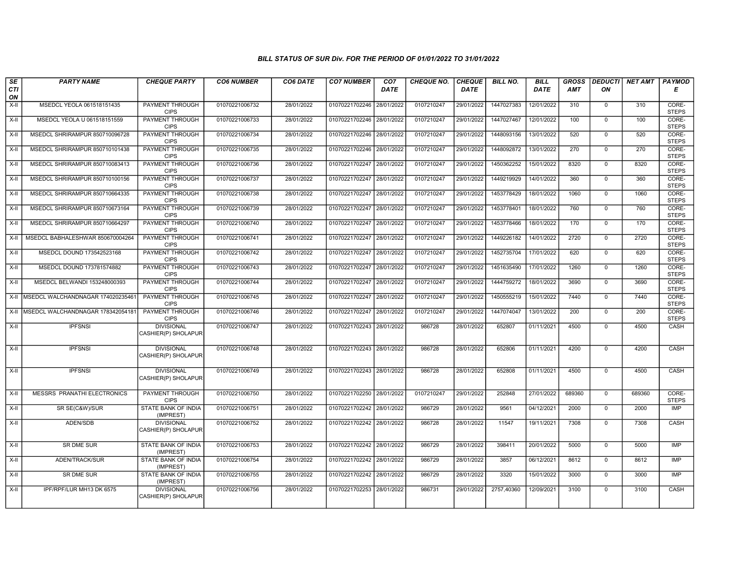## BILL STATUS OF SUR Div. FOR THE PERIOD OF 01/01/2022 TO 31/01/2022

| SECTION | PARTY NAME | CHEQUE PARTY | CO6 NUMBER | CO6 DATE | CO7 NUMBER | CO7 DATE | CHEQUE NO. | CHEQUE DATE | BILL NO. | BILL DATE | GROSS AMT | DEDUCTION | NET AMT | PAYMODE |
|---|---|---|---|---|---|---|---|---|---|---|---|---|---|---|
| X-II | MSEDCL YEOLA 061518151435 | PAYMENT THROUGH CIPS | 01070221006732 | 28/01/2022 | 01070221702246 | 28/01/2022 | 0107210247 | 29/01/2022 | 1447027383 | 12/01/2022 | 310 | 0 | 310 | CORE-STEPS |
| X-II | MSEDCL YEOLA U 061518151559 | PAYMENT THROUGH CIPS | 01070221006733 | 28/01/2022 | 01070221702246 | 28/01/2022 | 0107210247 | 29/01/2022 | 1447027467 | 12/01/2022 | 100 | 0 | 100 | CORE-STEPS |
| X-II | MSEDCL SHRIRAMPUR 850710096728 | PAYMENT THROUGH CIPS | 01070221006734 | 28/01/2022 | 01070221702246 | 28/01/2022 | 0107210247 | 29/01/2022 | 1448093156 | 13/01/2022 | 520 | 0 | 520 | CORE-STEPS |
| X-II | MSEDCL SHRIRAMPUR 850710101438 | PAYMENT THROUGH CIPS | 01070221006735 | 28/01/2022 | 01070221702246 | 28/01/2022 | 0107210247 | 29/01/2022 | 1448092872 | 13/01/2022 | 270 | 0 | 270 | CORE-STEPS |
| X-II | MSEDCL SHRIRAMPUR 850710083413 | PAYMENT THROUGH CIPS | 01070221006736 | 28/01/2022 | 01070221702247 | 28/01/2022 | 0107210247 | 29/01/2022 | 1450362252 | 15/01/2022 | 8320 | 0 | 8320 | CORE-STEPS |
| X-II | MSEDCL SHRIRAMPUR 850710100156 | PAYMENT THROUGH CIPS | 01070221006737 | 28/01/2022 | 01070221702247 | 28/01/2022 | 0107210247 | 29/01/2022 | 1449219929 | 14/01/2022 | 360 | 0 | 360 | CORE-STEPS |
| X-II | MSEDCL SHRIRAMPUR 850710664335 | PAYMENT THROUGH CIPS | 01070221006738 | 28/01/2022 | 01070221702247 | 28/01/2022 | 0107210247 | 29/01/2022 | 1453778429 | 18/01/2022 | 1060 | 0 | 1060 | CORE-STEPS |
| X-II | MSEDCL SHRIRAMPUR 850710673164 | PAYMENT THROUGH CIPS | 01070221006739 | 28/01/2022 | 01070221702247 | 28/01/2022 | 0107210247 | 29/01/2022 | 1453778401 | 18/01/2022 | 760 | 0 | 760 | CORE-STEPS |
| X-II | MSEDCL SHRIRAMPUR 850710664297 | PAYMENT THROUGH CIPS | 01070221006740 | 28/01/2022 | 01070221702247 | 28/01/2022 | 0107210247 | 29/01/2022 | 1453778466 | 18/01/2022 | 170 | 0 | 170 | CORE-STEPS |
| X-II | MSEDCL BABHALESHWAR 850670004264 | PAYMENT THROUGH CIPS | 01070221006741 | 28/01/2022 | 01070221702247 | 28/01/2022 | 0107210247 | 29/01/2022 | 1449226182 | 14/01/2022 | 2720 | 0 | 2720 | CORE-STEPS |
| X-II | MSEDCL DOUND 173542523168 | PAYMENT THROUGH CIPS | 01070221006742 | 28/01/2022 | 01070221702247 | 28/01/2022 | 0107210247 | 29/01/2022 | 1452735704 | 17/01/2022 | 620 | 0 | 620 | CORE-STEPS |
| X-II | MSEDCL DOUND 173781574882 | PAYMENT THROUGH CIPS | 01070221006743 | 28/01/2022 | 01070221702247 | 28/01/2022 | 0107210247 | 29/01/2022 | 1451635490 | 17/01/2022 | 1260 | 0 | 1260 | CORE-STEPS |
| X-II | MSEDCL BELWANDI 153248000393 | PAYMENT THROUGH CIPS | 01070221006744 | 28/01/2022 | 01070221702247 | 28/01/2022 | 0107210247 | 29/01/2022 | 1444759272 | 18/01/2022 | 3690 | 0 | 3690 | CORE-STEPS |
| X-II | MSEDCL WALCHANDNAGAR 174020235461 | PAYMENT THROUGH CIPS | 01070221006745 | 28/01/2022 | 01070221702247 | 28/01/2022 | 0107210247 | 29/01/2022 | 1450555219 | 15/01/2022 | 7440 | 0 | 7440 | CORE-STEPS |
| X-II | MSEDCL WALCHANDNAGAR 178342054181 | PAYMENT THROUGH CIPS | 01070221006746 | 28/01/2022 | 01070221702247 | 28/01/2022 | 0107210247 | 29/01/2022 | 1447074047 | 13/01/2022 | 200 | 0 | 200 | CORE-STEPS |
| X-II | IPFSNSI | DIVISIONAL CASHIER(P) SHOLAPUR | 01070221006747 | 28/01/2022 | 01070221702243 | 28/01/2022 | 986728 | 28/01/2022 | 652807 | 01/11/2021 | 4500 | 0 | 4500 | CASH |
| X-II | IPFSNSI | DIVISIONAL CASHIER(P) SHOLAPUR | 01070221006748 | 28/01/2022 | 01070221702243 | 28/01/2022 | 986728 | 28/01/2022 | 652806 | 01/11/2021 | 4200 | 0 | 4200 | CASH |
| X-II | IPFSNSI | DIVISIONAL CASHIER(P) SHOLAPUR | 01070221006749 | 28/01/2022 | 01070221702243 | 28/01/2022 | 986728 | 28/01/2022 | 652808 | 01/11/2021 | 4500 | 0 | 4500 | CASH |
| X-II | MESSRS PRANATHI ELECTRONICS | PAYMENT THROUGH CIPS | 01070221006750 | 28/01/2022 | 01070221702250 | 28/01/2022 | 0107210247 | 29/01/2022 | 252848 | 27/01/2022 | 689360 | 0 | 689360 | CORE-STEPS |
| X-II | SR SE(C&W)/SUR | STATE BANK OF INDIA (IMPREST) | 01070221006751 | 28/01/2022 | 01070221702242 | 28/01/2022 | 986729 | 28/01/2022 | 9561 | 04/12/2021 | 2000 | 0 | 2000 | IMP |
| X-II | ADEN/SDB | DIVISIONAL CASHIER(P) SHOLAPUR | 01070221006752 | 28/01/2022 | 01070221702242 | 28/01/2022 | 986728 | 28/01/2022 | 11547 | 19/11/2021 | 7308 | 0 | 7308 | CASH |
| X-II | SR DME SUR | STATE BANK OF INDIA (IMPREST) | 01070221006753 | 28/01/2022 | 01070221702242 | 28/01/2022 | 986729 | 28/01/2022 | 398411 | 20/01/2022 | 5000 | 0 | 5000 | IMP |
| X-II | ADEN/TRACK/SUR | STATE BANK OF INDIA (IMPREST) | 01070221006754 | 28/01/2022 | 01070221702242 | 28/01/2022 | 986729 | 28/01/2022 | 3857 | 06/12/2021 | 8612 | 0 | 8612 | IMP |
| X-II | SR DME SUR | STATE BANK OF INDIA (IMPREST) | 01070221006755 | 28/01/2022 | 01070221702242 | 28/01/2022 | 986729 | 28/01/2022 | 3320 | 15/01/2022 | 3000 | 0 | 3000 | IMP |
| X-II | IPF/RPF/LUR MH13 DK 6575 | DIVISIONAL CASHIER(P) SHOLAPUR | 01070221006756 | 28/01/2022 | 01070221702253 | 28/01/2022 | 986731 | 29/01/2022 | 2757,40360 | 12/09/2021 | 3100 | 0 | 3100 | CASH |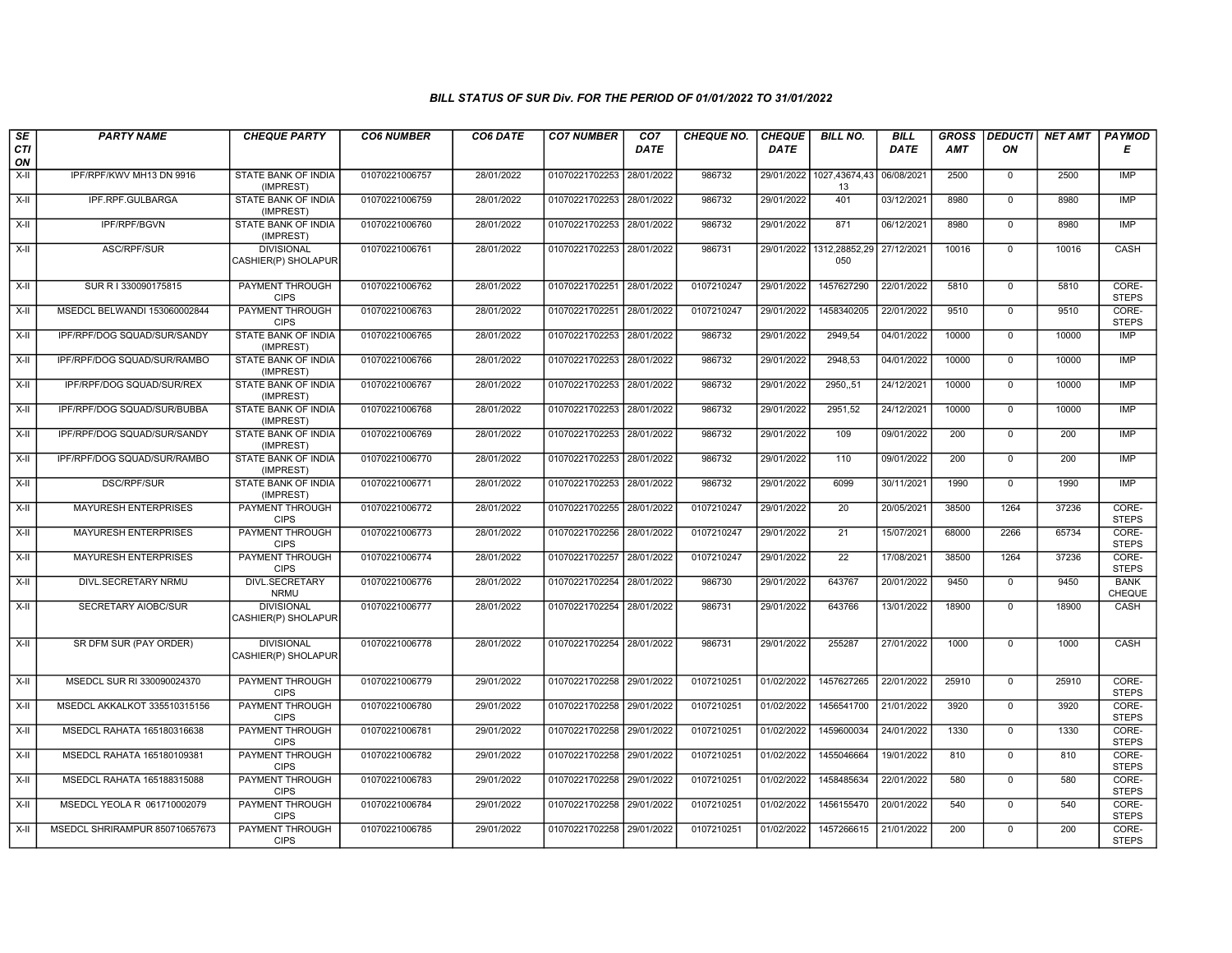### BILL STATUS OF SUR Div. FOR THE PERIOD OF 01/01/2022 TO 31/01/2022

| SECTION | PARTY NAME | CHEQUE PARTY | CO6 NUMBER | CO6 DATE | CO7 NUMBER | CO7 DATE | CHEQUE NO. | CHEQUE DATE | BILL NO. | BILL DATE | GROSS AMT | DEDUCTION | NET AMT | PAYMODE |
|---|---|---|---|---|---|---|---|---|---|---|---|---|---|---|
| X-II | IPF/RPF/KWV MH13 DN 9916 | STATE BANK OF INDIA (IMPREST) | 01070221006757 | 28/01/2022 | 01070221702253 | 28/01/2022 | 986732 | 29/01/2022 | 1027,43674,4313 | 06/08/2021 | 2500 | 0 | 2500 | IMP |
| X-II | IPF.RPF.GULBARGA | STATE BANK OF INDIA (IMPREST) | 01070221006759 | 28/01/2022 | 01070221702253 | 28/01/2022 | 986732 | 29/01/2022 | 401 | 03/12/2021 | 8980 | 0 | 8980 | IMP |
| X-II | IPF/RPF/BGVN | STATE BANK OF INDIA (IMPREST) | 01070221006760 | 28/01/2022 | 01070221702253 | 28/01/2022 | 986732 | 29/01/2022 | 871 | 06/12/2021 | 8980 | 0 | 8980 | IMP |
| X-II | ASC/RPF/SUR | DIVISIONAL CASHIER(P) SHOLAPUR | 01070221006761 | 28/01/2022 | 01070221702253 | 28/01/2022 | 986731 | 29/01/2022 | 1312,28852,29050 | 27/12/2021 | 10016 | 0 | 10016 | CASH |
| X-II | SUR R I 330090175815 | PAYMENT THROUGH CIPS | 01070221006762 | 28/01/2022 | 01070221702251 | 28/01/2022 | 0107210247 | 29/01/2022 | 1457627290 | 22/01/2022 | 5810 | 0 | 5810 | CORE-STEPS |
| X-II | MSEDCL BELWANDI 153060002844 | PAYMENT THROUGH CIPS | 01070221006763 | 28/01/2022 | 01070221702251 | 28/01/2022 | 0107210247 | 29/01/2022 | 1458340205 | 22/01/2022 | 9510 | 0 | 9510 | CORE-STEPS |
| X-II | IPF/RPF/DOG SQUAD/SUR/SANDY | STATE BANK OF INDIA (IMPREST) | 01070221006765 | 28/01/2022 | 01070221702253 | 28/01/2022 | 986732 | 29/01/2022 | 2949,54 | 04/01/2022 | 10000 | 0 | 10000 | IMP |
| X-II | IPF/RPF/DOG SQUAD/SUR/RAMBO | STATE BANK OF INDIA (IMPREST) | 01070221006766 | 28/01/2022 | 01070221702253 | 28/01/2022 | 986732 | 29/01/2022 | 2948,53 | 04/01/2022 | 10000 | 0 | 10000 | IMP |
| X-II | IPF/RPF/DOG SQUAD/SUR/REX | STATE BANK OF INDIA (IMPREST) | 01070221006767 | 28/01/2022 | 01070221702253 | 28/01/2022 | 986732 | 29/01/2022 | 2950,,51 | 24/12/2021 | 10000 | 0 | 10000 | IMP |
| X-II | IPF/RPF/DOG SQUAD/SUR/BUBBA | STATE BANK OF INDIA (IMPREST) | 01070221006768 | 28/01/2022 | 01070221702253 | 28/01/2022 | 986732 | 29/01/2022 | 2951,52 | 24/12/2021 | 10000 | 0 | 10000 | IMP |
| X-II | IPF/RPF/DOG SQUAD/SUR/SANDY | STATE BANK OF INDIA (IMPREST) | 01070221006769 | 28/01/2022 | 01070221702253 | 28/01/2022 | 986732 | 29/01/2022 | 109 | 09/01/2022 | 200 | 0 | 200 | IMP |
| X-II | IPF/RPF/DOG SQUAD/SUR/RAMBO | STATE BANK OF INDIA (IMPREST) | 01070221006770 | 28/01/2022 | 01070221702253 | 28/01/2022 | 986732 | 29/01/2022 | 110 | 09/01/2022 | 200 | 0 | 200 | IMP |
| X-II | DSC/RPF/SUR | STATE BANK OF INDIA (IMPREST) | 01070221006771 | 28/01/2022 | 01070221702253 | 28/01/2022 | 986732 | 29/01/2022 | 6099 | 30/11/2021 | 1990 | 0 | 1990 | IMP |
| X-II | MAYURESH ENTERPRISES | PAYMENT THROUGH CIPS | 01070221006772 | 28/01/2022 | 01070221702255 | 28/01/2022 | 0107210247 | 29/01/2022 | 20 | 20/05/2021 | 38500 | 1264 | 37236 | CORE-STEPS |
| X-II | MAYURESH ENTERPRISES | PAYMENT THROUGH CIPS | 01070221006773 | 28/01/2022 | 01070221702256 | 28/01/2022 | 0107210247 | 29/01/2022 | 21 | 15/07/2021 | 68000 | 2266 | 65734 | CORE-STEPS |
| X-II | MAYURESH ENTERPRISES | PAYMENT THROUGH CIPS | 01070221006774 | 28/01/2022 | 01070221702257 | 28/01/2022 | 0107210247 | 29/01/2022 | 22 | 17/08/2021 | 38500 | 1264 | 37236 | CORE-STEPS |
| X-II | DIVL.SECRETARY NRMU | DIVL.SECRETARY NRMU | 01070221006776 | 28/01/2022 | 01070221702254 | 28/01/2022 | 986730 | 29/01/2022 | 643767 | 20/01/2022 | 9450 | 0 | 9450 | BANK CHEQUE |
| X-II | SECRETARY AIOBC/SUR | DIVISIONAL CASHIER(P) SHOLAPUR | 01070221006777 | 28/01/2022 | 01070221702254 | 28/01/2022 | 986731 | 29/01/2022 | 643766 | 13/01/2022 | 18900 | 0 | 18900 | CASH |
| X-II | SR DFM SUR (PAY ORDER) | DIVISIONAL CASHIER(P) SHOLAPUR | 01070221006778 | 28/01/2022 | 01070221702254 | 28/01/2022 | 986731 | 29/01/2022 | 255287 | 27/01/2022 | 1000 | 0 | 1000 | CASH |
| X-II | MSEDCL SUR RI 330090024370 | PAYMENT THROUGH CIPS | 01070221006779 | 29/01/2022 | 01070221702258 | 29/01/2022 | 0107210251 | 01/02/2022 | 1457627265 | 22/01/2022 | 25910 | 0 | 25910 | CORE-STEPS |
| X-II | MSEDCL AKKALKOT 335510315156 | PAYMENT THROUGH CIPS | 01070221006780 | 29/01/2022 | 01070221702258 | 29/01/2022 | 0107210251 | 01/02/2022 | 1456541700 | 21/01/2022 | 3920 | 0 | 3920 | CORE-STEPS |
| X-II | MSEDCL RAHATA 165180316638 | PAYMENT THROUGH CIPS | 01070221006781 | 29/01/2022 | 01070221702258 | 29/01/2022 | 0107210251 | 01/02/2022 | 1459600034 | 24/01/2022 | 1330 | 0 | 1330 | CORE-STEPS |
| X-II | MSEDCL RAHATA 165180109381 | PAYMENT THROUGH CIPS | 01070221006782 | 29/01/2022 | 01070221702258 | 29/01/2022 | 0107210251 | 01/02/2022 | 1455046664 | 19/01/2022 | 810 | 0 | 810 | CORE-STEPS |
| X-II | MSEDCL RAHATA 165188315088 | PAYMENT THROUGH CIPS | 01070221006783 | 29/01/2022 | 01070221702258 | 29/01/2022 | 0107210251 | 01/02/2022 | 1458485634 | 22/01/2022 | 580 | 0 | 580 | CORE-STEPS |
| X-II | MSEDCL YEOLA R 061710002079 | PAYMENT THROUGH CIPS | 01070221006784 | 29/01/2022 | 01070221702258 | 29/01/2022 | 0107210251 | 01/02/2022 | 1456155470 | 20/01/2022 | 540 | 0 | 540 | CORE-STEPS |
| X-II | MSEDCL SHRIRAMPUR 850710657673 | PAYMENT THROUGH CIPS | 01070221006785 | 29/01/2022 | 01070221702258 | 29/01/2022 | 0107210251 | 01/02/2022 | 1457266615 | 21/01/2022 | 200 | 0 | 200 | CORE-STEPS |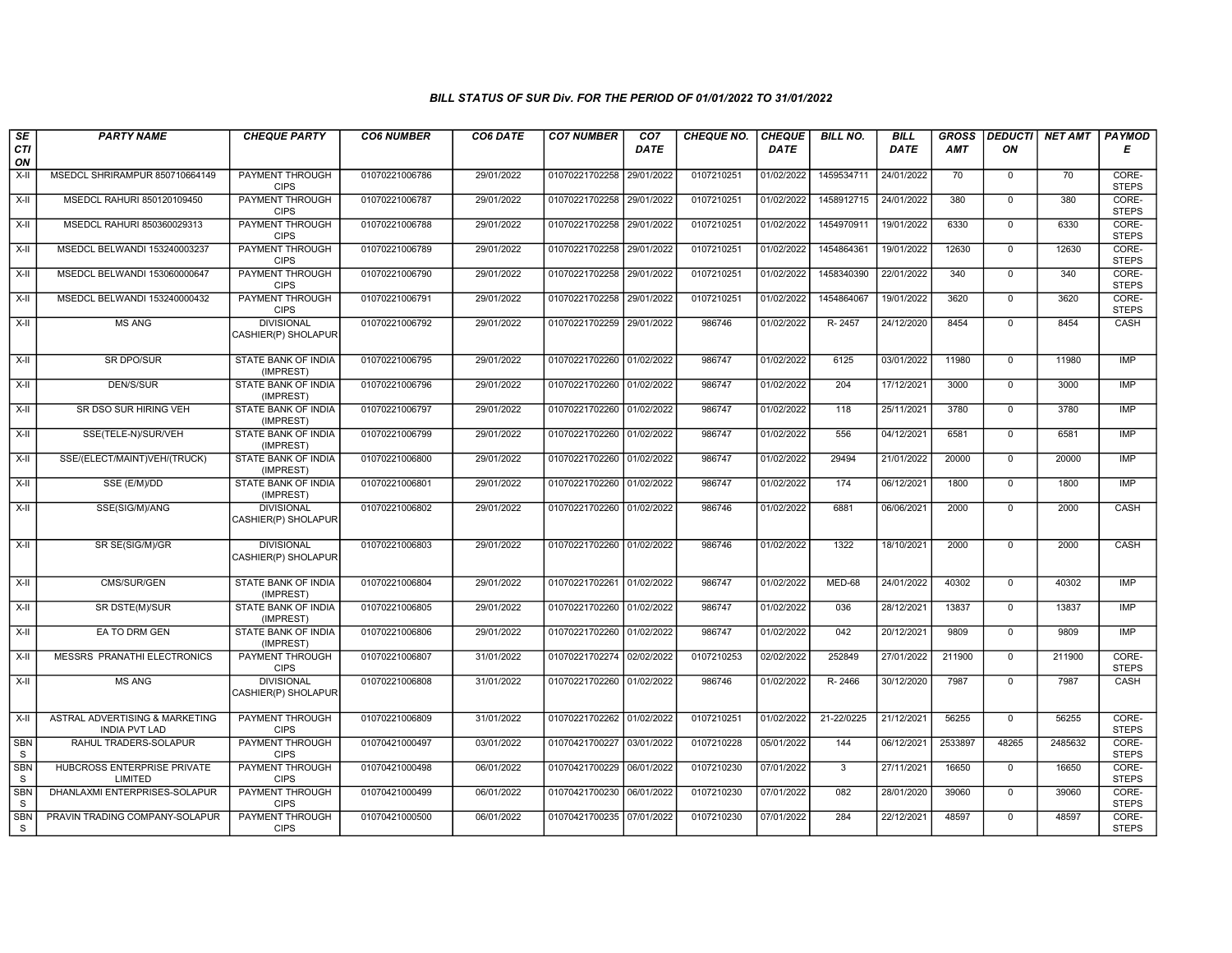# BILL STATUS OF SUR Div. FOR THE PERIOD OF 01/01/2022 TO 31/01/2022

| SECTION | PARTY NAME | CHEQUE PARTY | CO6 NUMBER | CO6 DATE | CO7 NUMBER | CO7 DATE | CHEQUE NO. | CHEQUE DATE | BILL NO. | BILL DATE | GROSS AMT | DEDUCTION | NET AMT | PAYMODE |
|---|---|---|---|---|---|---|---|---|---|---|---|---|---|---|
| X-II | MSEDCL SHRIRAMPUR 850710664149 | PAYMENT THROUGH CIPS | 01070221006786 | 29/01/2022 | 01070221702258 | 29/01/2022 | 0107210251 | 01/02/2022 | 1459534711 | 24/01/2022 | 70 | 0 | 70 | CORE-STEPS |
| X-II | MSEDCL RAHURI 850120109450 | PAYMENT THROUGH CIPS | 01070221006787 | 29/01/2022 | 01070221702258 | 29/01/2022 | 0107210251 | 01/02/2022 | 1458912715 | 24/01/2022 | 380 | 0 | 380 | CORE-STEPS |
| X-II | MSEDCL RAHURI 850360029313 | PAYMENT THROUGH CIPS | 01070221006788 | 29/01/2022 | 01070221702258 | 29/01/2022 | 0107210251 | 01/02/2022 | 1454970911 | 19/01/2022 | 6330 | 0 | 6330 | CORE-STEPS |
| X-II | MSEDCL BELWANDI 153240003237 | PAYMENT THROUGH CIPS | 01070221006789 | 29/01/2022 | 01070221702258 | 29/01/2022 | 0107210251 | 01/02/2022 | 1454864361 | 19/01/2022 | 12630 | 0 | 12630 | CORE-STEPS |
| X-II | MSEDCL BELWANDI 153060000647 | PAYMENT THROUGH CIPS | 01070221006790 | 29/01/2022 | 01070221702258 | 29/01/2022 | 0107210251 | 01/02/2022 | 1458340390 | 22/01/2022 | 340 | 0 | 340 | CORE-STEPS |
| X-II | MSEDCL BELWANDI 153240000432 | PAYMENT THROUGH CIPS | 01070221006791 | 29/01/2022 | 01070221702258 | 29/01/2022 | 0107210251 | 01/02/2022 | 1454864067 | 19/01/2022 | 3620 | 0 | 3620 | CORE-STEPS |
| X-II | MS ANG | DIVISIONAL CASHIER(P) SHOLAPUR | 01070221006792 | 29/01/2022 | 01070221702259 | 29/01/2022 | 986746 | 01/02/2022 | R- 2457 | 24/12/2020 | 8454 | 0 | 8454 | CASH |
| X-II | SR DPO/SUR | STATE BANK OF INDIA (IMPREST) | 01070221006795 | 29/01/2022 | 01070221702260 | 01/02/2022 | 986747 | 01/02/2022 | 6125 | 03/01/2022 | 11980 | 0 | 11980 | IMP |
| X-II | DEN/S/SUR | STATE BANK OF INDIA (IMPREST) | 01070221006796 | 29/01/2022 | 01070221702260 | 01/02/2022 | 986747 | 01/02/2022 | 204 | 17/12/2021 | 3000 | 0 | 3000 | IMP |
| X-II | SR DSO SUR HIRING VEH | STATE BANK OF INDIA (IMPREST) | 01070221006797 | 29/01/2022 | 01070221702260 | 01/02/2022 | 986747 | 01/02/2022 | 118 | 25/11/2021 | 3780 | 0 | 3780 | IMP |
| X-II | SSE(TELE-N)/SUR/VEH | STATE BANK OF INDIA (IMPREST) | 01070221006799 | 29/01/2022 | 01070221702260 | 01/02/2022 | 986747 | 01/02/2022 | 556 | 04/12/2021 | 6581 | 0 | 6581 | IMP |
| X-II | SSE/(ELECT/MAINT)VEH/(TRUCK) | STATE BANK OF INDIA (IMPREST) | 01070221006800 | 29/01/2022 | 01070221702260 | 01/02/2022 | 986747 | 01/02/2022 | 29494 | 21/01/2022 | 20000 | 0 | 20000 | IMP |
| X-II | SSE (E/M)/DD | STATE BANK OF INDIA (IMPREST) | 01070221006801 | 29/01/2022 | 01070221702260 | 01/02/2022 | 986747 | 01/02/2022 | 174 | 06/12/2021 | 1800 | 0 | 1800 | IMP |
| X-II | SSE(SIG/M)/ANG | DIVISIONAL CASHIER(P) SHOLAPUR | 01070221006802 | 29/01/2022 | 01070221702260 | 01/02/2022 | 986746 | 01/02/2022 | 6881 | 06/06/2021 | 2000 | 0 | 2000 | CASH |
| X-II | SR SE(SIG/M)/GR | DIVISIONAL CASHIER(P) SHOLAPUR | 01070221006803 | 29/01/2022 | 01070221702260 | 01/02/2022 | 986746 | 01/02/2022 | 1322 | 18/10/2021 | 2000 | 0 | 2000 | CASH |
| X-II | CMS/SUR/GEN | STATE BANK OF INDIA (IMPREST) | 01070221006804 | 29/01/2022 | 01070221702261 | 01/02/2022 | 986747 | 01/02/2022 | MED-68 | 24/01/2022 | 40302 | 0 | 40302 | IMP |
| X-II | SR DSTE(M)/SUR | STATE BANK OF INDIA (IMPREST) | 01070221006805 | 29/01/2022 | 01070221702260 | 01/02/2022 | 986747 | 01/02/2022 | 036 | 28/12/2021 | 13837 | 0 | 13837 | IMP |
| X-II | EA TO DRM GEN | STATE BANK OF INDIA (IMPREST) | 01070221006806 | 29/01/2022 | 01070221702260 | 01/02/2022 | 986747 | 01/02/2022 | 042 | 20/12/2021 | 9809 | 0 | 9809 | IMP |
| X-II | MESSRS PRANATHI ELECTRONICS | PAYMENT THROUGH CIPS | 01070221006807 | 31/01/2022 | 01070221702274 | 02/02/2022 | 0107210253 | 02/02/2022 | 252849 | 27/01/2022 | 211900 | 0 | 211900 | CORE-STEPS |
| X-II | MS ANG | DIVISIONAL CASHIER(P) SHOLAPUR | 01070221006808 | 31/01/2022 | 01070221702260 | 01/02/2022 | 986746 | 01/02/2022 | R- 2466 | 30/12/2020 | 7987 | 0 | 7987 | CASH |
| X-II | ASTRAL ADVERTISING & MARKETING INDIA PVT LAD | PAYMENT THROUGH CIPS | 01070221006809 | 31/01/2022 | 01070221702262 | 01/02/2022 | 0107210251 | 01/02/2022 | 21-22/0225 | 21/12/2021 | 56255 | 0 | 56255 | CORE-STEPS |
| SBNS | RAHUL TRADERS-SOLAPUR | PAYMENT THROUGH CIPS | 01070421000497 | 03/01/2022 | 01070421700227 | 03/01/2022 | 0107210228 | 05/01/2022 | 144 | 06/12/2021 | 2533897 | 48265 | 2485632 | CORE-STEPS |
| SBNS | HUBCROSS ENTERPRISE PRIVATE LIMITED | PAYMENT THROUGH CIPS | 01070421000498 | 06/01/2022 | 01070421700229 | 06/01/2022 | 0107210230 | 07/01/2022 | 3 | 27/11/2021 | 16650 | 0 | 16650 | CORE-STEPS |
| SBNS | DHANLAXMI ENTERPRISES-SOLAPUR | PAYMENT THROUGH CIPS | 01070421000499 | 06/01/2022 | 01070421700230 | 06/01/2022 | 0107210230 | 07/01/2022 | 082 | 28/01/2020 | 39060 | 0 | 39060 | CORE-STEPS |
| SBNS | PRAVIN TRADING COMPANY-SOLAPUR | PAYMENT THROUGH CIPS | 01070421000500 | 06/01/2022 | 01070421700235 | 07/01/2022 | 0107210230 | 07/01/2022 | 284 | 22/12/2021 | 48597 | 0 | 48597 | CORE-STEPS |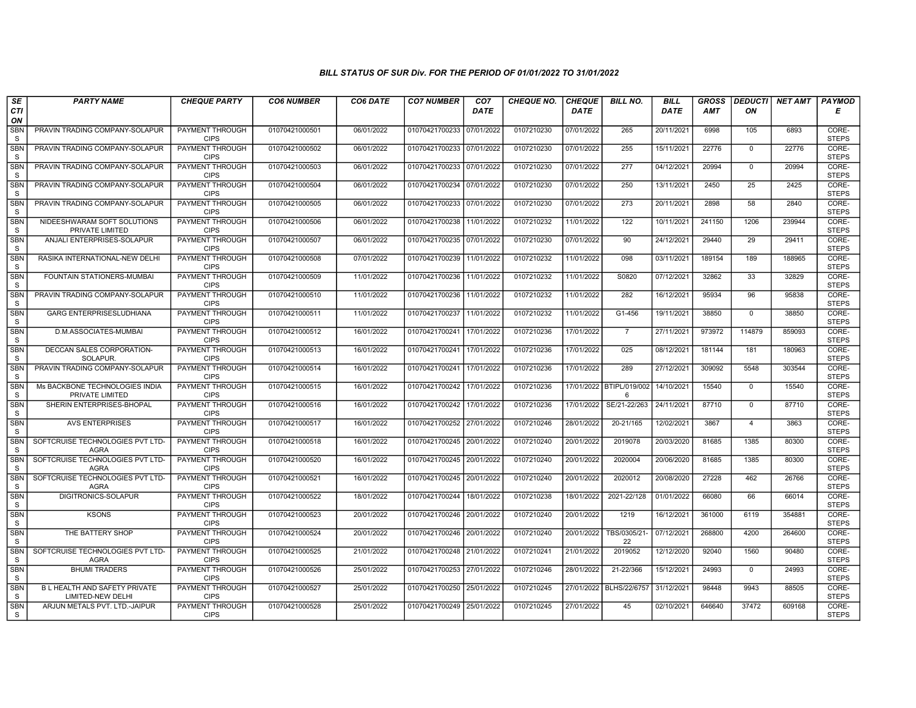### BILL STATUS OF SUR Div. FOR THE PERIOD OF 01/01/2022 TO 31/01/2022

| SECTION | PARTY NAME | CHEQUE PARTY | CO6 NUMBER | CO6 DATE | CO7 NUMBER | CO7 DATE | CHEQUE NO. | CHEQUE DATE | BILL NO. | BILL DATE | GROSS AMT | DEDUCTION | NET AMT | PAYMODE |
|---|---|---|---|---|---|---|---|---|---|---|---|---|---|---|
| SBNS | PRAVIN TRADING COMPANY-SOLAPUR | PAYMENT THROUGH CIPS | 01070421000501 | 06/01/2022 | 01070421700233 | 07/01/2022 | 0107210230 | 07/01/2022 | 265 | 20/11/2021 | 6998 | 105 | 6893 | CORE-STEPS |
| SBNS | PRAVIN TRADING COMPANY-SOLAPUR | PAYMENT THROUGH CIPS | 01070421000502 | 06/01/2022 | 01070421700233 | 07/01/2022 | 0107210230 | 07/01/2022 | 255 | 15/11/2021 | 22776 | 0 | 22776 | CORE-STEPS |
| SBNS | PRAVIN TRADING COMPANY-SOLAPUR | PAYMENT THROUGH CIPS | 01070421000503 | 06/01/2022 | 01070421700233 | 07/01/2022 | 0107210230 | 07/01/2022 | 277 | 04/12/2021 | 20994 | 0 | 20994 | CORE-STEPS |
| SBNS | PRAVIN TRADING COMPANY-SOLAPUR | PAYMENT THROUGH CIPS | 01070421000504 | 06/01/2022 | 01070421700234 | 07/01/2022 | 0107210230 | 07/01/2022 | 250 | 13/11/2021 | 2450 | 25 | 2425 | CORE-STEPS |
| SBNS | PRAVIN TRADING COMPANY-SOLAPUR | PAYMENT THROUGH CIPS | 01070421000505 | 06/01/2022 | 01070421700233 | 07/01/2022 | 0107210230 | 07/01/2022 | 273 | 20/11/2021 | 2898 | 58 | 2840 | CORE-STEPS |
| SBNS | NIDEESHWARAM SOFT SOLUTIONS PRIVATE LIMITED | PAYMENT THROUGH CIPS | 01070421000506 | 06/01/2022 | 01070421700238 | 11/01/2022 | 0107210232 | 11/01/2022 | 122 | 10/11/2021 | 241150 | 1206 | 239944 | CORE-STEPS |
| SBNS | ANJALI ENTERPRISES-SOLAPUR | PAYMENT THROUGH CIPS | 01070421000507 | 06/01/2022 | 01070421700235 | 07/01/2022 | 0107210230 | 07/01/2022 | 90 | 24/12/2021 | 29440 | 29 | 29411 | CORE-STEPS |
| SBNS | RASIKA INTERNATIONAL-NEW DELHI | PAYMENT THROUGH CIPS | 01070421000508 | 07/01/2022 | 01070421700239 | 11/01/2022 | 0107210232 | 11/01/2022 | 098 | 03/11/2021 | 189154 | 189 | 188965 | CORE-STEPS |
| SBNS | FOUNTAIN STATIONERS-MUMBAI | PAYMENT THROUGH CIPS | 01070421000509 | 11/01/2022 | 01070421700236 | 11/01/2022 | 0107210232 | 11/01/2022 | S0820 | 07/12/2021 | 32862 | 33 | 32829 | CORE-STEPS |
| SBNS | PRAVIN TRADING COMPANY-SOLAPUR | PAYMENT THROUGH CIPS | 01070421000510 | 11/01/2022 | 01070421700236 | 11/01/2022 | 0107210232 | 11/01/2022 | 282 | 16/12/2021 | 95934 | 96 | 95838 | CORE-STEPS |
| SBNS | GARG ENTERPRISESLUDHIANA | PAYMENT THROUGH CIPS | 01070421000511 | 11/01/2022 | 01070421700237 | 11/01/2022 | 0107210232 | 11/01/2022 | G1-456 | 19/11/2021 | 38850 | 0 | 38850 | CORE-STEPS |
| SBNS | D.M.ASSOCIATES-MUMBAI | PAYMENT THROUGH CIPS | 01070421000512 | 16/01/2022 | 01070421700241 | 17/01/2022 | 0107210236 | 17/01/2022 | 7 | 27/11/2021 | 973972 | 114879 | 859093 | CORE-STEPS |
| SBNS | DECCAN SALES CORPORATION-SOLAPUR. | PAYMENT THROUGH CIPS | 01070421000513 | 16/01/2022 | 01070421700241 | 17/01/2022 | 0107210236 | 17/01/2022 | 025 | 08/12/2021 | 181144 | 181 | 180963 | CORE-STEPS |
| SBNS | PRAVIN TRADING COMPANY-SOLAPUR | PAYMENT THROUGH CIPS | 01070421000514 | 16/01/2022 | 01070421700241 | 17/01/2022 | 0107210236 | 17/01/2022 | 289 | 27/12/2021 | 309092 | 5548 | 303544 | CORE-STEPS |
| SBNS | Ms BACKBONE TECHNOLOGIES INDIA PRIVATE LIMITED | PAYMENT THROUGH CIPS | 01070421000515 | 16/01/2022 | 01070421700242 | 17/01/2022 | 0107210236 | 17/01/2022 | BTIPL/019/0026 | 14/10/2021 | 15540 | 0 | 15540 | CORE-STEPS |
| SBNS | SHERIN ENTERPRISES-BHOPAL | PAYMENT THROUGH CIPS | 01070421000516 | 16/01/2022 | 01070421700242 | 17/01/2022 | 0107210236 | 17/01/2022 | SE/21-22/263 | 24/11/2021 | 87710 | 0 | 87710 | CORE-STEPS |
| SBNS | AVS ENTERPRISES | PAYMENT THROUGH CIPS | 01070421000517 | 16/01/2022 | 01070421700252 | 27/01/2022 | 0107210246 | 28/01/2022 | 20-21/165 | 12/02/2021 | 3867 | 4 | 3863 | CORE-STEPS |
| SBNS | SOFTCRUISE TECHNOLOGIES PVT LTD-AGRA | PAYMENT THROUGH CIPS | 01070421000518 | 16/01/2022 | 01070421700245 | 20/01/2022 | 0107210240 | 20/01/2022 | 2019078 | 20/03/2020 | 81685 | 1385 | 80300 | CORE-STEPS |
| SBNS | SOFTCRUISE TECHNOLOGIES PVT LTD-AGRA | PAYMENT THROUGH CIPS | 01070421000520 | 16/01/2022 | 01070421700245 | 20/01/2022 | 0107210240 | 20/01/2022 | 2020004 | 20/06/2020 | 81685 | 1385 | 80300 | CORE-STEPS |
| SBNS | SOFTCRUISE TECHNOLOGIES PVT LTD-AGRA | PAYMENT THROUGH CIPS | 01070421000521 | 16/01/2022 | 01070421700245 | 20/01/2022 | 0107210240 | 20/01/2022 | 2020012 | 20/08/2020 | 27228 | 462 | 26766 | CORE-STEPS |
| SBNS | DIGITRONICS-SOLAPUR | PAYMENT THROUGH CIPS | 01070421000522 | 18/01/2022 | 01070421700244 | 18/01/2022 | 0107210238 | 18/01/2022 | 2021-22/128 | 01/01/2022 | 66080 | 66 | 66014 | CORE-STEPS |
| SBNS | KSONS | PAYMENT THROUGH CIPS | 01070421000523 | 20/01/2022 | 01070421700246 | 20/01/2022 | 0107210240 | 20/01/2022 | 1219 | 16/12/2021 | 361000 | 6119 | 354881 | CORE-STEPS |
| SBNS | THE BATTERY SHOP | PAYMENT THROUGH CIPS | 01070421000524 | 20/01/2022 | 01070421700246 | 20/01/2022 | 0107210240 | 20/01/2022 | TBS/0305/21-22 | 07/12/2021 | 268800 | 4200 | 264600 | CORE-STEPS |
| SBNS | SOFTCRUISE TECHNOLOGIES PVT LTD-AGRA | PAYMENT THROUGH CIPS | 01070421000525 | 21/01/2022 | 01070421700248 | 21/01/2022 | 0107210241 | 21/01/2022 | 2019052 | 12/12/2020 | 92040 | 1560 | 90480 | CORE-STEPS |
| SBNS | BHUMI TRADERS | PAYMENT THROUGH CIPS | 01070421000526 | 25/01/2022 | 01070421700253 | 27/01/2022 | 0107210246 | 28/01/2022 | 21-22/366 | 15/12/2021 | 24993 | 0 | 24993 | CORE-STEPS |
| SBNS | B L HEALTH AND SAFETY PRIVATE LIMITED-NEW DELHI | PAYMENT THROUGH CIPS | 01070421000527 | 25/01/2022 | 01070421700250 | 25/01/2022 | 0107210245 | 27/01/2022 | BLHS/22/6757 | 31/12/2021 | 98448 | 9943 | 88505 | CORE-STEPS |
| SBNS | ARJUN METALS PVT. LTD.-JAIPUR | PAYMENT THROUGH CIPS | 01070421000528 | 25/01/2022 | 01070421700249 | 25/01/2022 | 0107210245 | 27/01/2022 | 45 | 02/10/2021 | 646640 | 37472 | 609168 | CORE-STEPS |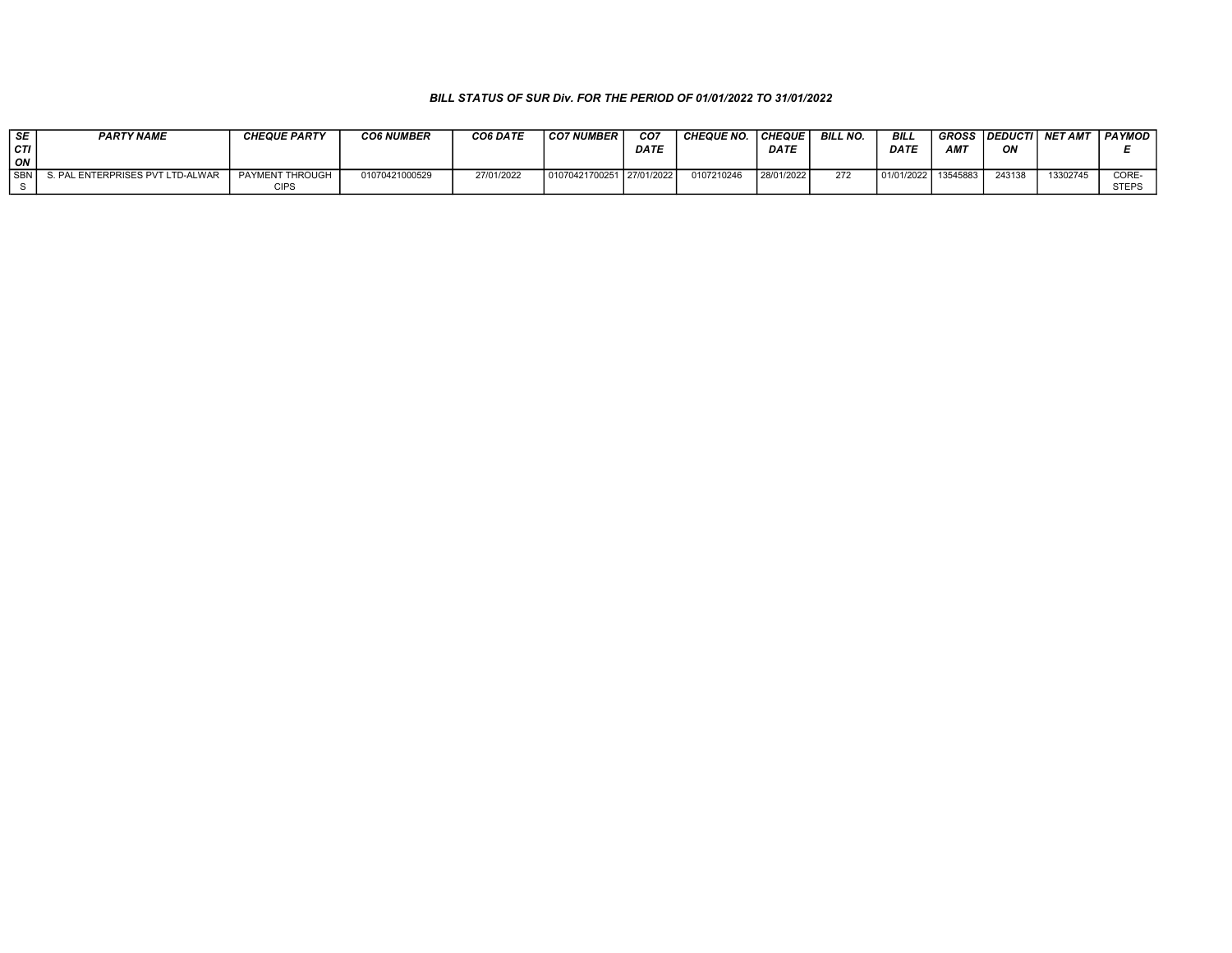***BILL STATUS OF SUR Div. FOR THE PERIOD OF 01/01/2022 TO 31/01/2022***

| SECTION | PARTY NAME | CHEQUE PARTY | CO6 NUMBER | CO6 DATE | CO7 NUMBER | CO7 DATE | CHEQUE NO. | CHEQUE DATE | BILL NO. | BILL DATE | GROSS AMT | DEDUCTION | NET AMT | PAYMODE |
|---|---|---|---|---|---|---|---|---|---|---|---|---|---|---|
| SBNS | S. PAL ENTERPRISES PVT LTD-ALWAR | PAYMENT THROUGH CIPS | 01070421000529 | 27/01/2022 | 01070421700251 | 27/01/2022 | 0107210246 | 28/01/2022 | 272 | 01/01/2022 | 13545883 | 243138 | 13302745 | CORE-STEPS |